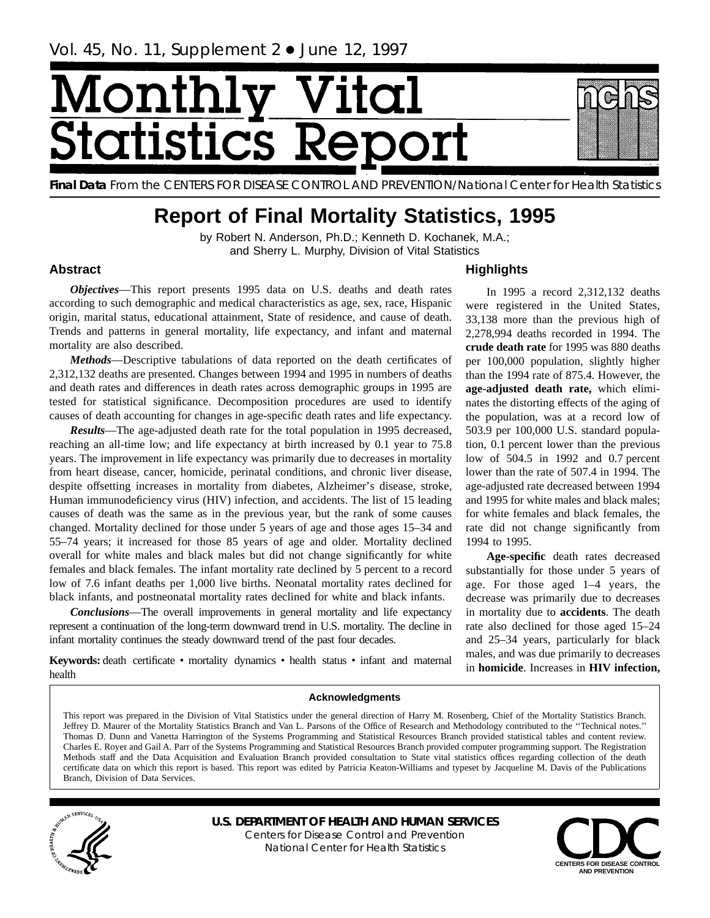# Monthly Vital Statistics Report

**Final Data** From the CENTERS FOR DISEASE CONTROL AND PREVENTION/National Center for Health Statistics

## Report of Final Mortality Statistics, 1995

by Robert N. Anderson, Ph.D.; Kenneth D. Kochanek, M.A.; and Sherry L. Murphy, Division of Vital Statistics

### Abstract

***Objectives***—This report presents 1995 data on U.S. deaths and death rates according to such demographic and medical characteristics as age, sex, race, Hispanic origin, marital status, educational attainment, State of residence, and cause of death. Trends and patterns in general mortality, life expectancy, and infant and maternal mortality are also described.

***Methods***—Descriptive tabulations of data reported on the death certificates of 2,312,132 deaths are presented. Changes between 1994 and 1995 in numbers of deaths and death rates and differences in death rates across demographic groups in 1995 are tested for statistical significance. Decomposition procedures are used to identify causes of death accounting for changes in age-specific death rates and life expectancy.

***Results***—The age-adjusted death rate for the total population in 1995 decreased, reaching an all-time low; and life expectancy at birth increased by 0.1 year to 75.8 years. The improvement in life expectancy was primarily due to decreases in mortality from heart disease, cancer, homicide, perinatal conditions, and chronic liver disease, despite offsetting increases in mortality from diabetes, Alzheimer's disease, stroke, Human immunodeficiency virus (HIV) infection, and accidents. The list of 15 leading causes of death was the same as in the previous year, but the rank of some causes changed. Mortality declined for those under 5 years of age and those ages 15–34 and 55–74 years; it increased for those 85 years of age and older. Mortality declined overall for white males and black males but did not change significantly for white females and black females. The infant mortality rate declined by 5 percent to a record low of 7.6 infant deaths per 1,000 live births. Neonatal mortality rates declined for black infants, and postneonatal mortality rates declined for white and black infants.

***Conclusions***—The overall improvements in general mortality and life expectancy represent a continuation of the long-term downward trend in U.S. mortality. The decline in infant mortality continues the steady downward trend of the past four decades.

**Keywords:** death certificate • mortality dynamics • health status • infant and maternal health

### Highlights

In 1995 a record 2,312,132 deaths were registered in the United States, 33,138 more than the previous high of 2,278,994 deaths recorded in 1994. The **crude death rate** for 1995 was 880 deaths per 100,000 population, slightly higher than the 1994 rate of 875.4. However, the **age-adjusted death rate,** which eliminates the distorting effects of the aging of the population, was at a record low of 503.9 per 100,000 U.S. standard population, 0.1 percent lower than the previous low of 504.5 in 1992 and 0.7 percent lower than the rate of 507.4 in 1994. The age-adjusted rate decreased between 1994 and 1995 for white males and black males; for white females and black females, the rate did not change significantly from 1994 to 1995.

**Age-specific** death rates decreased substantially for those under 5 years of age. For those aged 1–4 years, the decrease was primarily due to decreases in mortality due to **accidents**. The death rate also declined for those aged 15–24 and 25–34 years, particularly for black males, and was due primarily to decreases in **homicide**. Increases in **HIV infection,**

#### Acknowledgments

This report was prepared in the Division of Vital Statistics under the general direction of Harry M. Rosenberg, Chief of the Mortality Statistics Branch. Jeffrey D. Maurer of the Mortality Statistics Branch and Van L. Parsons of the Office of Research and Methodology contributed to the ''Technical notes.'' Thomas D. Dunn and Vanetta Harrington of the Systems Programming and Statistical Resources Branch provided statistical tables and content review. Charles E. Royer and Gail A. Parr of the Systems Programming and Statistical Resources Branch provided computer programming support. The Registration Methods staff and the Data Acquisition and Evaluation Branch provided consultation to State vital statistics offices regarding collection of the death certificate data on which this report is based. This report was edited by Patricia Keaton-Williams and typeset by Jacqueline M. Davis of the Publications Branch, Division of Data Services.

**U.S. DEPARTMENT OF HEALTH AND HUMAN SERVICES**
Centers for Disease Control and Prevention
National Center for Health Statistics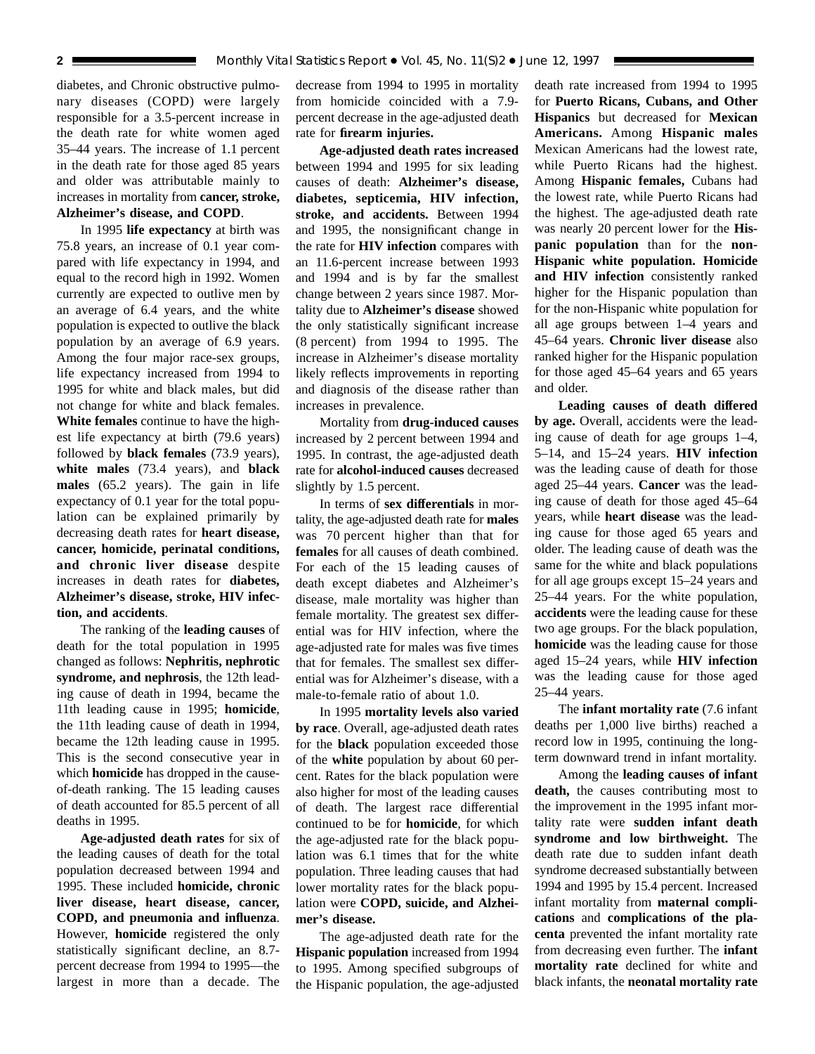diabetes, and Chronic obstructive pulmonary diseases (COPD) were largely responsible for a 3.5-percent increase in the death rate for white women aged 35–44 years. The increase of 1.1 percent in the death rate for those aged 85 years and older was attributable mainly to increases in mortality from **cancer, stroke, Alzheimer's disease, and COPD**.

In 1995 **life expectancy** at birth was 75.8 years, an increase of 0.1 year compared with life expectancy in 1994, and equal to the record high in 1992. Women currently are expected to outlive men by an average of 6.4 years, and the white population is expected to outlive the black population by an average of 6.9 years. Among the four major race-sex groups, life expectancy increased from 1994 to 1995 for white and black males, but did not change for white and black females. **White females** continue to have the highest life expectancy at birth (79.6 years) followed by **black females** (73.9 years), **white males** (73.4 years), and **black males** (65.2 years). The gain in life expectancy of 0.1 year for the total population can be explained primarily by decreasing death rates for **heart disease, cancer, homicide, perinatal conditions, and chronic liver disease** despite increases in death rates for **diabetes, Alzheimer's disease, stroke, HIV infection, and accidents**.

The ranking of the **leading causes** of death for the total population in 1995 changed as follows: **Nephritis, nephrotic syndrome, and nephrosis**, the 12th leading cause of death in 1994, became the 11th leading cause in 1995; **homicide**, the 11th leading cause of death in 1994, became the 12th leading cause in 1995. This is the second consecutive year in which **homicide** has dropped in the cause-of-death ranking. The 15 leading causes of death accounted for 85.5 percent of all deaths in 1995.

**Age-adjusted death rates** for six of the leading causes of death for the total population decreased between 1994 and 1995. These included **homicide, chronic liver disease, heart disease, cancer, COPD, and pneumonia and influenza**. However, **homicide** registered the only statistically significant decline, an 8.7-percent decrease from 1994 to 1995—the largest in more than a decade. The decrease from 1994 to 1995 in mortality from homicide coincided with a 7.9-percent decrease in the age-adjusted death rate for **firearm injuries.**

**Age-adjusted death rates increased** between 1994 and 1995 for six leading causes of death: **Alzheimer's disease, diabetes, septicemia, HIV infection, stroke, and accidents.** Between 1994 and 1995, the nonsignificant change in the rate for **HIV infection** compares with an 11.6-percent increase between 1993 and 1994 and is by far the smallest change between 2 years since 1987. Mortality due to **Alzheimer's disease** showed the only statistically significant increase (8 percent) from 1994 to 1995. The increase in Alzheimer's disease mortality likely reflects improvements in reporting and diagnosis of the disease rather than increases in prevalence.

Mortality from **drug-induced causes** increased by 2 percent between 1994 and 1995. In contrast, the age-adjusted death rate for **alcohol-induced causes** decreased slightly by 1.5 percent.

In terms of **sex differentials** in mortality, the age-adjusted death rate for **males** was 70 percent higher than that for **females** for all causes of death combined. For each of the 15 leading causes of death except diabetes and Alzheimer's disease, male mortality was higher than female mortality. The greatest sex differential was for HIV infection, where the age-adjusted rate for males was five times that for females. The smallest sex differential was for Alzheimer's disease, with a male-to-female ratio of about 1.0.

In 1995 **mortality levels also varied by race**. Overall, age-adjusted death rates for the **black** population exceeded those of the **white** population by about 60 percent. Rates for the black population were also higher for most of the leading causes of death. The largest race differential continued to be for **homicide**, for which the age-adjusted rate for the black population was 6.1 times that for the white population. Three leading causes that had lower mortality rates for the black population were **COPD, suicide, and Alzheimer's disease.**

The age-adjusted death rate for the **Hispanic population** increased from 1994 to 1995. Among specified subgroups of the Hispanic population, the age-adjusted death rate increased from 1994 to 1995 for **Puerto Ricans, Cubans, and Other Hispanics** but decreased for **Mexican Americans.** Among **Hispanic males** Mexican Americans had the lowest rate, while Puerto Ricans had the highest. Among **Hispanic females,** Cubans had the lowest rate, while Puerto Ricans had the highest. The age-adjusted death rate was nearly 20 percent lower for the **Hispanic population** than for the **non-Hispanic white population. Homicide and HIV infection** consistently ranked higher for the Hispanic population than for the non-Hispanic white population for all age groups between 1–4 years and 45–64 years. **Chronic liver disease** also ranked higher for the Hispanic population for those aged 45–64 years and 65 years and older.

**Leading causes of death differed by age.** Overall, accidents were the leading cause of death for age groups 1–4, 5–14, and 15–24 years. **HIV infection** was the leading cause of death for those aged 25–44 years. **Cancer** was the leading cause of death for those aged 45–64 years, while **heart disease** was the leading cause for those aged 65 years and older. The leading cause of death was the same for the white and black populations for all age groups except 15–24 years and 25–44 years. For the white population, **accidents** were the leading cause for these two age groups. For the black population, **homicide** was the leading cause for those aged 15–24 years, while **HIV infection** was the leading cause for those aged 25–44 years.

The **infant mortality rate** (7.6 infant deaths per 1,000 live births) reached a record low in 1995, continuing the long-term downward trend in infant mortality.

Among the **leading causes of infant death,** the causes contributing most to the improvement in the 1995 infant mortality rate were **sudden infant death syndrome and low birthweight.** The death rate due to sudden infant death syndrome decreased substantially between 1994 and 1995 by 15.4 percent. Increased infant mortality from **maternal complications** and **complications of the placenta** prevented the infant mortality rate from decreasing even further. The **infant mortality rate** declined for white and black infants, the **neonatal mortality rate**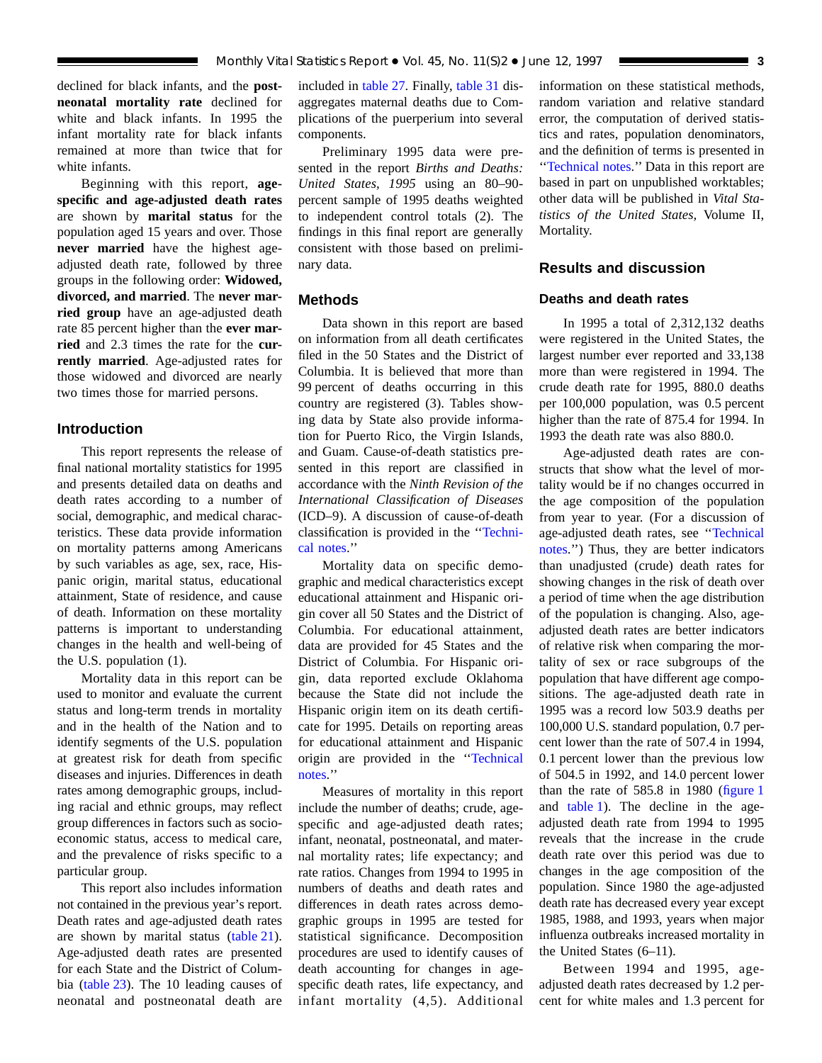declined for black infants, and the **postneonatal mortality rate** declined for white and black infants. In 1995 the infant mortality rate for black infants remained at more than twice that for white infants.

Beginning with this report, **age-specific and age-adjusted death rates** are shown by **marital status** for the population aged 15 years and over. Those **never married** have the highest age-adjusted death rate, followed by three groups in the following order: **Widowed, divorced, and married**. The **never married group** have an age-adjusted death rate 85 percent higher than the **ever married** and 2.3 times the rate for the **currently married**. Age-adjusted rates for those widowed and divorced are nearly two times those for married persons.

## Introduction

This report represents the release of final national mortality statistics for 1995 and presents detailed data on deaths and death rates according to a number of social, demographic, and medical characteristics. These data provide information on mortality patterns among Americans by such variables as age, sex, race, Hispanic origin, marital status, educational attainment, State of residence, and cause of death. Information on these mortality patterns is important to understanding changes in the health and well-being of the U.S. population (1).

Mortality data in this report can be used to monitor and evaluate the current status and long-term trends in mortality and in the health of the Nation and to identify segments of the U.S. population at greatest risk for death from specific diseases and injuries. Differences in death rates among demographic groups, including racial and ethnic groups, may reflect group differences in factors such as socioeconomic status, access to medical care, and the prevalence of risks specific to a particular group.

This report also includes information not contained in the previous year's report. Death rates and age-adjusted death rates are shown by marital status (table 21). Age-adjusted death rates are presented for each State and the District of Columbia (table 23). The 10 leading causes of neonatal and postneonatal death are included in table 27. Finally, table 31 disaggregates maternal deaths due to Complications of the puerperium into several components.

Preliminary 1995 data were presented in the report *Births and Deaths: United States, 1995* using an 80–90-percent sample of 1995 deaths weighted to independent control totals (2). The findings in this final report are generally consistent with those based on preliminary data.

## Methods

Data shown in this report are based on information from all death certificates filed in the 50 States and the District of Columbia. It is believed that more than 99 percent of deaths occurring in this country are registered (3). Tables showing data by State also provide information for Puerto Rico, the Virgin Islands, and Guam. Cause-of-death statistics presented in this report are classified in accordance with the *Ninth Revision of the International Classification of Diseases* (ICD–9). A discussion of cause-of-death classification is provided in the ''Technical notes.''

Mortality data on specific demographic and medical characteristics except educational attainment and Hispanic origin cover all 50 States and the District of Columbia. For educational attainment, data are provided for 45 States and the District of Columbia. For Hispanic origin, data reported exclude Oklahoma because the State did not include the Hispanic origin item on its death certificate for 1995. Details on reporting areas for educational attainment and Hispanic origin are provided in the ''Technical notes.''

Measures of mortality in this report include the number of deaths; crude, age-specific and age-adjusted death rates; infant, neonatal, postneonatal, and maternal mortality rates; life expectancy; and rate ratios. Changes from 1994 to 1995 in numbers of deaths and death rates and differences in death rates across demographic groups in 1995 are tested for statistical significance. Decomposition procedures are used to identify causes of death accounting for changes in age-specific death rates, life expectancy, and infant mortality (4,5). Additional information on these statistical methods, random variation and relative standard error, the computation of derived statistics and rates, population denominators, and the definition of terms is presented in ''Technical notes.'' Data in this report are based in part on unpublished worktables; other data will be published in *Vital Statistics of the United States*, Volume II, Mortality.

## Results and discussion

### Deaths and death rates

In 1995 a total of 2,312,132 deaths were registered in the United States, the largest number ever reported and 33,138 more than were registered in 1994. The crude death rate for 1995, 880.0 deaths per 100,000 population, was 0.5 percent higher than the rate of 875.4 for 1994. In 1993 the death rate was also 880.0.

Age-adjusted death rates are constructs that show what the level of mortality would be if no changes occurred in the age composition of the population from year to year. (For a discussion of age-adjusted death rates, see ''Technical notes.'') Thus, they are better indicators than unadjusted (crude) death rates for showing changes in the risk of death over a period of time when the age distribution of the population is changing. Also, age-adjusted death rates are better indicators of relative risk when comparing the mortality of sex or race subgroups of the population that have different age compositions. The age-adjusted death rate in 1995 was a record low 503.9 deaths per 100,000 U.S. standard population, 0.7 percent lower than the rate of 507.4 in 1994, 0.1 percent lower than the previous low of 504.5 in 1992, and 14.0 percent lower than the rate of 585.8 in 1980 (figure 1 and table 1). The decline in the age-adjusted death rate from 1994 to 1995 reveals that the increase in the crude death rate over this period was due to changes in the age composition of the population. Since 1980 the age-adjusted death rate has decreased every year except 1985, 1988, and 1993, years when major influenza outbreaks increased mortality in the United States (6–11).

Between 1994 and 1995, age-adjusted death rates decreased by 1.2 percent for white males and 1.3 percent for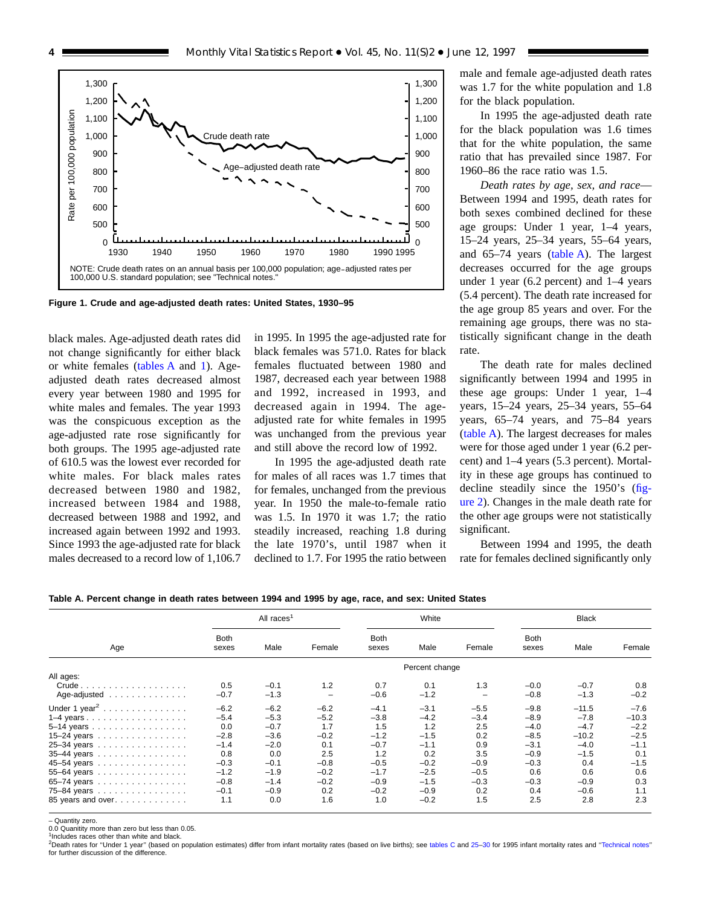NOTE: Crude death rates on an annual basis per 100,000 population; age-adjusted rates per 100,000 U.S. standard population; see "Technical notes."

**Figure 1. Crude and age-adjusted death rates: United States, 1930–95**

black males. Age-adjusted death rates did not change significantly for either black or white females (tables A and 1). Age-adjusted death rates decreased almost every year between 1980 and 1995 for white males and females. The year 1993 was the conspicuous exception as the age-adjusted rate rose significantly for both groups. The 1995 age-adjusted rate of 610.5 was the lowest ever recorded for white males. For black males rates decreased between 1980 and 1982, increased between 1984 and 1988, decreased between 1988 and 1992, and increased again between 1992 and 1993. Since 1993 the age-adjusted rate for black males decreased to a record low of 1,106.7 in 1995. In 1995 the age-adjusted rate for black females was 571.0. Rates for black females fluctuated between 1980 and 1987, decreased each year between 1988 and 1992, increased in 1993, and decreased again in 1994. The age-adjusted rate for white females in 1995 was unchanged from the previous year and still above the record low of 1992.

In 1995 the age-adjusted death rate for males of all races was 1.7 times that for females, unchanged from the previous year. In 1950 the male-to-female ratio was 1.5. In 1970 it was 1.7; the ratio steadily increased, reaching 1.8 during the late 1970's, until 1987 when it declined to 1.7. For 1995 the ratio between male and female age-adjusted death rates was 1.7 for the white population and 1.8 for the black population.

In 1995 the age-adjusted death rate for the black population was 1.6 times that for the white population, the same ratio that has prevailed since 1987. For 1960–86 the race ratio was 1.5.

*Death rates by age, sex, and race*—Between 1994 and 1995, death rates for both sexes combined declined for these age groups: Under 1 year, 1–4 years, 15–24 years, 25–34 years, 55–64 years, and 65–74 years (table A). The largest decreases occurred for the age groups under 1 year (6.2 percent) and 1–4 years (5.4 percent). The death rate increased for the age group 85 years and over. For the remaining age groups, there was no statistically significant change in the death rate.

The death rate for males declined significantly between 1994 and 1995 in these age groups: Under 1 year, 1–4 years, 15–24 years, 25–34 years, 55–64 years, 65–74 years, and 75–84 years (table A). The largest decreases for males were for those aged under 1 year (6.2 percent) and 1–4 years (5.3 percent). Mortality in these age groups has continued to decline steadily since the 1950's (figure 2). Changes in the male death rate for the other age groups were not statistically significant.

Between 1994 and 1995, the death rate for females declined significantly only

**Table A. Percent change in death rates between 1994 and 1995 by age, race, and sex: United States**

| Age | All races[1] | | | White | | | Black | | |
|---|---|---|---|---|---|---|---|---|---|
| | Both sexes | Male | Female | Both sexes | Male | Female | Both sexes | Male | Female |
| | Percent change | | | | | | | | |
| All ages: | | | | | | | | | |
| Crude | 0.5 | –0.1 | 1.2 | 0.7 | 0.1 | 1.3 | –0.0 | –0.7 | 0.8 |
| Age-adjusted | –0.7 | –1.3 | – | –0.6 | –1.2 | – | –0.8 | –1.3 | –0.2 |
| Under 1 year[2] | –6.2 | –6.2 | –6.2 | –4.1 | –3.1 | –5.5 | –9.8 | –11.5 | –7.6 |
| 1–4 years | –5.4 | –5.3 | –5.2 | –3.8 | –4.2 | –3.4 | –8.9 | –7.8 | –10.3 |
| 5–14 years | 0.0 | –0.7 | 1.7 | 1.5 | 1.2 | 2.5 | –4.0 | –4.7 | –2.2 |
| 15–24 years | –2.8 | –3.6 | –0.2 | –1.2 | –1.5 | 0.2 | –8.5 | –10.2 | –2.5 |
| 25–34 years | –1.4 | –2.0 | 0.1 | –0.7 | –1.1 | 0.9 | –3.1 | –4.0 | –1.1 |
| 35–44 years | 0.8 | 0.0 | 2.5 | 1.2 | 0.2 | 3.5 | –0.9 | –1.5 | 0.1 |
| 45–54 years | –0.3 | –0.1 | –0.8 | –0.5 | –0.2 | –0.9 | –0.3 | 0.4 | –1.5 |
| 55–64 years | –1.2 | –1.9 | –0.2 | –1.7 | –2.5 | –0.5 | 0.6 | 0.6 | 0.6 |
| 65–74 years | –0.8 | –1.4 | –0.2 | –0.9 | –1.5 | –0.3 | –0.3 | –0.9 | 0.3 |
| 75–84 years | –0.1 | –0.9 | 0.2 | –0.2 | –0.9 | 0.2 | 0.4 | –0.6 | 1.1 |
| 85 years and over | 1.1 | 0.0 | 1.6 | 1.0 | –0.2 | 1.5 | 2.5 | 2.8 | 2.3 |

– Quantity zero.
0.0 Quanitity more than zero but less than 0.05.
[1]Includes races other than white and black.
[2]Death rates for "Under 1 year" (based on population estimates) differ from infant mortality rates (based on live births); see tables C and 25–30 for 1995 infant mortality rates and "Technical notes" for further discussion of the difference.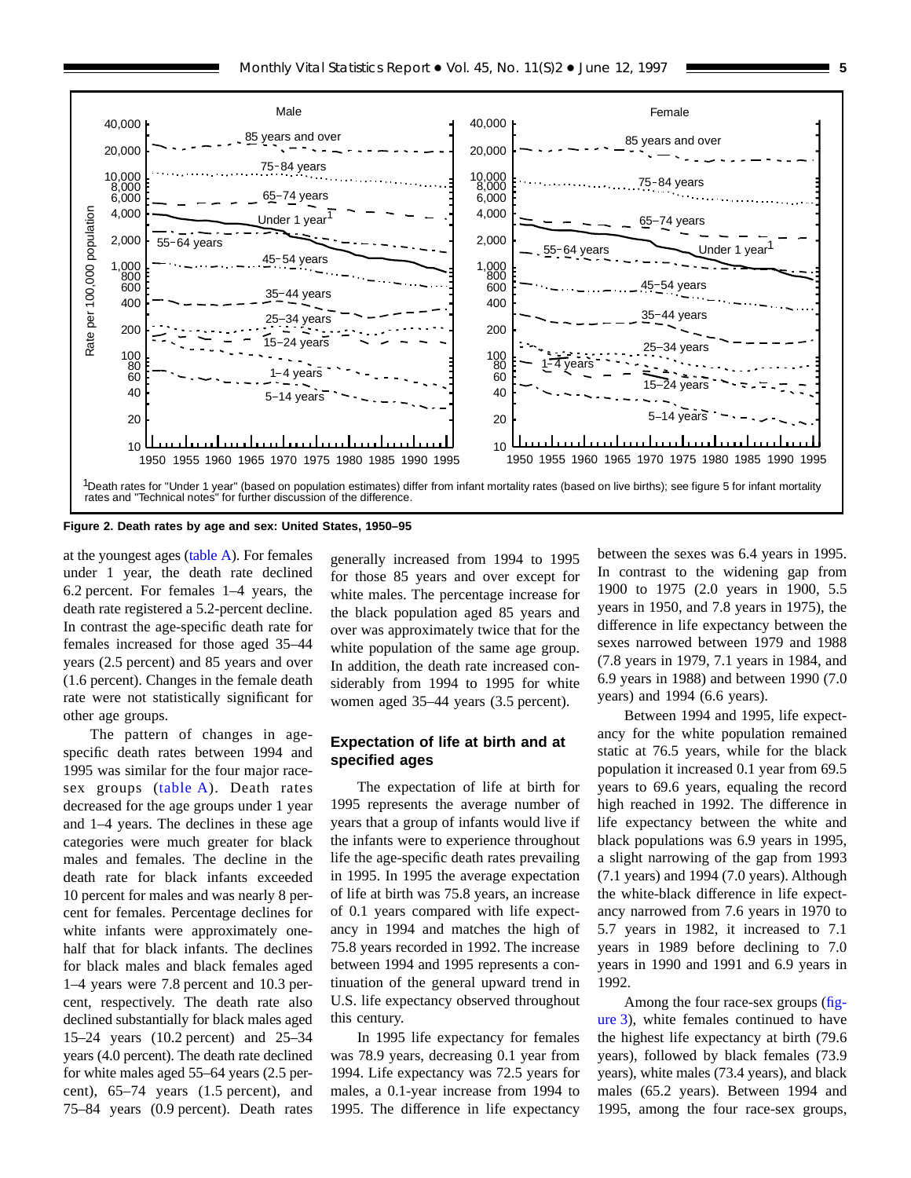**Figure 2. Death rates by age and sex: United States, 1950–95**

[1]Death rates for "Under 1 year" (based on population estimates) differ from infant mortality rates (based on live births); see figure 5 for infant mortality rates and "Technical notes" for further discussion of the difference.

at the youngest ages (table A). For females under 1 year, the death rate declined 6.2 percent. For females 1–4 years, the death rate registered a 5.2-percent decline. In contrast the age-specific death rate for females increased for those aged 35–44 years (2.5 percent) and 85 years and over (1.6 percent). Changes in the female death rate were not statistically significant for other age groups.

The pattern of changes in age-specific death rates between 1994 and 1995 was similar for the four major race-sex groups (table A). Death rates decreased for the age groups under 1 year and 1–4 years. The declines in these age categories were much greater for black males and females. The decline in the death rate for black infants exceeded 10 percent for males and was nearly 8 percent for females. Percentage declines for white infants were approximately one-half that for black infants. The declines for black males and black females aged 1–4 years were 7.8 percent and 10.3 percent, respectively. The death rate also declined substantially for black males aged 15–24 years (10.2 percent) and 25–34 years (4.0 percent). The death rate declined for white males aged 55–64 years (2.5 percent), 65–74 years (1.5 percent), and 75–84 years (0.9 percent). Death rates generally increased from 1994 to 1995 for those 85 years and over except for white males. The percentage increase for the black population aged 85 years and over was approximately twice that for the white population of the same age group. In addition, the death rate increased considerably from 1994 to 1995 for white women aged 35–44 years (3.5 percent).

## Expectation of life at birth and at specified ages

The expectation of life at birth for 1995 represents the average number of years that a group of infants would live if the infants were to experience throughout life the age-specific death rates prevailing in 1995. In 1995 the average expectation of life at birth was 75.8 years, an increase of 0.1 years compared with life expectancy in 1994 and matches the high of 75.8 years recorded in 1992. The increase between 1994 and 1995 represents a continuation of the general upward trend in U.S. life expectancy observed throughout this century.

In 1995 life expectancy for females was 78.9 years, decreasing 0.1 year from 1994. Life expectancy was 72.5 years for males, a 0.1-year increase from 1994 to 1995. The difference in life expectancy between the sexes was 6.4 years in 1995. In contrast to the widening gap from 1900 to 1975 (2.0 years in 1900, 5.5 years in 1950, and 7.8 years in 1975), the difference in life expectancy between the sexes narrowed between 1979 and 1988 (7.8 years in 1979, 7.1 years in 1984, and 6.9 years in 1988) and between 1990 (7.0 years) and 1994 (6.6 years).

Between 1994 and 1995, life expectancy for the white population remained static at 76.5 years, while for the black population it increased 0.1 year from 69.5 years to 69.6 years, equaling the record high reached in 1992. The difference in life expectancy between the white and black populations was 6.9 years in 1995, a slight narrowing of the gap from 1993 (7.1 years) and 1994 (7.0 years). Although the white-black difference in life expectancy narrowed from 7.6 years in 1970 to 5.7 years in 1982, it increased to 7.1 years in 1989 before declining to 7.0 years in 1990 and 1991 and 6.9 years in 1992.

Among the four race-sex groups (figure 3), white females continued to have the highest life expectancy at birth (79.6 years), followed by black females (73.9 years), white males (73.4 years), and black males (65.2 years). Between 1994 and 1995, among the four race-sex groups,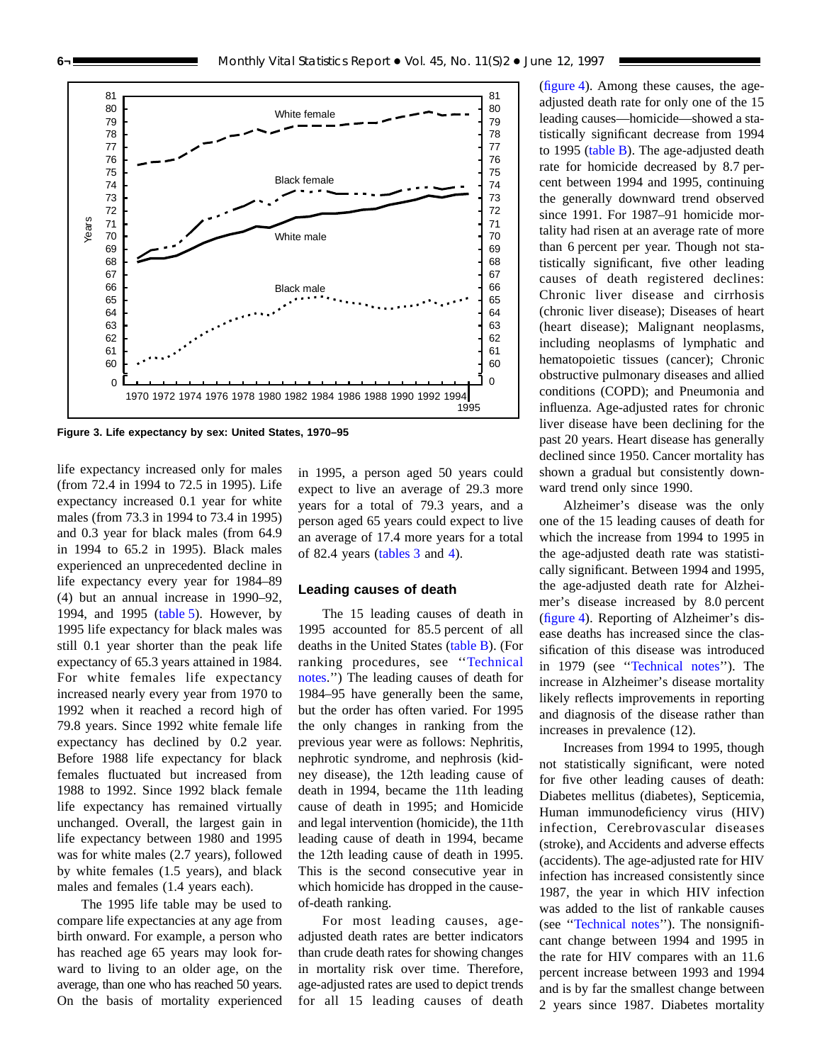Figure 3. Life expectancy by sex: United States, 1970–95

life expectancy increased only for males (from 72.4 in 1994 to 72.5 in 1995). Life expectancy increased 0.1 year for white males (from 73.3 in 1994 to 73.4 in 1995) and 0.3 year for black males (from 64.9 in 1994 to 65.2 in 1995). Black males experienced an unprecedented decline in life expectancy every year for 1984–89 (4) but an annual increase in 1990–92, 1994, and 1995 (table 5). However, by 1995 life expectancy for black males was still 0.1 year shorter than the peak life expectancy of 65.3 years attained in 1984. For white females life expectancy increased nearly every year from 1970 to 1992 when it reached a record high of 79.8 years. Since 1992 white female life expectancy has declined by 0.2 year. Before 1988 life expectancy for black females fluctuated but increased from 1988 to 1992. Since 1992 black female life expectancy has remained virtually unchanged. Overall, the largest gain in life expectancy between 1980 and 1995 was for white males (2.7 years), followed by white females (1.5 years), and black males and females (1.4 years each).

The 1995 life table may be used to compare life expectancies at any age from birth onward. For example, a person who has reached age 65 years may look forward to living to an older age, on the average, than one who has reached 50 years. On the basis of mortality experienced in 1995, a person aged 50 years could expect to live an average of 29.3 more years for a total of 79.3 years, and a person aged 65 years could expect to live an average of 17.4 more years for a total of 82.4 years (tables 3 and 4).

## Leading causes of death

The 15 leading causes of death in 1995 accounted for 85.5 percent of all deaths in the United States (table B). (For ranking procedures, see ''Technical notes.'') The leading causes of death for 1984–95 have generally been the same, but the order has often varied. For 1995 the only changes in ranking from the previous year were as follows: Nephritis, nephrotic syndrome, and nephrosis (kidney disease), the 12th leading cause of death in 1994, became the 11th leading cause of death in 1995; and Homicide and legal intervention (homicide), the 11th leading cause of death in 1994, became the 12th leading cause of death in 1995. This is the second consecutive year in which homicide has dropped in the cause-of-death ranking.

For most leading causes, age-adjusted death rates are better indicators than crude death rates for showing changes in mortality risk over time. Therefore, age-adjusted rates are used to depict trends for all 15 leading causes of death (figure 4). Among these causes, the age-adjusted death rate for only one of the 15 leading causes—homicide—showed a statistically significant decrease from 1994 to 1995 (table B). The age-adjusted death rate for homicide decreased by 8.7 percent between 1994 and 1995, continuing the generally downward trend observed since 1991. For 1987–91 homicide mortality had risen at an average rate of more than 6 percent per year. Though not statistically significant, five other leading causes of death registered declines: Chronic liver disease and cirrhosis (chronic liver disease); Diseases of heart (heart disease); Malignant neoplasms, including neoplasms of lymphatic and hematopoietic tissues (cancer); Chronic obstructive pulmonary diseases and allied conditions (COPD); and Pneumonia and influenza. Age-adjusted rates for chronic liver disease have been declining for the past 20 years. Heart disease has generally declined since 1950. Cancer mortality has shown a gradual but consistently downward trend only since 1990.

Alzheimer's disease was the only one of the 15 leading causes of death for which the increase from 1994 to 1995 in the age-adjusted death rate was statistically significant. Between 1994 and 1995, the age-adjusted death rate for Alzheimer's disease increased by 8.0 percent (figure 4). Reporting of Alzheimer's disease deaths has increased since the classification of this disease was introduced in 1979 (see ''Technical notes''). The increase in Alzheimer's disease mortality likely reflects improvements in reporting and diagnosis of the disease rather than increases in prevalence (12).

Increases from 1994 to 1995, though not statistically significant, were noted for five other leading causes of death: Diabetes mellitus (diabetes), Septicemia, Human immunodeficiency virus (HIV) infection, Cerebrovascular diseases (stroke), and Accidents and adverse effects (accidents). The age-adjusted rate for HIV infection has increased consistently since 1987, the year in which HIV infection was added to the list of rankable causes (see ''Technical notes''). The nonsignificant change between 1994 and 1995 in the rate for HIV compares with an 11.6 percent increase between 1993 and 1994 and is by far the smallest change between 2 years since 1987. Diabetes mortality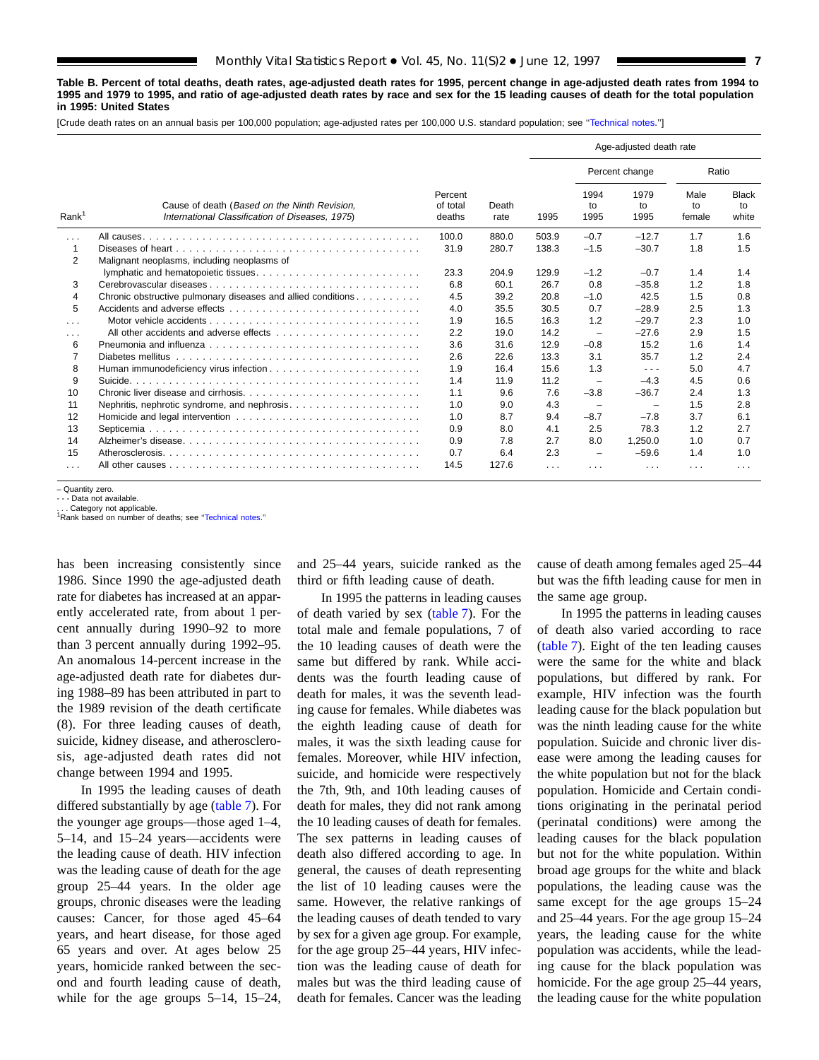**Table B. Percent of total deaths, death rates, age-adjusted death rates for 1995, percent change in age-adjusted death rates from 1994 to 1995 and 1979 to 1995, and ratio of age-adjusted death rates by race and sex for the 15 leading causes of death for the total population in 1995: United States**

[Crude death rates on an annual basis per 100,000 population; age-adjusted rates per 100,000 U.S. standard population; see "Technical notes."]

| Rank[1] | Cause of death (*Based on the Ninth Revision, International Classification of Diseases, 1975*) | Percent of total deaths | Death rate | Age-adjusted death rate | | | | |
|---|---|---|---|---|---|---|---|---|
| | | | | 1995 | Percent change | | Ratio | |
| | | | | | 1994 to 1995 | 1979 to 1995 | Male to female | Black to white |
| . . . | All causes | 100.0 | 880.0 | 503.9 | –0.7 | –12.7 | 1.7 | 1.6 |
| 1 | Diseases of heart | 31.9 | 280.7 | 138.3 | –1.5 | –30.7 | 1.8 | 1.5 |
| 2 | Malignant neoplasms, including neoplasms of lymphatic and hematopoietic tissues | 23.3 | 204.9 | 129.9 | –1.2 | –0.7 | 1.4 | 1.4 |
| 3 | Cerebrovascular diseases | 6.8 | 60.1 | 26.7 | 0.8 | –35.8 | 1.2 | 1.8 |
| 4 | Chronic obstructive pulmonary diseases and allied conditions | 4.5 | 39.2 | 20.8 | –1.0 | 42.5 | 1.5 | 0.8 |
| 5 | Accidents and adverse effects | 4.0 | 35.5 | 30.5 | 0.7 | –28.9 | 2.5 | 1.3 |
| . . . | Motor vehicle accidents | 1.9 | 16.5 | 16.3 | 1.2 | –29.7 | 2.3 | 1.0 |
| . . . | All other accidents and adverse effects | 2.2 | 19.0 | 14.2 | – | –27.6 | 2.9 | 1.5 |
| 6 | Pneumonia and influenza | 3.6 | 31.6 | 12.9 | –0.8 | 15.2 | 1.6 | 1.4 |
| 7 | Diabetes mellitus | 2.6 | 22.6 | 13.3 | 3.1 | 35.7 | 1.2 | 2.4 |
| 8 | Human immunodeficiency virus infection | 1.9 | 16.4 | 15.6 | 1.3 | - - - | 5.0 | 4.7 |
| 9 | Suicide | 1.4 | 11.9 | 11.2 | – | –4.3 | 4.5 | 0.6 |
| 10 | Chronic liver disease and cirrhosis | 1.1 | 9.6 | 7.6 | –3.8 | –36.7 | 2.4 | 1.3 |
| 11 | Nephritis, nephrotic syndrome, and nephrosis | 1.0 | 9.0 | 4.3 | – | – | 1.5 | 2.8 |
| 12 | Homicide and legal intervention | 1.0 | 8.7 | 9.4 | –8.7 | –7.8 | 3.7 | 6.1 |
| 13 | Septicemia | 0.9 | 8.0 | 4.1 | 2.5 | 78.3 | 1.2 | 2.7 |
| 14 | Alzheimer's disease | 0.9 | 7.8 | 2.7 | 8.0 | 1,250.0 | 1.0 | 0.7 |
| 15 | Atherosclerosis | 0.7 | 6.4 | 2.3 | – | –59.6 | 1.4 | 1.0 |
| . . . | All other causes | 14.5 | 127.6 | . . . | . . . | . . . | . . . | . . . |

– Quantity zero.
- - - Data not available.
. . . Category not applicable.
[1]Rank based on number of deaths; see "Technical notes."

has been increasing consistently since 1986. Since 1990 the age-adjusted death rate for diabetes has increased at an apparently accelerated rate, from about 1 percent annually during 1990–92 to more than 3 percent annually during 1992–95. An anomalous 14-percent increase in the age-adjusted death rate for diabetes during 1988–89 has been attributed in part to the 1989 revision of the death certificate (8). For three leading causes of death, suicide, kidney disease, and atherosclerosis, age-adjusted death rates did not change between 1994 and 1995.

In 1995 the leading causes of death differed substantially by age (table 7). For the younger age groups—those aged 1–4, 5–14, and 15–24 years—accidents were the leading cause of death. HIV infection was the leading cause of death for the age group 25–44 years. In the older age groups, chronic diseases were the leading causes: Cancer, for those aged 45–64 years, and heart disease, for those aged 65 years and over. At ages below 25 years, homicide ranked between the second and fourth leading cause of death, while for the age groups 5–14, 15–24, and 25–44 years, suicide ranked as the third or fifth leading cause of death.

In 1995 the patterns in leading causes of death varied by sex (table 7). For the total male and female populations, 7 of the 10 leading causes of death were the same but differed by rank. While accidents was the fourth leading cause of death for males, it was the seventh leading cause for females. While diabetes was the eighth leading cause of death for males, it was the sixth leading cause for females. Moreover, while HIV infection, suicide, and homicide were respectively the 7th, 9th, and 10th leading causes of death for males, they did not rank among the 10 leading causes of death for females. The sex patterns in leading causes of death also differed according to age. In general, the causes of death representing the list of 10 leading causes were the same. However, the relative rankings of the leading causes of death tended to vary by sex for a given age group. For example, for the age group 25–44 years, HIV infection was the leading cause of death for males but was the third leading cause of death for females. Cancer was the leading cause of death among females aged 25–44 but was the fifth leading cause for men in the same age group.

In 1995 the patterns in leading causes of death also varied according to race (table 7). Eight of the ten leading causes were the same for the white and black populations, but differed by rank. For example, HIV infection was the fourth leading cause for the black population but was the ninth leading cause for the white population. Suicide and chronic liver disease were among the leading causes for the white population but not for the black population. Homicide and Certain conditions originating in the perinatal period (perinatal conditions) were among the leading causes for the black population but not for the white population. Within broad age groups for the white and black populations, the leading cause was the same except for the age groups 15–24 and 25–44 years. For the age group 15–24 years, the leading cause for the white population was accidents, while the leading cause for the black population was homicide. For the age group 25–44 years, the leading cause for the white population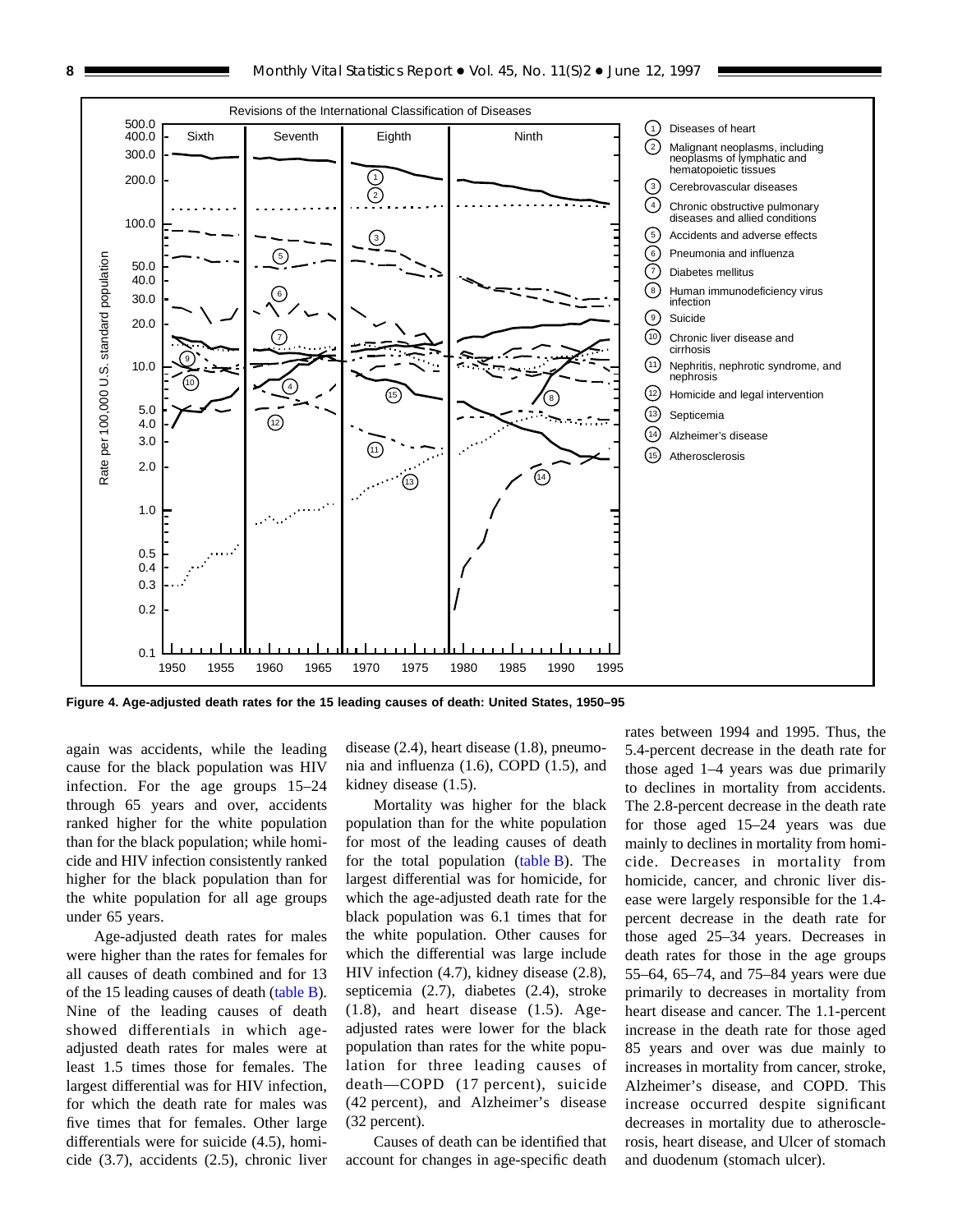Figure 4. Age-adjusted death rates for the 15 leading causes of death: United States, 1950–95

again was accidents, while the leading cause for the black population was HIV infection. For the age groups 15–24 through 65 years and over, accidents ranked higher for the white population than for the black population; while homicide and HIV infection consistently ranked higher for the black population than for the white population for all age groups under 65 years.

Age-adjusted death rates for males were higher than the rates for females for all causes of death combined and for 13 of the 15 leading causes of death (table B). Nine of the leading causes of death showed differentials in which age-adjusted death rates for males were at least 1.5 times those for females. The largest differential was for HIV infection, for which the death rate for males was five times that for females. Other large differentials were for suicide (4.5), homicide (3.7), accidents (2.5), chronic liver disease (2.4), heart disease (1.8), pneumonia and influenza (1.6), COPD (1.5), and kidney disease (1.5).

Mortality was higher for the black population than for the white population for most of the leading causes of death for the total population (table B). The largest differential was for homicide, for which the age-adjusted death rate for the black population was 6.1 times that for the white population. Other causes for which the differential was large include HIV infection (4.7), kidney disease (2.8), septicemia (2.7), diabetes (2.4), stroke (1.8), and heart disease (1.5). Age-adjusted rates were lower for the black population than rates for the white population for three leading causes of death—COPD (17 percent), suicide (42 percent), and Alzheimer's disease (32 percent).

Causes of death can be identified that account for changes in age-specific death rates between 1994 and 1995. Thus, the 5.4-percent decrease in the death rate for those aged 1–4 years was due primarily to declines in mortality from accidents. The 2.8-percent decrease in the death rate for those aged 15–24 years was due mainly to declines in mortality from homicide. Decreases in mortality from homicide, cancer, and chronic liver disease were largely responsible for the 1.4-percent decrease in the death rate for those aged 25–34 years. Decreases in death rates for those in the age groups 55–64, 65–74, and 75–84 years were due primarily to decreases in mortality from heart disease and cancer. The 1.1-percent increase in the death rate for those aged 85 years and over was due mainly to increases in mortality from cancer, stroke, Alzheimer's disease, and COPD. This increase occurred despite significant decreases in mortality due to atherosclerosis, heart disease, and Ulcer of stomach and duodenum (stomach ulcer).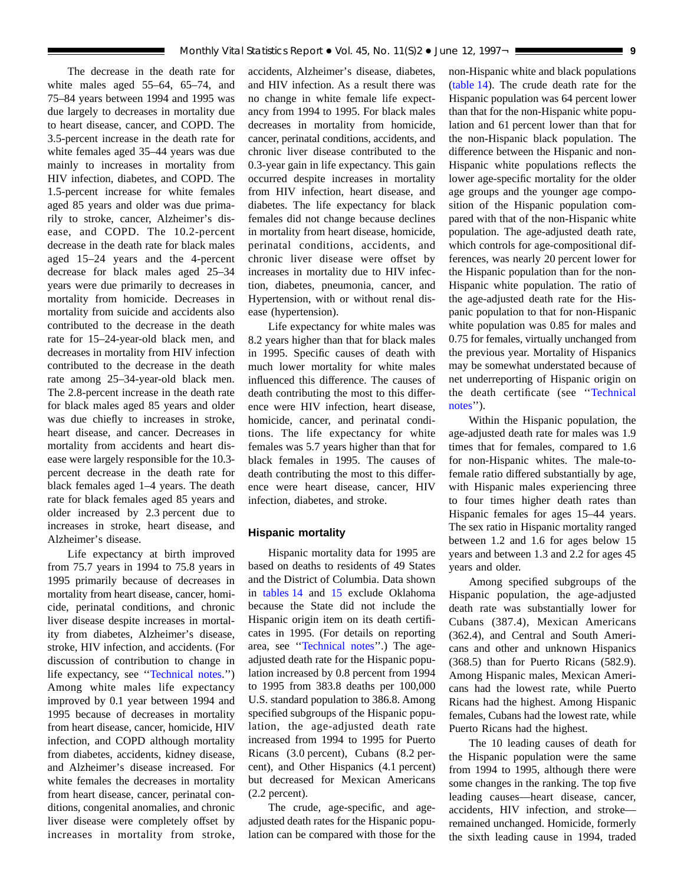The decrease in the death rate for white males aged 55–64, 65–74, and 75–84 years between 1994 and 1995 was due largely to decreases in mortality due to heart disease, cancer, and COPD. The 3.5-percent increase in the death rate for white females aged 35–44 years was due mainly to increases in mortality from HIV infection, diabetes, and COPD. The 1.5-percent increase for white females aged 85 years and older was due primarily to stroke, cancer, Alzheimer's disease, and COPD. The 10.2-percent decrease in the death rate for black males aged 15–24 years and the 4-percent decrease for black males aged 25–34 years were due primarily to decreases in mortality from homicide. Decreases in mortality from suicide and accidents also contributed to the decrease in the death rate for 15–24-year-old black men, and decreases in mortality from HIV infection contributed to the decrease in the death rate among 25–34-year-old black men. The 2.8-percent increase in the death rate for black males aged 85 years and older was due chiefly to increases in stroke, heart disease, and cancer. Decreases in mortality from accidents and heart disease were largely responsible for the 10.3-percent decrease in the death rate for black females aged 1–4 years. The death rate for black females aged 85 years and older increased by 2.3 percent due to increases in stroke, heart disease, and Alzheimer's disease.

Life expectancy at birth improved from 75.7 years in 1994 to 75.8 years in 1995 primarily because of decreases in mortality from heart disease, cancer, homicide, perinatal conditions, and chronic liver disease despite increases in mortality from diabetes, Alzheimer's disease, stroke, HIV infection, and accidents. (For discussion of contribution to change in life expectancy, see ''Technical notes.'') Among white males life expectancy improved by 0.1 year between 1994 and 1995 because of decreases in mortality from heart disease, cancer, homicide, HIV infection, and COPD although mortality from diabetes, accidents, kidney disease, and Alzheimer's disease increased. For white females the decreases in mortality from heart disease, cancer, perinatal conditions, congenital anomalies, and chronic liver disease were completely offset by increases in mortality from stroke, accidents, Alzheimer's disease, diabetes, and HIV infection. As a result there was no change in white female life expectancy from 1994 to 1995. For black males decreases in mortality from homicide, cancer, perinatal conditions, accidents, and chronic liver disease contributed to the 0.3-year gain in life expectancy. This gain occurred despite increases in mortality from HIV infection, heart disease, and diabetes. The life expectancy for black females did not change because declines in mortality from heart disease, homicide, perinatal conditions, accidents, and chronic liver disease were offset by increases in mortality due to HIV infection, diabetes, pneumonia, cancer, and Hypertension, with or without renal disease (hypertension).

Life expectancy for white males was 8.2 years higher than that for black males in 1995. Specific causes of death with much lower mortality for white males influenced this difference. The causes of death contributing the most to this difference were HIV infection, heart disease, homicide, cancer, and perinatal conditions. The life expectancy for white females was 5.7 years higher than that for black females in 1995. The causes of death contributing the most to this difference were heart disease, cancer, HIV infection, diabetes, and stroke.

## Hispanic mortality

Hispanic mortality data for 1995 are based on deaths to residents of 49 States and the District of Columbia. Data shown in tables 14 and 15 exclude Oklahoma because the State did not include the Hispanic origin item on its death certificates in 1995. (For details on reporting area, see ''Technical notes''.) The age-adjusted death rate for the Hispanic population increased by 0.8 percent from 1994 to 1995 from 383.8 deaths per 100,000 U.S. standard population to 386.8. Among specified subgroups of the Hispanic population, the age-adjusted death rate increased from 1994 to 1995 for Puerto Ricans (3.0 percent), Cubans (8.2 percent), and Other Hispanics (4.1 percent) but decreased for Mexican Americans (2.2 percent).

The crude, age-specific, and age-adjusted death rates for the Hispanic population can be compared with those for the non-Hispanic white and black populations (table 14). The crude death rate for the Hispanic population was 64 percent lower than that for the non-Hispanic white population and 61 percent lower than that for the non-Hispanic black population. The difference between the Hispanic and non-Hispanic white populations reflects the lower age-specific mortality for the older age groups and the younger age composition of the Hispanic population compared with that of the non-Hispanic white population. The age-adjusted death rate, which controls for age-compositional differences, was nearly 20 percent lower for the Hispanic population than for the non-Hispanic white population. The ratio of the age-adjusted death rate for the Hispanic population to that for non-Hispanic white population was 0.85 for males and 0.75 for females, virtually unchanged from the previous year. Mortality of Hispanics may be somewhat understated because of net underreporting of Hispanic origin on the death certificate (see ''Technical notes'').

Within the Hispanic population, the age-adjusted death rate for males was 1.9 times that for females, compared to 1.6 for non-Hispanic whites. The male-to-female ratio differed substantially by age, with Hispanic males experiencing three to four times higher death rates than Hispanic females for ages 15–44 years. The sex ratio in Hispanic mortality ranged between 1.2 and 1.6 for ages below 15 years and between 1.3 and 2.2 for ages 45 years and older.

Among specified subgroups of the Hispanic population, the age-adjusted death rate was substantially lower for Cubans (387.4), Mexican Americans (362.4), and Central and South Americans and other and unknown Hispanics (368.5) than for Puerto Ricans (582.9). Among Hispanic males, Mexican Americans had the lowest rate, while Puerto Ricans had the highest. Among Hispanic females, Cubans had the lowest rate, while Puerto Ricans had the highest.

The 10 leading causes of death for the Hispanic population were the same from 1994 to 1995, although there were some changes in the ranking. The top five leading causes—heart disease, cancer, accidents, HIV infection, and stroke—remained unchanged. Homicide, formerly the sixth leading cause in 1994, traded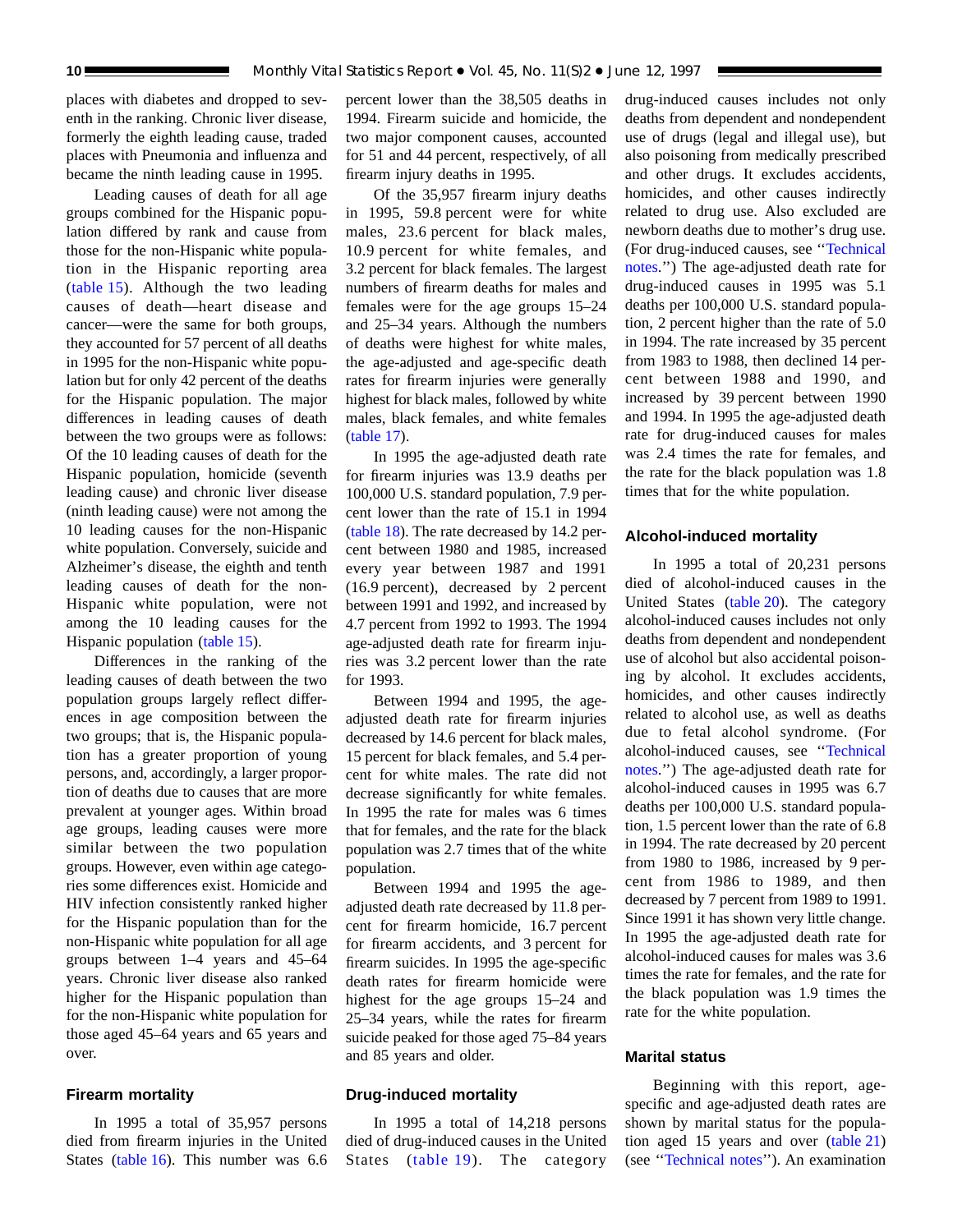places with diabetes and dropped to seventh in the ranking. Chronic liver disease, formerly the eighth leading cause, traded places with Pneumonia and influenza and became the ninth leading cause in 1995.

Leading causes of death for all age groups combined for the Hispanic population differed by rank and cause from those for the non-Hispanic white population in the Hispanic reporting area (table 15). Although the two leading causes of death—heart disease and cancer—were the same for both groups, they accounted for 57 percent of all deaths in 1995 for the non-Hispanic white population but for only 42 percent of the deaths for the Hispanic population. The major differences in leading causes of death between the two groups were as follows: Of the 10 leading causes of death for the Hispanic population, homicide (seventh leading cause) and chronic liver disease (ninth leading cause) were not among the 10 leading causes for the non-Hispanic white population. Conversely, suicide and Alzheimer's disease, the eighth and tenth leading causes of death for the non-Hispanic white population, were not among the 10 leading causes for the Hispanic population (table 15).

Differences in the ranking of the leading causes of death between the two population groups largely reflect differences in age composition between the two groups; that is, the Hispanic population has a greater proportion of young persons, and, accordingly, a larger proportion of deaths due to causes that are more prevalent at younger ages. Within broad age groups, leading causes were more similar between the two population groups. However, even within age categories some differences exist. Homicide and HIV infection consistently ranked higher for the Hispanic population than for the non-Hispanic white population for all age groups between 1–4 years and 45–64 years. Chronic liver disease also ranked higher for the Hispanic population than for the non-Hispanic white population for those aged 45–64 years and 65 years and over.

## Firearm mortality

In 1995 a total of 35,957 persons died from firearm injuries in the United States (table 16). This number was 6.6 percent lower than the 38,505 deaths in 1994. Firearm suicide and homicide, the two major component causes, accounted for 51 and 44 percent, respectively, of all firearm injury deaths in 1995.

Of the 35,957 firearm injury deaths in 1995, 59.8 percent were for white males, 23.6 percent for black males, 10.9 percent for white females, and 3.2 percent for black females. The largest numbers of firearm deaths for males and females were for the age groups 15–24 and 25–34 years. Although the numbers of deaths were highest for white males, the age-adjusted and age-specific death rates for firearm injuries were generally highest for black males, followed by white males, black females, and white females (table 17).

In 1995 the age-adjusted death rate for firearm injuries was 13.9 deaths per 100,000 U.S. standard population, 7.9 percent lower than the rate of 15.1 in 1994 (table 18). The rate decreased by 14.2 percent between 1980 and 1985, increased every year between 1987 and 1991 (16.9 percent), decreased by 2 percent between 1991 and 1992, and increased by 4.7 percent from 1992 to 1993. The 1994 age-adjusted death rate for firearm injuries was 3.2 percent lower than the rate for 1993.

Between 1994 and 1995, the age-adjusted death rate for firearm injuries decreased by 14.6 percent for black males, 15 percent for black females, and 5.4 percent for white males. The rate did not decrease significantly for white females. In 1995 the rate for males was 6 times that for females, and the rate for the black population was 2.7 times that of the white population.

Between 1994 and 1995 the age-adjusted death rate decreased by 11.8 percent for firearm homicide, 16.7 percent for firearm accidents, and 3 percent for firearm suicides. In 1995 the age-specific death rates for firearm homicide were highest for the age groups 15–24 and 25–34 years, while the rates for firearm suicide peaked for those aged 75–84 years and 85 years and older.

## Drug-induced mortality

In 1995 a total of 14,218 persons died of drug-induced causes in the United States (table 19). The category drug-induced causes includes not only deaths from dependent and nondependent use of drugs (legal and illegal use), but also poisoning from medically prescribed and other drugs. It excludes accidents, homicides, and other causes indirectly related to drug use. Also excluded are newborn deaths due to mother's drug use. (For drug-induced causes, see ''Technical notes.'') The age-adjusted death rate for drug-induced causes in 1995 was 5.1 deaths per 100,000 U.S. standard population, 2 percent higher than the rate of 5.0 in 1994. The rate increased by 35 percent from 1983 to 1988, then declined 14 percent between 1988 and 1990, and increased by 39 percent between 1990 and 1994. In 1995 the age-adjusted death rate for drug-induced causes for males was 2.4 times the rate for females, and the rate for the black population was 1.8 times that for the white population.

## Alcohol-induced mortality

In 1995 a total of 20,231 persons died of alcohol-induced causes in the United States (table 20). The category alcohol-induced causes includes not only deaths from dependent and nondependent use of alcohol but also accidental poisoning by alcohol. It excludes accidents, homicides, and other causes indirectly related to alcohol use, as well as deaths due to fetal alcohol syndrome. (For alcohol-induced causes, see ''Technical notes.'') The age-adjusted death rate for alcohol-induced causes in 1995 was 6.7 deaths per 100,000 U.S. standard population, 1.5 percent lower than the rate of 6.8 in 1994. The rate decreased by 20 percent from 1980 to 1986, increased by 9 percent from 1986 to 1989, and then decreased by 7 percent from 1989 to 1991. Since 1991 it has shown very little change. In 1995 the age-adjusted death rate for alcohol-induced causes for males was 3.6 times the rate for females, and the rate for the black population was 1.9 times the rate for the white population.

## Marital status

Beginning with this report, age-specific and age-adjusted death rates are shown by marital status for the population aged 15 years and over (table 21) (see ''Technical notes''). An examination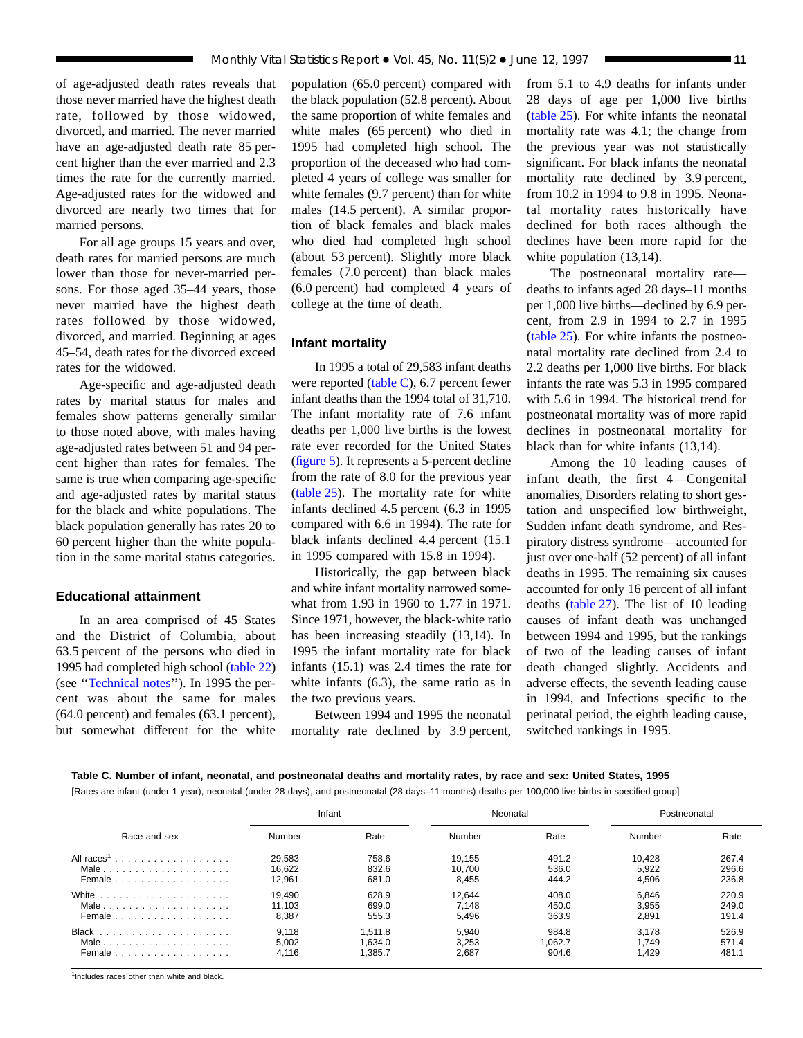of age-adjusted death rates reveals that those never married have the highest death rate, followed by those widowed, divorced, and married. The never married have an age-adjusted death rate 85 percent higher than the ever married and 2.3 times the rate for the currently married. Age-adjusted rates for the widowed and divorced are nearly two times that for married persons.

For all age groups 15 years and over, death rates for married persons are much lower than those for never-married persons. For those aged 35–44 years, those never married have the highest death rates followed by those widowed, divorced, and married. Beginning at ages 45–54, death rates for the divorced exceed rates for the widowed.

Age-specific and age-adjusted death rates by marital status for males and females show patterns generally similar to those noted above, with males having age-adjusted rates between 51 and 94 percent higher than rates for females. The same is true when comparing age-specific and age-adjusted rates by marital status for the black and white populations. The black population generally has rates 20 to 60 percent higher than the white population in the same marital status categories.

## Educational attainment

In an area comprised of 45 States and the District of Columbia, about 63.5 percent of the persons who died in 1995 had completed high school (table 22) (see ''Technical notes''). In 1995 the percent was about the same for males (64.0 percent) and females (63.1 percent), but somewhat different for the white population (65.0 percent) compared with the black population (52.8 percent). About the same proportion of white females and white males (65 percent) who died in 1995 had completed high school. The proportion of the deceased who had completed 4 years of college was smaller for white females (9.7 percent) than for white males (14.5 percent). A similar proportion of black females and black males who died had completed high school (about 53 percent). Slightly more black females (7.0 percent) than black males (6.0 percent) had completed 4 years of college at the time of death.

## Infant mortality

In 1995 a total of 29,583 infant deaths were reported (table C), 6.7 percent fewer infant deaths than the 1994 total of 31,710. The infant mortality rate of 7.6 infant deaths per 1,000 live births is the lowest rate ever recorded for the United States (figure 5). It represents a 5-percent decline from the rate of 8.0 for the previous year (table 25). The mortality rate for white infants declined 4.5 percent (6.3 in 1995 compared with 6.6 in 1994). The rate for black infants declined 4.4 percent (15.1 in 1995 compared with 15.8 in 1994).

Historically, the gap between black and white infant mortality narrowed somewhat from 1.93 in 1960 to 1.77 in 1971. Since 1971, however, the black-white ratio has been increasing steadily (13,14). In 1995 the infant mortality rate for black infants (15.1) was 2.4 times the rate for white infants (6.3), the same ratio as in the two previous years.

Between 1994 and 1995 the neonatal mortality rate declined by 3.9 percent, from 5.1 to 4.9 deaths for infants under 28 days of age per 1,000 live births (table 25). For white infants the neonatal mortality rate was 4.1; the change from the previous year was not statistically significant. For black infants the neonatal mortality rate declined by 3.9 percent, from 10.2 in 1994 to 9.8 in 1995. Neonatal mortality rates historically have declined for both races although the declines have been more rapid for the white population (13,14).

The postneonatal mortality rate—deaths to infants aged 28 days–11 months per 1,000 live births—declined by 6.9 percent, from 2.9 in 1994 to 2.7 in 1995 (table 25). For white infants the postneonatal mortality rate declined from 2.4 to 2.2 deaths per 1,000 live births. For black infants the rate was 5.3 in 1995 compared with 5.6 in 1994. The historical trend for postneonatal mortality was of more rapid declines in postneonatal mortality for black than for white infants (13,14).

Among the 10 leading causes of infant death, the first 4—Congenital anomalies, Disorders relating to short gestation and unspecified low birthweight, Sudden infant death syndrome, and Respiratory distress syndrome—accounted for just over one-half (52 percent) of all infant deaths in 1995. The remaining six causes accounted for only 16 percent of all infant deaths (table 27). The list of 10 leading causes of infant death was unchanged between 1994 and 1995, but the rankings of two of the leading causes of infant death changed slightly. Accidents and adverse effects, the seventh leading cause in 1994, and Infections specific to the perinatal period, the eighth leading cause, switched rankings in 1995.

**Table C. Number of infant, neonatal, and postneonatal deaths and mortality rates, by race and sex: United States, 1995**

[Rates are infant (under 1 year), neonatal (under 28 days), and postneonatal (28 days–11 months) deaths per 100,000 live births in specified group]

| Race and sex | Infant | | Neonatal | | Postneonatal | |
|---|---|---|---|---|---|---|
| | Number | Rate | Number | Rate | Number | Rate |
| All races[1] | 29,583 | 758.6 | 19,155 | 491.2 | 10,428 | 267.4 |
| Male | 16,622 | 832.6 | 10,700 | 536.0 | 5,922 | 296.6 |
| Female | 12,961 | 681.0 | 8,455 | 444.2 | 4,506 | 236.8 |
| White | 19,490 | 628.9 | 12,644 | 408.0 | 6,846 | 220.9 |
| Male | 11,103 | 699.0 | 7,148 | 450.0 | 3,955 | 249.0 |
| Female | 8,387 | 555.3 | 5,496 | 363.9 | 2,891 | 191.4 |
| Black | 9,118 | 1,511.8 | 5,940 | 984.8 | 3,178 | 526.9 |
| Male | 5,002 | 1,634.0 | 3,253 | 1,062.7 | 1,749 | 571.4 |
| Female | 4,116 | 1,385.7 | 2,687 | 904.6 | 1,429 | 481.1 |

[1]Includes races other than white and black.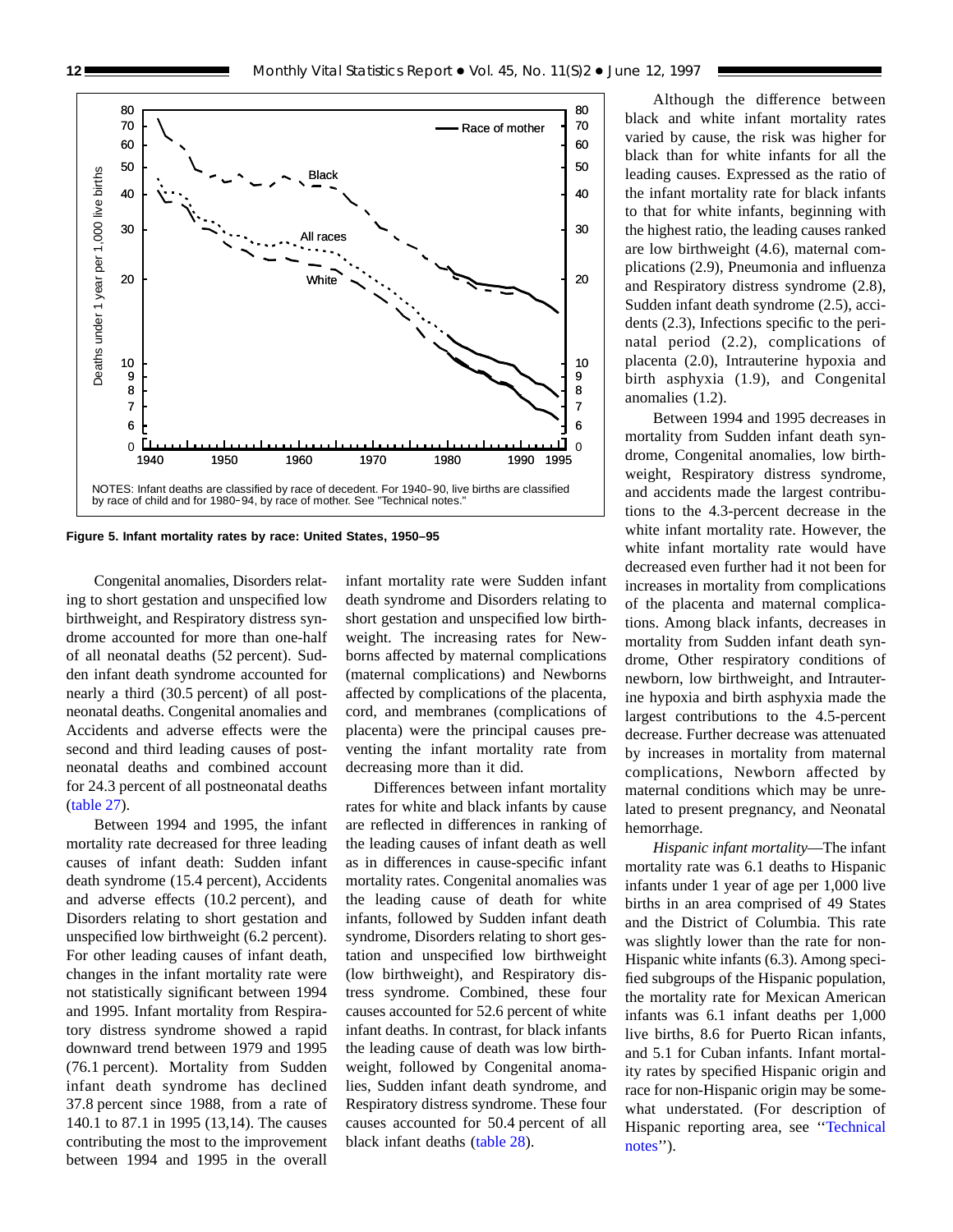NOTES: Infant deaths are classified by race of decedent. For 1940–90, live births are classified by race of child and for 1980–94, by race of mother. See "Technical notes."

**Figure 5. Infant mortality rates by race: United States, 1950–95**

Congenital anomalies, Disorders relating to short gestation and unspecified low birthweight, and Respiratory distress syndrome accounted for more than one-half of all neonatal deaths (52 percent). Sudden infant death syndrome accounted for nearly a third (30.5 percent) of all postneonatal deaths. Congenital anomalies and Accidents and adverse effects were the second and third leading causes of postneonatal deaths and combined account for 24.3 percent of all postneonatal deaths (table 27).

Between 1994 and 1995, the infant mortality rate decreased for three leading causes of infant death: Sudden infant death syndrome (15.4 percent), Accidents and adverse effects (10.2 percent), and Disorders relating to short gestation and unspecified low birthweight (6.2 percent). For other leading causes of infant death, changes in the infant mortality rate were not statistically significant between 1994 and 1995. Infant mortality from Respiratory distress syndrome showed a rapid downward trend between 1979 and 1995 (76.1 percent). Mortality from Sudden infant death syndrome has declined 37.8 percent since 1988, from a rate of 140.1 to 87.1 in 1995 (13,14). The causes contributing the most to the improvement between 1994 and 1995 in the overall infant mortality rate were Sudden infant death syndrome and Disorders relating to short gestation and unspecified low birthweight. The increasing rates for Newborns affected by maternal complications (maternal complications) and Newborns affected by complications of the placenta, cord, and membranes (complications of placenta) were the principal causes preventing the infant mortality rate from decreasing more than it did.

Differences between infant mortality rates for white and black infants by cause are reflected in differences in ranking of the leading causes of infant death as well as in differences in cause-specific infant mortality rates. Congenital anomalies was the leading cause of death for white infants, followed by Sudden infant death syndrome, Disorders relating to short gestation and unspecified low birthweight (low birthweight), and Respiratory distress syndrome. Combined, these four causes accounted for 52.6 percent of white infant deaths. In contrast, for black infants the leading cause of death was low birthweight, followed by Congenital anomalies, Sudden infant death syndrome, and Respiratory distress syndrome. These four causes accounted for 50.4 percent of all black infant deaths (table 28).

Although the difference between black and white infant mortality rates varied by cause, the risk was higher for black than for white infants for all the leading causes. Expressed as the ratio of the infant mortality rate for black infants to that for white infants, beginning with the highest ratio, the leading causes ranked are low birthweight (4.6), maternal complications (2.9), Pneumonia and influenza and Respiratory distress syndrome (2.8), Sudden infant death syndrome (2.5), accidents (2.3), Infections specific to the perinatal period (2.2), complications of placenta (2.0), Intrauterine hypoxia and birth asphyxia (1.9), and Congenital anomalies (1.2).

Between 1994 and 1995 decreases in mortality from Sudden infant death syndrome, Congenital anomalies, low birthweight, Respiratory distress syndrome, and accidents made the largest contributions to the 4.3-percent decrease in the white infant mortality rate. However, the white infant mortality rate would have decreased even further had it not been for increases in mortality from complications of the placenta and maternal complications. Among black infants, decreases in mortality from Sudden infant death syndrome, Other respiratory conditions of newborn, low birthweight, and Intrauterine hypoxia and birth asphyxia made the largest contributions to the 4.5-percent decrease. Further decrease was attenuated by increases in mortality from maternal complications, Newborn affected by maternal conditions which may be unrelated to present pregnancy, and Neonatal hemorrhage.

*Hispanic infant mortality*—The infant mortality rate was 6.1 deaths to Hispanic infants under 1 year of age per 1,000 live births in an area comprised of 49 States and the District of Columbia. This rate was slightly lower than the rate for non-Hispanic white infants (6.3). Among specified subgroups of the Hispanic population, the mortality rate for Mexican American infants was 6.1 infant deaths per 1,000 live births, 8.6 for Puerto Rican infants, and 5.1 for Cuban infants. Infant mortality rates by specified Hispanic origin and race for non-Hispanic origin may be somewhat understated. (For description of Hispanic reporting area, see ''Technical notes'').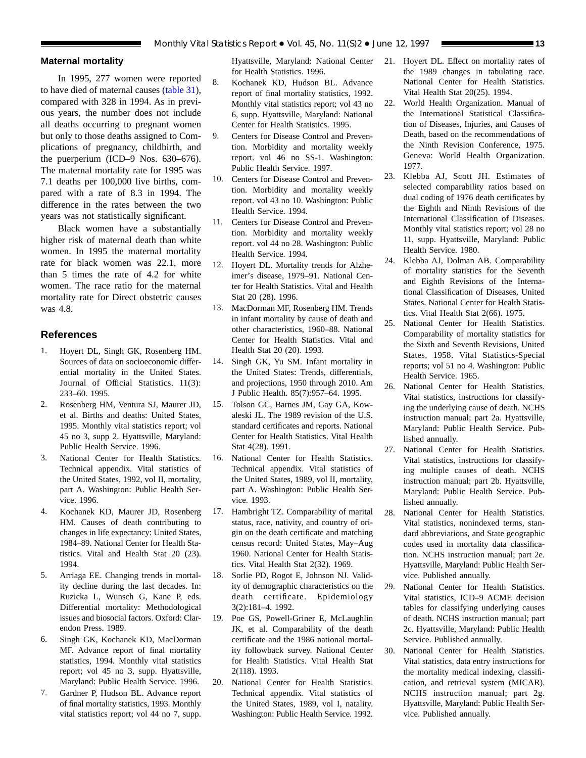## Maternal mortality

In 1995, 277 women were reported to have died of maternal causes (table 31), compared with 328 in 1994. As in previous years, the number does not include all deaths occurring to pregnant women but only to those deaths assigned to Complications of pregnancy, childbirth, and the puerperium (ICD–9 Nos. 630–676). The maternal mortality rate for 1995 was 7.1 deaths per 100,000 live births, compared with a rate of 8.3 in 1994. The difference in the rates between the two years was not statistically significant.

Black women have a substantially higher risk of maternal death than white women. In 1995 the maternal mortality rate for black women was 22.1, more than 5 times the rate of 4.2 for white women. The race ratio for the maternal mortality rate for Direct obstetric causes was 4.8.

## References

1. Hoyert DL, Singh GK, Rosenberg HM. Sources of data on socioeconomic differential mortality in the United States. Journal of Official Statistics. 11(3): 233–60. 1995.
2. Rosenberg HM, Ventura SJ, Maurer JD, et al. Births and deaths: United States, 1995. Monthly vital statistics report; vol 45 no 3, supp 2. Hyattsville, Maryland: Public Health Service. 1996.
3. National Center for Health Statistics. Technical appendix. Vital statistics of the United States, 1992, vol II, mortality, part A. Washington: Public Health Service. 1996.
4. Kochanek KD, Maurer JD, Rosenberg HM. Causes of death contributing to changes in life expectancy: United States, 1984–89. National Center for Health Statistics. Vital and Health Stat 20 (23). 1994.
5. Arriaga EE. Changing trends in mortality decline during the last decades. In: Ruzicka L, Wunsch G, Kane P, eds. Differential mortality: Methodological issues and biosocial factors. Oxford: Clarendon Press. 1989.
6. Singh GK, Kochanek KD, MacDorman MF. Advance report of final mortality statistics, 1994. Monthly vital statistics report; vol 45 no 3, supp. Hyattsville, Maryland: Public Health Service. 1996.
7. Gardner P, Hudson BL. Advance report of final mortality statistics, 1993. Monthly vital statistics report; vol 44 no 7, supp. Hyattsville, Maryland: National Center for Health Statistics. 1996.
8. Kochanek KD, Hudson BL. Advance report of final mortality statistics, 1992. Monthly vital statistics report; vol 43 no 6, supp. Hyattsville, Maryland: National Center for Health Statistics. 1995.
9. Centers for Disease Control and Prevention. Morbidity and mortality weekly report. vol 46 no SS-1. Washington: Public Health Service. 1997.
10. Centers for Disease Control and Prevention. Morbidity and mortality weekly report. vol 43 no 10. Washington: Public Health Service. 1994.
11. Centers for Disease Control and Prevention. Morbidity and mortality weekly report. vol 44 no 28. Washington: Public Health Service. 1994.
12. Hoyert DL. Mortality trends for Alzheimer's disease, 1979–91. National Center for Health Statistics. Vital and Health Stat 20 (28). 1996.
13. MacDorman MF, Rosenberg HM. Trends in infant mortality by cause of death and other characteristics, 1960–88. National Center for Health Statistics. Vital and Health Stat 20 (20). 1993.
14. Singh GK, Yu SM. Infant mortality in the United States: Trends, differentials, and projections, 1950 through 2010. Am J Public Health. 85(7):957–64. 1995.
15. Tolson GC, Barnes JM, Gay GA, Kowaleski JL. The 1989 revision of the U.S. standard certificates and reports. National Center for Health Statistics. Vital Health Stat 4(28). 1991.
16. National Center for Health Statistics. Technical appendix. Vital statistics of the United States, 1989, vol II, mortality, part A. Washington: Public Health Service. 1993.
17. Hambright TZ. Comparability of marital status, race, nativity, and country of origin on the death certificate and matching census record: United States, May–Aug 1960. National Center for Health Statistics. Vital Health Stat 2(32). 1969.
18. Sorlie PD, Rogot E, Johnson NJ. Validity of demographic characteristics on the death certificate. Epidemiology 3(2):181–4. 1992.
19. Poe GS, Powell-Griner E, McLaughlin JK, et al. Comparability of the death certificate and the 1986 national mortality followback survey. National Center for Health Statistics. Vital Health Stat 2(118). 1993.
20. National Center for Health Statistics. Technical appendix. Vital statistics of the United States, 1989, vol I, natality. Washington: Public Health Service. 1992.
21. Hoyert DL. Effect on mortality rates of the 1989 changes in tabulating race. National Center for Health Statistics. Vital Health Stat 20(25). 1994.
22. World Health Organization. Manual of the International Statistical Classification of Diseases, Injuries, and Causes of Death, based on the recommendations of the Ninth Revision Conference, 1975. Geneva: World Health Organization. 1977.
23. Klebba AJ, Scott JH. Estimates of selected comparability ratios based on dual coding of 1976 death certificates by the Eighth and Ninth Revisions of the International Classification of Diseases. Monthly vital statistics report; vol 28 no 11, supp. Hyattsville, Maryland: Public Health Service. 1980.
24. Klebba AJ, Dolman AB. Comparability of mortality statistics for the Seventh and Eighth Revisions of the International Classification of Diseases, United States. National Center for Health Statistics. Vital Health Stat 2(66). 1975.
25. National Center for Health Statistics. Comparability of mortality statistics for the Sixth and Seventh Revisions, United States, 1958. Vital Statistics-Special reports; vol 51 no 4. Washington: Public Health Service. 1965.
26. National Center for Health Statistics. Vital statistics, instructions for classifying the underlying cause of death. NCHS instruction manual; part 2a. Hyattsville, Maryland: Public Health Service. Published annually.
27. National Center for Health Statistics. Vital statistics, instructions for classifying multiple causes of death. NCHS instruction manual; part 2b. Hyattsville, Maryland: Public Health Service. Published annually.
28. National Center for Health Statistics. Vital statistics, nonindexed terms, standard abbreviations, and State geographic codes used in mortality data classification. NCHS instruction manual; part 2e. Hyattsville, Maryland: Public Health Service. Published annually.
29. National Center for Health Statistics. Vital statistics, ICD–9 ACME decision tables for classifying underlying causes of death. NCHS instruction manual; part 2c. Hyattsville, Maryland: Public Health Service. Published annually.
30. National Center for Health Statistics. Vital statistics, data entry instructions for the mortality medical indexing, classification, and retrieval system (MICAR). NCHS instruction manual; part 2g. Hyattsville, Maryland: Public Health Service. Published annually.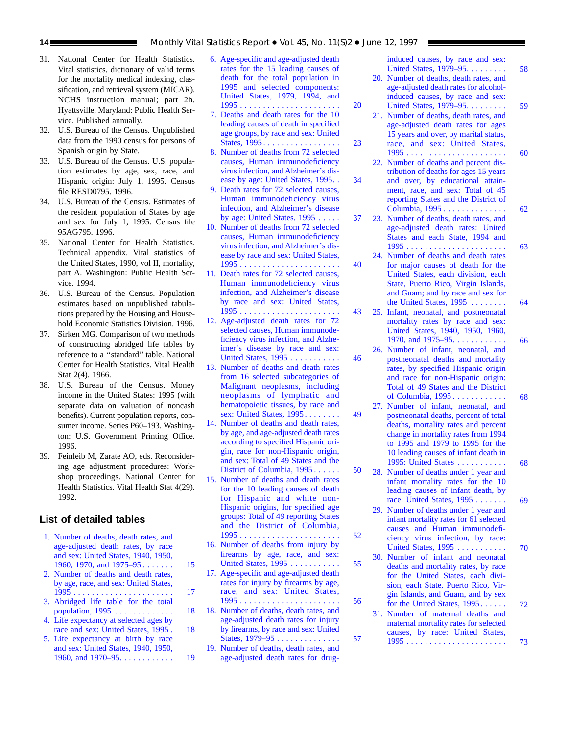31. National Center for Health Statistics. Vital statistics, dictionary of valid terms for the mortality medical indexing, classification, and retrieval system (MICAR). NCHS instruction manual; part 2h. Hyattsville, Maryland: Public Health Service. Published annually.
32. U.S. Bureau of the Census. Unpublished data from the 1990 census for persons of Spanish origin by State.
33. U.S. Bureau of the Census. U.S. population estimates by age, sex, race, and Hispanic origin: July 1, 1995. Census file RESD0795. 1996.
34. U.S. Bureau of the Census. Estimates of the resident population of States by age and sex for July 1, 1995. Census file 95AG795. 1996.
35. National Center for Health Statistics. Technical appendix. Vital statistics of the United States, 1990, vol II, mortality, part A. Washington: Public Health Service. 1994.
36. U.S. Bureau of the Census. Population estimates based on unpublished tabulations prepared by the Housing and Household Economic Statistics Division. 1996.
37. Sirken MG. Comparison of two methods of constructing abridged life tables by reference to a ''standard'' table. National Center for Health Statistics. Vital Health Stat 2(4). 1966.
38. U.S. Bureau of the Census. Money income in the United States: 1995 (with separate data on valuation of noncash benefits). Current population reports, consumer income. Series P60–193. Washington: U.S. Government Printing Office. 1996.
39. Feinleib M, Zarate AO, eds. Reconsidering age adjustment procedures: Workshop proceedings. National Center for Health Statistics. Vital Health Stat 4(29). 1992.

## List of detailed tables

1. Number of deaths, death rates, and age-adjusted death rates, by race and sex: United States, 1940, 1950, 1960, 1970, and 1975–95 . . . . . . . 15
2. Number of deaths and death rates, by age, race, and sex: United States, 1995 . . . . . . . . . . . . . . . . . . . . . . 17
3. Abridged life table for the total population, 1995 . . . . . . . . . . . . . 18
4. Life expectancy at selected ages by race and sex: United States, 1995 . 18
5. Life expectancy at birth by race and sex: United States, 1940, 1950, 1960, and 1970–95. . . . . . . . . . . . 19
6. Age-specific and age-adjusted death rates for the 15 leading causes of death for the total population in 1995 and selected components: United States, 1979, 1994, and 1995 . . . . . . . . . . . . . . . . . . . . . . 20
7. Deaths and death rates for the 10 leading causes of death in specified age groups, by race and sex: United States, 1995 . . . . . . . . . . . . . . . . . 23
8. Number of deaths from 72 selected causes, Human immunodeficiency virus infection, and Alzheimer's disease by age: United States, 1995. . 34
9. Death rates for 72 selected causes, Human immunodeficiency virus infection, and Alzheimer's disease by age: United States, 1995 . . . . . 37
10. Number of deaths from 72 selected causes, Human immunodeficiency virus infection, and Alzheimer's disease by race and sex: United States, 1995 . . . . . . . . . . . . . . . . . . . . . . 40
11. Death rates for 72 selected causes, Human immunodeficiency virus infection, and Alzheimer's disease by race and sex: United States, 1995 . . . . . . . . . . . . . . . . . . . . . . 43
12. Age-adjusted death rates for 72 selected causes, Human immunodeficiency virus infection, and Alzheimer's disease by race and sex: United States, 1995 . . . . . . . . . . . 46
13. Number of deaths and death rates from 16 selected subcategories of Malignant neoplasms, including neoplasms of lymphatic and hematopoietic tissues, by race and sex: United States, 1995. . . . . . . . 49
14. Number of deaths and death rates, by age, and age-adjusted death rates according to specified Hispanic origin, race for non-Hispanic origin, and sex: Total of 49 States and the District of Columbia, 1995 . . . . . . 50
15. Number of deaths and death rates for the 10 leading causes of death for Hispanic and white non-Hispanic origins, for specified age groups: Total of 49 reporting States and the District of Columbia, 1995 . . . . . . . . . . . . . . . . . . . . . . 52
16. Number of deaths from injury by firearms by age, race, and sex: United States, 1995 . . . . . . . . . . . 55
17. Age-specific and age-adjusted death rates for injury by firearms by age, race, and sex: United States, 1995 . . . . . . . . . . . . . . . . . . . . . . 56
18. Number of deaths, death rates, and age-adjusted death rates for injury by firearms, by race and sex: United States, 1979–95 . . . . . . . . . . . . . . 57
19. Number of deaths, death rates, and age-adjusted death rates for drug-induced causes, by race and sex: United States, 1979–95. . . . . . . . . 58
20. Number of deaths, death rates, and age-adjusted death rates for alcohol-induced causes, by race and sex: United States, 1979–95. . . . . . . . . 59
21. Number of deaths, death rates, and age-adjusted death rates for ages 15 years and over, by marital status, race, and sex: United States, 1995 . . . . . . . . . . . . . . . . . . . . . . 60
22. Number of deaths and percent distribution of deaths for ages 15 years and over, by educational attainment, race, and sex: Total of 45 reporting States and the District of Columbia, 1995 . . . . . . . . . . . . . . 62
23. Number of deaths, death rates, and age-adjusted death rates: United States and each State, 1994 and 1995 . . . . . . . . . . . . . . . . . . . . . . 63
24. Number of deaths and death rates for major causes of death for the United States, each division, each State, Puerto Rico, Virgin Islands, and Guam; and by race and sex for the United States, 1995 . . . . . . . . 64
25. Infant, neonatal, and postneonatal mortality rates by race and sex: United States, 1940, 1950, 1960, 1970, and 1975–95. . . . . . . . . . . . 66
26. Number of infant, neonatal, and postneonatal deaths and mortality rates, by specified Hispanic origin and race for non-Hispanic origin: Total of 49 States and the District of Columbia, 1995 . . . . . . . . . . . . 68
27. Number of infant, neonatal, and postneonatal deaths, percent of total deaths, mortality rates and percent change in mortality rates from 1994 to 1995 and 1979 to 1995 for the 10 leading causes of infant death in 1995: United States . . . . . . . . . . . 68
28. Number of deaths under 1 year and infant mortality rates for the 10 leading causes of infant death, by race: United States, 1995 . . . . . . . 69
29. Number of deaths under 1 year and infant mortality rates for 61 selected causes and Human immunodeficiency virus infection, by race: United States, 1995 . . . . . . . . . . . 70
30. Number of infant and neonatal deaths and mortality rates, by race for the United States, each division, each State, Puerto Rico, Virgin Islands, and Guam, and by sex for the United States, 1995. . . . . . 72
31. Number of maternal deaths and maternal mortality rates for selected causes, by race: United States, 1995 . . . . . . . . . . . . . . . . . . . . . . 73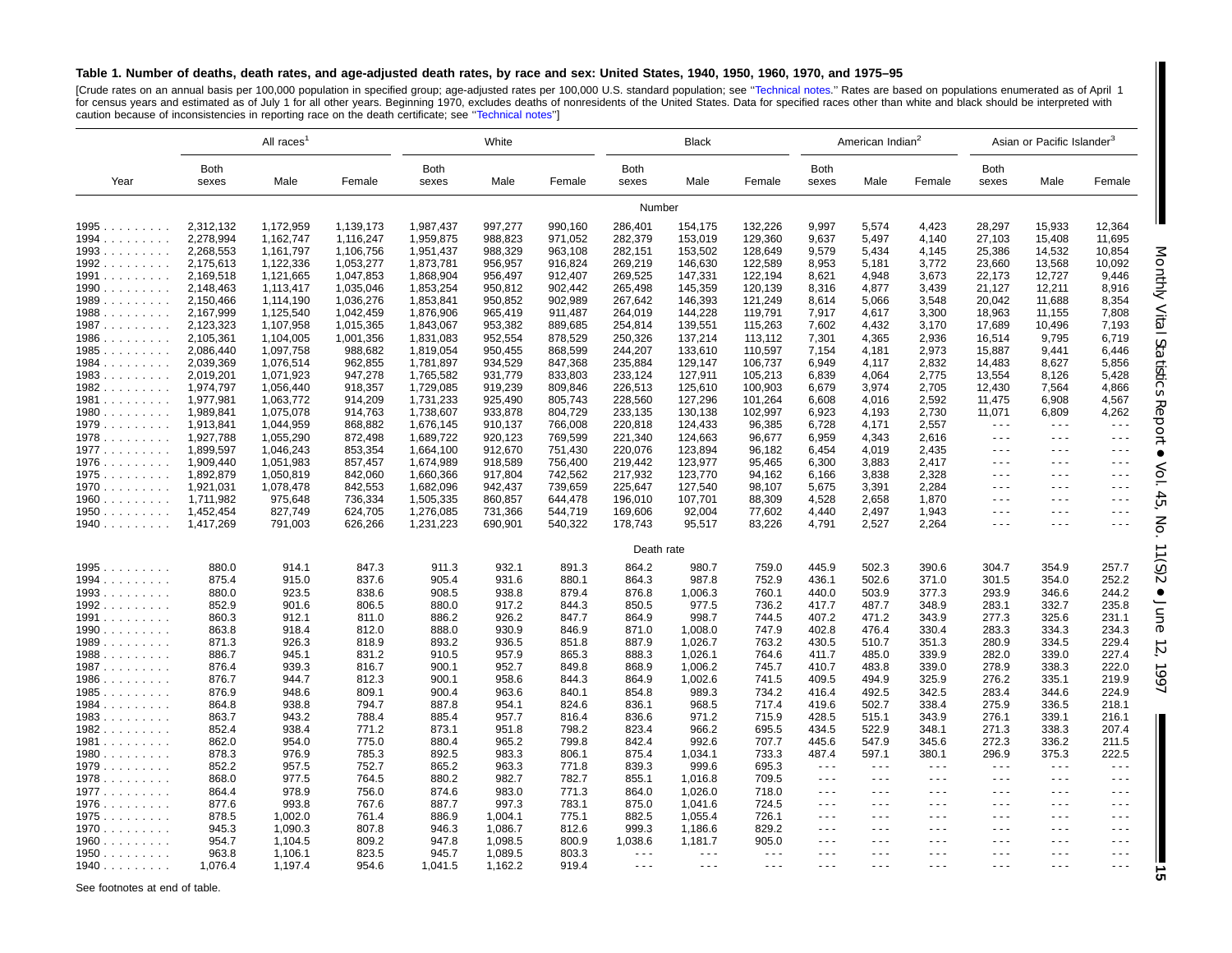**Table 1. Number of deaths, death rates, and age-adjusted death rates, by race and sex: United States, 1940, 1950, 1960, 1970, and 1975–95**

[Crude rates on an annual basis per 100,000 population in specified group; age-adjusted rates per 100,000 U.S. standard population; see ''Technical notes.'' Rates are based on populations enumerated as of April 1 for census years and estimated as of July 1 for all other years. Beginning 1970, excludes deaths of nonresidents of the United States. Data for specified races other than white and black should be interpreted with caution because of inconsistencies in reporting race on the death certificate; see ''Technical notes'']

| Year | All races[1] | | | White | | | Black | | | American Indian[2] | | | Asian or Pacific Islander[3] | | |
|---|---|---|---|---|---|---|---|---|---|---|---|---|---|---|---|
| | Both sexes | Male | Female | Both sexes | Male | Female | Both sexes | Male | Female | Both sexes | Male | Female | Both sexes | Male | Female |
| | **Number** | | | | | | | | | | | | | | |
| 1995 | 2,312,132 | 1,172,959 | 1,139,173 | 1,987,437 | 997,277 | 990,160 | 286,401 | 154,175 | 132,226 | 9,997 | 5,574 | 4,423 | 28,297 | 15,933 | 12,364 |
| 1994 | 2,278,994 | 1,162,747 | 1,116,247 | 1,959,875 | 988,823 | 971,052 | 282,379 | 153,019 | 129,360 | 9,637 | 5,497 | 4,140 | 27,103 | 15,408 | 11,695 |
| 1993 | 2,268,553 | 1,161,797 | 1,106,756 | 1,951,437 | 988,329 | 963,108 | 282,151 | 153,502 | 128,649 | 9,579 | 5,434 | 4,145 | 25,386 | 14,532 | 10,854 |
| 1992 | 2,175,613 | 1,122,336 | 1,053,277 | 1,873,781 | 956,957 | 916,824 | 269,219 | 146,630 | 122,589 | 8,953 | 5,181 | 3,772 | 23,660 | 13,568 | 10,092 |
| 1991 | 2,169,518 | 1,121,665 | 1,047,853 | 1,868,904 | 956,497 | 912,407 | 269,525 | 147,331 | 122,194 | 8,621 | 4,948 | 3,673 | 22,173 | 12,727 | 9,446 |
| 1990 | 2,148,463 | 1,113,417 | 1,035,046 | 1,853,254 | 950,812 | 902,442 | 265,498 | 145,359 | 120,139 | 8,316 | 4,877 | 3,439 | 21,127 | 12,211 | 8,916 |
| 1989 | 2,150,466 | 1,114,190 | 1,036,276 | 1,853,841 | 950,852 | 902,989 | 267,642 | 146,393 | 121,249 | 8,614 | 5,066 | 3,548 | 20,042 | 11,688 | 8,354 |
| 1988 | 2,167,999 | 1,125,540 | 1,042,459 | 1,876,906 | 965,419 | 911,487 | 264,019 | 144,228 | 119,791 | 7,917 | 4,617 | 3,300 | 18,963 | 11,155 | 7,808 |
| 1987 | 2,123,323 | 1,107,958 | 1,015,365 | 1,843,067 | 953,382 | 889,685 | 254,814 | 139,551 | 115,263 | 7,602 | 4,432 | 3,170 | 17,689 | 10,496 | 7,193 |
| 1986 | 2,105,361 | 1,104,005 | 1,001,356 | 1,831,083 | 952,554 | 878,529 | 250,326 | 137,214 | 113,112 | 7,301 | 4,365 | 2,936 | 16,514 | 9,795 | 6,719 |
| 1985 | 2,086,440 | 1,097,758 | 988,682 | 1,819,054 | 950,455 | 868,599 | 244,207 | 133,610 | 110,597 | 7,154 | 4,181 | 2,973 | 15,887 | 9,441 | 6,446 |
| 1984 | 2,039,369 | 1,076,514 | 962,855 | 1,781,897 | 934,529 | 847,368 | 235,884 | 129,147 | 106,737 | 6,949 | 4,117 | 2,832 | 14,483 | 8,627 | 5,856 |
| 1983 | 2,019,201 | 1,071,923 | 947,278 | 1,765,582 | 931,779 | 833,803 | 233,124 | 127,911 | 105,213 | 6,839 | 4,064 | 2,775 | 13,554 | 8,126 | 5,428 |
| 1982 | 1,974,797 | 1,056,440 | 918,357 | 1,729,085 | 919,239 | 809,846 | 226,513 | 125,610 | 100,903 | 6,679 | 3,974 | 2,705 | 12,430 | 7,564 | 4,866 |
| 1981 | 1,977,981 | 1,063,772 | 914,209 | 1,731,233 | 925,490 | 805,743 | 228,560 | 127,296 | 101,264 | 6,608 | 4,016 | 2,592 | 11,475 | 6,908 | 4,567 |
| 1980 | 1,989,841 | 1,075,078 | 914,763 | 1,738,607 | 933,878 | 804,729 | 233,135 | 130,138 | 102,997 | 6,923 | 4,193 | 2,730 | 11,071 | 6,809 | 4,262 |
| 1979 | 1,913,841 | 1,044,959 | 868,882 | 1,676,145 | 910,137 | 766,008 | 220,818 | 124,433 | 96,385 | 6,728 | 4,171 | 2,557 | --- | --- | --- |
| 1978 | 1,927,788 | 1,055,290 | 872,498 | 1,689,722 | 920,123 | 769,599 | 221,340 | 124,663 | 96,677 | 6,959 | 4,343 | 2,616 | --- | --- | --- |
| 1977 | 1,899,597 | 1,046,243 | 853,354 | 1,664,100 | 912,670 | 751,430 | 220,076 | 123,894 | 96,182 | 6,454 | 4,019 | 2,435 | --- | --- | --- |
| 1976 | 1,909,440 | 1,051,983 | 857,457 | 1,674,989 | 918,589 | 756,400 | 219,442 | 123,977 | 95,465 | 6,300 | 3,883 | 2,417 | --- | --- | --- |
| 1975 | 1,892,879 | 1,050,819 | 842,060 | 1,660,366 | 917,804 | 742,562 | 217,932 | 123,770 | 94,162 | 6,166 | 3,838 | 2,328 | --- | --- | --- |
| 1970 | 1,921,031 | 1,078,478 | 842,553 | 1,682,096 | 942,437 | 739,659 | 225,647 | 127,540 | 98,107 | 5,675 | 3,391 | 2,284 | --- | --- | --- |
| 1960 | 1,711,982 | 975,648 | 736,334 | 1,505,335 | 860,857 | 644,478 | 196,010 | 107,701 | 88,309 | 4,528 | 2,658 | 1,870 | --- | --- | --- |
| 1950 | 1,452,454 | 827,749 | 624,705 | 1,276,085 | 731,366 | 544,719 | 169,606 | 92,004 | 77,602 | 4,440 | 2,497 | 1,943 | --- | --- | --- |
| 1940 | 1,417,269 | 791,003 | 626,266 | 1,231,223 | 690,901 | 540,322 | 178,743 | 95,517 | 83,226 | 4,791 | 2,527 | 2,264 | --- | --- | --- |
| | **Death rate** | | | | | | | | | | | | | | |
| 1995 | 880.0 | 914.1 | 847.3 | 911.3 | 932.1 | 891.3 | 864.2 | 980.7 | 759.0 | 445.9 | 502.3 | 390.6 | 304.7 | 354.9 | 257.7 |
| 1994 | 875.4 | 915.0 | 837.6 | 905.4 | 931.6 | 880.1 | 864.3 | 987.8 | 752.9 | 436.1 | 502.6 | 371.0 | 301.5 | 354.0 | 252.2 |
| 1993 | 880.0 | 923.5 | 838.6 | 908.5 | 938.8 | 879.4 | 876.8 | 1,006.3 | 760.1 | 440.0 | 503.9 | 377.3 | 293.9 | 346.6 | 244.2 |
| 1992 | 852.9 | 901.6 | 806.5 | 880.0 | 917.2 | 844.3 | 850.5 | 977.5 | 736.2 | 417.7 | 487.7 | 348.9 | 283.1 | 332.7 | 235.8 |
| 1991 | 860.3 | 912.1 | 811.0 | 886.2 | 926.2 | 847.7 | 864.9 | 998.7 | 744.5 | 407.2 | 471.2 | 343.9 | 277.3 | 325.6 | 231.1 |
| 1990 | 863.8 | 918.4 | 812.0 | 888.0 | 930.9 | 846.9 | 871.0 | 1,008.0 | 747.9 | 402.8 | 476.4 | 330.4 | 283.3 | 334.3 | 234.3 |
| 1989 | 871.3 | 926.3 | 818.9 | 893.2 | 936.5 | 851.8 | 887.9 | 1,026.7 | 763.2 | 430.5 | 510.7 | 351.3 | 280.9 | 334.5 | 229.4 |
| 1988 | 886.7 | 945.1 | 831.2 | 910.5 | 957.9 | 865.3 | 888.3 | 1,026.1 | 764.6 | 411.7 | 485.0 | 339.9 | 282.0 | 339.0 | 227.4 |
| 1987 | 876.4 | 939.3 | 816.7 | 900.1 | 952.7 | 849.8 | 868.9 | 1,006.2 | 745.7 | 410.7 | 483.8 | 339.0 | 278.9 | 338.3 | 222.0 |
| 1986 | 876.7 | 944.7 | 812.3 | 900.1 | 958.6 | 844.3 | 864.9 | 1,002.6 | 741.5 | 409.5 | 494.9 | 325.9 | 276.2 | 335.1 | 219.9 |
| 1985 | 876.9 | 948.6 | 809.1 | 900.4 | 963.6 | 840.1 | 854.8 | 989.3 | 734.2 | 416.4 | 492.5 | 342.5 | 283.4 | 344.6 | 224.9 |
| 1984 | 864.8 | 938.8 | 794.7 | 887.8 | 954.1 | 824.6 | 836.1 | 968.5 | 717.4 | 419.6 | 502.7 | 338.4 | 275.9 | 336.5 | 218.1 |
| 1983 | 863.7 | 943.2 | 788.4 | 885.4 | 957.7 | 816.4 | 836.6 | 971.2 | 715.9 | 428.5 | 515.1 | 343.9 | 276.1 | 339.1 | 216.1 |
| 1982 | 852.4 | 938.4 | 771.2 | 873.1 | 951.8 | 798.2 | 823.4 | 966.2 | 695.5 | 434.5 | 522.9 | 348.1 | 271.3 | 338.3 | 207.4 |
| 1981 | 862.0 | 954.0 | 775.0 | 880.4 | 965.2 | 799.8 | 842.4 | 992.6 | 707.7 | 445.6 | 547.9 | 345.6 | 272.3 | 336.2 | 211.5 |
| 1980 | 878.3 | 976.9 | 785.3 | 892.5 | 983.3 | 806.1 | 875.4 | 1,034.1 | 733.3 | 487.4 | 597.1 | 380.1 | 296.9 | 375.3 | 222.5 |
| 1979 | 852.2 | 957.5 | 752.7 | 865.2 | 963.3 | 771.8 | 839.3 | 999.6 | 695.3 | --- | --- | --- | --- | --- | --- |
| 1978 | 868.0 | 977.5 | 764.5 | 880.2 | 982.7 | 782.7 | 855.1 | 1,016.8 | 709.5 | --- | --- | --- | --- | --- | --- |
| 1977 | 864.4 | 978.9 | 756.0 | 874.6 | 983.0 | 771.3 | 864.0 | 1,026.0 | 718.0 | --- | --- | --- | --- | --- | --- |
| 1976 | 877.6 | 993.8 | 767.6 | 887.7 | 997.3 | 783.1 | 875.0 | 1,041.6 | 724.5 | --- | --- | --- | --- | --- | --- |
| 1975 | 878.5 | 1,002.0 | 761.4 | 886.9 | 1,004.1 | 775.1 | 882.5 | 1,055.4 | 726.1 | --- | --- | --- | --- | --- | --- |
| 1970 | 945.3 | 1,090.3 | 807.8 | 946.3 | 1,086.7 | 812.6 | 999.3 | 1,186.6 | 829.2 | --- | --- | --- | --- | --- | --- |
| 1960 | 954.7 | 1,104.5 | 809.2 | 947.8 | 1,098.5 | 800.9 | 1,038.6 | 1,181.7 | 905.0 | --- | --- | --- | --- | --- | --- |
| 1950 | 963.8 | 1,106.1 | 823.5 | 945.7 | 1,089.5 | 803.3 | --- | --- | --- | --- | --- | --- | --- | --- | --- |
| 1940 | 1,076.4 | 1,197.4 | 954.6 | 1,041.5 | 1,162.2 | 919.4 | --- | --- | --- | --- | --- | --- | --- | --- | --- |

See footnotes at end of table.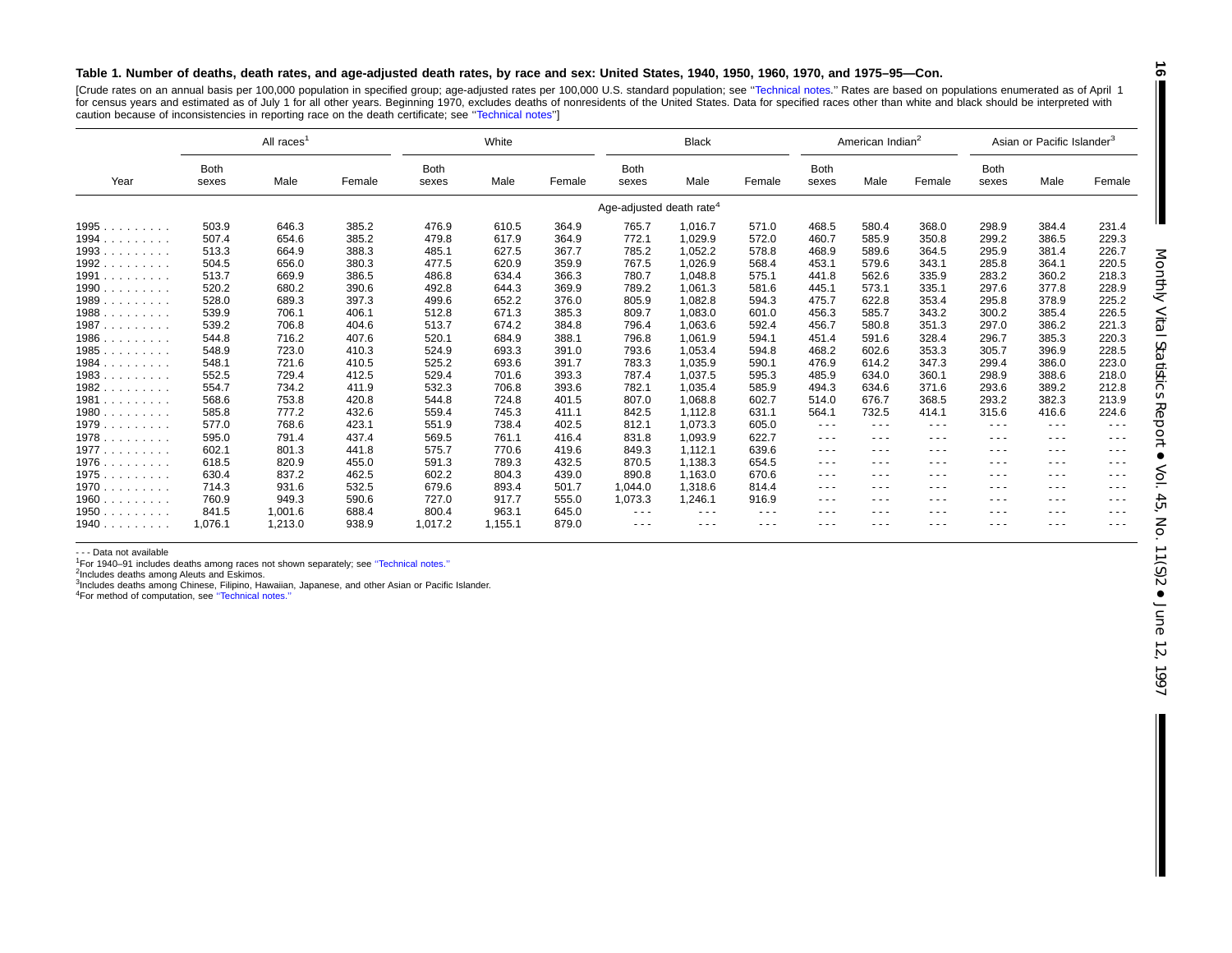**Table 1. Number of deaths, death rates, and age-adjusted death rates, by race and sex: United States, 1940, 1950, 1960, 1970, and 1975–95—Con.**

[Crude rates on an annual basis per 100,000 population in specified group; age-adjusted rates per 100,000 U.S. standard population; see "Technical notes." Rates are based on populations enumerated as of April 1 for census years and estimated as of July 1 for all other years. Beginning 1970, excludes deaths of nonresidents of the United States. Data for specified races other than white and black should be interpreted with caution because of inconsistencies in reporting race on the death certificate; see "Technical notes"]

| Year | All races[1] | | | White | | | Black | | | American Indian[2] | | | Asian or Pacific Islander[3] | | |
|---|---|---|---|---|---|---|---|---|---|---|---|---|---|---|---|
| | Both sexes | Male | Female | Both sexes | Male | Female | Both sexes | Male | Female | Both sexes | Male | Female | Both sexes | Male | Female |
| | Age-adjusted death rate[4] | | | | | | | | | | | | | | |
| 1995 | 503.9 | 646.3 | 385.2 | 476.9 | 610.5 | 364.9 | 765.7 | 1,016.7 | 571.0 | 468.5 | 580.4 | 368.0 | 298.9 | 384.4 | 231.4 |
| 1994 | 507.4 | 654.6 | 385.2 | 479.8 | 617.9 | 364.9 | 772.1 | 1,029.9 | 572.0 | 460.7 | 585.9 | 350.8 | 299.2 | 386.5 | 229.3 |
| 1993 | 513.3 | 664.9 | 388.3 | 485.1 | 627.5 | 367.7 | 785.2 | 1,052.2 | 578.8 | 468.9 | 589.6 | 364.5 | 295.9 | 381.4 | 226.7 |
| 1992 | 504.5 | 656.0 | 380.3 | 477.5 | 620.9 | 359.9 | 767.5 | 1,026.9 | 568.4 | 453.1 | 579.6 | 343.1 | 285.8 | 364.1 | 220.5 |
| 1991 | 513.7 | 669.9 | 386.5 | 486.8 | 634.4 | 366.3 | 780.7 | 1,048.8 | 575.1 | 441.8 | 562.6 | 335.9 | 283.2 | 360.2 | 218.3 |
| 1990 | 520.2 | 680.2 | 390.6 | 492.8 | 644.3 | 369.9 | 789.2 | 1,061.3 | 581.6 | 445.1 | 573.1 | 335.1 | 297.6 | 377.8 | 228.9 |
| 1989 | 528.0 | 689.3 | 397.3 | 499.6 | 652.2 | 376.0 | 805.9 | 1,082.8 | 594.3 | 475.7 | 622.8 | 353.4 | 295.8 | 378.9 | 225.2 |
| 1988 | 539.9 | 706.1 | 406.1 | 512.8 | 671.3 | 385.3 | 809.7 | 1,083.0 | 601.0 | 456.3 | 585.7 | 343.2 | 300.2 | 385.4 | 226.5 |
| 1987 | 539.2 | 706.8 | 404.6 | 513.7 | 674.2 | 384.8 | 796.4 | 1,063.6 | 592.4 | 456.7 | 580.8 | 351.3 | 297.0 | 386.2 | 221.3 |
| 1986 | 544.8 | 716.2 | 407.6 | 520.1 | 684.9 | 388.1 | 796.8 | 1,061.9 | 594.1 | 451.4 | 591.6 | 328.4 | 296.7 | 385.3 | 220.3 |
| 1985 | 548.9 | 723.0 | 410.3 | 524.9 | 693.3 | 391.0 | 793.6 | 1,053.4 | 594.8 | 468.2 | 602.6 | 353.3 | 305.7 | 396.9 | 228.5 |
| 1984 | 548.1 | 721.6 | 410.5 | 525.2 | 693.6 | 391.7 | 783.3 | 1,035.9 | 590.1 | 476.9 | 614.2 | 347.3 | 299.4 | 386.0 | 223.0 |
| 1983 | 552.5 | 729.4 | 412.5 | 529.4 | 701.6 | 393.3 | 787.4 | 1,037.5 | 595.3 | 485.9 | 634.0 | 360.1 | 298.9 | 388.6 | 218.0 |
| 1982 | 554.7 | 734.2 | 411.9 | 532.3 | 706.8 | 393.6 | 782.1 | 1,035.4 | 585.9 | 494.3 | 634.6 | 371.6 | 293.6 | 389.2 | 212.8 |
| 1981 | 568.6 | 753.8 | 420.8 | 544.8 | 724.8 | 401.5 | 807.0 | 1,068.8 | 602.7 | 514.0 | 676.7 | 368.5 | 293.2 | 382.3 | 213.9 |
| 1980 | 585.8 | 777.2 | 432.6 | 559.4 | 745.3 | 411.1 | 842.5 | 1,112.8 | 631.1 | 564.1 | 732.5 | 414.1 | 315.6 | 416.6 | 224.6 |
| 1979 | 577.0 | 768.6 | 423.1 | 551.9 | 738.4 | 402.5 | 812.1 | 1,073.3 | 605.0 | --- | --- | --- | --- | --- | --- |
| 1978 | 595.0 | 791.4 | 437.4 | 569.5 | 761.1 | 416.4 | 831.8 | 1,093.9 | 622.7 | --- | --- | --- | --- | --- | --- |
| 1977 | 602.1 | 801.3 | 441.8 | 575.7 | 770.6 | 419.6 | 849.3 | 1,112.1 | 639.6 | --- | --- | --- | --- | --- | --- |
| 1976 | 618.5 | 820.9 | 455.0 | 591.3 | 789.3 | 432.5 | 870.5 | 1,138.3 | 654.5 | --- | --- | --- | --- | --- | --- |
| 1975 | 630.4 | 837.2 | 462.5 | 602.2 | 804.3 | 439.0 | 890.8 | 1,163.0 | 670.6 | --- | --- | --- | --- | --- | --- |
| 1970 | 714.3 | 931.6 | 532.5 | 679.6 | 893.4 | 501.7 | 1,044.0 | 1,318.6 | 814.4 | --- | --- | --- | --- | --- | --- |
| 1960 | 760.9 | 949.3 | 590.6 | 727.0 | 917.7 | 555.0 | 1,073.3 | 1,246.1 | 916.9 | --- | --- | --- | --- | --- | --- |
| 1950 | 841.5 | 1,001.6 | 688.4 | 800.4 | 963.1 | 645.0 | --- | --- | --- | --- | --- | --- | --- | --- | --- |
| 1940 | 1,076.1 | 1,213.0 | 938.9 | 1,017.2 | 1,155.1 | 879.0 | --- | --- | --- | --- | --- | --- | --- | --- | --- |

--- Data not available

[1]For 1940–91 includes deaths among races not shown separately; see "Technical notes."

[2]Includes deaths among Aleuts and Eskimos.

[3]Includes deaths among Chinese, Filipino, Hawaiian, Japanese, and other Asian or Pacific Islander.

[4]For method of computation, see "Technical notes."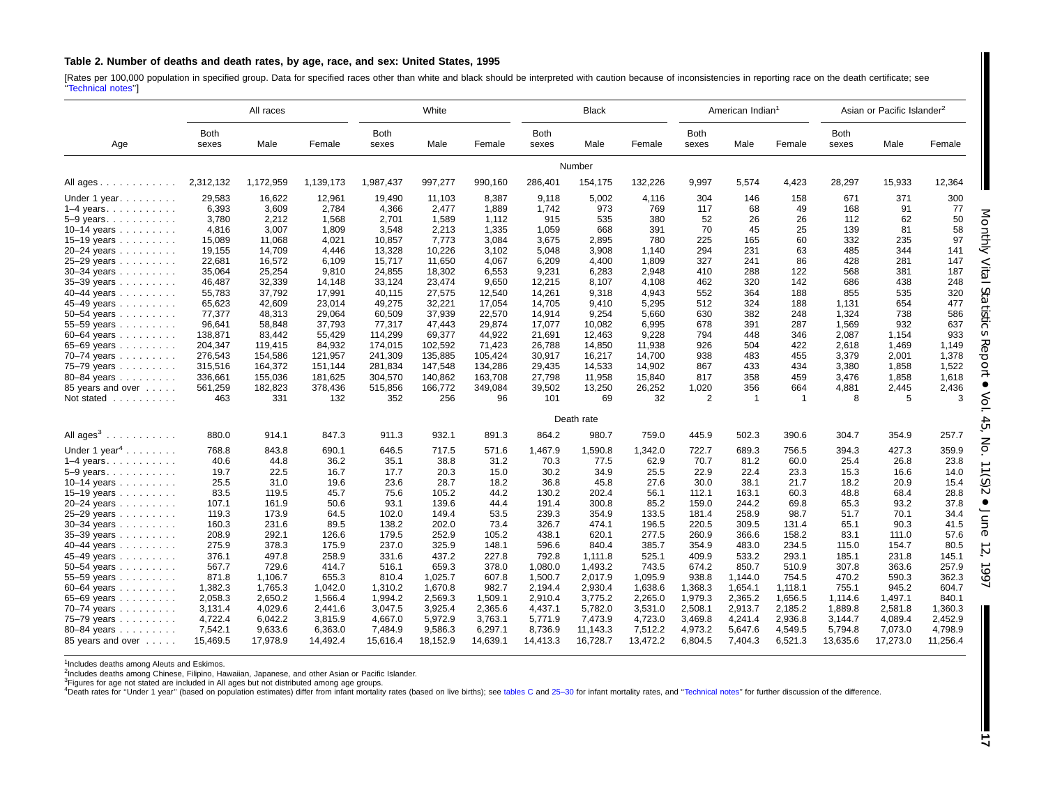**Table 2. Number of deaths and death rates, by age, race, and sex: United States, 1995**

[Rates per 100,000 population in specified group. Data for specified races other than white and black should be interpreted with caution because of inconsistencies in reporting race on the death certificate; see "Technical notes"]

| Age | All races | | | White | | | Black | | | American Indian[1] | | | Asian or Pacific Islander[2] | | |
|---|---|---|---|---|---|---|---|---|---|---|---|---|---|---|---|
| | Both sexes | Male | Female | Both sexes | Male | Female | Both sexes | Male | Female | Both sexes | Male | Female | Both sexes | Male | Female |
| | | | | | | | | Number | | | | | | | |
| All ages | 2,312,132 | 1,172,959 | 1,139,173 | 1,987,437 | 997,277 | 990,160 | 286,401 | 154,175 | 132,226 | 9,997 | 5,574 | 4,423 | 28,297 | 15,933 | 12,364 |
| Under 1 year | 29,583 | 16,622 | 12,961 | 19,490 | 11,103 | 8,387 | 9,118 | 5,002 | 4,116 | 304 | 146 | 158 | 671 | 371 | 300 |
| 1–4 years | 6,393 | 3,609 | 2,784 | 4,366 | 2,477 | 1,889 | 1,742 | 973 | 769 | 117 | 68 | 49 | 168 | 91 | 77 |
| 5–9 years | 3,780 | 2,212 | 1,568 | 2,701 | 1,589 | 1,112 | 915 | 535 | 380 | 52 | 26 | 26 | 112 | 62 | 50 |
| 10–14 years | 4,816 | 3,007 | 1,809 | 3,548 | 2,213 | 1,335 | 1,059 | 668 | 391 | 70 | 45 | 25 | 139 | 81 | 58 |
| 15–19 years | 15,089 | 11,068 | 4,021 | 10,857 | 7,773 | 3,084 | 3,675 | 2,895 | 780 | 225 | 165 | 60 | 332 | 235 | 97 |
| 20–24 years | 19,155 | 14,709 | 4,446 | 13,328 | 10,226 | 3,102 | 5,048 | 3,908 | 1,140 | 294 | 231 | 63 | 485 | 344 | 141 |
| 25–29 years | 22,681 | 16,572 | 6,109 | 15,717 | 11,650 | 4,067 | 6,209 | 4,400 | 1,809 | 327 | 241 | 86 | 428 | 281 | 147 |
| 30–34 years | 35,064 | 25,254 | 9,810 | 24,855 | 18,302 | 6,553 | 9,231 | 6,283 | 2,948 | 410 | 288 | 122 | 568 | 381 | 187 |
| 35–39 years | 46,487 | 32,339 | 14,148 | 33,124 | 23,474 | 9,650 | 12,215 | 8,107 | 4,108 | 462 | 320 | 142 | 686 | 438 | 248 |
| 40–44 years | 55,783 | 37,792 | 17,991 | 40,115 | 27,575 | 12,540 | 14,261 | 9,318 | 4,943 | 552 | 364 | 188 | 855 | 535 | 320 |
| 45–49 years | 65,623 | 42,609 | 23,014 | 49,275 | 32,221 | 17,054 | 14,705 | 9,410 | 5,295 | 512 | 324 | 188 | 1,131 | 654 | 477 |
| 50–54 years | 77,377 | 48,313 | 29,064 | 60,509 | 37,939 | 22,570 | 14,914 | 9,254 | 5,660 | 630 | 382 | 248 | 1,324 | 738 | 586 |
| 55–59 years | 96,641 | 58,848 | 37,793 | 77,317 | 47,443 | 29,874 | 17,077 | 10,082 | 6,995 | 678 | 391 | 287 | 1,569 | 932 | 637 |
| 60–64 years | 138,871 | 83,442 | 55,429 | 114,299 | 69,377 | 44,922 | 21,691 | 12,463 | 9,228 | 794 | 448 | 346 | 2,087 | 1,154 | 933 |
| 65–69 years | 204,347 | 119,415 | 84,932 | 174,015 | 102,592 | 71,423 | 26,788 | 14,850 | 11,938 | 926 | 504 | 422 | 2,618 | 1,469 | 1,149 |
| 70–74 years | 276,543 | 154,586 | 121,957 | 241,309 | 135,885 | 105,424 | 30,917 | 16,217 | 14,700 | 938 | 483 | 455 | 3,379 | 2,001 | 1,378 |
| 75–79 years | 315,516 | 164,372 | 151,144 | 281,834 | 147,548 | 134,286 | 29,435 | 14,533 | 14,902 | 867 | 433 | 434 | 3,380 | 1,858 | 1,522 |
| 80–84 years | 336,661 | 155,036 | 181,625 | 304,570 | 140,862 | 163,708 | 27,798 | 11,958 | 15,840 | 817 | 358 | 459 | 3,476 | 1,858 | 1,618 |
| 85 years and over | 561,259 | 182,823 | 378,436 | 515,856 | 166,772 | 349,084 | 39,502 | 13,250 | 26,252 | 1,020 | 356 | 664 | 4,881 | 2,445 | 2,436 |
| Not stated | 463 | 331 | 132 | 352 | 256 | 96 | 101 | 69 | 32 | 2 | 1 | 1 | 8 | 5 | 3 |
| | | | | | | | | Death rate | | | | | | | |
| All ages[3] | 880.0 | 914.1 | 847.3 | 911.3 | 932.1 | 891.3 | 864.2 | 980.7 | 759.0 | 445.9 | 502.3 | 390.6 | 304.7 | 354.9 | 257.7 |
| Under 1 year[4] | 768.8 | 843.8 | 690.1 | 646.5 | 717.5 | 571.6 | 1,467.9 | 1,590.8 | 1,342.0 | 722.7 | 689.3 | 756.5 | 394.3 | 427.3 | 359.9 |
| 1–4 years | 40.6 | 44.8 | 36.2 | 35.1 | 38.8 | 31.2 | 70.3 | 77.5 | 62.9 | 70.7 | 81.2 | 60.0 | 25.4 | 26.8 | 23.8 |
| 5–9 years | 19.7 | 22.5 | 16.7 | 17.7 | 20.3 | 15.0 | 30.2 | 34.9 | 25.5 | 22.9 | 22.4 | 23.3 | 15.3 | 16.6 | 14.0 |
| 10–14 years | 25.5 | 31.0 | 19.6 | 23.6 | 28.7 | 18.2 | 36.8 | 45.8 | 27.6 | 30.0 | 38.1 | 21.7 | 18.2 | 20.9 | 15.4 |
| 15–19 years | 83.5 | 119.5 | 45.7 | 75.6 | 105.2 | 44.2 | 130.2 | 202.4 | 56.1 | 112.1 | 163.1 | 60.3 | 48.8 | 68.4 | 28.8 |
| 20–24 years | 107.1 | 161.9 | 50.6 | 93.1 | 139.6 | 44.4 | 191.4 | 300.8 | 85.2 | 159.0 | 244.2 | 69.8 | 65.3 | 93.2 | 37.8 |
| 25–29 years | 119.3 | 173.9 | 64.5 | 102.0 | 149.4 | 53.5 | 239.3 | 354.9 | 133.5 | 181.4 | 258.9 | 98.7 | 51.7 | 70.1 | 34.4 |
| 30–34 years | 160.3 | 231.6 | 89.5 | 138.2 | 202.0 | 73.4 | 326.7 | 474.1 | 196.5 | 220.5 | 309.5 | 131.4 | 65.1 | 90.3 | 41.5 |
| 35–39 years | 208.9 | 292.1 | 126.6 | 179.5 | 252.9 | 105.2 | 438.1 | 620.1 | 277.5 | 260.9 | 366.6 | 158.2 | 83.1 | 111.0 | 57.6 |
| 40–44 years | 275.9 | 378.3 | 175.9 | 237.0 | 325.9 | 148.1 | 596.6 | 840.4 | 385.7 | 354.9 | 483.0 | 234.5 | 115.0 | 154.7 | 80.5 |
| 45–49 years | 376.1 | 497.8 | 258.9 | 331.6 | 437.2 | 227.8 | 792.8 | 1,111.8 | 525.1 | 409.9 | 533.2 | 293.1 | 185.1 | 231.8 | 145.1 |
| 50–54 years | 567.7 | 729.6 | 414.7 | 516.1 | 659.3 | 378.0 | 1,080.0 | 1,493.2 | 743.5 | 674.2 | 850.7 | 510.9 | 307.8 | 363.6 | 257.9 |
| 55–59 years | 871.8 | 1,106.7 | 655.3 | 810.4 | 1,025.7 | 607.8 | 1,500.7 | 2,017.9 | 1,095.9 | 938.8 | 1,144.0 | 754.5 | 470.2 | 590.3 | 362.3 |
| 60–64 years | 1,382.3 | 1,765.3 | 1,042.0 | 1,310.2 | 1,670.8 | 982.7 | 2,194.4 | 2,930.4 | 1,638.6 | 1,368.3 | 1,654.1 | 1,118.1 | 755.1 | 945.2 | 604.7 |
| 65–69 years | 2,058.3 | 2,650.2 | 1,566.4 | 1,994.2 | 2,569.3 | 1,509.1 | 2,910.4 | 3,775.2 | 2,265.0 | 1,979.3 | 2,365.2 | 1,656.5 | 1,114.6 | 1,497.1 | 840.1 |
| 70–74 years | 3,131.4 | 4,029.6 | 2,441.6 | 3,047.5 | 3,925.4 | 2,365.6 | 4,437.1 | 5,782.0 | 3,531.0 | 2,508.1 | 2,913.7 | 2,185.2 | 1,889.8 | 2,581.8 | 1,360.3 |
| 75–79 years | 4,722.4 | 6,042.2 | 3,815.9 | 4,667.0 | 5,972.9 | 3,763.1 | 5,771.9 | 7,473.9 | 4,723.0 | 3,469.8 | 4,241.4 | 2,936.8 | 3,144.7 | 4,089.4 | 2,452.9 |
| 80–84 years | 7,542.1 | 9,633.6 | 6,363.0 | 7,484.9 | 9,586.3 | 6,297.1 | 8,736.9 | 11,143.3 | 7,512.2 | 4,973.2 | 5,647.6 | 4,549.5 | 5,794.8 | 7,073.0 | 4,798.9 |
| 85 years and over | 15,469.5 | 17,978.9 | 14,492.4 | 15,616.4 | 18,152.9 | 14,639.1 | 14,413.3 | 16,728.7 | 13,472.2 | 6,804.5 | 7,404.3 | 6,521.3 | 13,635.6 | 17,273.0 | 11,256.4 |

[1]Includes deaths among Aleuts and Eskimos.

[2]Includes deaths among Chinese, Filipino, Hawaiian, Japanese, and other Asian or Pacific Islander.

[3]Figures for age not stated are included in All ages but not distributed among age groups.

[4]Death rates for "Under 1 year" (based on population estimates) differ from infant mortality rates (based on live births); see tables C and 25–30 for infant mortality rates, and "Technical notes" for further discussion of the difference.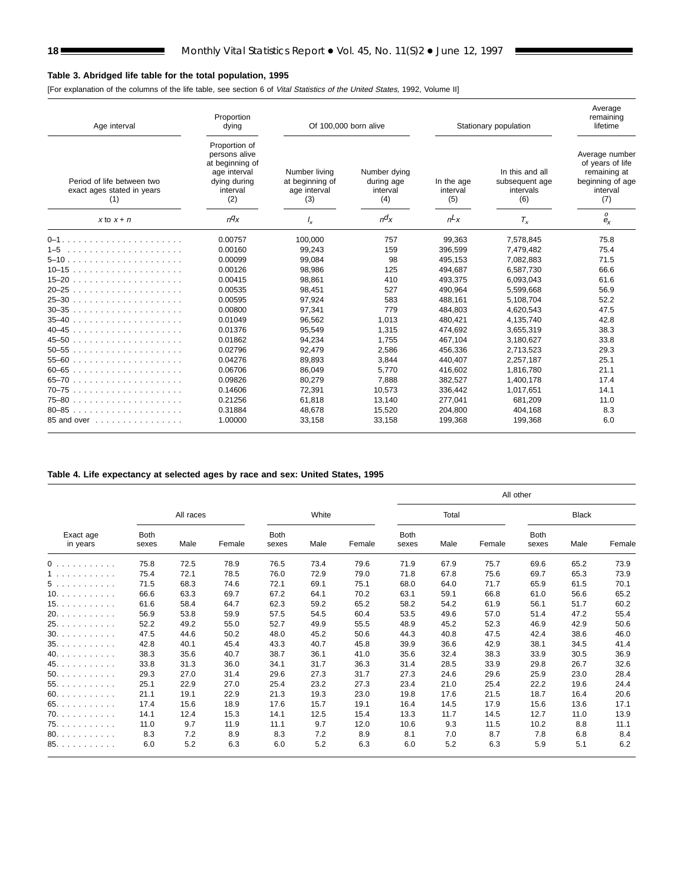**Table 3. Abridged life table for the total population, 1995**

[For explanation of the columns of the life table, see section 6 of *Vital Statistics of the United States,* 1992, Volume II]

| Age interval | Proportion dying | Of 100,000 born alive | | Stationary population | | Average remaining lifetime |
|---|---|---|---|---|---|---|
| Period of life between two exact ages stated in years (1) | Proportion of persons alive at beginning of age interval dying during interval (2) | Number living at beginning of age interval (3) | Number dying during age interval (4) | In the age interval (5) | In this and all subsequent age intervals (6) | Average number of years of life remaining at beginning of age interval (7) |
| $x$ to $x + n$ | $_nq_x$ | $l_x$ | $_nd_x$ | $_nL_x$ | $T_x$ | $\mathring{e}_x$ |
| 0–1 | 0.00757 | 100,000 | 757 | 99,363 | 7,578,845 | 75.8 |
| 1–5 | 0.00160 | 99,243 | 159 | 396,599 | 7,479,482 | 75.4 |
| 5–10 | 0.00099 | 99,084 | 98 | 495,153 | 7,082,883 | 71.5 |
| 10–15 | 0.00126 | 98,986 | 125 | 494,687 | 6,587,730 | 66.6 |
| 15–20 | 0.00415 | 98,861 | 410 | 493,375 | 6,093,043 | 61.6 |
| 20–25 | 0.00535 | 98,451 | 527 | 490,964 | 5,599,668 | 56.9 |
| 25–30 | 0.00595 | 97,924 | 583 | 488,161 | 5,108,704 | 52.2 |
| 30–35 | 0.00800 | 97,341 | 779 | 484,803 | 4,620,543 | 47.5 |
| 35–40 | 0.01049 | 96,562 | 1,013 | 480,421 | 4,135,740 | 42.8 |
| 40–45 | 0.01376 | 95,549 | 1,315 | 474,692 | 3,655,319 | 38.3 |
| 45–50 | 0.01862 | 94,234 | 1,755 | 467,104 | 3,180,627 | 33.8 |
| 50–55 | 0.02796 | 92,479 | 2,586 | 456,336 | 2,713,523 | 29.3 |
| 55–60 | 0.04276 | 89,893 | 3,844 | 440,407 | 2,257,187 | 25.1 |
| 60–65 | 0.06706 | 86,049 | 5,770 | 416,602 | 1,816,780 | 21.1 |
| 65–70 | 0.09826 | 80,279 | 7,888 | 382,527 | 1,400,178 | 17.4 |
| 70–75 | 0.14606 | 72,391 | 10,573 | 336,442 | 1,017,651 | 14.1 |
| 75–80 | 0.21256 | 61,818 | 13,140 | 277,041 | 681,209 | 11.0 |
| 80–85 | 0.31884 | 48,678 | 15,520 | 204,800 | 404,168 | 8.3 |
| 85 and over | 1.00000 | 33,158 | 33,158 | 199,368 | 199,368 | 6.0 |

**Table 4. Life expectancy at selected ages by race and sex: United States, 1995**

| Exact age in years | All races | | | White | | | All other | | | | | |
|---|---|---|---|---|---|---|---|---|---|---|---|---|
| | | | | | | | Total | | | Black | | |
| | Both sexes | Male | Female | Both sexes | Male | Female | Both sexes | Male | Female | Both sexes | Male | Female |
| 0 | 75.8 | 72.5 | 78.9 | 76.5 | 73.4 | 79.6 | 71.9 | 67.9 | 75.7 | 69.6 | 65.2 | 73.9 |
| 1 | 75.4 | 72.1 | 78.5 | 76.0 | 72.9 | 79.0 | 71.8 | 67.8 | 75.6 | 69.7 | 65.3 | 73.9 |
| 5 | 71.5 | 68.3 | 74.6 | 72.1 | 69.1 | 75.1 | 68.0 | 64.0 | 71.7 | 65.9 | 61.5 | 70.1 |
| 10 | 66.6 | 63.3 | 69.7 | 67.2 | 64.1 | 70.2 | 63.1 | 59.1 | 66.8 | 61.0 | 56.6 | 65.2 |
| 15 | 61.6 | 58.4 | 64.7 | 62.3 | 59.2 | 65.2 | 58.2 | 54.2 | 61.9 | 56.1 | 51.7 | 60.2 |
| 20 | 56.9 | 53.8 | 59.9 | 57.5 | 54.5 | 60.4 | 53.5 | 49.6 | 57.0 | 51.4 | 47.2 | 55.4 |
| 25 | 52.2 | 49.2 | 55.0 | 52.7 | 49.9 | 55.5 | 48.9 | 45.2 | 52.3 | 46.9 | 42.9 | 50.6 |
| 30 | 47.5 | 44.6 | 50.2 | 48.0 | 45.2 | 50.6 | 44.3 | 40.8 | 47.5 | 42.4 | 38.6 | 46.0 |
| 35 | 42.8 | 40.1 | 45.4 | 43.3 | 40.7 | 45.8 | 39.9 | 36.6 | 42.9 | 38.1 | 34.5 | 41.4 |
| 40 | 38.3 | 35.6 | 40.7 | 38.7 | 36.1 | 41.0 | 35.6 | 32.4 | 38.3 | 33.9 | 30.5 | 36.9 |
| 45 | 33.8 | 31.3 | 36.0 | 34.1 | 31.7 | 36.3 | 31.4 | 28.5 | 33.9 | 29.8 | 26.7 | 32.6 |
| 50 | 29.3 | 27.0 | 31.4 | 29.6 | 27.3 | 31.7 | 27.3 | 24.6 | 29.6 | 25.9 | 23.0 | 28.4 |
| 55 | 25.1 | 22.9 | 27.0 | 25.4 | 23.2 | 27.3 | 23.4 | 21.0 | 25.4 | 22.2 | 19.6 | 24.4 |
| 60 | 21.1 | 19.1 | 22.9 | 21.3 | 19.3 | 23.0 | 19.8 | 17.6 | 21.5 | 18.7 | 16.4 | 20.6 |
| 65 | 17.4 | 15.6 | 18.9 | 17.6 | 15.7 | 19.1 | 16.4 | 14.5 | 17.9 | 15.6 | 13.6 | 17.1 |
| 70 | 14.1 | 12.4 | 15.3 | 14.1 | 12.5 | 15.4 | 13.3 | 11.7 | 14.5 | 12.7 | 11.0 | 13.9 |
| 75 | 11.0 | 9.7 | 11.9 | 11.1 | 9.7 | 12.0 | 10.6 | 9.3 | 11.5 | 10.2 | 8.8 | 11.1 |
| 80 | 8.3 | 7.2 | 8.9 | 8.3 | 7.2 | 8.9 | 8.1 | 7.0 | 8.7 | 7.8 | 6.8 | 8.4 |
| 85 | 6.0 | 5.2 | 6.3 | 6.0 | 5.2 | 6.3 | 6.0 | 5.2 | 6.3 | 5.9 | 5.1 | 6.2 |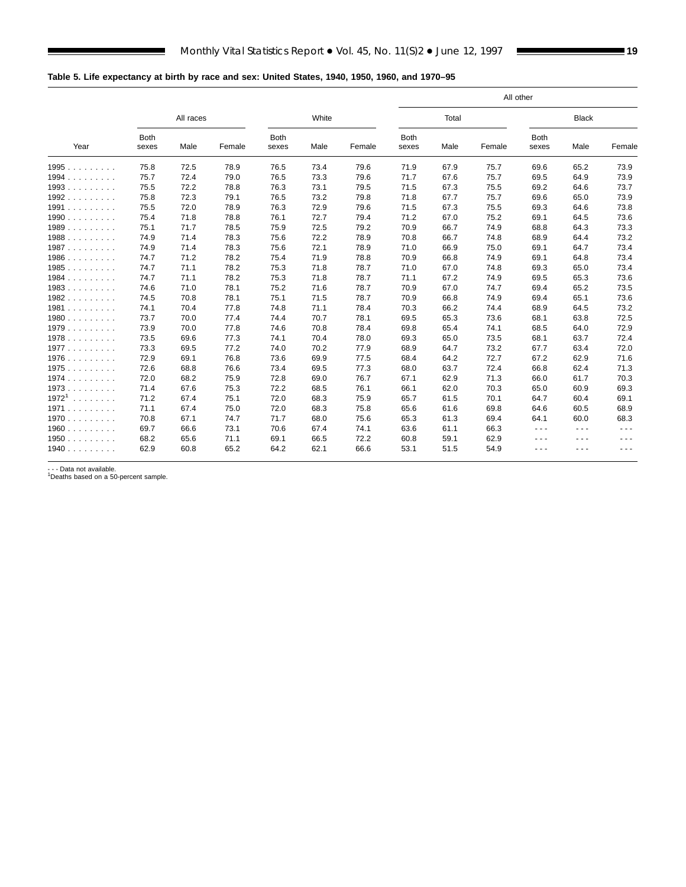**Table 5. Life expectancy at birth by race and sex: United States, 1940, 1950, 1960, and 1970–95**

| Year | All races | | | White | | | All other | | | | | |
|---|---|---|---|---|---|---|---|---|---|---|---|---|
| | | | | | | | Total | | | Black | | |
| | Both sexes | Male | Female | Both sexes | Male | Female | Both sexes | Male | Female | Both sexes | Male | Female |
| 1995 | 75.8 | 72.5 | 78.9 | 76.5 | 73.4 | 79.6 | 71.9 | 67.9 | 75.7 | 69.6 | 65.2 | 73.9 |
| 1994 | 75.7 | 72.4 | 79.0 | 76.5 | 73.3 | 79.6 | 71.7 | 67.6 | 75.7 | 69.5 | 64.9 | 73.9 |
| 1993 | 75.5 | 72.2 | 78.8 | 76.3 | 73.1 | 79.5 | 71.5 | 67.3 | 75.5 | 69.2 | 64.6 | 73.7 |
| 1992 | 75.8 | 72.3 | 79.1 | 76.5 | 73.2 | 79.8 | 71.8 | 67.7 | 75.7 | 69.6 | 65.0 | 73.9 |
| 1991 | 75.5 | 72.0 | 78.9 | 76.3 | 72.9 | 79.6 | 71.5 | 67.3 | 75.5 | 69.3 | 64.6 | 73.8 |
| 1990 | 75.4 | 71.8 | 78.8 | 76.1 | 72.7 | 79.4 | 71.2 | 67.0 | 75.2 | 69.1 | 64.5 | 73.6 |
| 1989 | 75.1 | 71.7 | 78.5 | 75.9 | 72.5 | 79.2 | 70.9 | 66.7 | 74.9 | 68.8 | 64.3 | 73.3 |
| 1988 | 74.9 | 71.4 | 78.3 | 75.6 | 72.2 | 78.9 | 70.8 | 66.7 | 74.8 | 68.9 | 64.4 | 73.2 |
| 1987 | 74.9 | 71.4 | 78.3 | 75.6 | 72.1 | 78.9 | 71.0 | 66.9 | 75.0 | 69.1 | 64.7 | 73.4 |
| 1986 | 74.7 | 71.2 | 78.2 | 75.4 | 71.9 | 78.8 | 70.9 | 66.8 | 74.9 | 69.1 | 64.8 | 73.4 |
| 1985 | 74.7 | 71.1 | 78.2 | 75.3 | 71.8 | 78.7 | 71.0 | 67.0 | 74.8 | 69.3 | 65.0 | 73.4 |
| 1984 | 74.7 | 71.1 | 78.2 | 75.3 | 71.8 | 78.7 | 71.1 | 67.2 | 74.9 | 69.5 | 65.3 | 73.6 |
| 1983 | 74.6 | 71.0 | 78.1 | 75.2 | 71.6 | 78.7 | 70.9 | 67.0 | 74.7 | 69.4 | 65.2 | 73.5 |
| 1982 | 74.5 | 70.8 | 78.1 | 75.1 | 71.5 | 78.7 | 70.9 | 66.8 | 74.9 | 69.4 | 65.1 | 73.6 |
| 1981 | 74.1 | 70.4 | 77.8 | 74.8 | 71.1 | 78.4 | 70.3 | 66.2 | 74.4 | 68.9 | 64.5 | 73.2 |
| 1980 | 73.7 | 70.0 | 77.4 | 74.4 | 70.7 | 78.1 | 69.5 | 65.3 | 73.6 | 68.1 | 63.8 | 72.5 |
| 1979 | 73.9 | 70.0 | 77.8 | 74.6 | 70.8 | 78.4 | 69.8 | 65.4 | 74.1 | 68.5 | 64.0 | 72.9 |
| 1978 | 73.5 | 69.6 | 77.3 | 74.1 | 70.4 | 78.0 | 69.3 | 65.0 | 73.5 | 68.1 | 63.7 | 72.4 |
| 1977 | 73.3 | 69.5 | 77.2 | 74.0 | 70.2 | 77.9 | 68.9 | 64.7 | 73.2 | 67.7 | 63.4 | 72.0 |
| 1976 | 72.9 | 69.1 | 76.8 | 73.6 | 69.9 | 77.5 | 68.4 | 64.2 | 72.7 | 67.2 | 62.9 | 71.6 |
| 1975 | 72.6 | 68.8 | 76.6 | 73.4 | 69.5 | 77.3 | 68.0 | 63.7 | 72.4 | 66.8 | 62.4 | 71.3 |
| 1974 | 72.0 | 68.2 | 75.9 | 72.8 | 69.0 | 76.7 | 67.1 | 62.9 | 71.3 | 66.0 | 61.7 | 70.3 |
| 1973 | 71.4 | 67.6 | 75.3 | 72.2 | 68.5 | 76.1 | 66.1 | 62.0 | 70.3 | 65.0 | 60.9 | 69.3 |
| 1972[1] | 71.2 | 67.4 | 75.1 | 72.0 | 68.3 | 75.9 | 65.7 | 61.5 | 70.1 | 64.7 | 60.4 | 69.1 |
| 1971 | 71.1 | 67.4 | 75.0 | 72.0 | 68.3 | 75.8 | 65.6 | 61.6 | 69.8 | 64.6 | 60.5 | 68.9 |
| 1970 | 70.8 | 67.1 | 74.7 | 71.7 | 68.0 | 75.6 | 65.3 | 61.3 | 69.4 | 64.1 | 60.0 | 68.3 |
| 1960 | 69.7 | 66.6 | 73.1 | 70.6 | 67.4 | 74.1 | 63.6 | 61.1 | 66.3 | - - - | - - - | - - - |
| 1950 | 68.2 | 65.6 | 71.1 | 69.1 | 66.5 | 72.2 | 60.8 | 59.1 | 62.9 | - - - | - - - | - - - |
| 1940 | 62.9 | 60.8 | 65.2 | 64.2 | 62.1 | 66.6 | 53.1 | 51.5 | 54.9 | - - - | - - - | - - - |

- - - Data not available.
[1]Deaths based on a 50-percent sample.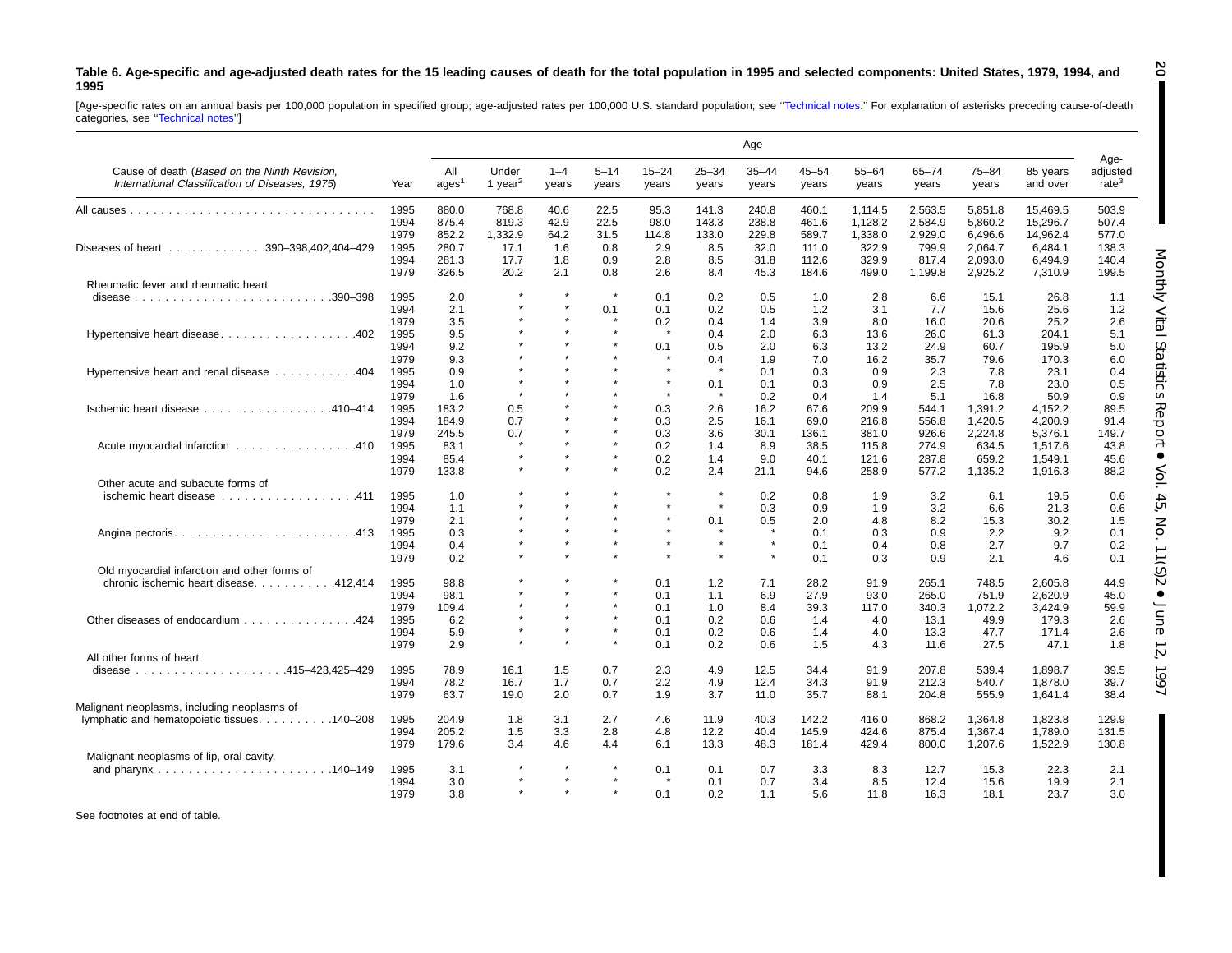**Table 6. Age-specific and age-adjusted death rates for the 15 leading causes of death for the total population in 1995 and selected components: United States, 1979, 1994, and 1995**

[Age-specific rates on an annual basis per 100,000 population in specified group; age-adjusted rates per 100,000 U.S. standard population; see ''Technical notes.'' For explanation of asterisks preceding cause-of-death categories, see ''Technical notes'']

| Cause of death (*Based on the Ninth Revision, International Classification of Diseases, 1975*) | Year | All ages[1] | Under 1 year[2] | 1–4 years | 5–14 years | 15–24 years | 25–34 years | 35–44 years | 45–54 years | 55–64 years | 65–74 years | 75–84 years | 85 years and over | Age-adjusted rate[3] |
|---|---|---|---|---|---|---|---|---|---|---|---|---|---|---|
| All causes | 1995 | 880.0 | 768.8 | 40.6 | 22.5 | 95.3 | 141.3 | 240.8 | 460.1 | 1,114.5 | 2,563.5 | 5,851.8 | 15,469.5 | 503.9 |
| | 1994 | 875.4 | 819.3 | 42.9 | 22.5 | 98.0 | 143.3 | 238.8 | 461.6 | 1,128.2 | 2,584.9 | 5,860.2 | 15,296.7 | 507.4 |
| | 1979 | 852.2 | 1,332.9 | 64.2 | 31.5 | 114.8 | 133.0 | 229.8 | 589.7 | 1,338.0 | 2,929.0 | 6,496.6 | 14,962.4 | 577.0 |
| Diseases of heart 390–398,402,404–429 | 1995 | 280.7 | 17.1 | 1.6 | 0.8 | 2.9 | 8.5 | 32.0 | 111.0 | 322.9 | 799.9 | 2,064.7 | 6,484.1 | 138.3 |
| | 1994 | 281.3 | 17.7 | 1.8 | 0.9 | 2.8 | 8.5 | 31.8 | 112.6 | 329.9 | 817.4 | 2,093.0 | 6,494.9 | 140.4 |
| | 1979 | 326.5 | 20.2 | 2.1 | 0.8 | 2.6 | 8.4 | 45.3 | 184.6 | 499.0 | 1,199.8 | 2,925.2 | 7,310.9 | 199.5 |
| Rheumatic fever and rheumatic heart disease 390–398 | 1995 | 2.0 | * | * | * | 0.1 | 0.2 | 0.5 | 1.0 | 2.8 | 6.6 | 15.1 | 26.8 | 1.1 |
| | 1994 | 2.1 | * | * | 0.1 | 0.1 | 0.2 | 0.5 | 1.2 | 3.1 | 7.7 | 15.6 | 25.6 | 1.2 |
| | 1979 | 3.5 | * | * | * | 0.2 | 0.4 | 1.4 | 3.9 | 8.0 | 16.0 | 20.6 | 25.2 | 2.6 |
| Hypertensive heart disease 402 | 1995 | 9.5 | * | * | * | * | 0.4 | 2.0 | 6.3 | 13.6 | 26.0 | 61.3 | 204.1 | 5.1 |
| | 1994 | 9.2 | * | * | * | 0.1 | 0.5 | 2.0 | 6.3 | 13.2 | 24.9 | 60.7 | 195.9 | 5.0 |
| | 1979 | 9.3 | * | * | * | * | 0.4 | 1.9 | 7.0 | 16.2 | 35.7 | 79.6 | 170.3 | 6.0 |
| Hypertensive heart and renal disease 404 | 1995 | 0.9 | * | * | * | * | * | 0.1 | 0.3 | 0.9 | 2.3 | 7.8 | 23.1 | 0.4 |
| | 1994 | 1.0 | * | * | * | * | 0.1 | 0.1 | 0.3 | 0.9 | 2.5 | 7.8 | 23.0 | 0.5 |
| | 1979 | 1.6 | * | * | * | * | * | 0.2 | 0.4 | 1.4 | 5.1 | 16.8 | 50.9 | 0.9 |
| Ischemic heart disease 410–414 | 1995 | 183.2 | 0.5 | * | * | 0.3 | 2.6 | 16.2 | 67.6 | 209.9 | 544.1 | 1,391.2 | 4,152.2 | 89.5 |
| | 1994 | 184.9 | 0.7 | * | * | 0.3 | 2.5 | 16.1 | 69.0 | 216.8 | 556.8 | 1,420.5 | 4,200.9 | 91.4 |
| | 1979 | 245.5 | 0.7 | * | * | 0.3 | 3.6 | 30.1 | 136.1 | 381.0 | 926.6 | 2,224.8 | 5,376.1 | 149.7 |
| Acute myocardial infarction 410 | 1995 | 83.1 | * | * | * | 0.2 | 1.4 | 8.9 | 38.5 | 115.8 | 274.9 | 634.5 | 1,517.6 | 43.8 |
| | 1994 | 85.4 | * | * | * | 0.2 | 1.4 | 9.0 | 40.1 | 121.6 | 287.8 | 659.2 | 1,549.1 | 45.6 |
| | 1979 | 133.8 | * | * | * | 0.2 | 2.4 | 21.1 | 94.6 | 258.9 | 577.2 | 1,135.2 | 1,916.3 | 88.2 |
| Other acute and subacute forms of ischemic heart disease 411 | 1995 | 1.0 | * | * | * | * | * | 0.2 | 0.8 | 1.9 | 3.2 | 6.1 | 19.5 | 0.6 |
| | 1994 | 1.1 | * | * | * | * | * | 0.3 | 0.9 | 1.9 | 3.2 | 6.6 | 21.3 | 0.6 |
| | 1979 | 2.1 | * | * | * | * | 0.1 | 0.5 | 2.0 | 4.8 | 8.2 | 15.3 | 30.2 | 1.5 |
| Angina pectoris 413 | 1995 | 0.3 | * | * | * | * | * | * | 0.1 | 0.3 | 0.9 | 2.2 | 9.2 | 0.1 |
| | 1994 | 0.4 | * | * | * | * | * | * | 0.1 | 0.4 | 0.8 | 2.7 | 9.7 | 0.2 |
| | 1979 | 0.2 | * | * | * | * | * | * | 0.1 | 0.3 | 0.9 | 2.1 | 4.6 | 0.1 |
| Old myocardial infarction and other forms of chronic ischemic heart disease 412,414 | 1995 | 98.8 | * | * | * | 0.1 | 1.2 | 7.1 | 28.2 | 91.9 | 265.1 | 748.5 | 2,605.8 | 44.9 |
| | 1994 | 98.1 | * | * | * | 0.1 | 1.1 | 6.9 | 27.9 | 93.0 | 265.0 | 751.9 | 2,620.9 | 45.0 |
| | 1979 | 109.4 | * | * | * | 0.1 | 1.0 | 8.4 | 39.3 | 117.0 | 340.3 | 1,072.2 | 3,424.9 | 59.9 |
| Other diseases of endocardium 424 | 1995 | 6.2 | * | * | * | 0.1 | 0.2 | 0.6 | 1.4 | 4.0 | 13.1 | 49.9 | 179.3 | 2.6 |
| | 1994 | 5.9 | * | * | * | 0.1 | 0.2 | 0.6 | 1.4 | 4.0 | 13.3 | 47.7 | 171.4 | 2.6 |
| | 1979 | 2.9 | * | * | * | 0.1 | 0.2 | 0.6 | 1.5 | 4.3 | 11.6 | 27.5 | 47.1 | 1.8 |
| All other forms of heart disease 415–423,425–429 | 1995 | 78.9 | 16.1 | 1.5 | 0.7 | 2.3 | 4.9 | 12.5 | 34.4 | 91.9 | 207.8 | 539.4 | 1,898.7 | 39.5 |
| | 1994 | 78.2 | 16.7 | 1.7 | 0.7 | 2.2 | 4.9 | 12.4 | 34.3 | 91.9 | 212.3 | 540.7 | 1,878.0 | 39.7 |
| | 1979 | 63.7 | 19.0 | 2.0 | 0.7 | 1.9 | 3.7 | 11.0 | 35.7 | 88.1 | 204.8 | 555.9 | 1,641.4 | 38.4 |
| Malignant neoplasms, including neoplasms of lymphatic and hematopoietic tissues 140–208 | 1995 | 204.9 | 1.8 | 3.1 | 2.7 | 4.6 | 11.9 | 40.3 | 142.2 | 416.0 | 868.2 | 1,364.8 | 1,823.8 | 129.9 |
| | 1994 | 205.2 | 1.5 | 3.3 | 2.8 | 4.8 | 12.2 | 40.4 | 145.9 | 424.6 | 875.4 | 1,367.4 | 1,789.0 | 131.5 |
| | 1979 | 179.6 | 3.4 | 4.6 | 4.4 | 6.1 | 13.3 | 48.3 | 181.4 | 429.4 | 800.0 | 1,207.6 | 1,522.9 | 130.8 |
| Malignant neoplasms of lip, oral cavity, and pharynx 140–149 | 1995 | 3.1 | * | * | * | 0.1 | 0.1 | 0.7 | 3.3 | 8.3 | 12.7 | 15.3 | 22.3 | 2.1 |
| | 1994 | 3.0 | * | * | * | * | 0.1 | 0.7 | 3.4 | 8.5 | 12.4 | 15.6 | 19.9 | 2.1 |
| | 1979 | 3.8 | * | * | * | 0.1 | 0.2 | 1.1 | 5.6 | 11.8 | 16.3 | 18.1 | 23.7 | 3.0 |

See footnotes at end of table.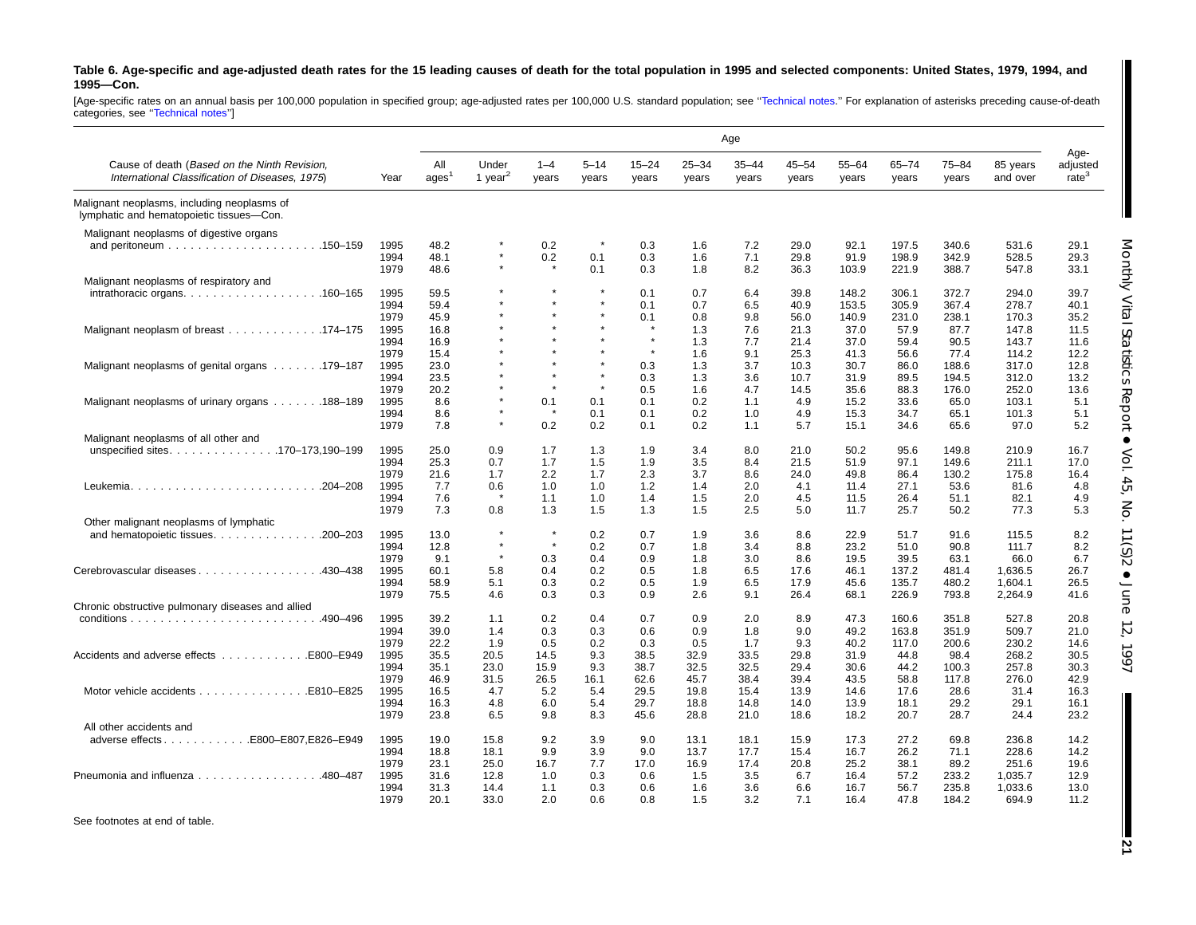**Table 6. Age-specific and age-adjusted death rates for the 15 leading causes of death for the total population in 1995 and selected components: United States, 1979, 1994, and 1995—Con.**

[Age-specific rates on an annual basis per 100,000 population in specified group; age-adjusted rates per 100,000 U.S. standard population; see "Technical notes." For explanation of asterisks preceding cause-of-death categories, see "Technical notes"]

| Cause of death (*Based on the Ninth Revision, International Classification of Diseases, 1975*) | Year | All ages[1] | Under 1 year[2] | 1–4 years | 5–14 years | 15–24 years | 25–34 years | 35–44 years | 45–54 years | 55–64 years | 65–74 years | 75–84 years | 85 years and over | Age-adjusted rate[3] |
|---|---|---|---|---|---|---|---|---|---|---|---|---|---|---|
| Malignant neoplasms, including neoplasms of lymphatic and hematopoietic tissues—Con. | | | | | | | | | | | | | | |
| Malignant neoplasms of digestive organs and peritoneum . . . . . . . . . . . . . . . . . . . . .150–159 | 1995 | 48.2 | * | 0.2 | * | 0.3 | 1.6 | 7.2 | 29.0 | 92.1 | 197.5 | 340.6 | 531.6 | 29.1 |
| | 1994 | 48.1 | * | 0.2 | 0.1 | 0.3 | 1.6 | 7.1 | 29.8 | 91.9 | 198.9 | 342.9 | 528.5 | 29.3 |
| | 1979 | 48.6 | * | * | 0.1 | 0.3 | 1.8 | 8.2 | 36.3 | 103.9 | 221.9 | 388.7 | 547.8 | 33.1 |
| Malignant neoplasms of respiratory and intrathoracic organs. . . . . . . . . . . . . . . . . . .160–165 | 1995 | 59.5 | * | * | * | 0.1 | 0.7 | 6.4 | 39.8 | 148.2 | 306.1 | 372.7 | 294.0 | 39.7 |
| | 1994 | 59.4 | * | * | * | 0.1 | 0.7 | 6.5 | 40.9 | 153.5 | 305.9 | 367.4 | 278.7 | 40.1 |
| | 1979 | 45.9 | * | * | * | 0.1 | 0.8 | 9.8 | 56.0 | 140.9 | 231.0 | 238.1 | 170.3 | 35.2 |
| Malignant neoplasm of breast . . . . . . . . . . . . .174–175 | 1995 | 16.8 | * | * | * | * | 1.3 | 7.6 | 21.3 | 37.0 | 57.9 | 87.7 | 147.8 | 11.5 |
| | 1994 | 16.9 | * | * | * | * | 1.3 | 7.7 | 21.4 | 37.0 | 59.4 | 90.5 | 143.7 | 11.6 |
| | 1979 | 15.4 | * | * | * | * | 1.6 | 9.1 | 25.3 | 41.3 | 56.6 | 77.4 | 114.2 | 12.2 |
| Malignant neoplasms of genital organs . . . . . . .179–187 | 1995 | 23.0 | * | * | * | 0.3 | 1.3 | 3.7 | 10.3 | 30.7 | 86.0 | 188.6 | 317.0 | 12.8 |
| | 1994 | 23.5 | * | * | * | 0.3 | 1.3 | 3.6 | 10.7 | 31.9 | 89.5 | 194.5 | 312.0 | 13.2 |
| | 1979 | 20.2 | * | * | * | 0.5 | 1.6 | 4.7 | 14.5 | 35.6 | 88.3 | 176.0 | 252.0 | 13.6 |
| Malignant neoplasms of urinary organs . . . . . . .188–189 | 1995 | 8.6 | * | 0.1 | 0.1 | 0.1 | 0.2 | 1.1 | 4.9 | 15.2 | 33.6 | 65.0 | 103.1 | 5.1 |
| | 1994 | 8.6 | * | * | 0.1 | 0.1 | 0.2 | 1.0 | 4.9 | 15.3 | 34.7 | 65.1 | 101.3 | 5.1 |
| | 1979 | 7.8 | * | 0.2 | 0.2 | 0.1 | 0.2 | 1.1 | 5.7 | 15.1 | 34.6 | 65.6 | 97.0 | 5.2 |
| Malignant neoplasms of all other and unspecified sites. . . . . . . . . . . . . . .170–173,190–199 | 1995 | 25.0 | 0.9 | 1.7 | 1.3 | 1.9 | 3.4 | 8.0 | 21.0 | 50.2 | 95.6 | 149.8 | 210.9 | 16.7 |
| | 1994 | 25.3 | 0.7 | 1.7 | 1.5 | 1.9 | 3.5 | 8.4 | 21.5 | 51.9 | 97.1 | 149.6 | 211.1 | 17.0 |
| | 1979 | 21.6 | 1.7 | 2.2 | 1.7 | 2.3 | 3.7 | 8.6 | 24.0 | 49.8 | 86.4 | 130.2 | 175.8 | 16.4 |
| Leukemia. . . . . . . . . . . . . . . . . . . . . . . . . .204–208 | 1995 | 7.7 | 0.6 | 1.0 | 1.0 | 1.2 | 1.4 | 2.0 | 4.1 | 11.4 | 27.1 | 53.6 | 81.6 | 4.8 |
| | 1994 | 7.6 | * | 1.1 | 1.0 | 1.4 | 1.5 | 2.0 | 4.5 | 11.5 | 26.4 | 51.1 | 82.1 | 4.9 |
| | 1979 | 7.3 | 0.8 | 1.3 | 1.5 | 1.3 | 1.5 | 2.5 | 5.0 | 11.7 | 25.7 | 50.2 | 77.3 | 5.3 |
| Other malignant neoplasms of lymphatic and hematopoietic tissues. . . . . . . . . . . . . . .200–203 | 1995 | 13.0 | * | * | 0.2 | 0.7 | 1.9 | 3.6 | 8.6 | 22.9 | 51.7 | 91.6 | 115.5 | 8.2 |
| | 1994 | 12.8 | * | * | 0.2 | 0.7 | 1.8 | 3.4 | 8.8 | 23.2 | 51.0 | 90.8 | 111.7 | 8.2 |
| | 1979 | 9.1 | * | 0.3 | 0.4 | 0.9 | 1.8 | 3.0 | 8.6 | 19.5 | 39.5 | 63.1 | 66.0 | 6.7 |
| Cerebrovascular diseases . . . . . . . . . . . . . . . . .430–438 | 1995 | 60.1 | 5.8 | 0.4 | 0.2 | 0.5 | 1.8 | 6.5 | 17.6 | 46.1 | 137.2 | 481.4 | 1,636.5 | 26.7 |
| | 1994 | 58.9 | 5.1 | 0.3 | 0.2 | 0.5 | 1.9 | 6.5 | 17.9 | 45.6 | 135.7 | 480.2 | 1,604.1 | 26.5 |
| | 1979 | 75.5 | 4.6 | 0.3 | 0.3 | 0.9 | 2.6 | 9.1 | 26.4 | 68.1 | 226.9 | 793.8 | 2,264.9 | 41.6 |
| Chronic obstructive pulmonary diseases and allied conditions . . . . . . . . . . . . . . . . . . . . . . . . . .490–496 | 1995 | 39.2 | 1.1 | 0.2 | 0.4 | 0.7 | 0.9 | 2.0 | 8.9 | 47.3 | 160.6 | 351.8 | 527.8 | 20.8 |
| | 1994 | 39.0 | 1.4 | 0.3 | 0.3 | 0.6 | 0.9 | 1.8 | 9.0 | 49.2 | 163.8 | 351.9 | 509.7 | 21.0 |
| | 1979 | 22.2 | 1.9 | 0.5 | 0.2 | 0.3 | 0.5 | 1.7 | 9.3 | 40.2 | 117.0 | 200.6 | 230.2 | 14.6 |
| Accidents and adverse effects . . . . . . . . . . . .E800–E949 | 1995 | 35.5 | 20.5 | 14.5 | 9.3 | 38.5 | 32.9 | 33.5 | 29.8 | 31.9 | 44.8 | 98.4 | 268.2 | 30.5 |
| | 1994 | 35.1 | 23.0 | 15.9 | 9.3 | 38.7 | 32.5 | 32.5 | 29.4 | 30.6 | 44.2 | 100.3 | 257.8 | 30.3 |
| | 1979 | 46.9 | 31.5 | 26.5 | 16.1 | 62.6 | 45.7 | 38.4 | 39.4 | 43.5 | 58.8 | 117.8 | 276.0 | 42.9 |
| Motor vehicle accidents . . . . . . . . . . . . . . .E810–E825 | 1995 | 16.5 | 4.7 | 5.2 | 5.4 | 29.5 | 19.8 | 15.4 | 13.9 | 14.6 | 17.6 | 28.6 | 31.4 | 16.3 |
| | 1994 | 16.3 | 4.8 | 6.0 | 5.4 | 29.7 | 18.8 | 14.8 | 14.0 | 13.9 | 18.1 | 29.2 | 29.1 | 16.1 |
| | 1979 | 23.8 | 6.5 | 9.8 | 8.3 | 45.6 | 28.8 | 21.0 | 18.6 | 18.2 | 20.7 | 28.7 | 24.4 | 23.2 |
| All other accidents and adverse effects . . . . . . . . . . . .E800–E807,E826–E949 | 1995 | 19.0 | 15.8 | 9.2 | 3.9 | 9.0 | 13.1 | 18.1 | 15.9 | 17.3 | 27.2 | 69.8 | 236.8 | 14.2 |
| | 1994 | 18.8 | 18.1 | 9.9 | 3.9 | 9.0 | 13.7 | 17.7 | 15.4 | 16.7 | 26.2 | 71.1 | 228.6 | 14.2 |
| | 1979 | 23.1 | 25.0 | 16.7 | 7.7 | 17.0 | 16.9 | 17.4 | 20.8 | 25.2 | 38.1 | 89.2 | 251.6 | 19.6 |
| Pneumonia and influenza . . . . . . . . . . . . . . . . .480–487 | 1995 | 31.6 | 12.8 | 1.0 | 0.3 | 0.6 | 1.5 | 3.5 | 6.7 | 16.4 | 57.2 | 233.2 | 1,035.7 | 12.9 |
| | 1994 | 31.3 | 14.4 | 1.1 | 0.3 | 0.6 | 1.6 | 3.6 | 6.6 | 16.7 | 56.7 | 235.8 | 1,033.6 | 13.0 |
| | 1979 | 20.1 | 33.0 | 2.0 | 0.6 | 0.8 | 1.5 | 3.2 | 7.1 | 16.4 | 47.8 | 184.2 | 694.9 | 11.2 |

See footnotes at end of table.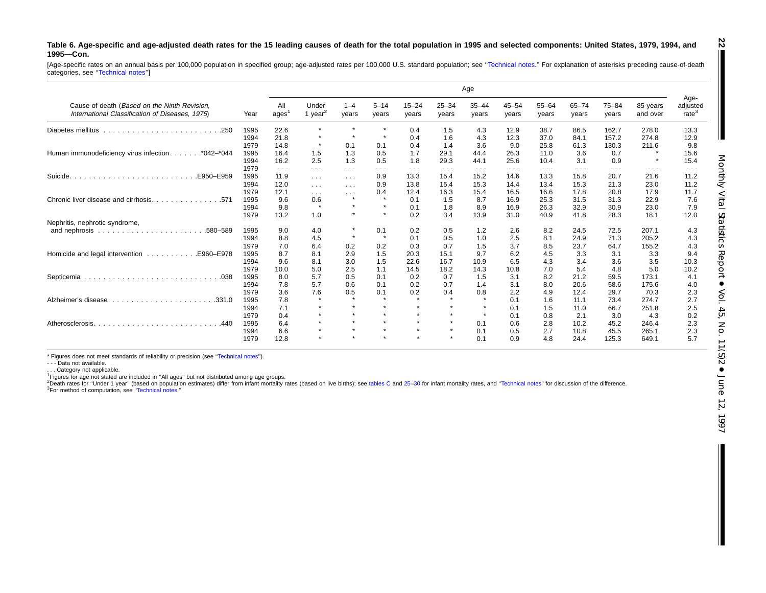**Table 6. Age-specific and age-adjusted death rates for the 15 leading causes of death for the total population in 1995 and selected components: United States, 1979, 1994, and 1995—Con.**

[Age-specific rates on an annual basis per 100,000 population in specified group; age-adjusted rates per 100,000 U.S. standard population; see "Technical notes." For explanation of asterisks preceding cause-of-death categories, see "Technical notes"]

| Cause of death (*Based on the Ninth Revision, International Classification of Diseases, 1975*) | Year | All ages[1] | Under 1 year[2] | 1–4 years | 5–14 years | 15–24 years | 25–34 years | 35–44 years | 45–54 years | 55–64 years | 65–74 years | 75–84 years | 85 years and over | Age-adjusted rate[3] |
|---|---|---|---|---|---|---|---|---|---|---|---|---|---|---|
| Diabetes mellitus . . . . . . . . . . . . . . . . . . . . . . . . .250 | 1995 | 22.6 | * | * | * | 0.4 | 1.5 | 4.3 | 12.9 | 38.7 | 86.5 | 162.7 | 278.0 | 13.3 |
| | 1994 | 21.8 | * | * | * | 0.4 | 1.6 | 4.3 | 12.3 | 37.0 | 84.1 | 157.2 | 274.8 | 12.9 |
| | 1979 | 14.8 | * | 0.1 | 0.1 | 0.4 | 1.4 | 3.6 | 9.0 | 25.8 | 61.3 | 130.3 | 211.6 | 9.8 |
| Human immunodeficiency virus infection. . . . . . .*042–*044 | 1995 | 16.4 | 1.5 | 1.3 | 0.5 | 1.7 | 29.1 | 44.4 | 26.3 | 11.0 | 3.6 | 0.7 | * | 15.6 |
| | 1994 | 16.2 | 2.5 | 1.3 | 0.5 | 1.8 | 29.3 | 44.1 | 25.6 | 10.4 | 3.1 | 0.9 | * | 15.4 |
| | 1979 | - - - | - - - | - - - | - - - | - - - | - - - | - - - | - - - | - - - | - - - | - - - | - - - | - - - |
| Suicide. . . . . . . . . . . . . . . . . . . . . . . . . .E950–E959 | 1995 | 11.9 | . . . | . . . | 0.9 | 13.3 | 15.4 | 15.2 | 14.6 | 13.3 | 15.8 | 20.7 | 21.6 | 11.2 |
| | 1994 | 12.0 | . . . | . . . | 0.9 | 13.8 | 15.4 | 15.3 | 14.4 | 13.4 | 15.3 | 21.3 | 23.0 | 11.2 |
| | 1979 | 12.1 | . . . | . . . | 0.4 | 12.4 | 16.3 | 15.4 | 16.5 | 16.6 | 17.8 | 20.8 | 17.9 | 11.7 |
| Chronic liver disease and cirrhosis. . . . . . . . . . . . . . .571 | 1995 | 9.6 | 0.6 | * | * | 0.1 | 1.5 | 8.7 | 16.9 | 25.3 | 31.5 | 31.3 | 22.9 | 7.6 |
| | 1994 | 9.8 | * | * | * | 0.1 | 1.8 | 8.9 | 16.9 | 26.3 | 32.9 | 30.9 | 23.0 | 7.9 |
| | 1979 | 13.2 | 1.0 | * | * | 0.2 | 3.4 | 13.9 | 31.0 | 40.9 | 41.8 | 28.3 | 18.1 | 12.0 |
| Nephritis, nephrotic syndrome, and nephrosis . . . . . . . . . . . . . . . . . . . . . .580–589 | 1995 | 9.0 | 4.0 | * | 0.1 | 0.2 | 0.5 | 1.2 | 2.6 | 8.2 | 24.5 | 72.5 | 207.1 | 4.3 |
| | 1994 | 8.8 | 4.5 | * | * | 0.1 | 0.5 | 1.0 | 2.5 | 8.1 | 24.9 | 71.3 | 205.2 | 4.3 |
| | 1979 | 7.0 | 6.4 | 0.2 | 0.2 | 0.3 | 0.7 | 1.5 | 3.7 | 8.5 | 23.7 | 64.7 | 155.2 | 4.3 |
| Homicide and legal intervention . . . . . . . . . . .E960–E978 | 1995 | 8.7 | 8.1 | 2.9 | 1.5 | 20.3 | 15.1 | 9.7 | 6.2 | 4.5 | 3.3 | 3.1 | 3.3 | 9.4 |
| | 1994 | 9.6 | 8.1 | 3.0 | 1.5 | 22.6 | 16.7 | 10.9 | 6.5 | 4.3 | 3.4 | 3.6 | 3.5 | 10.3 |
| | 1979 | 10.0 | 5.0 | 2.5 | 1.1 | 14.5 | 18.2 | 14.3 | 10.8 | 7.0 | 5.4 | 4.8 | 5.0 | 10.2 |
| Septicemia . . . . . . . . . . . . . . . . . . . . . . . . . . . .038 | 1995 | 8.0 | 5.7 | 0.5 | 0.1 | 0.2 | 0.7 | 1.5 | 3.1 | 8.2 | 21.2 | 59.5 | 173.1 | 4.1 |
| | 1994 | 7.8 | 5.7 | 0.6 | 0.1 | 0.2 | 0.7 | 1.4 | 3.1 | 8.0 | 20.6 | 58.6 | 175.6 | 4.0 |
| | 1979 | 3.6 | 7.6 | 0.5 | 0.1 | 0.2 | 0.4 | 0.8 | 2.2 | 4.9 | 12.4 | 29.7 | 70.3 | 2.3 |
| Alzheimer's disease . . . . . . . . . . . . . . . . . . . . . .331.0 | 1995 | 7.8 | * | * | * | * | * | * | 0.1 | 1.6 | 11.1 | 73.4 | 274.7 | 2.7 |
| | 1994 | 7.1 | * | * | * | * | * | * | 0.1 | 1.5 | 11.0 | 66.7 | 251.8 | 2.5 |
| | 1979 | 0.4 | * | * | * | * | * | * | 0.1 | 0.8 | 2.1 | 3.0 | 4.3 | 0.2 |
| Atherosclerosis. . . . . . . . . . . . . . . . . . . . . . . . . .440 | 1995 | 6.4 | * | * | * | * | * | 0.1 | 0.6 | 2.8 | 10.2 | 45.2 | 246.4 | 2.3 |
| | 1994 | 6.6 | * | * | * | * | * | 0.1 | 0.5 | 2.7 | 10.8 | 45.5 | 265.1 | 2.3 |
| | 1979 | 12.8 | * | * | * | * | * | 0.1 | 0.9 | 4.8 | 24.4 | 125.3 | 649.1 | 5.7 |

\* Figures does not meet standards of reliability or precision (see "Technical notes").

- - - Data not available.

. . . Category not applicable.

[1]Figures for age not stated are included in "All ages" but not distributed among age groups.

[2]Death rates for "Under 1 year" (based on population estimates) differ from infant mortality rates (based on live births); see tables C and 25–30 for infant mortality rates, and "Technical notes" for discussion of the difference.

[3]For method of computation, see "Technical notes."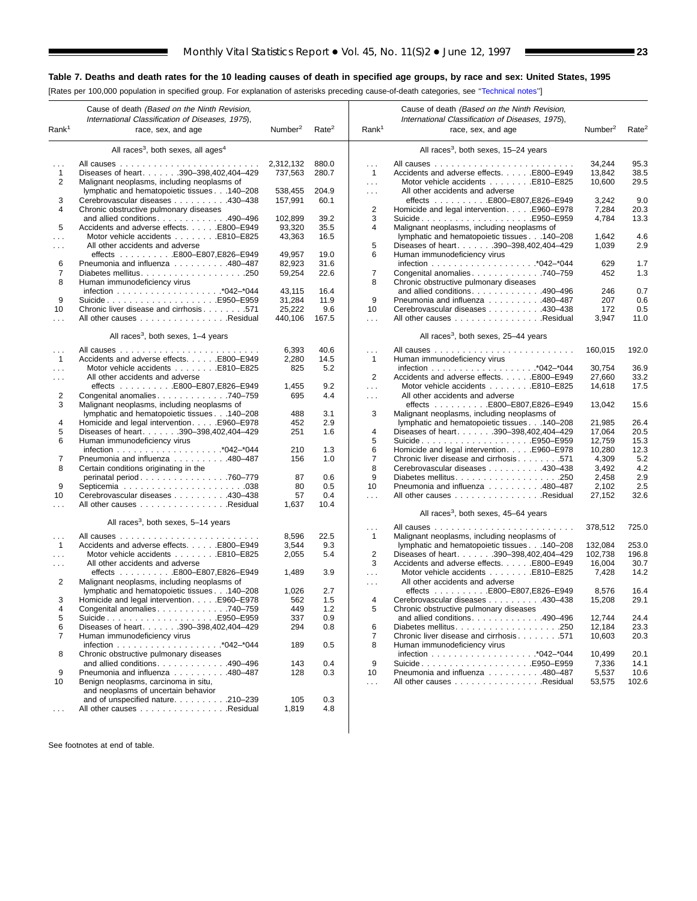## Table 7. Deaths and death rates for the 10 leading causes of death in specified age groups, by race and sex: United States, 1995

[Rates per 100,000 population in specified group. For explanation of asterisks preceding cause-of-death categories, see "Technical notes"]

| Rank[1] | Cause of death (Based on the Ninth Revision, International Classification of Diseases, 1975), race, sex, and age | Number[2] | Rate[2] |
|---|---|---|---|
| | **All races[3], both sexes, all ages[4]** | | |
| . . . | All causes | 2,312,132 | 880.0 |
| 1 | Diseases of heart . . . . . . .390–398,402,404–429 | 737,563 | 280.7 |
| 2 | Malignant neoplasms, including neoplasms of lymphatic and hematopoietic tissues . . .140–208 | 538,455 | 204.9 |
| 3 | Cerebrovascular diseases . . . . . . . . . .430–438 | 157,991 | 60.1 |
| 4 | Chronic obstructive pulmonary diseases and allied conditions . . . . . . . . . . . .490–496 | 102,899 | 39.2 |
| 5 | Accidents and adverse effects. . . . . .E800–E949 | 93,320 | 35.5 |
| . . . | Motor vehicle accidents . . . . . . . .E810–E825 | 43,363 | 16.5 |
| . . . | All other accidents and adverse effects . . . . . . . . . .E800–E807,E826–E949 | 49,957 | 19.0 |
| 6 | Pneumonia and influenza . . . . . . . . . .480–487 | 82,923 | 31.6 |
| 7 | Diabetes mellitus. . . . . . . . . . . . . . . . . . .250 | 59,254 | 22.6 |
| 8 | Human immunodeficiency virus infection . . . . . . . . . . . . . . . . . . .*042–*044 | 43,115 | 16.4 |
| 9 | Suicide . . . . . . . . . . . . . . . . . . . .E950–E959 | 31,284 | 11.9 |
| 10 | Chronic liver disease and cirrhosis . . . . . . . .571 | 25,222 | 9.6 |
| . . . | All other causes . . . . . . . . . . . . . . . .Residual | 440,106 | 167.5 |
| | **All races[3], both sexes, 1–4 years** | | |
| . . . | All causes | 6,393 | 40.6 |
| 1 | Accidents and adverse effects. . . . . .E800–E949 | 2,280 | 14.5 |
| . . . | Motor vehicle accidents . . . . . . . .E810–E825 | 825 | 5.2 |
| . . . | All other accidents and adverse effects . . . . . . . . . .E800–E807,E826–E949 | 1,455 | 9.2 |
| 2 | Congenital anomalies . . . . . . . . . . . . .740–759 | 695 | 4.4 |
| 3 | Malignant neoplasms, including neoplasms of lymphatic and hematopoietic tissues . . .140–208 | 488 | 3.1 |
| 4 | Homicide and legal intervention . . . . .E960–E978 | 452 | 2.9 |
| 5 | Diseases of heart . . . . . . .390–398,402,404–429 | 251 | 1.6 |
| 6 | Human immunodeficiency virus infection . . . . . . . . . . . . . . . . . . .*042–*044 | 210 | 1.3 |
| 7 | Pneumonia and influenza . . . . . . . . . .480–487 | 156 | 1.0 |
| 8 | Certain conditions originating in the perinatal period . . . . . . . . . . . . . . . .760–779 | 87 | 0.6 |
| 9 | Septicemia . . . . . . . . . . . . . . . . . . . . . .038 | 80 | 0.5 |
| 10 | Cerebrovascular diseases . . . . . . . . . .430–438 | 57 | 0.4 |
| . . . | All other causes . . . . . . . . . . . . . . . .Residual | 1,637 | 10.4 |
| | **All races[3], both sexes, 5–14 years** | | |
| . . . | All causes | 8,596 | 22.5 |
| 1 | Accidents and adverse effects. . . . . .E800–E949 | 3,544 | 9.3 |
| . . . | Motor vehicle accidents . . . . . . . .E810–E825 | 2,055 | 5.4 |
| . . . | All other accidents and adverse effects . . . . . . . . . .E800–E807,E826–E949 | 1,489 | 3.9 |
| 2 | Malignant neoplasms, including neoplasms of lymphatic and hematopoietic tissues . . .140–208 | 1,026 | 2.7 |
| 3 | Homicide and legal intervention . . . . .E960–E978 | 562 | 1.5 |
| 4 | Congenital anomalies . . . . . . . . . . . . .740–759 | 449 | 1.2 |
| 5 | Suicide . . . . . . . . . . . . . . . . . . . .E950–E959 | 337 | 0.9 |
| 6 | Diseases of heart . . . . . . .390–398,402,404–429 | 294 | 0.8 |
| 7 | Human immunodeficiency virus infection . . . . . . . . . . . . . . . . . . .*042–*044 | 189 | 0.5 |
| 8 | Chronic obstructive pulmonary diseases and allied conditions . . . . . . . . . . . .490–496 | 143 | 0.4 |
| 9 | Pneumonia and influenza . . . . . . . . . .480–487 | 128 | 0.3 |
| 10 | Benign neoplasms, carcinoma in situ, and neoplasms of uncertain behavior and of unspecified nature . . . . . . . . .210–239 | 105 | 0.3 |
| . . . | All other causes . . . . . . . . . . . . . . . .Residual | 1,819 | 4.8 |
| | **All races[3], both sexes, 15–24 years** | | |
| . . . | All causes | 34,244 | 95.3 |
| 1 | Accidents and adverse effects. . . . . .E800–E949 | 13,842 | 38.5 |
| . . . | Motor vehicle accidents . . . . . . . .E810–E825 | 10,600 | 29.5 |
| . . . | All other accidents and adverse effects . . . . . . . . . .E800–E807,E826–E949 | 3,242 | 9.0 |
| 2 | Homicide and legal intervention . . . . .E960–E978 | 7,284 | 20.3 |
| 3 | Suicide . . . . . . . . . . . . . . . . . . . .E950–E959 | 4,784 | 13.3 |
| 4 | Malignant neoplasms, including neoplasms of lymphatic and hematopoietic tissues . . .140–208 | 1,642 | 4.6 |
| 5 | Diseases of heart . . . . . . .390–398,402,404–429 | 1,039 | 2.9 |
| 6 | Human immunodeficiency virus infection . . . . . . . . . . . . . . . . . . .*042–*044 | 629 | 1.7 |
| 7 | Congenital anomalies . . . . . . . . . . . . .740–759 | 452 | 1.3 |
| 8 | Chronic obstructive pulmonary diseases and allied conditions . . . . . . . . . . . .490–496 | 246 | 0.7 |
| 9 | Pneumonia and influenza . . . . . . . . . .480–487 | 207 | 0.6 |
| 10 | Cerebrovascular diseases . . . . . . . . . .430–438 | 172 | 0.5 |
| . . . | All other causes . . . . . . . . . . . . . . . .Residual | 3,947 | 11.0 |
| | **All races[3], both sexes, 25–44 years** | | |
| . . . | All causes | 160,015 | 192.0 |
| 1 | Human immunodeficiency virus infection . . . . . . . . . . . . . . . . . . .*042–*044 | 30,754 | 36.9 |
| 2 | Accidents and adverse effects. . . . . .E800–E949 | 27,660 | 33.2 |
| . . . | Motor vehicle accidents . . . . . . . .E810–E825 | 14,618 | 17.5 |
| . . . | All other accidents and adverse effects . . . . . . . . . .E800–E807,E826–E949 | 13,042 | 15.6 |
| 3 | Malignant neoplasms, including neoplasms of lymphatic and hematopoietic tissues . . .140–208 | 21,985 | 26.4 |
| 4 | Diseases of heart . . . . . . .390–398,402,404–429 | 17,064 | 20.5 |
| 5 | Suicide . . . . . . . . . . . . . . . . . . . .E950–E959 | 12,759 | 15.3 |
| 6 | Homicide and legal intervention . . . . .E960–E978 | 10,280 | 12.3 |
| 7 | Chronic liver disease and cirrhosis . . . . . . . .571 | 4,309 | 5.2 |
| 8 | Cerebrovascular diseases . . . . . . . . . .430–438 | 3,492 | 4.2 |
| 9 | Diabetes mellitus. . . . . . . . . . . . . . . . . . .250 | 2,458 | 2.9 |
| 10 | Pneumonia and influenza . . . . . . . . . .480–487 | 2,102 | 2.5 |
| . . . | All other causes . . . . . . . . . . . . . . . .Residual | 27,152 | 32.6 |
| | **All races[3], both sexes, 45–64 years** | | |
| . . . | All causes | 378,512 | 725.0 |
| 1 | Malignant neoplasms, including neoplasms of lymphatic and hematopoietic tissues . . .140–208 | 132,084 | 253.0 |
| 2 | Diseases of heart . . . . . . .390–398,402,404–429 | 102,738 | 196.8 |
| 3 | Accidents and adverse effects. . . . . .E800–E949 | 16,004 | 30.7 |
| . . . | Motor vehicle accidents . . . . . . . .E810–E825 | 7,428 | 14.2 |
| . . . | All other accidents and adverse effects . . . . . . . . . .E800–E807,E826–E949 | 8,576 | 16.4 |
| 4 | Cerebrovascular diseases . . . . . . . . . .430–438 | 15,208 | 29.1 |
| 5 | Chronic obstructive pulmonary diseases and allied conditions . . . . . . . . . . . .490–496 | 12,744 | 24.4 |
| 6 | Diabetes mellitus. . . . . . . . . . . . . . . . . . .250 | 12,184 | 23.3 |
| 7 | Chronic liver disease and cirrhosis . . . . . . . .571 | 10,603 | 20.3 |
| 8 | Human immunodeficiency virus infection . . . . . . . . . . . . . . . . . . .*042–*044 | 10,499 | 20.1 |
| 9 | Suicide . . . . . . . . . . . . . . . . . . . .E950–E959 | 7,336 | 14.1 |
| 10 | Pneumonia and influenza . . . . . . . . . .480–487 | 5,537 | 10.6 |
| . . . | All other causes . . . . . . . . . . . . . . . .Residual | 53,575 | 102.6 |

See footnotes at end of table.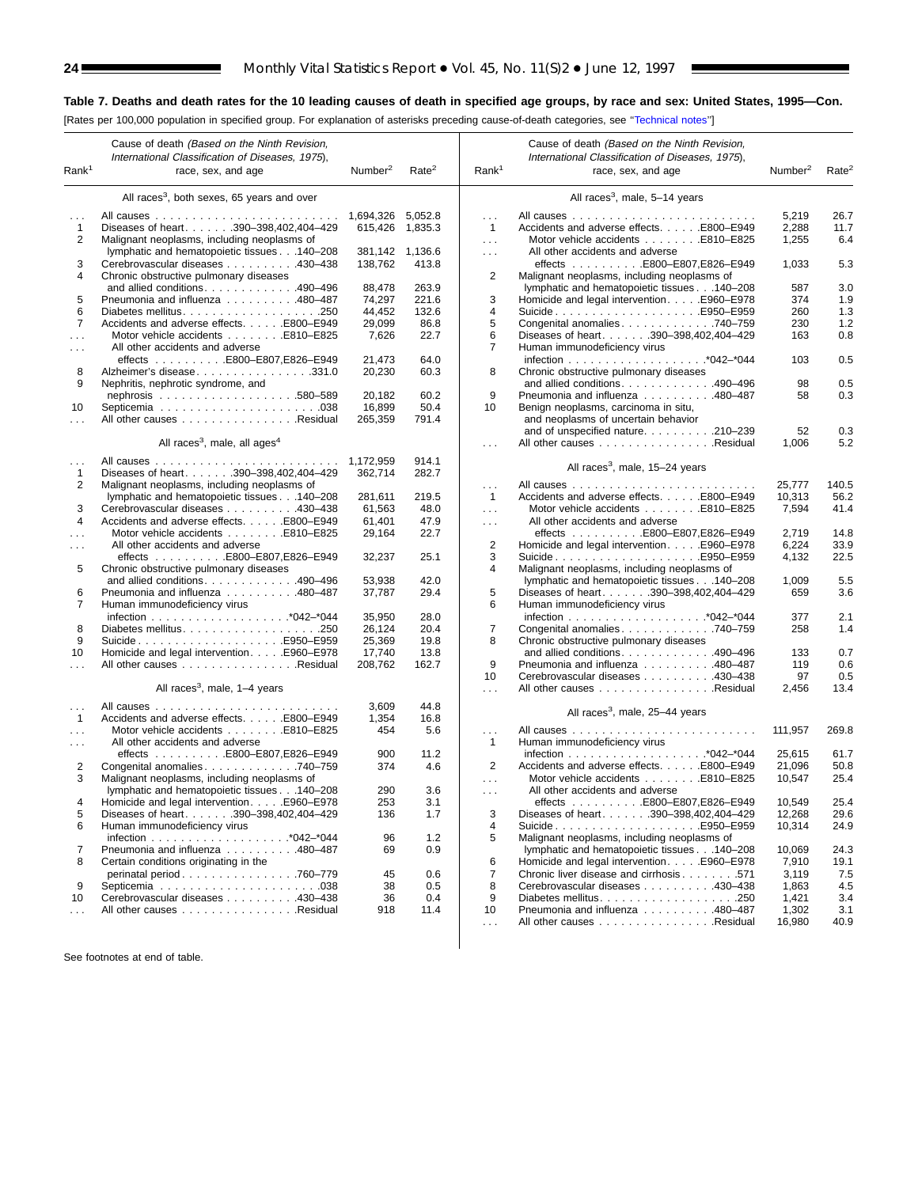## Table 7. Deaths and death rates for the 10 leading causes of death in specified age groups, by race and sex: United States, 1995—Con.

[Rates per 100,000 population in specified group. For explanation of asterisks preceding cause-of-death categories, see "Technical notes"]

| Rank[1] | Cause of death (Based on the Ninth Revision, International Classification of Diseases, 1975), race, sex, and age | Number[2] | Rate[2] |
|---|---|---|---|
| | **All races[3], both sexes, 65 years and over** | | |
| . . . | All causes | 1,694,326 | 5,052.8 |
| 1 | Diseases of heart . . . . . . .390–398,402,404–429 | 615,426 | 1,835.3 |
| 2 | Malignant neoplasms, including neoplasms of lymphatic and hematopoietic tissues . . .140–208 | 381,142 | 1,136.6 |
| 3 | Cerebrovascular diseases . . . . . . . . . .430–438 | 138,762 | 413.8 |
| 4 | Chronic obstructive pulmonary diseases and allied conditions . . . . . . . . . . . . .490–496 | 88,478 | 263.9 |
| 5 | Pneumonia and influenza . . . . . . . . . .480–487 | 74,297 | 221.6 |
| 6 | Diabetes mellitus . . . . . . . . . . . . . . . . . . .250 | 44,452 | 132.6 |
| 7 | Accidents and adverse effects . . . . . .E800–E949 | 29,099 | 86.8 |
| . . . | Motor vehicle accidents . . . . . . . .E810–E825 | 7,626 | 22.7 |
| . . . | All other accidents and adverse effects . . . . . . . . . .E800–E807,E826–E949 | 21,473 | 64.0 |
| 8 | Alzheimer's disease . . . . . . . . . . . . . . . .331.0 | 20,230 | 60.3 |
| 9 | Nephritis, nephrotic syndrome, and nephrosis . . . . . . . . . . . . . . . . . . .580–589 | 20,182 | 60.2 |
| 10 | Septicemia . . . . . . . . . . . . . . . . . . . . . .038 | 16,899 | 50.4 |
| . . . | All other causes . . . . . . . . . . . . . . . .Residual | 265,359 | 791.4 |
| | **All races[3], male, all ages[4]** | | |
| . . . | All causes | 1,172,959 | 914.1 |
| 1 | Diseases of heart . . . . . . .390–398,402,404–429 | 362,714 | 282.7 |
| 2 | Malignant neoplasms, including neoplasms of lymphatic and hematopoietic tissues . . .140–208 | 281,611 | 219.5 |
| 3 | Cerebrovascular diseases . . . . . . . . . .430–438 | 61,563 | 48.0 |
| 4 | Accidents and adverse effects . . . . . .E800–E949 | 61,401 | 47.9 |
| . . . | Motor vehicle accidents . . . . . . . .E810–E825 | 29,164 | 22.7 |
| . . . | All other accidents and adverse effects . . . . . . . . . .E800–E807,E826–E949 | 32,237 | 25.1 |
| 5 | Chronic obstructive pulmonary diseases and allied conditions . . . . . . . . . . . . .490–496 | 53,938 | 42.0 |
| 6 | Pneumonia and influenza . . . . . . . . . .480–487 | 37,787 | 29.4 |
| 7 | Human immunodeficiency virus infection . . . . . . . . . . . . . . . . . . .*042–*044 | 35,950 | 28.0 |
| 8 | Diabetes mellitus . . . . . . . . . . . . . . . . . . .250 | 26,124 | 20.4 |
| 9 | Suicide . . . . . . . . . . . . . . . . . . . .E950–E959 | 25,369 | 19.8 |
| 10 | Homicide and legal intervention . . . . .E960–E978 | 17,740 | 13.8 |
| . . . | All other causes . . . . . . . . . . . . . . . .Residual | 208,762 | 162.7 |
| | **All races[3], male, 1–4 years** | | |
| . . . | All causes | 3,609 | 44.8 |
| 1 | Accidents and adverse effects . . . . . .E800–E949 | 1,354 | 16.8 |
| . . . | Motor vehicle accidents . . . . . . . .E810–E825 | 454 | 5.6 |
| . . . | All other accidents and adverse effects . . . . . . . . . .E800–E807,E826–E949 | 900 | 11.2 |
| 2 | Congenital anomalies . . . . . . . . . . . . .740–759 | 374 | 4.6 |
| 3 | Malignant neoplasms, including neoplasms of lymphatic and hematopoietic tissues . . .140–208 | 290 | 3.6 |
| 4 | Homicide and legal intervention . . . . .E960–E978 | 253 | 3.1 |
| 5 | Diseases of heart . . . . . . .390–398,402,404–429 | 136 | 1.7 |
| 6 | Human immunodeficiency virus infection . . . . . . . . . . . . . . . . . . .*042–*044 | 96 | 1.2 |
| 7 | Pneumonia and influenza . . . . . . . . . .480–487 | 69 | 0.9 |
| 8 | Certain conditions originating in the perinatal period . . . . . . . . . . . . . . . .760–779 | 45 | 0.6 |
| 9 | Septicemia . . . . . . . . . . . . . . . . . . . . . .038 | 38 | 0.5 |
| 10 | Cerebrovascular diseases . . . . . . . . . .430–438 | 36 | 0.4 |
| . . . | All other causes . . . . . . . . . . . . . . . .Residual | 918 | 11.4 |
| | **All races[3], male, 5–14 years** | | |
| . . . | All causes | 5,219 | 26.7 |
| 1 | Accidents and adverse effects . . . . . .E800–E949 | 2,288 | 11.7 |
| . . . | Motor vehicle accidents . . . . . . . .E810–E825 | 1,255 | 6.4 |
| . . . | All other accidents and adverse effects . . . . . . . . . .E800–E807,E826–E949 | 1,033 | 5.3 |
| 2 | Malignant neoplasms, including neoplasms of lymphatic and hematopoietic tissues . . .140–208 | 587 | 3.0 |
| 3 | Homicide and legal intervention . . . . .E960–E978 | 374 | 1.9 |
| 4 | Suicide . . . . . . . . . . . . . . . . . . . .E950–E959 | 260 | 1.3 |
| 5 | Congenital anomalies . . . . . . . . . . . . .740–759 | 230 | 1.2 |
| 6 | Diseases of heart . . . . . . .390–398,402,404–429 | 163 | 0.8 |
| 7 | Human immunodeficiency virus infection . . . . . . . . . . . . . . . . . . .*042–*044 | 103 | 0.5 |
| 8 | Chronic obstructive pulmonary diseases and allied conditions . . . . . . . . . . . . .490–496 | 98 | 0.5 |
| 9 | Pneumonia and influenza . . . . . . . . . .480–487 | 58 | 0.3 |
| 10 | Benign neoplasms, carcinoma in situ, and neoplasms of uncertain behavior and of unspecified nature . . . . . . . . . .210–239 | 52 | 0.3 |
| . . . | All other causes . . . . . . . . . . . . . . . .Residual | 1,006 | 5.2 |
| | **All races[3], male, 15–24 years** | | |
| . . . | All causes | 25,777 | 140.5 |
| 1 | Accidents and adverse effects . . . . . .E800–E949 | 10,313 | 56.2 |
| . . . | Motor vehicle accidents . . . . . . . .E810–E825 | 7,594 | 41.4 |
| . . . | All other accidents and adverse effects . . . . . . . . . .E800–E807,E826–E949 | 2,719 | 14.8 |
| 2 | Homicide and legal intervention . . . . .E960–E978 | 6,224 | 33.9 |
| 3 | Suicide . . . . . . . . . . . . . . . . . . . .E950–E959 | 4,132 | 22.5 |
| 4 | Malignant neoplasms, including neoplasms of lymphatic and hematopoietic tissues . . .140–208 | 1,009 | 5.5 |
| 5 | Diseases of heart . . . . . . .390–398,402,404–429 | 659 | 3.6 |
| 6 | Human immunodeficiency virus infection . . . . . . . . . . . . . . . . . . .*042–*044 | 377 | 2.1 |
| 7 | Congenital anomalies . . . . . . . . . . . . .740–759 | 258 | 1.4 |
| 8 | Chronic obstructive pulmonary diseases and allied conditions . . . . . . . . . . . . .490–496 | 133 | 0.7 |
| 9 | Pneumonia and influenza . . . . . . . . . .480–487 | 119 | 0.6 |
| 10 | Cerebrovascular diseases . . . . . . . . . .430–438 | 97 | 0.5 |
| . . . | All other causes . . . . . . . . . . . . . . . .Residual | 2,456 | 13.4 |
| | **All races[3], male, 25–44 years** | | |
| . . . | All causes | 111,957 | 269.8 |
| 1 | Human immunodeficiency virus infection . . . . . . . . . . . . . . . . . . .*042–*044 | 25,615 | 61.7 |
| 2 | Accidents and adverse effects . . . . . .E800–E949 | 21,096 | 50.8 |
| . . . | Motor vehicle accidents . . . . . . . .E810–E825 | 10,547 | 25.4 |
| . . . | All other accidents and adverse effects . . . . . . . . . .E800–E807,E826–E949 | 10,549 | 25.4 |
| 3 | Diseases of heart . . . . . . .390–398,402,404–429 | 12,268 | 29.6 |
| 4 | Suicide . . . . . . . . . . . . . . . . . . . .E950–E959 | 10,314 | 24.9 |
| 5 | Malignant neoplasms, including neoplasms of lymphatic and hematopoietic tissues . . .140–208 | 10,069 | 24.3 |
| 6 | Homicide and legal intervention . . . . .E960–E978 | 7,910 | 19.1 |
| 7 | Chronic liver disease and cirrhosis . . . . . . . .571 | 3,119 | 7.5 |
| 8 | Cerebrovascular diseases . . . . . . . . . .430–438 | 1,863 | 4.5 |
| 9 | Diabetes mellitus . . . . . . . . . . . . . . . . . . .250 | 1,421 | 3.4 |
| 10 | Pneumonia and influenza . . . . . . . . . .480–487 | 1,302 | 3.1 |
| . . . | All other causes . . . . . . . . . . . . . . . .Residual | 16,980 | 40.9 |

See footnotes at end of table.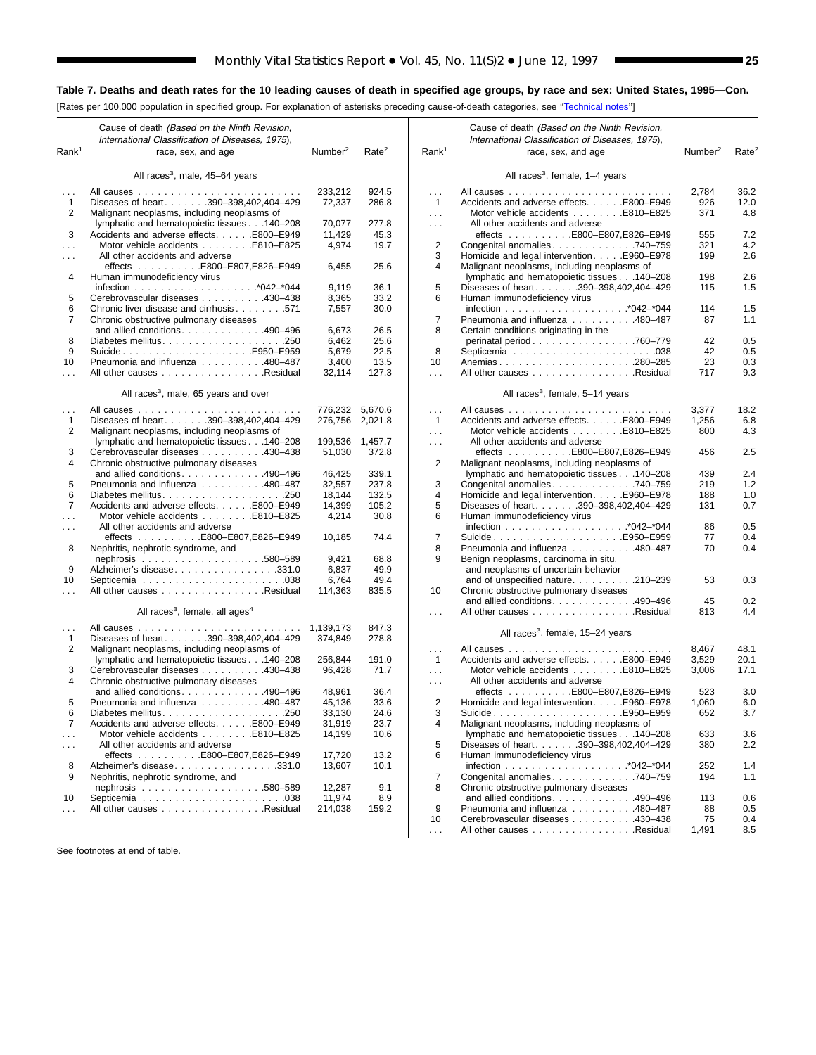**Table 7. Deaths and death rates for the 10 leading causes of death in specified age groups, by race and sex: United States, 1995—Con.**

[Rates per 100,000 population in specified group. For explanation of asterisks preceding cause-of-death categories, see "Technical notes"]

| Rank[1] | Cause of death (Based on the Ninth Revision, International Classification of Diseases, 1975), race, sex, and age | Number[2] | Rate[2] |
|---|---|---|---|
| | **All races[3], male, 45–64 years** | | |
| . . . | All causes | 233,212 | 924.5 |
| 1 | Diseases of heart . . . . . . .390–398,402,404–429 | 72,337 | 286.8 |
| 2 | Malignant neoplasms, including neoplasms of lymphatic and hematopoietic tissues . . .140–208 | 70,077 | 277.8 |
| 3 | Accidents and adverse effects. . . . . .E800–E949 | 11,429 | 45.3 |
| . . . | Motor vehicle accidents . . . . . . . .E810–E825 | 4,974 | 19.7 |
| . . . | All other accidents and adverse effects . . . . . . . . . .E800–E807,E826–E949 | 6,455 | 25.6 |
| 4 | Human immunodeficiency virus infection . . . . . . . . . . . . . . . . . . .*042–*044 | 9,119 | 36.1 |
| 5 | Cerebrovascular diseases . . . . . . . . . .430–438 | 8,365 | 33.2 |
| 6 | Chronic liver disease and cirrhosis. . . . . . . .571 | 7,557 | 30.0 |
| 7 | Chronic obstructive pulmonary diseases and allied conditions. . . . . . . . . . . . .490–496 | 6,673 | 26.5 |
| 8 | Diabetes mellitus. . . . . . . . . . . . . . . . . . .250 | 6,462 | 25.6 |
| 9 | Suicide . . . . . . . . . . . . . . . . . . . .E950–E959 | 5,679 | 22.5 |
| 10 | Pneumonia and influenza . . . . . . . . . .480–487 | 3,400 | 13.5 |
| . . . | All other causes . . . . . . . . . . . . . . . .Residual | 32,114 | 127.3 |
| | **All races[3], male, 65 years and over** | | |
| . . . | All causes | 776,232 | 5,670.6 |
| 1 | Diseases of heart . . . . . . .390–398,402,404–429 | 276,756 | 2,021.8 |
| 2 | Malignant neoplasms, including neoplasms of lymphatic and hematopoietic tissues . . .140–208 | 199,536 | 1,457.7 |
| 3 | Cerebrovascular diseases . . . . . . . . . .430–438 | 51,030 | 372.8 |
| 4 | Chronic obstructive pulmonary diseases and allied conditions. . . . . . . . . . . . .490–496 | 46,425 | 339.1 |
| 5 | Pneumonia and influenza . . . . . . . . . .480–487 | 32,557 | 237.8 |
| 6 | Diabetes mellitus. . . . . . . . . . . . . . . . . . .250 | 18,144 | 132.5 |
| 7 | Accidents and adverse effects. . . . . .E800–E949 | 14,399 | 105.2 |
| . . . | Motor vehicle accidents . . . . . . . .E810–E825 | 4,214 | 30.8 |
| . . . | All other accidents and adverse effects . . . . . . . . . .E800–E807,E826–E949 | 10,185 | 74.4 |
| 8 | Nephritis, nephrotic syndrome, and nephrosis . . . . . . . . . . . . . . . . . . .580–589 | 9,421 | 68.8 |
| 9 | Alzheimer's disease. . . . . . . . . . . . . . . .331.0 | 6,837 | 49.9 |
| 10 | Septicemia . . . . . . . . . . . . . . . . . . . . . .038 | 6,764 | 49.4 |
| . . . | All other causes . . . . . . . . . . . . . . . .Residual | 114,363 | 835.5 |
| | **All races[3], female, all ages[4]** | | |
| . . . | All causes | 1,139,173 | 847.3 |
| 1 | Diseases of heart . . . . . . .390–398,402,404–429 | 374,849 | 278.8 |
| 2 | Malignant neoplasms, including neoplasms of lymphatic and hematopoietic tissues . . .140–208 | 256,844 | 191.0 |
| 3 | Cerebrovascular diseases . . . . . . . . . .430–438 | 96,428 | 71.7 |
| 4 | Chronic obstructive pulmonary diseases and allied conditions. . . . . . . . . . . . .490–496 | 48,961 | 36.4 |
| 5 | Pneumonia and influenza . . . . . . . . . .480–487 | 45,136 | 33.6 |
| 6 | Diabetes mellitus. . . . . . . . . . . . . . . . . . .250 | 33,130 | 24.6 |
| 7 | Accidents and adverse effects. . . . . .E800–E949 | 31,919 | 23.7 |
| . . . | Motor vehicle accidents . . . . . . . .E810–E825 | 14,199 | 10.6 |
| . . . | All other accidents and adverse effects . . . . . . . . . .E800–E807,E826–E949 | 17,720 | 13.2 |
| 8 | Alzheimer's disease. . . . . . . . . . . . . . . .331.0 | 13,607 | 10.1 |
| 9 | Nephritis, nephrotic syndrome, and nephrosis . . . . . . . . . . . . . . . . . . .580–589 | 12,287 | 9.1 |
| 10 | Septicemia . . . . . . . . . . . . . . . . . . . . . .038 | 11,974 | 8.9 |
| . . . | All other causes . . . . . . . . . . . . . . . .Residual | 214,038 | 159.2 |
| | **All races[3], female, 1–4 years** | | |
| . . . | All causes | 2,784 | 36.2 |
| 1 | Accidents and adverse effects. . . . . .E800–E949 | 926 | 12.0 |
| . . . | Motor vehicle accidents . . . . . . . .E810–E825 | 371 | 4.8 |
| . . . | All other accidents and adverse effects . . . . . . . . . .E800–E807,E826–E949 | 555 | 7.2 |
| 2 | Congenital anomalies. . . . . . . . . . . . .740–759 | 321 | 4.2 |
| 3 | Homicide and legal intervention. . . . .E960–E978 | 199 | 2.6 |
| 4 | Malignant neoplasms, including neoplasms of lymphatic and hematopoietic tissues . . .140–208 | 198 | 2.6 |
| 5 | Diseases of heart . . . . . . .390–398,402,404–429 | 115 | 1.5 |
| 6 | Human immunodeficiency virus infection . . . . . . . . . . . . . . . . . . .*042–*044 | 114 | 1.5 |
| 7 | Pneumonia and influenza . . . . . . . . . .480–487 | 87 | 1.1 |
| 8 | Certain conditions originating in the perinatal period. . . . . . . . . . . . . . . .760–779 | 42 | 0.5 |
| 8 | Septicemia . . . . . . . . . . . . . . . . . . . . . .038 | 42 | 0.5 |
| 10 | Anemias . . . . . . . . . . . . . . . . . . . . .280–285 | 23 | 0.3 |
| . . . | All other causes . . . . . . . . . . . . . . . .Residual | 717 | 9.3 |
| | **All races[3], female, 5–14 years** | | |
| . . . | All causes | 3,377 | 18.2 |
| 1 | Accidents and adverse effects. . . . . .E800–E949 | 1,256 | 6.8 |
| . . . | Motor vehicle accidents . . . . . . . .E810–E825 | 800 | 4.3 |
| . . . | All other accidents and adverse effects . . . . . . . . . .E800–E807,E826–E949 | 456 | 2.5 |
| 2 | Malignant neoplasms, including neoplasms of lymphatic and hematopoietic tissues . . .140–208 | 439 | 2.4 |
| 3 | Congenital anomalies. . . . . . . . . . . . .740–759 | 219 | 1.2 |
| 4 | Homicide and legal intervention. . . . .E960–E978 | 188 | 1.0 |
| 5 | Diseases of heart . . . . . . .390–398,402,404–429 | 131 | 0.7 |
| 6 | Human immunodeficiency virus infection . . . . . . . . . . . . . . . . . . .*042–*044 | 86 | 0.5 |
| 7 | Suicide . . . . . . . . . . . . . . . . . . . .E950–E959 | 77 | 0.4 |
| 8 | Pneumonia and influenza . . . . . . . . . .480–487 | 70 | 0.4 |
| 9 | Benign neoplasms, carcinoma in situ, and neoplasms of uncertain behavior and of unspecified nature. . . . . . . . . .210–239 | 53 | 0.3 |
| 10 | Chronic obstructive pulmonary diseases and allied conditions. . . . . . . . . . . . .490–496 | 45 | 0.2 |
| . . . | All other causes . . . . . . . . . . . . . . . .Residual | 813 | 4.4 |
| | **All races[3], female, 15–24 years** | | |
| . . . | All causes | 8,467 | 48.1 |
| 1 | Accidents and adverse effects. . . . . .E800–E949 | 3,529 | 20.1 |
| . . . | Motor vehicle accidents . . . . . . . .E810–E825 | 3,006 | 17.1 |
| . . . | All other accidents and adverse effects . . . . . . . . . .E800–E807,E826–E949 | 523 | 3.0 |
| 2 | Homicide and legal intervention. . . . .E960–E978 | 1,060 | 6.0 |
| 3 | Suicide . . . . . . . . . . . . . . . . . . . .E950–E959 | 652 | 3.7 |
| 4 | Malignant neoplasms, including neoplasms of lymphatic and hematopoietic tissues . . .140–208 | 633 | 3.6 |
| 5 | Diseases of heart . . . . . . .390–398,402,404–429 | 380 | 2.2 |
| 6 | Human immunodeficiency virus infection . . . . . . . . . . . . . . . . . . .*042–*044 | 252 | 1.4 |
| 7 | Congenital anomalies. . . . . . . . . . . . .740–759 | 194 | 1.1 |
| 8 | Chronic obstructive pulmonary diseases and allied conditions. . . . . . . . . . . . .490–496 | 113 | 0.6 |
| 9 | Pneumonia and influenza . . . . . . . . . .480–487 | 88 | 0.5 |
| 10 | Cerebrovascular diseases . . . . . . . . . .430–438 | 75 | 0.4 |
| . . . | All other causes . . . . . . . . . . . . . . . .Residual | 1,491 | 8.5 |

See footnotes at end of table.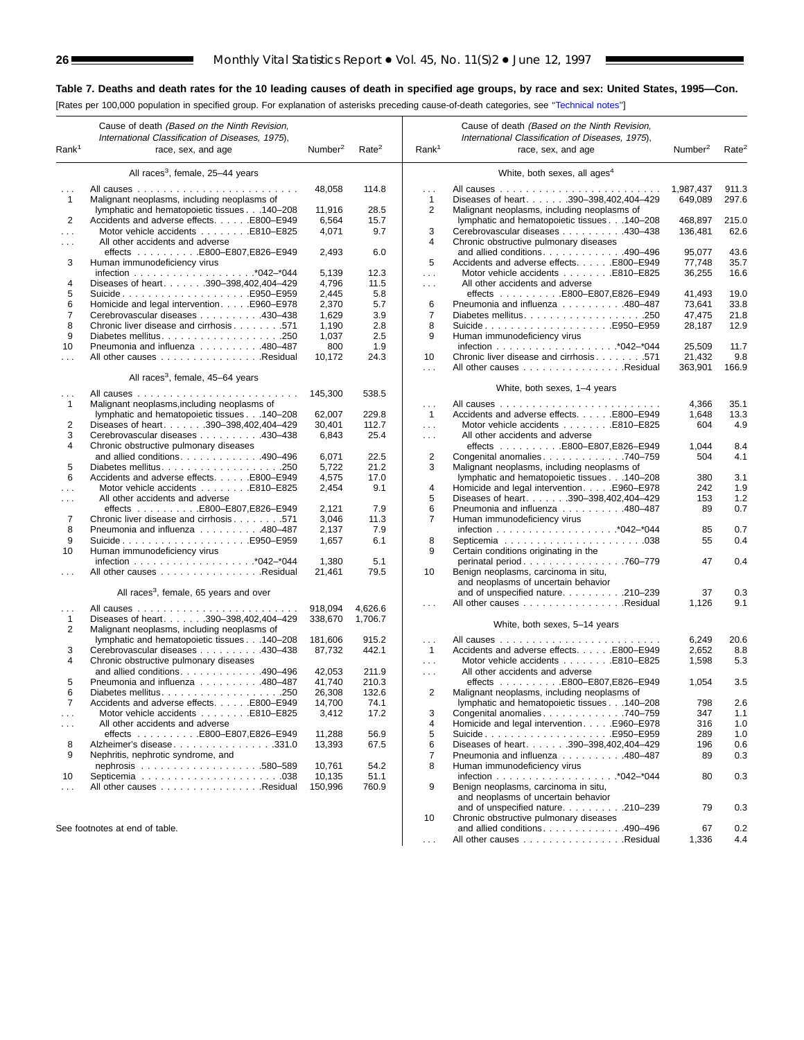## Table 7. Deaths and death rates for the 10 leading causes of death in specified age groups, by race and sex: United States, 1995—Con.

[Rates per 100,000 population in specified group. For explanation of asterisks preceding cause-of-death categories, see "Technical notes"]

| Rank[1] | Cause of death (*Based on the Ninth Revision, International Classification of Diseases, 1975*), race, sex, and age | Number[2] | Rate[2] |
|---|---|---|---|
| | **All races[3], female, 25–44 years** | | |
| . . . | All causes | 48,058 | 114.8 |
| 1 | Malignant neoplasms, including neoplasms of lymphatic and hematopoietic tissues . . .140–208 | 11,916 | 28.5 |
| 2 | Accidents and adverse effects. . . . . .E800–E949 | 6,564 | 15.7 |
| . . . | Motor vehicle accidents . . . . . . . .E810–E825 | 4,071 | 9.7 |
| . . . | All other accidents and adverse effects . . . . . . . . . .E800–E807,E826–E949 | 2,493 | 6.0 |
| 3 | Human immunodeficiency virus infection . . . . . . . . . . . . . . . . . . .*042–*044 | 5,139 | 12.3 |
| 4 | Diseases of heart. . . . . . .390–398,402,404–429 | 4,796 | 11.5 |
| 5 | Suicide. . . . . . . . . . . . . . . . . . . .E950–E959 | 2,445 | 5.8 |
| 6 | Homicide and legal intervention. . . . .E960–E978 | 2,370 | 5.7 |
| 7 | Cerebrovascular diseases . . . . . . . . . .430–438 | 1,629 | 3.9 |
| 8 | Chronic liver disease and cirrhosis . . . . . . . .571 | 1,190 | 2.8 |
| 9 | Diabetes mellitus. . . . . . . . . . . . . . . . . . .250 | 1,037 | 2.5 |
| 10 | Pneumonia and influenza . . . . . . . . . .480–487 | 800 | 1.9 |
| . . . | All other causes . . . . . . . . . . . . . . . .Residual | 10,172 | 24.3 |
| | **All races[3], female, 45–64 years** | | |
| . . . | All causes | 145,300 | 538.5 |
| 1 | Malignant neoplasms,including neoplasms of lymphatic and hematopoietic tissues . . .140–208 | 62,007 | 229.8 |
| 2 | Diseases of heart. . . . . . .390–398,402,404–429 | 30,401 | 112.7 |
| 3 | Cerebrovascular diseases . . . . . . . . . .430–438 | 6,843 | 25.4 |
| 4 | Chronic obstructive pulmonary diseases and allied conditions. . . . . . . . . . . . .490–496 | 6,071 | 22.5 |
| 5 | Diabetes mellitus. . . . . . . . . . . . . . . . . . .250 | 5,722 | 21.2 |
| 6 | Accidents and adverse effects. . . . . .E800–E949 | 4,575 | 17.0 |
| . . . | Motor vehicle accidents . . . . . . . .E810–E825 | 2,454 | 9.1 |
| . . . | All other accidents and adverse effects . . . . . . . . . .E800–E807,E826–E949 | 2,121 | 7.9 |
| 7 | Chronic liver disease and cirrhosis . . . . . . . .571 | 3,046 | 11.3 |
| 8 | Pneumonia and influenza . . . . . . . . . .480–487 | 2,137 | 7.9 |
| 9 | Suicide. . . . . . . . . . . . . . . . . . . .E950–E959 | 1,657 | 6.1 |
| 10 | Human immunodeficiency virus infection . . . . . . . . . . . . . . . . . . .*042–*044 | 1,380 | 5.1 |
| . . . | All other causes . . . . . . . . . . . . . . . .Residual | 21,461 | 79.5 |
| | **All races[3], female, 65 years and over** | | |
| . . . | All causes | 918,094 | 4,626.6 |
| 1 | Diseases of heart. . . . . . .390–398,402,404–429 | 338,670 | 1,706.7 |
| 2 | Malignant neoplasms, including neoplasms of lymphatic and hematopoietic tissues . . .140–208 | 181,606 | 915.2 |
| 3 | Cerebrovascular diseases . . . . . . . . . .430–438 | 87,732 | 442.1 |
| 4 | Chronic obstructive pulmonary diseases and allied conditions. . . . . . . . . . . . .490–496 | 42,053 | 211.9 |
| 5 | Pneumonia and influenza . . . . . . . . . .480–487 | 41,740 | 210.3 |
| 6 | Diabetes mellitus. . . . . . . . . . . . . . . . . . .250 | 26,308 | 132.6 |
| 7 | Accidents and adverse effects. . . . . .E800–E949 | 14,700 | 74.1 |
| . . . | Motor vehicle accidents . . . . . . . .E810–E825 | 3,412 | 17.2 |
| . . . | All other accidents and adverse effects . . . . . . . . . .E800–E807,E826–E949 | 11,288 | 56.9 |
| 8 | Alzheimer's disease. . . . . . . . . . . . . . . .331.0 | 13,393 | 67.5 |
| 9 | Nephritis, nephrotic syndrome, and nephrosis . . . . . . . . . . . . . . . . . . .580–589 | 10,761 | 54.2 |
| 10 | Septicemia . . . . . . . . . . . . . . . . . . . . . .038 | 10,135 | 51.1 |
| . . . | All other causes . . . . . . . . . . . . . . . .Residual | 150,996 | 760.9 |
| | **White, both sexes, all ages[4]** | | |
| . . . | All causes | 1,987,437 | 911.3 |
| 1 | Diseases of heart. . . . . . .390–398,402,404–429 | 649,089 | 297.6 |
| 2 | Malignant neoplasms, including neoplasms of lymphatic and hematopoietic tissues . . .140–208 | 468,897 | 215.0 |
| 3 | Cerebrovascular diseases . . . . . . . . . .430–438 | 136,481 | 62.6 |
| 4 | Chronic obstructive pulmonary diseases and allied conditions. . . . . . . . . . . . .490–496 | 95,077 | 43.6 |
| 5 | Accidents and adverse effects. . . . . .E800–E949 | 77,748 | 35.7 |
| . . . | Motor vehicle accidents . . . . . . . .E810–E825 | 36,255 | 16.6 |
| . . . | All other accidents and adverse effects . . . . . . . . . .E800–E807,E826–E949 | 41,493 | 19.0 |
| 6 | Pneumonia and influenza . . . . . . . . . .480–487 | 73,641 | 33.8 |
| 7 | Diabetes mellitus. . . . . . . . . . . . . . . . . . .250 | 47,475 | 21.8 |
| 8 | Suicide. . . . . . . . . . . . . . . . . . . .E950–E959 | 28,187 | 12.9 |
| 9 | Human immunodeficiency virus infection . . . . . . . . . . . . . . . . . . .*042–*044 | 25,509 | 11.7 |
| 10 | Chronic liver disease and cirrhosis . . . . . . . .571 | 21,432 | 9.8 |
| . . . | All other causes . . . . . . . . . . . . . . . .Residual | 363,901 | 166.9 |
| | **White, both sexes, 1–4 years** | | |
| . . . | All causes | 4,366 | 35.1 |
| 1 | Accidents and adverse effects. . . . . .E800–E949 | 1,648 | 13.3 |
| . . . | Motor vehicle accidents . . . . . . . .E810–E825 | 604 | 4.9 |
| . . . | All other accidents and adverse effects . . . . . . . . . .E800–E807,E826–E949 | 1,044 | 8.4 |
| 2 | Congenital anomalies. . . . . . . . . . . . .740–759 | 504 | 4.1 |
| 3 | Malignant neoplasms, including neoplasms of lymphatic and hematopoietic tissues . . .140–208 | 380 | 3.1 |
| 4 | Homicide and legal intervention. . . . .E960–E978 | 242 | 1.9 |
| 5 | Diseases of heart. . . . . . .390–398,402,404–429 | 153 | 1.2 |
| 6 | Pneumonia and influenza . . . . . . . . . .480–487 | 89 | 0.7 |
| 7 | Human immunodeficiency virus infection . . . . . . . . . . . . . . . . . . .*042–*044 | 85 | 0.7 |
| 8 | Septicemia . . . . . . . . . . . . . . . . . . . . . .038 | 55 | 0.4 |
| 9 | Certain conditions originating in the perinatal period. . . . . . . . . . . . . . . .760–779 | 47 | 0.4 |
| 10 | Benign neoplasms, carcinoma in situ, and neoplasms of uncertain behavior and of unspecified nature. . . . . . . . . .210–239 | 37 | 0.3 |
| . . . | All other causes . . . . . . . . . . . . . . . .Residual | 1,126 | 9.1 |
| | **White, both sexes, 5–14 years** | | |
| . . . | All causes | 6,249 | 20.6 |
| 1 | Accidents and adverse effects. . . . . .E800–E949 | 2,652 | 8.8 |
| . . . | Motor vehicle accidents . . . . . . . .E810–E825 | 1,598 | 5.3 |
| . . . | All other accidents and adverse effects . . . . . . . . . .E800–E807,E826–E949 | 1,054 | 3.5 |
| 2 | Malignant neoplasms, including neoplasms of lymphatic and hematopoietic tissues . . .140–208 | 798 | 2.6 |
| 3 | Congenital anomalies. . . . . . . . . . . . .740–759 | 347 | 1.1 |
| 4 | Homicide and legal intervention. . . . .E960–E978 | 316 | 1.0 |
| 5 | Suicide. . . . . . . . . . . . . . . . . . . .E950–E959 | 289 | 1.0 |
| 6 | Diseases of heart. . . . . . .390–398,402,404–429 | 196 | 0.6 |
| 7 | Pneumonia and influenza . . . . . . . . . .480–487 | 89 | 0.3 |
| 8 | Human immunodeficiency virus infection . . . . . . . . . . . . . . . . . . .*042–*044 | 80 | 0.3 |
| 9 | Benign neoplasms, carcinoma in situ, and neoplasms of uncertain behavior and of unspecified nature. . . . . . . . . .210–239 | 79 | 0.3 |
| 10 | Chronic obstructive pulmonary diseases and allied conditions. . . . . . . . . . . . .490–496 | 67 | 0.2 |
| . . . | All other causes . . . . . . . . . . . . . . . .Residual | 1,336 | 4.4 |

See footnotes at end of table.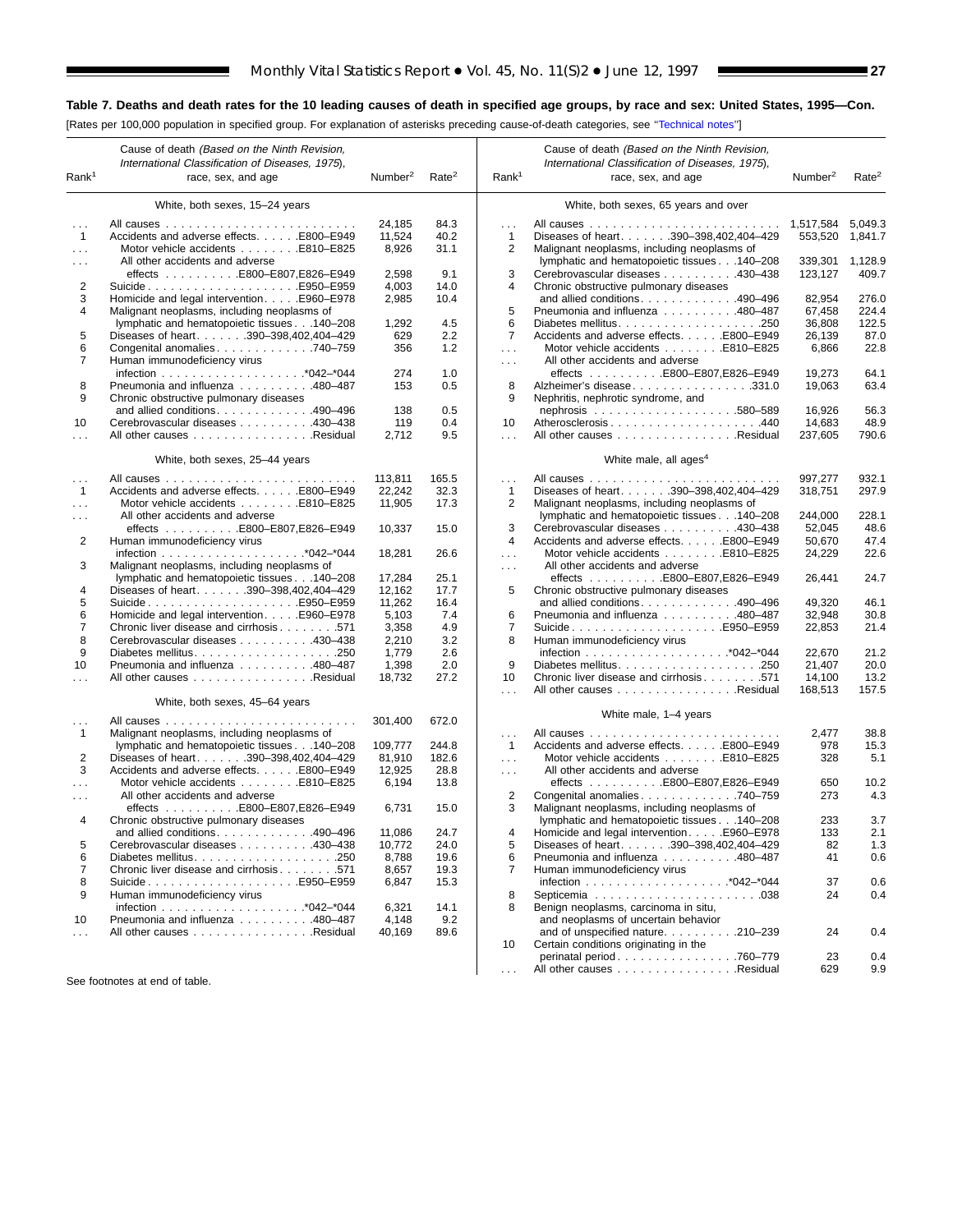## Table 7. Deaths and death rates for the 10 leading causes of death in specified age groups, by race and sex: United States, 1995—Con.

[Rates per 100,000 population in specified group. For explanation of asterisks preceding cause-of-death categories, see "Technical notes"]

| Rank[1] | Cause of death (Based on the Ninth Revision, International Classification of Diseases, 1975), race, sex, and age | Number[2] | Rate[2] |
|---|---|---|---|
| | **White, both sexes, 15–24 years** | | |
| ... | All causes | 24,185 | 84.3 |
| 1 | Accidents and adverse effects . . . E800–E949 | 11,524 | 40.2 |
| ... | Motor vehicle accidents . . . E810–E825 | 8,926 | 31.1 |
| ... | All other accidents and adverse effects . . . E800–E807,E826–E949 | 2,598 | 9.1 |
| 2 | Suicide . . . E950–E959 | 4,003 | 14.0 |
| 3 | Homicide and legal intervention . . . E960–E978 | 2,985 | 10.4 |
| 4 | Malignant neoplasms, including neoplasms of lymphatic and hematopoietic tissues . . . 140–208 | 1,292 | 4.5 |
| 5 | Diseases of heart . . . 390–398,402,404–429 | 629 | 2.2 |
| 6 | Congenital anomalies . . . 740–759 | 356 | 1.2 |
| 7 | Human immunodeficiency virus infection . . . *042–*044 | 274 | 1.0 |
| 8 | Pneumonia and influenza . . . 480–487 | 153 | 0.5 |
| 9 | Chronic obstructive pulmonary diseases and allied conditions . . . 490–496 | 138 | 0.5 |
| 10 | Cerebrovascular diseases . . . 430–438 | 119 | 0.4 |
| ... | All other causes . . . Residual | 2,712 | 9.5 |
| | **White, both sexes, 25–44 years** | | |
| ... | All causes | 113,811 | 165.5 |
| 1 | Accidents and adverse effects . . . E800–E949 | 22,242 | 32.3 |
| ... | Motor vehicle accidents . . . E810–E825 | 11,905 | 17.3 |
| ... | All other accidents and adverse effects . . . E800–E807,E826–E949 | 10,337 | 15.0 |
| 2 | Human immunodeficiency virus infection . . . *042–*044 | 18,281 | 26.6 |
| 3 | Malignant neoplasms, including neoplasms of lymphatic and hematopoietic tissues . . . 140–208 | 17,284 | 25.1 |
| 4 | Diseases of heart . . . 390–398,402,404–429 | 12,162 | 17.7 |
| 5 | Suicide . . . E950–E959 | 11,262 | 16.4 |
| 6 | Homicide and legal intervention . . . E960–E978 | 5,103 | 7.4 |
| 7 | Chronic liver disease and cirrhosis . . . 571 | 3,358 | 4.9 |
| 8 | Cerebrovascular diseases . . . 430–438 | 2,210 | 3.2 |
| 9 | Diabetes mellitus . . . 250 | 1,779 | 2.6 |
| 10 | Pneumonia and influenza . . . 480–487 | 1,398 | 2.0 |
| ... | All other causes . . . Residual | 18,732 | 27.2 |
| | **White, both sexes, 45–64 years** | | |
| ... | All causes | 301,400 | 672.0 |
| 1 | Malignant neoplasms, including neoplasms of lymphatic and hematopoietic tissues . . . 140–208 | 109,777 | 244.8 |
| 2 | Diseases of heart . . . 390–398,402,404–429 | 81,910 | 182.6 |
| 3 | Accidents and adverse effects . . . E800–E949 | 12,925 | 28.8 |
| ... | Motor vehicle accidents . . . E810–E825 | 6,194 | 13.8 |
| ... | All other accidents and adverse effects . . . E800–E807,E826–E949 | 6,731 | 15.0 |
| 4 | Chronic obstructive pulmonary diseases and allied conditions . . . 490–496 | 11,086 | 24.7 |
| 5 | Cerebrovascular diseases . . . 430–438 | 10,772 | 24.0 |
| 6 | Diabetes mellitus . . . 250 | 8,788 | 19.6 |
| 7 | Chronic liver disease and cirrhosis . . . 571 | 8,657 | 19.3 |
| 8 | Suicide . . . E950–E959 | 6,847 | 15.3 |
| 9 | Human immunodeficiency virus infection . . . *042–*044 | 6,321 | 14.1 |
| 10 | Pneumonia and influenza . . . 480–487 | 4,148 | 9.2 |
| ... | All other causes . . . Residual | 40,169 | 89.6 |
| | **White, both sexes, 65 years and over** | | |
| ... | All causes | 1,517,584 | 5,049.3 |
| 1 | Diseases of heart . . . 390–398,402,404–429 | 553,520 | 1,841.7 |
| 2 | Malignant neoplasms, including neoplasms of lymphatic and hematopoietic tissues . . . 140–208 | 339,301 | 1,128.9 |
| 3 | Cerebrovascular diseases . . . 430–438 | 123,127 | 409.7 |
| 4 | Chronic obstructive pulmonary diseases and allied conditions . . . 490–496 | 82,954 | 276.0 |
| 5 | Pneumonia and influenza . . . 480–487 | 67,458 | 224.4 |
| 6 | Diabetes mellitus . . . 250 | 36,808 | 122.5 |
| 7 | Accidents and adverse effects . . . E800–E949 | 26,139 | 87.0 |
| ... | Motor vehicle accidents . . . E810–E825 | 6,866 | 22.8 |
| ... | All other accidents and adverse effects . . . E800–E807,E826–E949 | 19,273 | 64.1 |
| 8 | Alzheimer's disease . . . 331.0 | 19,063 | 63.4 |
| 9 | Nephritis, nephrotic syndrome, and nephrosis . . . 580–589 | 16,926 | 56.3 |
| 10 | Atherosclerosis . . . 440 | 14,683 | 48.9 |
| ... | All other causes . . . Residual | 237,605 | 790.6 |
| | **White male, all ages[4]** | | |
| ... | All causes | 997,277 | 932.1 |
| 1 | Diseases of heart . . . 390–398,402,404–429 | 318,751 | 297.9 |
| 2 | Malignant neoplasms, including neoplasms of lymphatic and hematopoietic tissues . . . 140–208 | 244,000 | 228.1 |
| 3 | Cerebrovascular diseases . . . 430–438 | 52,045 | 48.6 |
| 4 | Accidents and adverse effects . . . E800–E949 | 50,670 | 47.4 |
| ... | Motor vehicle accidents . . . E810–E825 | 24,229 | 22.6 |
| ... | All other accidents and adverse effects . . . E800–E807,E826–E949 | 26,441 | 24.7 |
| 5 | Chronic obstructive pulmonary diseases and allied conditions . . . 490–496 | 49,320 | 46.1 |
| 6 | Pneumonia and influenza . . . 480–487 | 32,948 | 30.8 |
| 7 | Suicide . . . E950–E959 | 22,853 | 21.4 |
| 8 | Human immunodeficiency virus infection . . . *042–*044 | 22,670 | 21.2 |
| 9 | Diabetes mellitus . . . 250 | 21,407 | 20.0 |
| 10 | Chronic liver disease and cirrhosis . . . 571 | 14,100 | 13.2 |
| ... | All other causes . . . Residual | 168,513 | 157.5 |
| | **White male, 1–4 years** | | |
| ... | All causes | 2,477 | 38.8 |
| 1 | Accidents and adverse effects . . . E800–E949 | 978 | 15.3 |
| ... | Motor vehicle accidents . . . E810–E825 | 328 | 5.1 |
| ... | All other accidents and adverse effects . . . E800–E807,E826–E949 | 650 | 10.2 |
| 2 | Congenital anomalies . . . 740–759 | 273 | 4.3 |
| 3 | Malignant neoplasms, including neoplasms of lymphatic and hematopoietic tissues . . . 140–208 | 233 | 3.7 |
| 4 | Homicide and legal intervention . . . E960–E978 | 133 | 2.1 |
| 5 | Diseases of heart . . . 390–398,402,404–429 | 82 | 1.3 |
| 6 | Pneumonia and influenza . . . 480–487 | 41 | 0.6 |
| 7 | Human immunodeficiency virus infection . . . *042–*044 | 37 | 0.6 |
| 8 | Septicemia . . . 038 | 24 | 0.4 |
| 8 | Benign neoplasms, carcinoma in situ, and neoplasms of uncertain behavior and of unspecified nature . . . 210–239 | 24 | 0.4 |
| 10 | Certain conditions originating in the perinatal period . . . 760–779 | 23 | 0.4 |
| ... | All other causes . . . Residual | 629 | 9.9 |

See footnotes at end of table.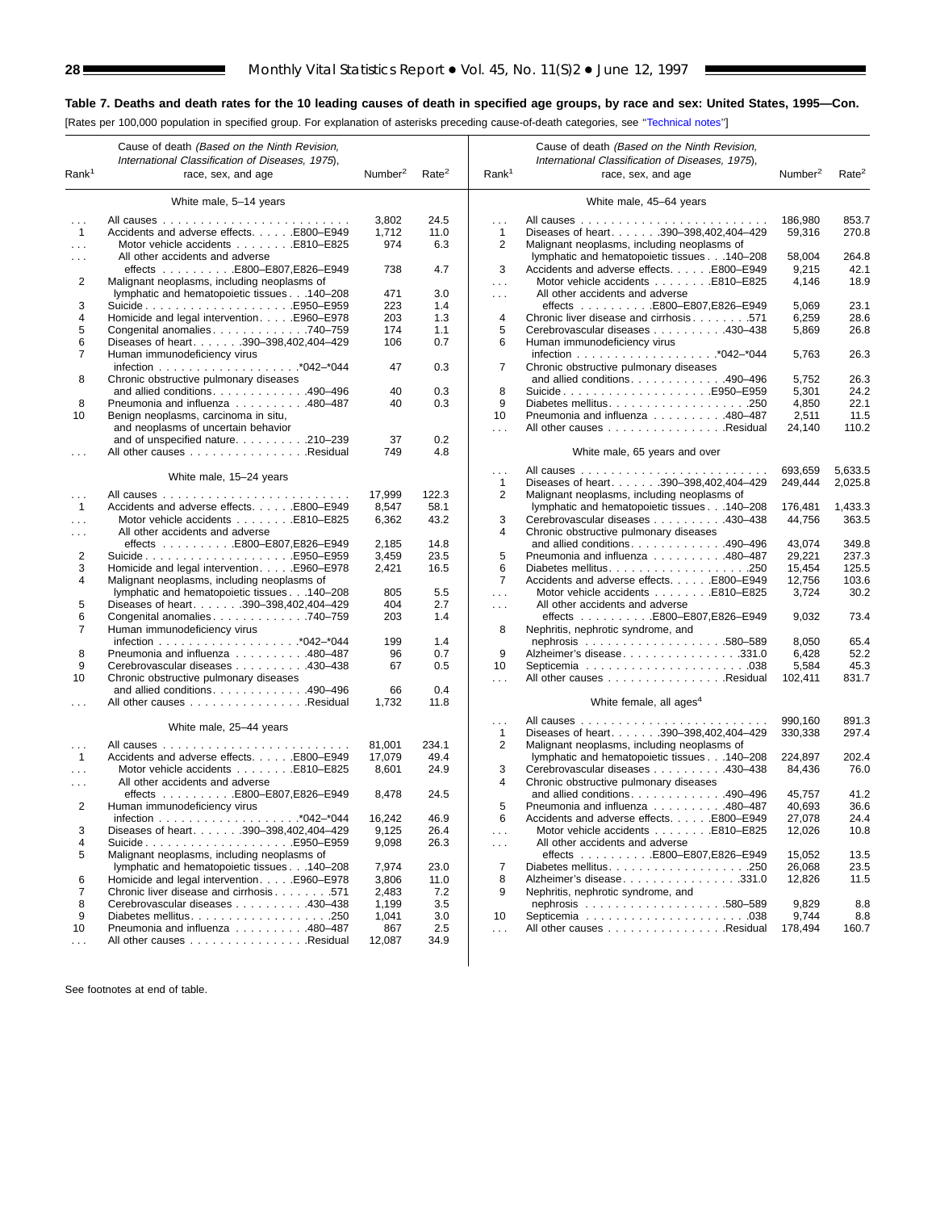**Table 7. Deaths and death rates for the 10 leading causes of death in specified age groups, by race and sex: United States, 1995—Con.**

[Rates per 100,000 population in specified group. For explanation of asterisks preceding cause-of-death categories, see "Technical notes"]

| Rank[1] | Cause of death (Based on the Ninth Revision, International Classification of Diseases, 1975), race, sex, and age | Number[2] | Rate[2] |
|---|---|---|---|
| | **White male, 5–14 years** | | |
| . . . | All causes | 3,802 | 24.5 |
| 1 | Accidents and adverse effects . . . . . E800–E949 | 1,712 | 11.0 |
| . . . | Motor vehicle accidents . . . . . E810–E825 | 974 | 6.3 |
| . . . | All other accidents and adverse effects . . . . . E800–E807,E826–E949 | 738 | 4.7 |
| 2 | Malignant neoplasms, including neoplasms of lymphatic and hematopoietic tissues . . . 140–208 | 471 | 3.0 |
| 3 | Suicide . . . . . E950–E959 | 223 | 1.4 |
| 4 | Homicide and legal intervention . . . . . E960–E978 | 203 | 1.3 |
| 5 | Congenital anomalies . . . . . 740–759 | 174 | 1.1 |
| 6 | Diseases of heart . . . . . 390–398,402,404–429 | 106 | 0.7 |
| 7 | Human immunodeficiency virus infection . . . . . *042–*044 | 47 | 0.3 |
| 8 | Chronic obstructive pulmonary diseases and allied conditions . . . . . 490–496 | 40 | 0.3 |
| 8 | Pneumonia and influenza . . . . . 480–487 | 40 | 0.3 |
| 10 | Benign neoplasms, carcinoma in situ, and neoplasms of uncertain behavior and of unspecified nature . . . . . 210–239 | 37 | 0.2 |
| . . . | All other causes . . . . . Residual | 749 | 4.8 |
| | **White male, 15–24 years** | | |
| . . . | All causes | 17,999 | 122.3 |
| 1 | Accidents and adverse effects . . . . . E800–E949 | 8,547 | 58.1 |
| . . . | Motor vehicle accidents . . . . . E810–E825 | 6,362 | 43.2 |
| . . . | All other accidents and adverse effects . . . . . E800–E807,E826–E949 | 2,185 | 14.8 |
| 2 | Suicide . . . . . E950–E959 | 3,459 | 23.5 |
| 3 | Homicide and legal intervention . . . . . E960–E978 | 2,421 | 16.5 |
| 4 | Malignant neoplasms, including neoplasms of lymphatic and hematopoietic tissues . . . 140–208 | 805 | 5.5 |
| 5 | Diseases of heart . . . . . 390–398,402,404–429 | 404 | 2.7 |
| 6 | Congenital anomalies . . . . . 740–759 | 203 | 1.4 |
| 7 | Human immunodeficiency virus infection . . . . . *042–*044 | 199 | 1.4 |
| 8 | Pneumonia and influenza . . . . . 480–487 | 96 | 0.7 |
| 9 | Cerebrovascular diseases . . . . . 430–438 | 67 | 0.5 |
| 10 | Chronic obstructive pulmonary diseases and allied conditions . . . . . 490–496 | 66 | 0.4 |
| . . . | All other causes . . . . . Residual | 1,732 | 11.8 |
| | **White male, 25–44 years** | | |
| . . . | All causes | 81,001 | 234.1 |
| 1 | Accidents and adverse effects . . . . . E800–E949 | 17,079 | 49.4 |
| . . . | Motor vehicle accidents . . . . . E810–E825 | 8,601 | 24.9 |
| . . . | All other accidents and adverse effects . . . . . E800–E807,E826–E949 | 8,478 | 24.5 |
| 2 | Human immunodeficiency virus infection . . . . . *042–*044 | 16,242 | 46.9 |
| 3 | Diseases of heart . . . . . 390–398,402,404–429 | 9,125 | 26.4 |
| 4 | Suicide . . . . . E950–E959 | 9,098 | 26.3 |
| 5 | Malignant neoplasms, including neoplasms of lymphatic and hematopoietic tissues . . . 140–208 | 7,974 | 23.0 |
| 6 | Homicide and legal intervention . . . . . E960–E978 | 3,806 | 11.0 |
| 7 | Chronic liver disease and cirrhosis . . . . . 571 | 2,483 | 7.2 |
| 8 | Cerebrovascular diseases . . . . . 430–438 | 1,199 | 3.5 |
| 9 | Diabetes mellitus . . . . . 250 | 1,041 | 3.0 |
| 10 | Pneumonia and influenza . . . . . 480–487 | 867 | 2.5 |
| . . . | All other causes . . . . . Residual | 12,087 | 34.9 |
| | **White male, 45–64 years** | | |
| . . . | All causes | 186,980 | 853.7 |
| 1 | Diseases of heart . . . . . 390–398,402,404–429 | 59,316 | 270.8 |
| 2 | Malignant neoplasms, including neoplasms of lymphatic and hematopoietic tissues . . . 140–208 | 58,004 | 264.8 |
| 3 | Accidents and adverse effects . . . . . E800–E949 | 9,215 | 42.1 |
| . . . | Motor vehicle accidents . . . . . E810–E825 | 4,146 | 18.9 |
| . . . | All other accidents and adverse effects . . . . . E800–E807,E826–E949 | 5,069 | 23.1 |
| 4 | Chronic liver disease and cirrhosis . . . . . 571 | 6,259 | 28.6 |
| 5 | Cerebrovascular diseases . . . . . 430–438 | 5,869 | 26.8 |
| 6 | Human immunodeficiency virus infection . . . . . *042–*044 | 5,763 | 26.3 |
| 7 | Chronic obstructive pulmonary diseases and allied conditions . . . . . 490–496 | 5,752 | 26.3 |
| 8 | Suicide . . . . . E950–E959 | 5,301 | 24.2 |
| 9 | Diabetes mellitus . . . . . 250 | 4,850 | 22.1 |
| 10 | Pneumonia and influenza . . . . . 480–487 | 2,511 | 11.5 |
| . . . | All other causes . . . . . Residual | 24,140 | 110.2 |
| | **White male, 65 years and over** | | |
| . . . | All causes | 693,659 | 5,633.5 |
| 1 | Diseases of heart . . . . . 390–398,402,404–429 | 249,444 | 2,025.8 |
| 2 | Malignant neoplasms, including neoplasms of lymphatic and hematopoietic tissues . . . 140–208 | 176,481 | 1,433.3 |
| 3 | Cerebrovascular diseases . . . . . 430–438 | 44,756 | 363.5 |
| 4 | Chronic obstructive pulmonary diseases and allied conditions . . . . . 490–496 | 43,074 | 349.8 |
| 5 | Pneumonia and influenza . . . . . 480–487 | 29,221 | 237.3 |
| 6 | Diabetes mellitus . . . . . 250 | 15,454 | 125.5 |
| 7 | Accidents and adverse effects . . . . . E800–E949 | 12,756 | 103.6 |
| . . . | Motor vehicle accidents . . . . . E810–E825 | 3,724 | 30.2 |
| . . . | All other accidents and adverse effects . . . . . E800–E807,E826–E949 | 9,032 | 73.4 |
| 8 | Nephritis, nephrotic syndrome, and nephrosis . . . . . 580–589 | 8,050 | 65.4 |
| 9 | Alzheimer's disease . . . . . 331.0 | 6,428 | 52.2 |
| 10 | Septicemia . . . . . 038 | 5,584 | 45.3 |
| . . . | All other causes . . . . . Residual | 102,411 | 831.7 |
| | **White female, all ages[4]** | | |
| . . . | All causes | 990,160 | 891.3 |
| 1 | Diseases of heart . . . . . 390–398,402,404–429 | 330,338 | 297.4 |
| 2 | Malignant neoplasms, including neoplasms of lymphatic and hematopoietic tissues . . . 140–208 | 224,897 | 202.4 |
| 3 | Cerebrovascular diseases . . . . . 430–438 | 84,436 | 76.0 |
| 4 | Chronic obstructive pulmonary diseases and allied conditions . . . . . 490–496 | 45,757 | 41.2 |
| 5 | Pneumonia and influenza . . . . . 480–487 | 40,693 | 36.6 |
| 6 | Accidents and adverse effects . . . . . E800–E949 | 27,078 | 24.4 |
| . . . | Motor vehicle accidents . . . . . E810–E825 | 12,026 | 10.8 |
| . . . | All other accidents and adverse effects . . . . . E800–E807,E826–E949 | 15,052 | 13.5 |
| 7 | Diabetes mellitus . . . . . 250 | 26,068 | 23.5 |
| 8 | Alzheimer's disease . . . . . 331.0 | 12,826 | 11.5 |
| 9 | Nephritis, nephrotic syndrome, and nephrosis . . . . . 580–589 | 9,829 | 8.8 |
| 10 | Septicemia . . . . . 038 | 9,744 | 8.8 |
| . . . | All other causes . . . . . Residual | 178,494 | 160.7 |

See footnotes at end of table.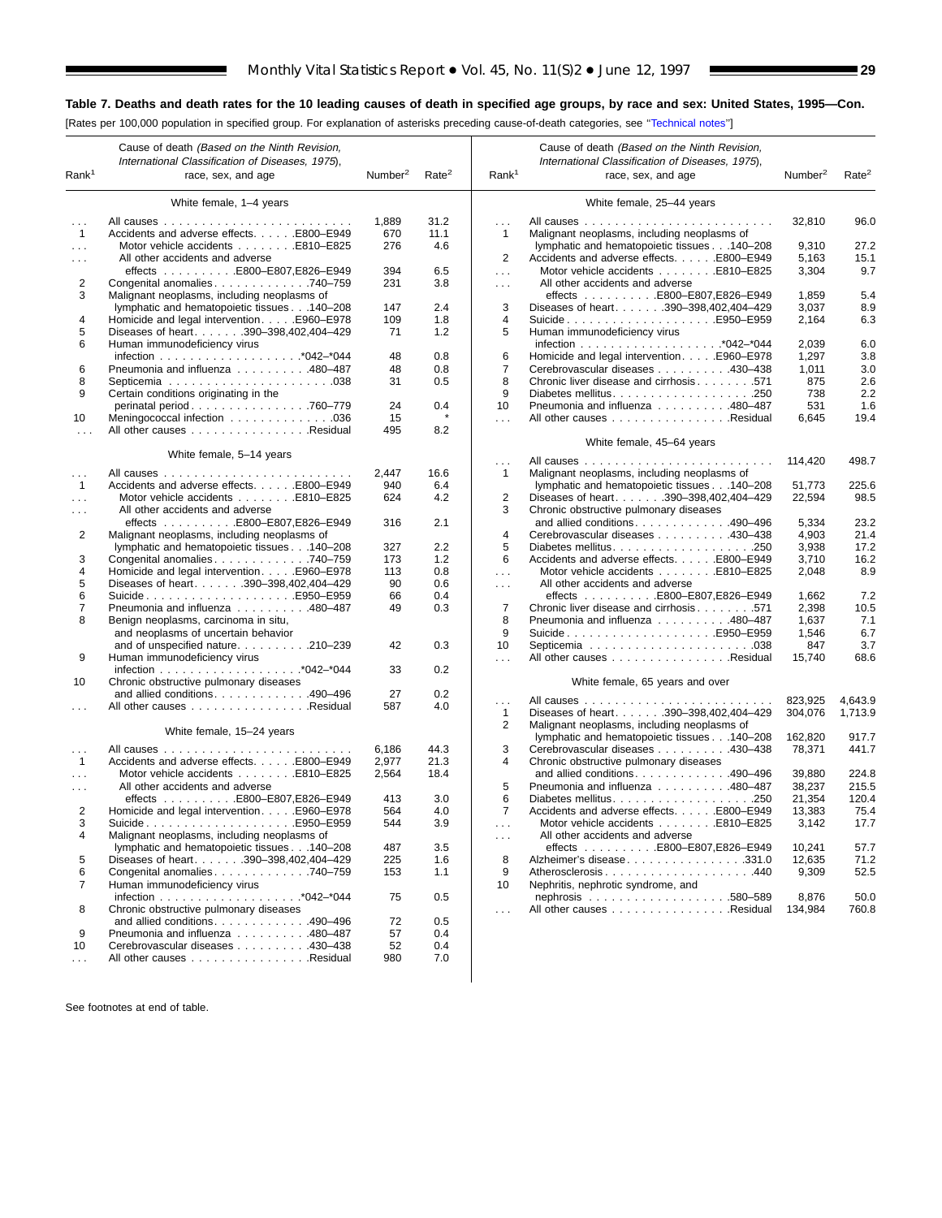## Table 7. Deaths and death rates for the 10 leading causes of death in specified age groups, by race and sex: United States, 1995—Con.

[Rates per 100,000 population in specified group. For explanation of asterisks preceding cause-of-death categories, see "Technical notes"]

| Rank[1] | Cause of death *(Based on the Ninth Revision, International Classification of Diseases, 1975)*, race, sex, and age | Number[2] | Rate[2] |
|---|---|---|---|
| | **White female, 1–4 years** | | |
| . . . | All causes | 1,889 | 31.2 |
| 1 | Accidents and adverse effects . . . . . E800–E949 | 670 | 11.1 |
| . . . | Motor vehicle accidents . . . . . . . . E810–E825 | 276 | 4.6 |
| . . . | All other accidents and adverse effects . . . . . . . . . E800–E807,E826–E949 | 394 | 6.5 |
| 2 | Congenital anomalies . . . . . . . . . . . . 740–759 | 231 | 3.8 |
| 3 | Malignant neoplasms, including neoplasms of lymphatic and hematopoietic tissues . . . 140–208 | 147 | 2.4 |
| 4 | Homicide and legal intervention . . . . . E960–E978 | 109 | 1.8 |
| 5 | Diseases of heart . . . . . . . 390–398,402,404–429 | 71 | 1.2 |
| 6 | Human immunodeficiency virus infection . . . . . . . . . . . . . . . . . . *042–*044 | 48 | 0.8 |
| 6 | Pneumonia and influenza . . . . . . . . . . 480–487 | 48 | 0.8 |
| 8 | Septicemia . . . . . . . . . . . . . . . . . . . . . . 038 | 31 | 0.5 |
| 9 | Certain conditions originating in the perinatal period . . . . . . . . . . . . . . . . 760–779 | 24 | 0.4 |
| 10 | Meningococcal infection . . . . . . . . . . . . . . 036 | 15 | * |
| . . . | All other causes . . . . . . . . . . . . . . . . Residual | 495 | 8.2 |
| | **White female, 5–14 years** | | |
| . . . | All causes | 2,447 | 16.6 |
| 1 | Accidents and adverse effects . . . . . E800–E949 | 940 | 6.4 |
| . . . | Motor vehicle accidents . . . . . . . . E810–E825 | 624 | 4.2 |
| . . . | All other accidents and adverse effects . . . . . . . . . E800–E807,E826–E949 | 316 | 2.1 |
| 2 | Malignant neoplasms, including neoplasms of lymphatic and hematopoietic tissues . . . 140–208 | 327 | 2.2 |
| 3 | Congenital anomalies . . . . . . . . . . . . 740–759 | 173 | 1.2 |
| 4 | Homicide and legal intervention . . . . . E960–E978 | 113 | 0.8 |
| 5 | Diseases of heart . . . . . . . 390–398,402,404–429 | 90 | 0.6 |
| 6 | Suicide . . . . . . . . . . . . . . . . . . . . E950–E959 | 66 | 0.4 |
| 7 | Pneumonia and influenza . . . . . . . . . . 480–487 | 49 | 0.3 |
| 8 | Benign neoplasms, carcinoma in situ, and neoplasms of uncertain behavior and of unspecified nature . . . . . . . . . 210–239 | 42 | 0.3 |
| 9 | Human immunodeficiency virus infection . . . . . . . . . . . . . . . . . . *042–*044 | 33 | 0.2 |
| 10 | Chronic obstructive pulmonary diseases and allied conditions . . . . . . . . . . . . 490–496 | 27 | 0.2 |
| . . . | All other causes . . . . . . . . . . . . . . . . Residual | 587 | 4.0 |
| | **White female, 15–24 years** | | |
| . . . | All causes | 6,186 | 44.3 |
| 1 | Accidents and adverse effects . . . . . E800–E949 | 2,977 | 21.3 |
| . . . | Motor vehicle accidents . . . . . . . . E810–E825 | 2,564 | 18.4 |
| . . . | All other accidents and adverse effects . . . . . . . . . E800–E807,E826–E949 | 413 | 3.0 |
| 2 | Homicide and legal intervention . . . . . E960–E978 | 564 | 4.0 |
| 3 | Suicide . . . . . . . . . . . . . . . . . . . . E950–E959 | 544 | 3.9 |
| 4 | Malignant neoplasms, including neoplasms of lymphatic and hematopoietic tissues . . . 140–208 | 487 | 3.5 |
| 5 | Diseases of heart . . . . . . . 390–398,402,404–429 | 225 | 1.6 |
| 6 | Congenital anomalies . . . . . . . . . . . . 740–759 | 153 | 1.1 |
| 7 | Human immunodeficiency virus infection . . . . . . . . . . . . . . . . . . *042–*044 | 75 | 0.5 |
| 8 | Chronic obstructive pulmonary diseases and allied conditions . . . . . . . . . . . . 490–496 | 72 | 0.5 |
| 9 | Pneumonia and influenza . . . . . . . . . . 480–487 | 57 | 0.4 |
| 10 | Cerebrovascular diseases . . . . . . . . . . 430–438 | 52 | 0.4 |
| . . . | All other causes . . . . . . . . . . . . . . . . Residual | 980 | 7.0 |
| | **White female, 25–44 years** | | |
| . . . | All causes | 32,810 | 96.0 |
| 1 | Malignant neoplasms, including neoplasms of lymphatic and hematopoietic tissues . . . 140–208 | 9,310 | 27.2 |
| 2 | Accidents and adverse effects . . . . . E800–E949 | 5,163 | 15.1 |
| . . . | Motor vehicle accidents . . . . . . . . E810–E825 | 3,304 | 9.7 |
| . . . | All other accidents and adverse effects . . . . . . . . . E800–E807,E826–E949 | 1,859 | 5.4 |
| 3 | Diseases of heart . . . . . . . 390–398,402,404–429 | 3,037 | 8.9 |
| 4 | Suicide . . . . . . . . . . . . . . . . . . . . E950–E959 | 2,164 | 6.3 |
| 5 | Human immunodeficiency virus infection . . . . . . . . . . . . . . . . . . *042–*044 | 2,039 | 6.0 |
| 6 | Homicide and legal intervention . . . . . E960–E978 | 1,297 | 3.8 |
| 7 | Cerebrovascular diseases . . . . . . . . . . 430–438 | 1,011 | 3.0 |
| 8 | Chronic liver disease and cirrhosis . . . . . . . . 571 | 875 | 2.6 |
| 9 | Diabetes mellitus . . . . . . . . . . . . . . . . . . . 250 | 738 | 2.2 |
| 10 | Pneumonia and influenza . . . . . . . . . . 480–487 | 531 | 1.6 |
| . . . | All other causes . . . . . . . . . . . . . . . . Residual | 6,645 | 19.4 |
| | **White female, 45–64 years** | | |
| . . . | All causes | 114,420 | 498.7 |
| 1 | Malignant neoplasms, including neoplasms of lymphatic and hematopoietic tissues . . . 140–208 | 51,773 | 225.6 |
| 2 | Diseases of heart . . . . . . . 390–398,402,404–429 | 22,594 | 98.5 |
| 3 | Chronic obstructive pulmonary diseases and allied conditions . . . . . . . . . . . . 490–496 | 5,334 | 23.2 |
| 4 | Cerebrovascular diseases . . . . . . . . . . 430–438 | 4,903 | 21.4 |
| 5 | Diabetes mellitus . . . . . . . . . . . . . . . . . . . 250 | 3,938 | 17.2 |
| 6 | Accidents and adverse effects . . . . . E800–E949 | 3,710 | 16.2 |
| . . . | Motor vehicle accidents . . . . . . . . E810–E825 | 2,048 | 8.9 |
| . . . | All other accidents and adverse effects . . . . . . . . . E800–E807,E826–E949 | 1,662 | 7.2 |
| 7 | Chronic liver disease and cirrhosis . . . . . . . . 571 | 2,398 | 10.5 |
| 8 | Pneumonia and influenza . . . . . . . . . . 480–487 | 1,637 | 7.1 |
| 9 | Suicide . . . . . . . . . . . . . . . . . . . . E950–E959 | 1,546 | 6.7 |
| 10 | Septicemia . . . . . . . . . . . . . . . . . . . . . . 038 | 847 | 3.7 |
| . . . | All other causes . . . . . . . . . . . . . . . . Residual | 15,740 | 68.6 |
| | **White female, 65 years and over** | | |
| . . . | All causes | 823,925 | 4,643.9 |
| 1 | Diseases of heart . . . . . . . 390–398,402,404–429 | 304,076 | 1,713.9 |
| 2 | Malignant neoplasms, including neoplasms of lymphatic and hematopoietic tissues . . . 140–208 | 162,820 | 917.7 |
| 3 | Cerebrovascular diseases . . . . . . . . . . 430–438 | 78,371 | 441.7 |
| 4 | Chronic obstructive pulmonary diseases and allied conditions . . . . . . . . . . . . 490–496 | 39,880 | 224.8 |
| 5 | Pneumonia and influenza . . . . . . . . . . 480–487 | 38,237 | 215.5 |
| 6 | Diabetes mellitus . . . . . . . . . . . . . . . . . . . 250 | 21,354 | 120.4 |
| 7 | Accidents and adverse effects . . . . . E800–E949 | 13,383 | 75.4 |
| . . . | Motor vehicle accidents . . . . . . . . E810–E825 | 3,142 | 17.7 |
| . . . | All other accidents and adverse effects . . . . . . . . . E800–E807,E826–E949 | 10,241 | 57.7 |
| 8 | Alzheimer's disease . . . . . . . . . . . . . . . . 331.0 | 12,635 | 71.2 |
| 9 | Atherosclerosis . . . . . . . . . . . . . . . . . . . . 440 | 9,309 | 52.5 |
| 10 | Nephritis, nephrotic syndrome, and nephrosis . . . . . . . . . . . . . . . . . . 580–589 | 8,876 | 50.0 |
| . . . | All other causes . . . . . . . . . . . . . . . . Residual | 134,984 | 760.8 |

See footnotes at end of table.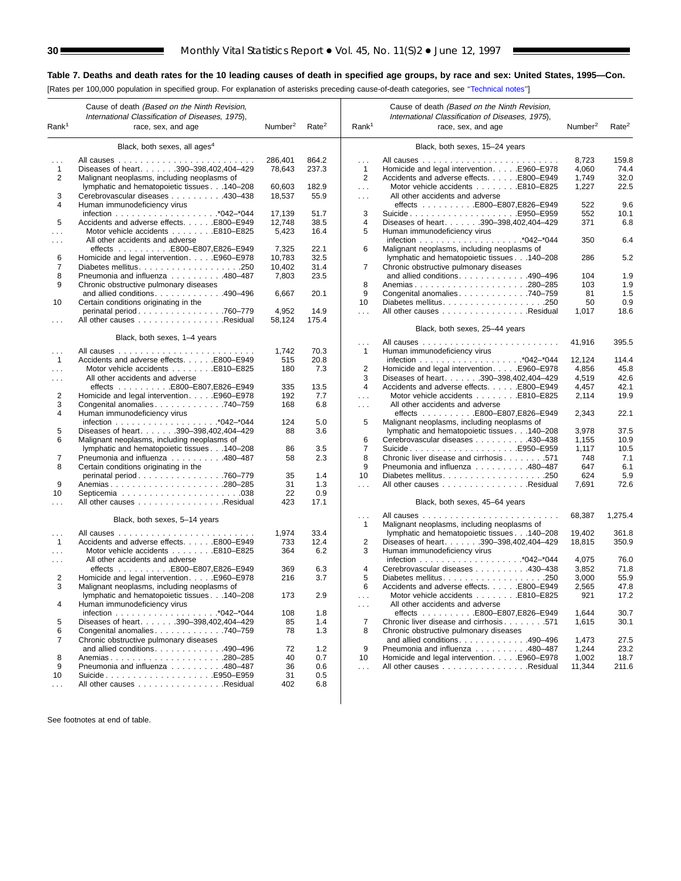**Table 7. Deaths and death rates for the 10 leading causes of death in specified age groups, by race and sex: United States, 1995—Con.**

[Rates per 100,000 population in specified group. For explanation of asterisks preceding cause-of-death categories, see "Technical notes"]

| Rank[1] | Cause of death (*Based on the Ninth Revision, International Classification of Diseases, 1975*), race, sex, and age | Number[2] | Rate[2] |
|---|---|---|---|
| | **Black, both sexes, all ages[4]** | | |
| . . . | All causes | 286,401 | 864.2 |
| 1 | Diseases of heart. . . . . . .390–398,402,404–429 | 78,643 | 237.3 |
| 2 | Malignant neoplasms, including neoplasms of lymphatic and hematopoietic tissues . . .140–208 | 60,603 | 182.9 |
| 3 | Cerebrovascular diseases . . . . . . . . . .430–438 | 18,537 | 55.9 |
| 4 | Human immunodeficiency virus infection . . . . . . . . . . . . . . . . . . .*042–*044 | 17,139 | 51.7 |
| 5 | Accidents and adverse effects. . . . . .E800–E949 | 12,748 | 38.5 |
| . . . | Motor vehicle accidents . . . . . . . .E810–E825 | 5,423 | 16.4 |
| . . . | All other accidents and adverse effects . . . . . . . . . .E800–E807,E826–E949 | 7,325 | 22.1 |
| 6 | Homicide and legal intervention. . . . .E960–E978 | 10,783 | 32.5 |
| 7 | Diabetes mellitus. . . . . . . . . . . . . . . . . . .250 | 10,402 | 31.4 |
| 8 | Pneumonia and influenza . . . . . . . . . .480–487 | 7,803 | 23.5 |
| 9 | Chronic obstructive pulmonary diseases and allied conditions. . . . . . . . . . . . .490–496 | 6,667 | 20.1 |
| 10 | Certain conditions originating in the perinatal period . . . . . . . . . . . . . . . .760–779 | 4,952 | 14.9 |
| . . . | All other causes . . . . . . . . . . . . . . . .Residual | 58,124 | 175.4 |
| | **Black, both sexes, 1–4 years** | | |
| . . . | All causes | 1,742 | 70.3 |
| 1 | Accidents and adverse effects. . . . . .E800–E949 | 515 | 20.8 |
| . . . | Motor vehicle accidents . . . . . . . .E810–E825 | 180 | 7.3 |
| . . . | All other accidents and adverse effects . . . . . . . . . .E800–E807,E826–E949 | 335 | 13.5 |
| 2 | Homicide and legal intervention. . . . .E960–E978 | 192 | 7.7 |
| 3 | Congenital anomalies. . . . . . . . . . . . .740–759 | 168 | 6.8 |
| 4 | Human immunodeficiency virus infection . . . . . . . . . . . . . . . . . . .*042–*044 | 124 | 5.0 |
| 5 | Diseases of heart. . . . . . .390–398,402,404–429 | 88 | 3.6 |
| 6 | Malignant neoplasms, including neoplasms of lymphatic and hematopoietic tissues . . .140–208 | 86 | 3.5 |
| 7 | Pneumonia and influenza . . . . . . . . . .480–487 | 58 | 2.3 |
| 8 | Certain conditions originating in the perinatal period . . . . . . . . . . . . . . . .760–779 | 35 | 1.4 |
| 9 | Anemias . . . . . . . . . . . . . . . . . . . . .280–285 | 31 | 1.3 |
| 10 | Septicemia . . . . . . . . . . . . . . . . . . . . . .038 | 22 | 0.9 |
| . . . | All other causes . . . . . . . . . . . . . . . .Residual | 423 | 17.1 |
| | **Black, both sexes, 5–14 years** | | |
| . . . | All causes | 1,974 | 33.4 |
| 1 | Accidents and adverse effects. . . . . .E800–E949 | 733 | 12.4 |
| . . . | Motor vehicle accidents . . . . . . . .E810–E825 | 364 | 6.2 |
| . . . | All other accidents and adverse effects . . . . . . . . . .E800–E807,E826–E949 | 369 | 6.3 |
| 2 | Homicide and legal intervention. . . . .E960–E978 | 216 | 3.7 |
| 3 | Malignant neoplasms, including neoplasms of lymphatic and hematopoietic tissues . . .140–208 | 173 | 2.9 |
| 4 | Human immunodeficiency virus infection . . . . . . . . . . . . . . . . . . .*042–*044 | 108 | 1.8 |
| 5 | Diseases of heart. . . . . . .390–398,402,404–429 | 85 | 1.4 |
| 6 | Congenital anomalies. . . . . . . . . . . . .740–759 | 78 | 1.3 |
| 7 | Chronic obstructive pulmonary diseases and allied conditions. . . . . . . . . . . . .490–496 | 72 | 1.2 |
| 8 | Anemias . . . . . . . . . . . . . . . . . . . . .280–285 | 40 | 0.7 |
| 9 | Pneumonia and influenza . . . . . . . . . .480–487 | 36 | 0.6 |
| 10 | Suicide . . . . . . . . . . . . . . . . . . . .E950–E959 | 31 | 0.5 |
| . . . | All other causes . . . . . . . . . . . . . . . .Residual | 402 | 6.8 |
| | **Black, both sexes, 15–24 years** | | |
| . . . | All causes | 8,723 | 159.8 |
| 1 | Homicide and legal intervention. . . . .E960–E978 | 4,060 | 74.4 |
| 2 | Accidents and adverse effects. . . . . .E800–E949 | 1,749 | 32.0 |
| . . . | Motor vehicle accidents . . . . . . . .E810–E825 | 1,227 | 22.5 |
| . . . | All other accidents and adverse effects . . . . . . . . . .E800–E807,E826–E949 | 522 | 9.6 |
| 3 | Suicide . . . . . . . . . . . . . . . . . . . .E950–E959 | 552 | 10.1 |
| 4 | Diseases of heart. . . . . . .390–398,402,404–429 | 371 | 6.8 |
| 5 | Human immunodeficiency virus infection . . . . . . . . . . . . . . . . . . .*042–*044 | 350 | 6.4 |
| 6 | Malignant neoplasms, including neoplasms of lymphatic and hematopoietic tissues . . .140–208 | 286 | 5.2 |
| 7 | Chronic obstructive pulmonary diseases and allied conditions. . . . . . . . . . . . .490–496 | 104 | 1.9 |
| 8 | Anemias . . . . . . . . . . . . . . . . . . . . .280–285 | 103 | 1.9 |
| 9 | Congenital anomalies. . . . . . . . . . . . .740–759 | 81 | 1.5 |
| 10 | Diabetes mellitus. . . . . . . . . . . . . . . . . . .250 | 50 | 0.9 |
| . . . | All other causes . . . . . . . . . . . . . . . .Residual | 1,017 | 18.6 |
| | **Black, both sexes, 25–44 years** | | |
| . . . | All causes | 41,916 | 395.5 |
| 1 | Human immunodeficiency virus infection . . . . . . . . . . . . . . . . . . .*042–*044 | 12,124 | 114.4 |
| 2 | Homicide and legal intervention. . . . .E960–E978 | 4,856 | 45.8 |
| 3 | Diseases of heart. . . . . . .390–398,402,404–429 | 4,519 | 42.6 |
| 4 | Accidents and adverse effects. . . . . .E800–E949 | 4,457 | 42.1 |
| . . . | Motor vehicle accidents . . . . . . . .E810–E825 | 2,114 | 19.9 |
| . . . | All other accidents and adverse effects . . . . . . . . . .E800–E807,E826–E949 | 2,343 | 22.1 |
| 5 | Malignant neoplasms, including neoplasms of lymphatic and hematopoietic tissues . . .140–208 | 3,978 | 37.5 |
| 6 | Cerebrovascular diseases . . . . . . . . . .430–438 | 1,155 | 10.9 |
| 7 | Suicide . . . . . . . . . . . . . . . . . . . .E950–E959 | 1,117 | 10.5 |
| 8 | Chronic liver disease and cirrhosis . . . . . . . .571 | 748 | 7.1 |
| 9 | Pneumonia and influenza . . . . . . . . . .480–487 | 647 | 6.1 |
| 10 | Diabetes mellitus. . . . . . . . . . . . . . . . . . .250 | 624 | 5.9 |
| . . . | All other causes . . . . . . . . . . . . . . . .Residual | 7,691 | 72.6 |
| | **Black, both sexes, 45–64 years** | | |
| . . . | All causes | 68,387 | 1,275.4 |
| 1 | Malignant neoplasms, including neoplasms of lymphatic and hematopoietic tissues . . .140–208 | 19,402 | 361.8 |
| 2 | Diseases of heart. . . . . . .390–398,402,404–429 | 18,815 | 350.9 |
| 3 | Human immunodeficiency virus infection . . . . . . . . . . . . . . . . . . .*042–*044 | 4,075 | 76.0 |
| 4 | Cerebrovascular diseases . . . . . . . . . .430–438 | 3,852 | 71.8 |
| 5 | Diabetes mellitus. . . . . . . . . . . . . . . . . . .250 | 3,000 | 55.9 |
| 6 | Accidents and adverse effects. . . . . .E800–E949 | 2,565 | 47.8 |
| . . . | Motor vehicle accidents . . . . . . . .E810–E825 | 921 | 17.2 |
| . . . | All other accidents and adverse effects . . . . . . . . . .E800–E807,E826–E949 | 1,644 | 30.7 |
| 7 | Chronic liver disease and cirrhosis . . . . . . . .571 | 1,615 | 30.1 |
| 8 | Chronic obstructive pulmonary diseases and allied conditions. . . . . . . . . . . . .490–496 | 1,473 | 27.5 |
| 9 | Pneumonia and influenza . . . . . . . . . .480–487 | 1,244 | 23.2 |
| 10 | Homicide and legal intervention. . . . .E960–E978 | 1,002 | 18.7 |
| . . . | All other causes . . . . . . . . . . . . . . . .Residual | 11,344 | 211.6 |

See footnotes at end of table.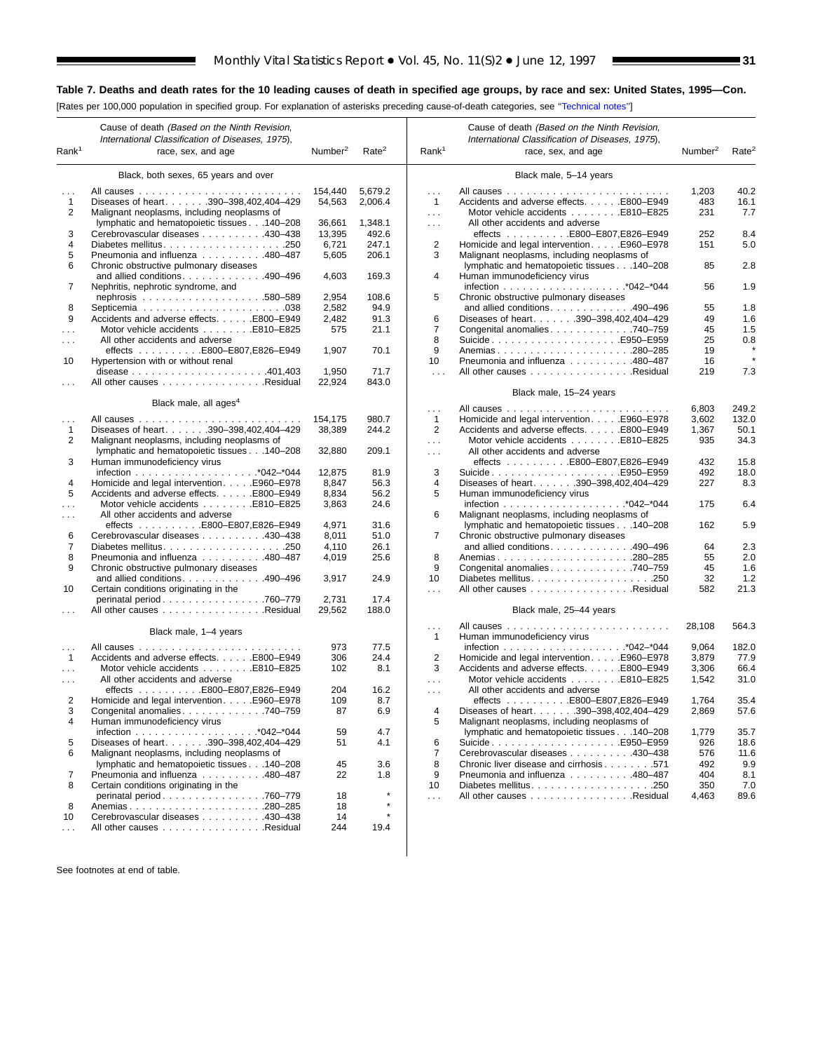**Table 7. Deaths and death rates for the 10 leading causes of death in specified age groups, by race and sex: United States, 1995—Con.**

[Rates per 100,000 population in specified group. For explanation of asterisks preceding cause-of-death categories, see "Technical notes"]

| Rank[1] | Cause of death *(Based on the Ninth Revision, International Classification of Diseases, 1975)*, race, sex, and age | Number[2] | Rate[2] |
|---|---|---|---|
| | **Black, both sexes, 65 years and over** | | |
| . . . | All causes | 154,440 | 5,679.2 |
| 1 | Diseases of heart . . . 390–398,402,404–429 | 54,563 | 2,006.4 |
| 2 | Malignant neoplasms, including neoplasms of lymphatic and hematopoietic tissues . . . 140–208 | 36,661 | 1,348.1 |
| 3 | Cerebrovascular diseases . . . 430–438 | 13,395 | 492.6 |
| 4 | Diabetes mellitus . . . 250 | 6,721 | 247.1 |
| 5 | Pneumonia and influenza . . . 480–487 | 5,605 | 206.1 |
| 6 | Chronic obstructive pulmonary diseases and allied conditions . . . 490–496 | 4,603 | 169.3 |
| 7 | Nephritis, nephrotic syndrome, and nephrosis . . . 580–589 | 2,954 | 108.6 |
| 8 | Septicemia . . . 038 | 2,582 | 94.9 |
| 9 | Accidents and adverse effects . . . E800–E949 | 2,482 | 91.3 |
| . . . | Motor vehicle accidents . . . E810–E825 | 575 | 21.1 |
| . . . | All other accidents and adverse effects . . . E800–E807,E826–E949 | 1,907 | 70.1 |
| 10 | Hypertension with or without renal disease . . . 401,403 | 1,950 | 71.7 |
| . . . | All other causes . . . Residual | 22,924 | 843.0 |
| | **Black male, all ages[4]** | | |
| . . . | All causes | 154,175 | 980.7 |
| 1 | Diseases of heart . . . 390–398,402,404–429 | 38,389 | 244.2 |
| 2 | Malignant neoplasms, including neoplasms of lymphatic and hematopoietic tissues . . . 140–208 | 32,880 | 209.1 |
| 3 | Human immunodeficiency virus infection . . . *042–*044 | 12,875 | 81.9 |
| 4 | Homicide and legal intervention . . . E960–E978 | 8,847 | 56.3 |
| 5 | Accidents and adverse effects . . . E800–E949 | 8,834 | 56.2 |
| . . . | Motor vehicle accidents . . . E810–E825 | 3,863 | 24.6 |
| . . . | All other accidents and adverse effects . . . E800–E807,E826–E949 | 4,971 | 31.6 |
| 6 | Cerebrovascular diseases . . . 430–438 | 8,011 | 51.0 |
| 7 | Diabetes mellitus . . . 250 | 4,110 | 26.1 |
| 8 | Pneumonia and influenza . . . 480–487 | 4,019 | 25.6 |
| 9 | Chronic obstructive pulmonary diseases and allied conditions . . . 490–496 | 3,917 | 24.9 |
| 10 | Certain conditions originating in the perinatal period . . . 760–779 | 2,731 | 17.4 |
| . . . | All other causes . . . Residual | 29,562 | 188.0 |
| | **Black male, 1–4 years** | | |
| . . . | All causes | 973 | 77.5 |
| 1 | Accidents and adverse effects . . . E800–E949 | 306 | 24.4 |
| . . . | Motor vehicle accidents . . . E810–E825 | 102 | 8.1 |
| . . . | All other accidents and adverse effects . . . E800–E807,E826–E949 | 204 | 16.2 |
| 2 | Homicide and legal intervention . . . E960–E978 | 109 | 8.7 |
| 3 | Congenital anomalies . . . 740–759 | 87 | 6.9 |
| 4 | Human immunodeficiency virus infection . . . *042–*044 | 59 | 4.7 |
| 5 | Diseases of heart . . . 390–398,402,404–429 | 51 | 4.1 |
| 6 | Malignant neoplasms, including neoplasms of lymphatic and hematopoietic tissues . . . 140–208 | 45 | 3.6 |
| 7 | Pneumonia and influenza . . . 480–487 | 22 | 1.8 |
| 8 | Certain conditions originating in the perinatal period . . . 760–779 | 18 | * |
| 8 | Anemias . . . 280–285 | 18 | * |
| 10 | Cerebrovascular diseases . . . 430–438 | 14 | * |
| . . . | All other causes . . . Residual | 244 | 19.4 |
| | **Black male, 5–14 years** | | |
| . . . | All causes | 1,203 | 40.2 |
| 1 | Accidents and adverse effects . . . E800–E949 | 483 | 16.1 |
| . . . | Motor vehicle accidents . . . E810–E825 | 231 | 7.7 |
| . . . | All other accidents and adverse effects . . . E800–E807,E826–E949 | 252 | 8.4 |
| 2 | Homicide and legal intervention . . . E960–E978 | 151 | 5.0 |
| 3 | Malignant neoplasms, including neoplasms of lymphatic and hematopoietic tissues . . . 140–208 | 85 | 2.8 |
| 4 | Human immunodeficiency virus infection . . . *042–*044 | 56 | 1.9 |
| 5 | Chronic obstructive pulmonary diseases and allied conditions . . . 490–496 | 55 | 1.8 |
| 6 | Diseases of heart . . . 390–398,402,404–429 | 49 | 1.6 |
| 7 | Congenital anomalies . . . 740–759 | 45 | 1.5 |
| 8 | Suicide . . . E950–E959 | 25 | 0.8 |
| 9 | Anemias . . . 280–285 | 19 | * |
| 10 | Pneumonia and influenza . . . 480–487 | 16 | * |
| . . . | All other causes . . . Residual | 219 | 7.3 |
| | **Black male, 15–24 years** | | |
| . . . | All causes | 6,803 | 249.2 |
| 1 | Homicide and legal intervention . . . E960–E978 | 3,602 | 132.0 |
| 2 | Accidents and adverse effects . . . E800–E949 | 1,367 | 50.1 |
| . . . | Motor vehicle accidents . . . E810–E825 | 935 | 34.3 |
| . . . | All other accidents and adverse effects . . . E800–E807,E826–E949 | 432 | 15.8 |
| 3 | Suicide . . . E950–E959 | 492 | 18.0 |
| 4 | Diseases of heart . . . 390–398,402,404–429 | 227 | 8.3 |
| 5 | Human immunodeficiency virus infection . . . *042–*044 | 175 | 6.4 |
| 6 | Malignant neoplasms, including neoplasms of lymphatic and hematopoietic tissues . . . 140–208 | 162 | 5.9 |
| 7 | Chronic obstructive pulmonary diseases and allied conditions . . . 490–496 | 64 | 2.3 |
| 8 | Anemias . . . 280–285 | 55 | 2.0 |
| 9 | Congenital anomalies . . . 740–759 | 45 | 1.6 |
| 10 | Diabetes mellitus . . . 250 | 32 | 1.2 |
| . . . | All other causes . . . Residual | 582 | 21.3 |
| | **Black male, 25–44 years** | | |
| . . . | All causes | 28,108 | 564.3 |
| 1 | Human immunodeficiency virus infection . . . *042–*044 | 9,064 | 182.0 |
| 2 | Homicide and legal intervention . . . E960–E978 | 3,879 | 77.9 |
| 3 | Accidents and adverse effects . . . E800–E949 | 3,306 | 66.4 |
| . . . | Motor vehicle accidents . . . E810–E825 | 1,542 | 31.0 |
| . . . | All other accidents and adverse effects . . . E800–E807,E826–E949 | 1,764 | 35.4 |
| 4 | Diseases of heart . . . 390–398,402,404–429 | 2,869 | 57.6 |
| 5 | Malignant neoplasms, including neoplasms of lymphatic and hematopoietic tissues . . . 140–208 | 1,779 | 35.7 |
| 6 | Suicide . . . E950–E959 | 926 | 18.6 |
| 7 | Cerebrovascular diseases . . . 430–438 | 576 | 11.6 |
| 8 | Chronic liver disease and cirrhosis . . . 571 | 492 | 9.9 |
| 9 | Pneumonia and influenza . . . 480–487 | 404 | 8.1 |
| 10 | Diabetes mellitus . . . 250 | 350 | 7.0 |
| . . . | All other causes . . . Residual | 4,463 | 89.6 |

See footnotes at end of table.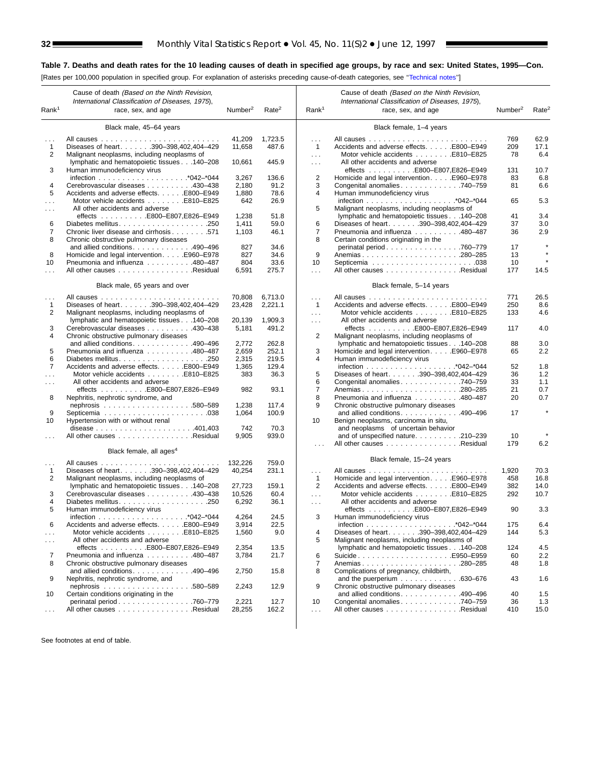**Table 7. Deaths and death rates for the 10 leading causes of death in specified age groups, by race and sex: United States, 1995—Con.**

[Rates per 100,000 population in specified group. For explanation of asterisks preceding cause-of-death categories, see "Technical notes"]

| Rank[1] | Cause of death (Based on the Ninth Revision, International Classification of Diseases, 1975), race, sex, and age | Number[2] | Rate[2] |
|---|---|---|---|
| | **Black male, 45–64 years** | | |
| . . . | All causes | 41,209 | 1,723.5 |
| 1 | Diseases of heart . . . . . . .390–398,402,404–429 | 11,658 | 487.6 |
| 2 | Malignant neoplasms, including neoplasms of lymphatic and hematopoietic tissues . . .140–208 | 10,661 | 445.9 |
| 3 | Human immunodeficiency virus infection . . . . . . . . . . . . . . . . . . .*042–*044 | 3,267 | 136.6 |
| 4 | Cerebrovascular diseases . . . . . . . . . .430–438 | 2,180 | 91.2 |
| 5 | Accidents and adverse effects. . . . . .E800–E949 | 1,880 | 78.6 |
| . . . | Motor vehicle accidents . . . . . . . .E810–E825 | 642 | 26.9 |
| . . . | All other accidents and adverse effects . . . . . . . . . .E800–E807,E826–E949 | 1,238 | 51.8 |
| 6 | Diabetes mellitus. . . . . . . . . . . . . . . . . . .250 | 1,411 | 59.0 |
| 7 | Chronic liver disease and cirrhosis . . . . . . . .571 | 1,103 | 46.1 |
| 8 | Chronic obstructive pulmonary diseases and allied conditions. . . . . . . . . . . . .490–496 | 827 | 34.6 |
| 8 | Homicide and legal intervention. . . . .E960–E978 | 827 | 34.6 |
| 10 | Pneumonia and influenza . . . . . . . . . .480–487 | 804 | 33.6 |
| . . . | All other causes . . . . . . . . . . . . . . . .Residual | 6,591 | 275.7 |
| | **Black male, 65 years and over** | | |
| . . . | All causes | 70,808 | 6,713.0 |
| 1 | Diseases of heart . . . . . . .390–398,402,404–429 | 23,428 | 2,221.1 |
| 2 | Malignant neoplasms, including neoplasms of lymphatic and hematopoietic tissues . . .140–208 | 20,139 | 1,909.3 |
| 3 | Cerebrovascular diseases . . . . . . . . . .430–438 | 5,181 | 491.2 |
| 4 | Chronic obstructive pulmonary diseases and allied conditions. . . . . . . . . . . . .490–496 | 2,772 | 262.8 |
| 5 | Pneumonia and influenza . . . . . . . . . .480–487 | 2,659 | 252.1 |
| 6 | Diabetes mellitus. . . . . . . . . . . . . . . . . . .250 | 2,315 | 219.5 |
| 7 | Accidents and adverse effects. . . . . .E800–E949 | 1,365 | 129.4 |
| . . . | Motor vehicle accidents . . . . . . . .E810–E825 | 383 | 36.3 |
| . . . | All other accidents and adverse effects . . . . . . . . . .E800–E807,E826–E949 | 982 | 93.1 |
| 8 | Nephritis, nephrotic syndrome, and nephrosis . . . . . . . . . . . . . . . . . .580–589 | 1,238 | 117.4 |
| 9 | Septicemia . . . . . . . . . . . . . . . . . . . . . .038 | 1,064 | 100.9 |
| 10 | Hypertension with or without renal disease . . . . . . . . . . . . . . . . . . . . .401,403 | 742 | 70.3 |
| . . . | All other causes . . . . . . . . . . . . . . . .Residual | 9,905 | 939.0 |
| | **Black female, all ages[4]** | | |
| . . . | All causes | 132,226 | 759.0 |
| 1 | Diseases of heart . . . . . . .390–398,402,404–429 | 40,254 | 231.1 |
| 2 | Malignant neoplasms, including neoplasms of lymphatic and hematopoietic tissues . . .140–208 | 27,723 | 159.1 |
| 3 | Cerebrovascular diseases . . . . . . . . . .430–438 | 10,526 | 60.4 |
| 4 | Diabetes mellitus. . . . . . . . . . . . . . . . . . .250 | 6,292 | 36.1 |
| 5 | Human immunodeficiency virus infection . . . . . . . . . . . . . . . . . . .*042–*044 | 4,264 | 24.5 |
| 6 | Accidents and adverse effects. . . . . .E800–E949 | 3,914 | 22.5 |
| . . . | Motor vehicle accidents . . . . . . . .E810–E825 | 1,560 | 9.0 |
| . . . | All other accidents and adverse effects . . . . . . . . . .E800–E807,E826–E949 | 2,354 | 13.5 |
| 7 | Pneumonia and influenza . . . . . . . . . .480–487 | 3,784 | 21.7 |
| 8 | Chronic obstructive pulmonary diseases and allied conditions. . . . . . . . . . . . .490–496 | 2,750 | 15.8 |
| 9 | Nephritis, nephrotic syndrome, and nephrosis . . . . . . . . . . . . . . . . . .580–589 | 2,243 | 12.9 |
| 10 | Certain conditions originating in the perinatal period . . . . . . . . . . . . . . . .760–779 | 2,221 | 12.7 |
| . . . | All other causes . . . . . . . . . . . . . . . .Residual | 28,255 | 162.2 |
| | **Black female, 1–4 years** | | |
| . . . | All causes | 769 | 62.9 |
| 1 | Accidents and adverse effects. . . . . .E800–E949 | 209 | 17.1 |
| . . . | Motor vehicle accidents . . . . . . . .E810–E825 | 78 | 6.4 |
| . . . | All other accidents and adverse effects . . . . . . . . . .E800–E807,E826–E949 | 131 | 10.7 |
| 2 | Homicide and legal intervention. . . . .E960–E978 | 83 | 6.8 |
| 3 | Congenital anomalies. . . . . . . . . . . . .740–759 | 81 | 6.6 |
| 4 | Human immunodeficiency virus infection . . . . . . . . . . . . . . . . . . .*042–*044 | 65 | 5.3 |
| 5 | Malignant neoplasms, including neoplasms of lymphatic and hematopoietic tissues . . .140–208 | 41 | 3.4 |
| 6 | Diseases of heart . . . . . . .390–398,402,404–429 | 37 | 3.0 |
| 7 | Pneumonia and influenza . . . . . . . . . .480–487 | 36 | 2.9 |
| 8 | Certain conditions originating in the perinatal period . . . . . . . . . . . . . . . .760–779 | 17 | * |
| 9 | Anemias . . . . . . . . . . . . . . . . . . . . .280–285 | 13 | * |
| 10 | Septicemia . . . . . . . . . . . . . . . . . . . . . .038 | 10 | * |
| . . . | All other causes . . . . . . . . . . . . . . . .Residual | 177 | 14.5 |
| | **Black female, 5–14 years** | | |
| . . . | All causes | 771 | 26.5 |
| 1 | Accidents and adverse effects. . . . . .E800–E949 | 250 | 8.6 |
| . . . | Motor vehicle accidents . . . . . . . .E810–E825 | 133 | 4.6 |
| . . . | All other accidents and adverse effects . . . . . . . . . .E800–E807,E826–E949 | 117 | 4.0 |
| 2 | Malignant neoplasms, including neoplasms of lymphatic and hematopoietic tissues . . .140–208 | 88 | 3.0 |
| 3 | Homicide and legal intervention. . . . .E960–E978 | 65 | 2.2 |
| 4 | Human immunodeficiency virus infection . . . . . . . . . . . . . . . . . . .*042–*044 | 52 | 1.8 |
| 5 | Diseases of heart . . . . . . .390–398,402,404–429 | 36 | 1.2 |
| 6 | Congenital anomalies. . . . . . . . . . . . .740–759 | 33 | 1.1 |
| 7 | Anemias . . . . . . . . . . . . . . . . . . . . .280–285 | 21 | 0.7 |
| 8 | Pneumonia and influenza . . . . . . . . . .480–487 | 20 | 0.7 |
| 9 | Chronic obstructive pulmonary diseases and allied conditions. . . . . . . . . . . . .490–496 | 17 | * |
| 10 | Benign neoplasms, carcinoma in situ, and neoplasms of uncertain behavior and of unspecified nature. . . . . . . . . .210–239 | 10 | * |
| . . . | All other causes . . . . . . . . . . . . . . . .Residual | 179 | 6.2 |
| | **Black female, 15–24 years** | | |
| . . . | All causes | 1,920 | 70.3 |
| 1 | Homicide and legal intervention. . . . .E960–E978 | 458 | 16.8 |
| 2 | Accidents and adverse effects. . . . . .E800–E949 | 382 | 14.0 |
| . . . | Motor vehicle accidents . . . . . . . .E810–E825 | 292 | 10.7 |
| . . . | All other accidents and adverse effects . . . . . . . . . .E800–E807,E826–E949 | 90 | 3.3 |
| 3 | Human immunodeficiency virus infection . . . . . . . . . . . . . . . . . . .*042–*044 | 175 | 6.4 |
| 4 | Diseases of heart . . . . . . .390–398,402,404–429 | 144 | 5.3 |
| 5 | Malignant neoplasms, including neoplasms of lymphatic and hematopoietic tissues . . .140–208 | 124 | 4.5 |
| 6 | Suicide . . . . . . . . . . . . . . . . . . . .E950–E959 | 60 | 2.2 |
| 7 | Anemias . . . . . . . . . . . . . . . . . . . . .280–285 | 48 | 1.8 |
| 8 | Complications of pregnancy, childbirth, and the puerperium . . . . . . . . . . . . .630–676 | 43 | 1.6 |
| 9 | Chronic obstructive pulmonary diseases and allied conditions. . . . . . . . . . . . .490–496 | 40 | 1.5 |
| 10 | Congenital anomalies. . . . . . . . . . . . .740–759 | 36 | 1.3 |
| . . . | All other causes . . . . . . . . . . . . . . . .Residual | 410 | 15.0 |

See footnotes at end of table.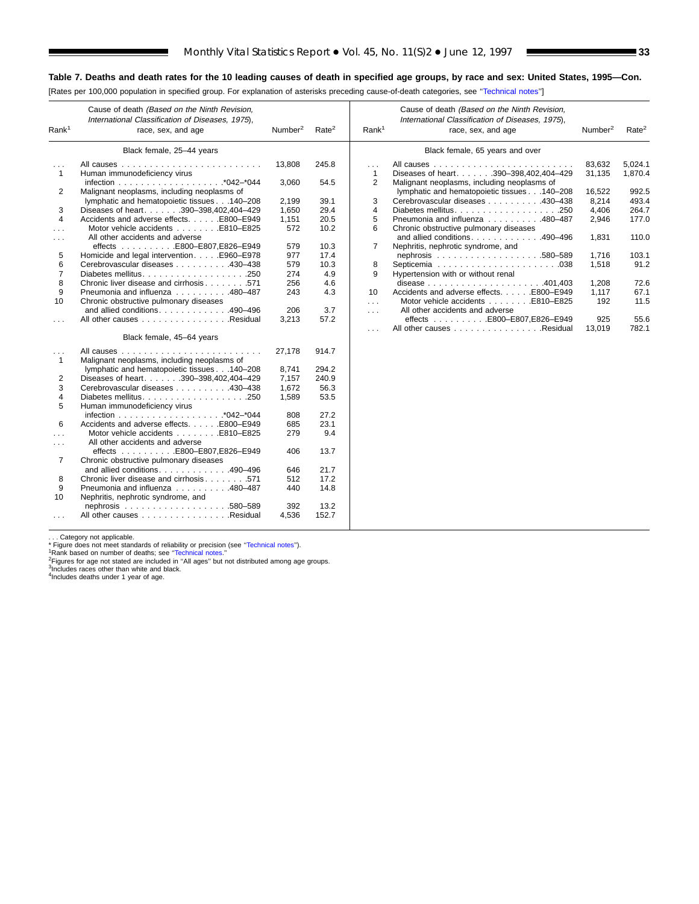### Table 7. Deaths and death rates for the 10 leading causes of death in specified age groups, by race and sex: United States, 1995—Con.

[Rates per 100,000 population in specified group. For explanation of asterisks preceding cause-of-death categories, see "Technical notes"]

| Rank[1] | Cause of death *(Based on the Ninth Revision, International Classification of Diseases, 1975)*, race, sex, and age | Number[2] | Rate[2] |
|---|---|---|---|
| | **Black female, 25–44 years** | | |
| . . . | All causes | 13,808 | 245.8 |
| 1 | Human immunodeficiency virus infection . . . *042–*044 | 3,060 | 54.5 |
| 2 | Malignant neoplasms, including neoplasms of lymphatic and hematopoietic tissues . . .140–208 | 2,199 | 39.1 |
| 3 | Diseases of heart . . . 390–398,402,404–429 | 1,650 | 29.4 |
| 4 | Accidents and adverse effects . . . E800–E949 | 1,151 | 20.5 |
| . . . | Motor vehicle accidents . . . E810–E825 | 572 | 10.2 |
| . . . | All other accidents and adverse effects . . . E800–E807,E826–E949 | 579 | 10.3 |
| 5 | Homicide and legal intervention . . . E960–E978 | 977 | 17.4 |
| 6 | Cerebrovascular diseases . . . 430–438 | 579 | 10.3 |
| 7 | Diabetes mellitus . . . 250 | 274 | 4.9 |
| 8 | Chronic liver disease and cirrhosis . . . 571 | 256 | 4.6 |
| 9 | Pneumonia and influenza . . . 480–487 | 243 | 4.3 |
| 10 | Chronic obstructive pulmonary diseases and allied conditions . . . 490–496 | 206 | 3.7 |
| . . . | All other causes . . . Residual | 3,213 | 57.2 |
| | **Black female, 45–64 years** | | |
| . . . | All causes | 27,178 | 914.7 |
| 1 | Malignant neoplasms, including neoplasms of lymphatic and hematopoietic tissues . . .140–208 | 8,741 | 294.2 |
| 2 | Diseases of heart . . . 390–398,402,404–429 | 7,157 | 240.9 |
| 3 | Cerebrovascular diseases . . . 430–438 | 1,672 | 56.3 |
| 4 | Diabetes mellitus . . . 250 | 1,589 | 53.5 |
| 5 | Human immunodeficiency virus infection . . . *042–*044 | 808 | 27.2 |
| 6 | Accidents and adverse effects . . . E800–E949 | 685 | 23.1 |
| . . . | Motor vehicle accidents . . . E810–E825 | 279 | 9.4 |
| . . . | All other accidents and adverse effects . . . E800–E807,E826–E949 | 406 | 13.7 |
| 7 | Chronic obstructive pulmonary diseases and allied conditions . . . 490–496 | 646 | 21.7 |
| 8 | Chronic liver disease and cirrhosis . . . 571 | 512 | 17.2 |
| 9 | Pneumonia and influenza . . . 480–487 | 440 | 14.8 |
| 10 | Nephritis, nephrotic syndrome, and nephrosis . . . 580–589 | 392 | 13.2 |
| . . . | All other causes . . . Residual | 4,536 | 152.7 |
| | **Black female, 65 years and over** | | |
| . . . | All causes | 83,632 | 5,024.1 |
| 1 | Diseases of heart . . . 390–398,402,404–429 | 31,135 | 1,870.4 |
| 2 | Malignant neoplasms, including neoplasms of lymphatic and hematopoietic tissues . . .140–208 | 16,522 | 992.5 |
| 3 | Cerebrovascular diseases . . . 430–438 | 8,214 | 493.4 |
| 4 | Diabetes mellitus . . . 250 | 4,406 | 264.7 |
| 5 | Pneumonia and influenza . . . 480–487 | 2,946 | 177.0 |
| 6 | Chronic obstructive pulmonary diseases and allied conditions . . . 490–496 | 1,831 | 110.0 |
| 7 | Nephritis, nephrotic syndrome, and nephrosis . . . 580–589 | 1,716 | 103.1 |
| 8 | Septicemia . . . 038 | 1,518 | 91.2 |
| 9 | Hypertension with or without renal disease . . . 401,403 | 1,208 | 72.6 |
| 10 | Accidents and adverse effects . . . E800–E949 | 1,117 | 67.1 |
| . . . | Motor vehicle accidents . . . E810–E825 | 192 | 11.5 |
| . . . | All other accidents and adverse effects . . . E800–E807,E826–E949 | 925 | 55.6 |
| . . . | All other causes . . . Residual | 13,019 | 782.1 |

. . . Category not applicable.
* Figure does not meet standards of reliability or precision (see "Technical notes").
[1]Rank based on number of deaths; see "Technical notes."
[2]Figures for age not stated are included in "All ages" but not distributed among age groups.
[3]Includes races other than white and black.
[4]Includes deaths under 1 year of age.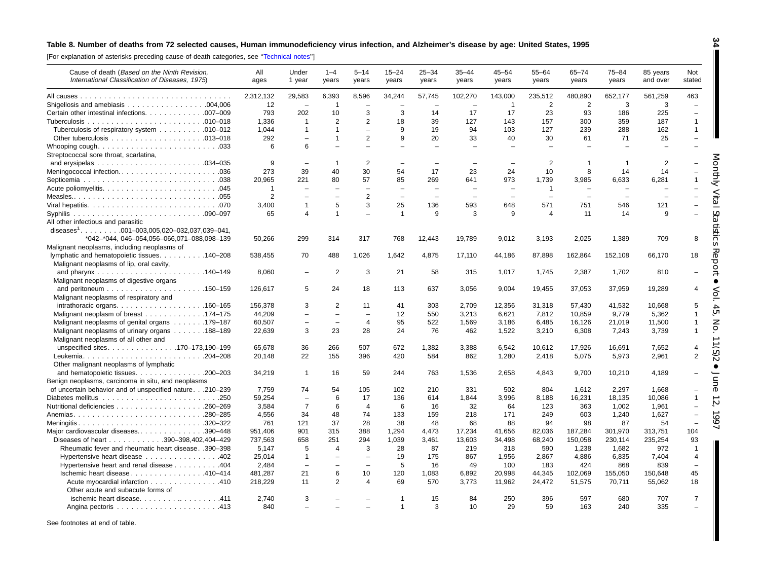**Table 8. Number of deaths from 72 selected causes, Human immunodeficiency virus infection, and Alzheimer's disease by age: United States, 1995**

[For explanation of asterisks preceding cause-of-death categories, see "Technical notes"]

| Cause of death (*Based on the Ninth Revision, International Classification of Diseases, 1975*) | All ages | Under 1 year | 1–4 years | 5–14 years | 15–24 years | 25–34 years | 35–44 years | 45–54 years | 55–64 years | 65–74 years | 75–84 years | 85 years and over | Not stated |
|---|---|---|---|---|---|---|---|---|---|---|---|---|---|
| All causes | 2,312,132 | 29,583 | 6,393 | 8,596 | 34,244 | 57,745 | 102,270 | 143,000 | 235,512 | 480,890 | 652,177 | 561,259 | 463 |
| Shigellosis and amebiasis . . . 004,006 | 12 | – | 1 | – | – | – | – | 1 | 2 | 2 | 3 | 3 | – |
| Certain other intestinal infections . . . 007–009 | 793 | 202 | 10 | 3 | 3 | 14 | 17 | 17 | 23 | 93 | 186 | 225 | – |
| Tuberculosis . . . 010–018 | 1,336 | 1 | 2 | 2 | 18 | 39 | 127 | 143 | 157 | 300 | 359 | 187 | 1 |
| Tuberculosis of respiratory system . . . 010–012 | 1,044 | 1 | 1 | – | 9 | 19 | 94 | 103 | 127 | 239 | 288 | 162 | 1 |
| Other tuberculosis . . . 013–018 | 292 | – | 1 | 2 | 9 | 20 | 33 | 40 | 30 | 61 | 71 | 25 | – |
| Whooping cough . . . 033 | 6 | 6 | – | – | – | – | – | – | – | – | – | – | – |
| Streptococcal sore throat, scarlatina, and erysipelas . . . 034–035 | 9 | – | 1 | 2 | – | – | – | – | 2 | 1 | 1 | 2 | – |
| Meningococcal infection . . . 036 | 273 | 39 | 40 | 30 | 54 | 17 | 23 | 24 | 10 | 8 | 14 | 14 | – |
| Septicemia . . . 038 | 20,965 | 221 | 80 | 57 | 85 | 269 | 641 | 973 | 1,739 | 3,985 | 6,633 | 6,281 | 1 |
| Acute poliomyelitis . . . 045 | 1 | – | – | – | – | – | – | – | 1 | – | – | – | – |
| Measles . . . 055 | 2 | – | – | 2 | – | – | – | – | – | – | – | – | – |
| Viral hepatitis . . . 070 | 3,400 | 1 | 5 | 3 | 25 | 136 | 593 | 648 | 571 | 751 | 546 | 121 | – |
| Syphilis . . . 090–097 | 65 | 4 | 1 | – | 1 | 9 | 3 | 9 | 4 | 11 | 14 | 9 | – |
| All other infectious and parasitic diseases[1] . . . 001–003,005,020–032,037,039–041, *042–*044, 046–054,056–066,071–088,098–139 | 50,266 | 299 | 314 | 317 | 768 | 12,443 | 19,789 | 9,012 | 3,193 | 2,025 | 1,389 | 709 | 8 |
| Malignant neoplasms, including neoplasms of lymphatic and hematopoietic tissues . . . 140–208 | 538,455 | 70 | 488 | 1,026 | 1,642 | 4,875 | 17,110 | 44,186 | 87,898 | 162,864 | 152,108 | 66,170 | 18 |
| Malignant neoplasms of lip, oral cavity, and pharynx . . . 140–149 | 8,060 | – | 2 | 3 | 21 | 58 | 315 | 1,017 | 1,745 | 2,387 | 1,702 | 810 | – |
| Malignant neoplasms of digestive organs and peritoneum . . . 150–159 | 126,617 | 5 | 24 | 18 | 113 | 637 | 3,056 | 9,004 | 19,455 | 37,053 | 37,959 | 19,289 | 4 |
| Malignant neoplasms of respiratory and intrathoracic organs . . . 160–165 | 156,378 | 3 | 2 | 11 | 41 | 303 | 2,709 | 12,356 | 31,318 | 57,430 | 41,532 | 10,668 | 5 |
| Malignant neoplasm of breast . . . 174–175 | 44,209 | – | – | – | 12 | 550 | 3,213 | 6,621 | 7,812 | 10,859 | 9,779 | 5,362 | 1 |
| Malignant neoplasms of genital organs . . . 179–187 | 60,507 | – | – | 4 | 95 | 522 | 1,569 | 3,186 | 6,485 | 16,126 | 21,019 | 11,500 | 1 |
| Malignant neoplasms of urinary organs . . . 188–189 | 22,639 | 3 | 23 | 28 | 24 | 76 | 462 | 1,522 | 3,210 | 6,308 | 7,243 | 3,739 | 1 |
| Malignant neoplasms of all other and unspecified sites . . . 170–173,190–199 | 65,678 | 36 | 266 | 507 | 672 | 1,382 | 3,388 | 6,542 | 10,612 | 17,926 | 16,691 | 7,652 | 4 |
| Leukemia . . . 204–208 | 20,148 | 22 | 155 | 396 | 420 | 584 | 862 | 1,280 | 2,418 | 5,075 | 5,973 | 2,961 | 2 |
| Other malignant neoplasms of lymphatic and hematopoietic tissues . . . 200–203 | 34,219 | 1 | 16 | 59 | 244 | 763 | 1,536 | 2,658 | 4,843 | 9,700 | 10,210 | 4,189 | – |
| Benign neoplasms, carcinoma in situ, and neoplasms of uncertain behavior and of unspecified nature . . . 210–239 | 7,759 | 74 | 54 | 105 | 102 | 210 | 331 | 502 | 804 | 1,612 | 2,297 | 1,668 | – |
| Diabetes mellitus . . . 250 | 59,254 | – | 6 | 17 | 136 | 614 | 1,844 | 3,996 | 8,188 | 16,231 | 18,135 | 10,086 | 1 |
| Nutritional deficiencies . . . 260–269 | 3,584 | 7 | 6 | 4 | 6 | 16 | 32 | 64 | 123 | 363 | 1,002 | 1,961 | – |
| Anemias . . . 280–285 | 4,556 | 34 | 48 | 74 | 133 | 159 | 218 | 171 | 249 | 603 | 1,240 | 1,627 | – |
| Meningitis . . . 320–322 | 761 | 121 | 37 | 28 | 38 | 48 | 68 | 88 | 94 | 98 | 87 | 54 | – |
| Major cardiovascular diseases . . . 390–448 | 951,406 | 901 | 315 | 388 | 1,294 | 4,473 | 17,234 | 41,656 | 82,036 | 187,284 | 301,970 | 313,751 | 104 |
| Diseases of heart . . . 390–398,402,404–429 | 737,563 | 658 | 251 | 294 | 1,039 | 3,461 | 13,603 | 34,498 | 68,240 | 150,058 | 230,114 | 235,254 | 93 |
| Rheumatic fever and rheumatic heart disease . . . 390–398 | 5,147 | 5 | 4 | 3 | 28 | 87 | 219 | 318 | 590 | 1,238 | 1,682 | 972 | 1 |
| Hypertensive heart disease . . . 402 | 25,014 | 1 | – | – | 19 | 175 | 867 | 1,956 | 2,867 | 4,886 | 6,835 | 7,404 | 4 |
| Hypertensive heart and renal disease . . . 404 | 2,484 | – | – | – | 5 | 16 | 49 | 100 | 183 | 424 | 868 | 839 | – |
| Ischemic heart disease . . . 410–414 | 481,287 | 21 | 6 | 10 | 120 | 1,083 | 6,892 | 20,998 | 44,345 | 102,069 | 155,050 | 150,648 | 45 |
| Acute myocardial infarction . . . 410 | 218,229 | 11 | 2 | 4 | 69 | 570 | 3,773 | 11,962 | 24,472 | 51,575 | 70,711 | 55,062 | 18 |
| Other acute and subacute forms of ischemic heart disease . . . 411 | 2,740 | 3 | – | – | 1 | 15 | 84 | 250 | 396 | 597 | 680 | 707 | 7 |
| Angina pectoris . . . 413 | 840 | – | – | – | 1 | 3 | 10 | 29 | 59 | 163 | 240 | 335 | – |

See footnotes at end of table.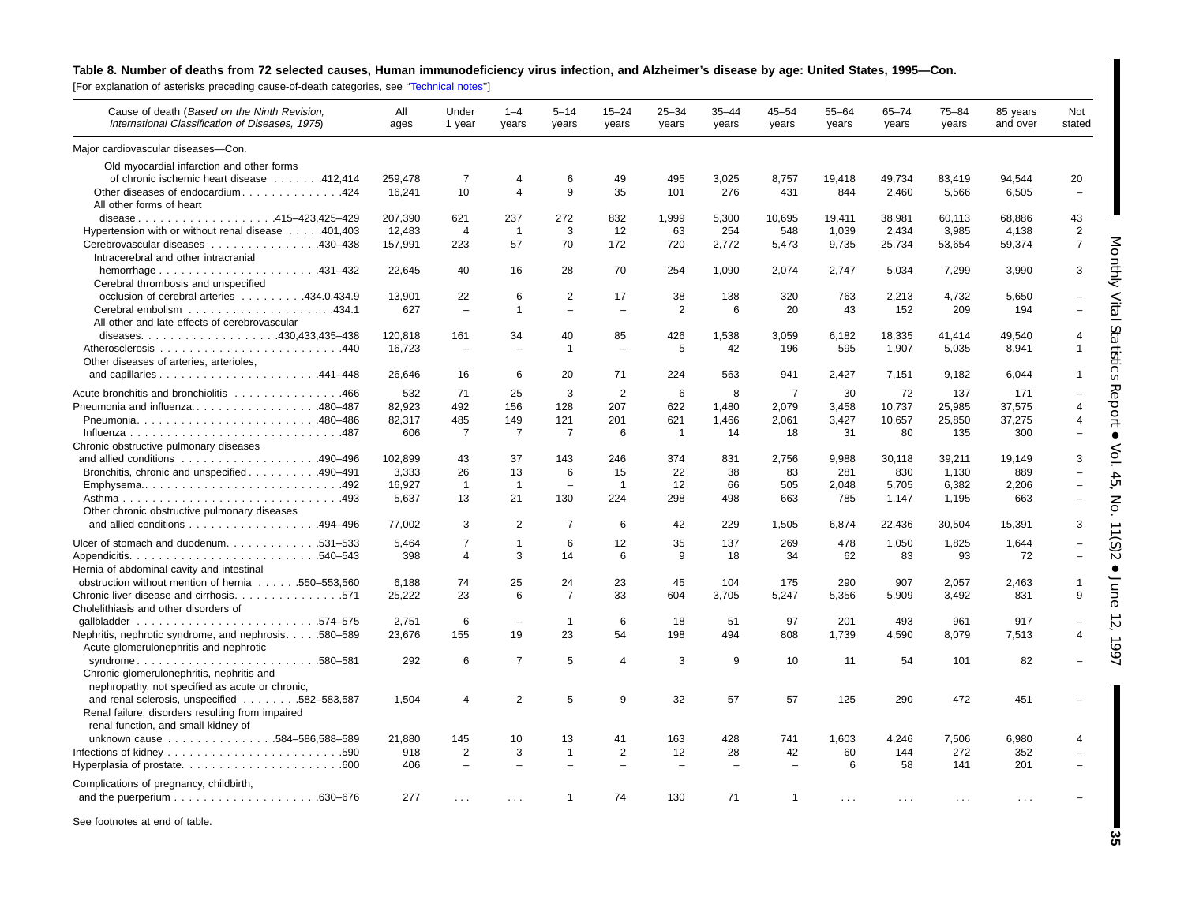**Table 8. Number of deaths from 72 selected causes, Human immunodeficiency virus infection, and Alzheimer's disease by age: United States, 1995—Con.**

[For explanation of asterisks preceding cause-of-death categories, see "Technical notes"]

| Cause of death (*Based on the Ninth Revision, International Classification of Diseases, 1975*) | All ages | Under 1 year | 1–4 years | 5–14 years | 15–24 years | 25–34 years | 35–44 years | 45–54 years | 55–64 years | 65–74 years | 75–84 years | 85 years and over | Not stated |
|---|---|---|---|---|---|---|---|---|---|---|---|---|---|
| Major cardiovascular diseases—Con. | | | | | | | | | | | | | |
| Old myocardial infarction and other forms of chronic ischemic heart disease . . . . . . .412,414 | 259,478 | 7 | 4 | 6 | 49 | 495 | 3,025 | 8,757 | 19,418 | 49,734 | 83,419 | 94,544 | 20 |
| Other diseases of endocardium . . . . . . . . . . . . . .424 | 16,241 | 10 | 4 | 9 | 35 | 101 | 276 | 431 | 844 | 2,460 | 5,566 | 6,505 | – |
| All other forms of heart disease . . . . . . . . . . . . . . . . . .415–423,425–429 | 207,390 | 621 | 237 | 272 | 832 | 1,999 | 5,300 | 10,695 | 19,411 | 38,981 | 60,113 | 68,886 | 43 |
| Hypertension with or without renal disease . . . . .401,403 | 12,483 | 4 | 1 | 3 | 12 | 63 | 254 | 548 | 1,039 | 2,434 | 3,985 | 4,138 | 2 |
| Cerebrovascular diseases . . . . . . . . . . . . . . .430–438 | 157,991 | 223 | 57 | 70 | 172 | 720 | 2,772 | 5,473 | 9,735 | 25,734 | 53,654 | 59,374 | 7 |
| Intracerebral and other intracranial hemorrhage . . . . . . . . . . . . . . . . . . . . . .431–432 | 22,645 | 40 | 16 | 28 | 70 | 254 | 1,090 | 2,074 | 2,747 | 5,034 | 7,299 | 3,990 | 3 |
| Cerebral thrombosis and unspecified occlusion of cerebral arteries . . . . . . . . .434.0,434.9 | 13,901 | 22 | 6 | 2 | 17 | 38 | 138 | 320 | 763 | 2,213 | 4,732 | 5,650 | – |
| Cerebral embolism . . . . . . . . . . . . . . . . . . . .434.1 | 627 | – | 1 | – | – | 2 | 6 | 20 | 43 | 152 | 209 | 194 | – |
| All other and late effects of cerebrovascular diseases. . . . . . . . . . . . . . . . . .430,433,435–438 | 120,818 | 161 | 34 | 40 | 85 | 426 | 1,538 | 3,059 | 6,182 | 18,335 | 41,414 | 49,540 | 4 |
| Atherosclerosis . . . . . . . . . . . . . . . . . . . . . . . . .440 | 16,723 | – | – | 1 | – | 5 | 42 | 196 | 595 | 1,907 | 5,035 | 8,941 | 1 |
| Other diseases of arteries, arterioles, and capillaries . . . . . . . . . . . . . . . . . . . . . .441–448 | 26,646 | 16 | 6 | 20 | 71 | 224 | 563 | 941 | 2,427 | 7,151 | 9,182 | 6,044 | 1 |
| Acute bronchitis and bronchiolitis . . . . . . . . . . . . . . .466 | 532 | 71 | 25 | 3 | 2 | 6 | 8 | 7 | 30 | 72 | 137 | 171 | – |
| Pneumonia and influenza. . . . . . . . . . . . . . . . . .480–487 | 82,923 | 492 | 156 | 128 | 207 | 622 | 1,480 | 2,079 | 3,458 | 10,737 | 25,985 | 37,575 | 4 |
| Pneumonia. . . . . . . . . . . . . . . . . . . . . . . . .480–486 | 82,317 | 485 | 149 | 121 | 201 | 621 | 1,466 | 2,061 | 3,427 | 10,657 | 25,850 | 37,275 | 4 |
| Influenza . . . . . . . . . . . . . . . . . . . . . . . . . . . .487 | 606 | 7 | 7 | 7 | 6 | 1 | 14 | 18 | 31 | 80 | 135 | 300 | – |
| Chronic obstructive pulmonary diseases and allied conditions . . . . . . . . . . . . . . . . . .490–496 | 102,899 | 43 | 37 | 143 | 246 | 374 | 831 | 2,756 | 9,988 | 30,118 | 39,211 | 19,149 | 3 |
| Bronchitis, chronic and unspecified . . . . . . . . . .490–491 | 3,333 | 26 | 13 | 6 | 15 | 22 | 38 | 83 | 281 | 830 | 1,130 | 889 | – |
| Emphysema.. . . . . . . . . . . . . . . . . . . . . . . . . .492 | 16,927 | 1 | 1 | – | 1 | 12 | 66 | 505 | 2,048 | 5,705 | 6,382 | 2,206 | – |
| Asthma . . . . . . . . . . . . . . . . . . . . . . . . . . . . .493 | 5,637 | 13 | 21 | 130 | 224 | 298 | 498 | 663 | 785 | 1,147 | 1,195 | 663 | – |
| Other chronic obstructive pulmonary diseases and allied conditions . . . . . . . . . . . . . . . . .494–496 | 77,002 | 3 | 2 | 7 | 6 | 42 | 229 | 1,505 | 6,874 | 22,436 | 30,504 | 15,391 | 3 |
| Ulcer of stomach and duodenum. . . . . . . . . . . . .531–533 | 5,464 | 7 | 1 | 6 | 12 | 35 | 137 | 269 | 478 | 1,050 | 1,825 | 1,644 | – |
| Appendicitis. . . . . . . . . . . . . . . . . . . . . . . . .540–543 | 398 | 4 | 3 | 14 | 6 | 9 | 18 | 34 | 62 | 83 | 93 | 72 | – |
| Hernia of abdominal cavity and intestinal obstruction without mention of hernia . . . . . .550–553,560 | 6,188 | 74 | 25 | 24 | 23 | 45 | 104 | 175 | 290 | 907 | 2,057 | 2,463 | 1 |
| Chronic liver disease and cirrhosis. . . . . . . . . . . . . .571 | 25,222 | 23 | 6 | 7 | 33 | 604 | 3,705 | 5,247 | 5,356 | 5,909 | 3,492 | 831 | 9 |
| Cholelithiasis and other disorders of gallbladder . . . . . . . . . . . . . . . . . . . . . . . .574–575 | 2,751 | 6 | – | 1 | 6 | 18 | 51 | 97 | 201 | 493 | 961 | 917 | – |
| Nephritis, nephrotic syndrome, and nephrosis. . . . .580–589 | 23,676 | 155 | 19 | 23 | 54 | 198 | 494 | 808 | 1,739 | 4,590 | 8,079 | 7,513 | 4 |
| Acute glomerulonephritis and nephrotic syndrome . . . . . . . . . . . . . . . . . . . . . . . .580–581 | 292 | 6 | 7 | 5 | 4 | 3 | 9 | 10 | 11 | 54 | 101 | 82 | – |
| Chronic glomerulonephritis, nephritis and nephropathy, not specified as acute or chronic, and renal sclerosis, unspecified . . . . . . . .582–583,587 | 1,504 | 4 | 2 | 5 | 9 | 32 | 57 | 57 | 125 | 290 | 472 | 451 | – |
| Renal failure, disorders resulting from impaired renal function, and small kidney of unknown cause . . . . . . . . . . . . . .584–586,588–589 | 21,880 | 145 | 10 | 13 | 41 | 163 | 428 | 741 | 1,603 | 4,246 | 7,506 | 6,980 | 4 |
| Infections of kidney . . . . . . . . . . . . . . . . . . . . . . . .590 | 918 | 2 | 3 | 1 | 2 | 12 | 28 | 42 | 60 | 144 | 272 | 352 | – |
| Hyperplasia of prostate. . . . . . . . . . . . . . . . . . . . . .600 | 406 | – | – | – | – | – | – | – | 6 | 58 | 141 | 201 | – |
| Complications of pregnancy, childbirth, and the puerperium . . . . . . . . . . . . . . . . . . .630–676 | 277 | . . . | . . . | 1 | 74 | 130 | 71 | 1 | . . . | . . . | . . . | . . . | – |

See footnotes at end of table.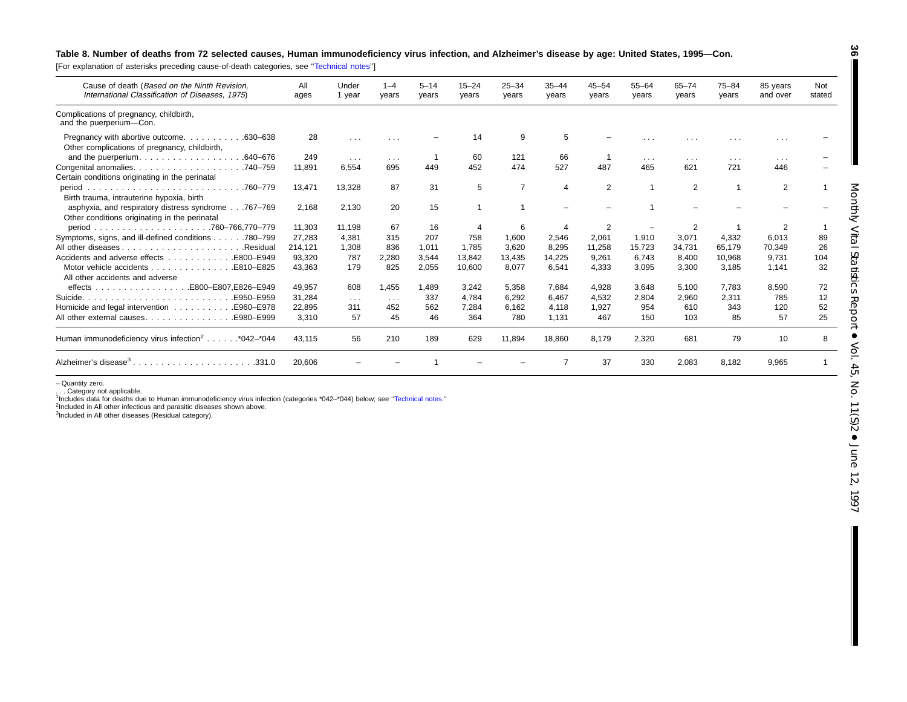**Table 8. Number of deaths from 72 selected causes, Human immunodeficiency virus infection, and Alzheimer's disease by age: United States, 1995—Con.**

[For explanation of asterisks preceding cause-of-death categories, see "Technical notes"]

| Cause of death (*Based on the Ninth Revision, International Classification of Diseases, 1975*) | All ages | Under 1 year | 1–4 years | 5–14 years | 15–24 years | 25–34 years | 35–44 years | 45–54 years | 55–64 years | 65–74 years | 75–84 years | 85 years and over | Not stated |
|---|---|---|---|---|---|---|---|---|---|---|---|---|---|
| Complications of pregnancy, childbirth, and the puerperium—Con. | | | | | | | | | | | | | |
| Pregnancy with abortive outcome . . . . . . . . . . .630–638 | 28 | . . . | . . . | – | 14 | 9 | 5 | – | . . . | . . . | . . . | . . . | – |
| Other complications of pregnancy, childbirth, and the puerperium . . . . . . . . . . . . . . . . . .640–676 | 249 | . . . | . . . | 1 | 60 | 121 | 66 | 1 | . . . | . . . | . . . | . . . | – |
| Congenital anomalies . . . . . . . . . . . . . . . . . . .740–759 | 11,891 | 6,554 | 695 | 449 | 452 | 474 | 527 | 487 | 465 | 621 | 721 | 446 | – |
| Certain conditions originating in the perinatal period . . . . . . . . . . . . . . . . . . . . . . . . . . .760–779 | 13,471 | 13,328 | 87 | 31 | 5 | 7 | 4 | 2 | 1 | 2 | 1 | 2 | 1 |
| Birth trauma, intrauterine hypoxia, birth asphyxia, and respiratory distress syndrome . . .767–769 | 2,168 | 2,130 | 20 | 15 | 1 | 1 | – | – | 1 | – | – | – | – |
| Other conditions originating in the perinatal period . . . . . . . . . . . . . . . . . . . .760–766,770–779 | 11,303 | 11,198 | 67 | 16 | 4 | 6 | 4 | 2 | – | 2 | 1 | 2 | 1 |
| Symptoms, signs, and ill-defined conditions . . . . . .780–799 | 27,283 | 4,381 | 315 | 207 | 758 | 1,600 | 2,546 | 2,061 | 1,910 | 3,071 | 4,332 | 6,013 | 89 |
| All other diseases . . . . . . . . . . . . . . . . . . . . . .Residual | 214,121 | 1,308 | 836 | 1,011 | 1,785 | 3,620 | 8,295 | 11,258 | 15,723 | 34,731 | 65,179 | 70,349 | 26 |
| Accidents and adverse effects . . . . . . . . . . . .E800–E949 | 93,320 | 787 | 2,280 | 3,544 | 13,842 | 13,435 | 14,225 | 9,261 | 6,743 | 8,400 | 10,968 | 9,731 | 104 |
| Motor vehicle accidents . . . . . . . . . . . . . . .E810–E825 | 43,363 | 179 | 825 | 2,055 | 10,600 | 8,077 | 6,541 | 4,333 | 3,095 | 3,300 | 3,185 | 1,141 | 32 |
| All other accidents and adverse effects . . . . . . . . . . . . . . . . .E800–E807,E826–E949 | 49,957 | 608 | 1,455 | 1,489 | 3,242 | 5,358 | 7,684 | 4,928 | 3,648 | 5,100 | 7,783 | 8,590 | 72 |
| Suicide . . . . . . . . . . . . . . . . . . . . . . . . . . .E950–E959 | 31,284 | . . . | . . . | 337 | 4,784 | 6,292 | 6,467 | 4,532 | 2,804 | 2,960 | 2,311 | 785 | 12 |
| Homicide and legal intervention . . . . . . . . . . .E960–E978 | 22,895 | 311 | 452 | 562 | 7,284 | 6,162 | 4,118 | 1,927 | 954 | 610 | 343 | 120 | 52 |
| All other external causes . . . . . . . . . . . . . . . .E980–E999 | 3,310 | 57 | 45 | 46 | 364 | 780 | 1,131 | 467 | 150 | 103 | 85 | 57 | 25 |
| Human immunodeficiency virus infection[2] . . . . . .*042–*044 | 43,115 | 56 | 210 | 189 | 629 | 11,894 | 18,860 | 8,179 | 2,320 | 681 | 79 | 10 | 8 |
| Alzheimer's disease[3] . . . . . . . . . . . . . . . . . . . . . .331.0 | 20,606 | – | – | 1 | – | – | 7 | 37 | 330 | 2,083 | 8,182 | 9,965 | 1 |

– Quantity zero.
. . . Category not applicable.
[1]Includes data for deaths due to Human immunodeficiency virus infection (categories *042–*044) below; see "Technical notes."
[2]Included in All other infectious and parasitic diseases shown above.
[3]Included in All other diseases (Residual category).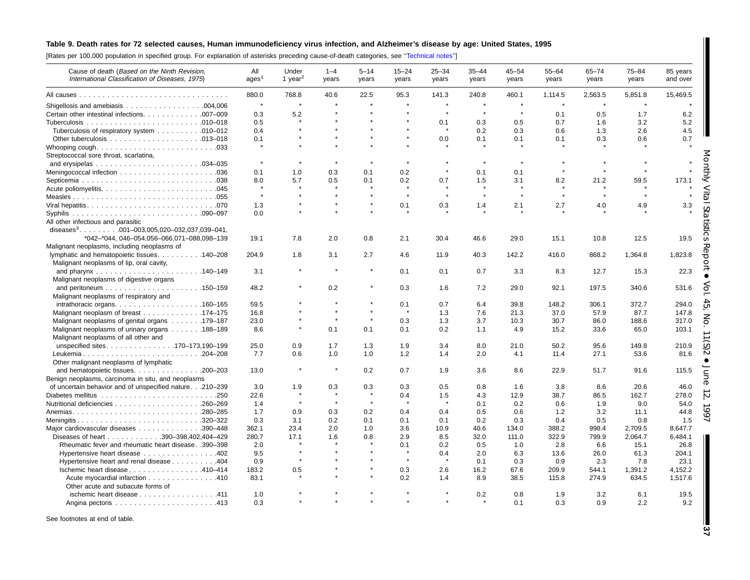**Table 9. Death rates for 72 selected causes, Human immunodeficiency virus infection, and Alzheimer's disease by age: United States, 1995**

[Rates per 100,000 population in specified group. For explanation of asterisks preceding cause-of-death categories, see "Technical notes"]

| Cause of death (*Based on the Ninth Revision, International Classification of Diseases, 1975*) | All ages[1] | Under 1 year[2] | 1–4 years | 5–14 years | 15–24 years | 25–34 years | 35–44 years | 45–54 years | 55–64 years | 65–74 years | 75–84 years | 85 years and over |
|---|---|---|---|---|---|---|---|---|---|---|---|---|
| All causes | 880.0 | 768.8 | 40.6 | 22.5 | 95.3 | 141.3 | 240.8 | 460.1 | 1,114.5 | 2,563.5 | 5,851.8 | 15,469.5 |
| Shigellosis and amebiasis . . . 004,006 | * | * | * | * | * | * | * | * | * | * | * | * |
| Certain other intestinal infections . . . 007–009 | 0.3 | 5.2 | * | * | * | * | * | * | 0.1 | 0.5 | 1.7 | 6.2 |
| Tuberculosis . . . 010–018 | 0.5 | * | * | * | * | 0.1 | 0.3 | 0.5 | 0.7 | 1.6 | 3.2 | 5.2 |
| Tuberculosis of respiratory system . . . 010–012 | 0.4 | * | * | * | * | * | 0.2 | 0.3 | 0.6 | 1.3 | 2.6 | 4.5 |
| Other tuberculosis . . . 013–018 | 0.1 | * | * | * | * | 0.0 | 0.1 | 0.1 | 0.1 | 0.3 | 0.6 | 0.7 |
| Whooping cough . . . 033 | * | * | * | * | * | * | * | * | * | * | * | * |
| Streptococcal sore throat, scarlatina, and erysipelas . . . 034–035 | * | * | * | * | * | * | * | * | * | * | * | * |
| Meningococcal infection . . . 036 | 0.1 | 1.0 | 0.3 | 0.1 | 0.2 | * | 0.1 | 0.1 | * | * | * | * |
| Septicemia . . . 038 | 8.0 | 5.7 | 0.5 | 0.1 | 0.2 | 0.7 | 1.5 | 3.1 | 8.2 | 21.2 | 59.5 | 173.1 |
| Acute poliomyelitis . . . 045 | * | * | * | * | * | * | * | * | * | * | * | * |
| Measles . . . 055 | * | * | * | * | * | * | * | * | * | * | * | * |
| Viral hepatitis . . . 070 | 1.3 | * | * | * | 0.1 | 0.3 | 1.4 | 2.1 | 2.7 | 4.0 | 4.9 | 3.3 |
| Syphilis . . . 090–097 | 0.0 | * | * | * | * | * | * | * | * | * | * | * |
| All other infectious and parasitic diseases[3] . . . 001–003,005,020–032,037,039–041, *042–*044, 046–054,056–066,071–088,098–139 | 19.1 | 7.8 | 2.0 | 0.8 | 2.1 | 30.4 | 46.6 | 29.0 | 15.1 | 10.8 | 12.5 | 19.5 |
| Malignant neoplasms, including neoplasms of lymphatic and hematopoietic tissues . . . 140–208 | 204.9 | 1.8 | 3.1 | 2.7 | 4.6 | 11.9 | 40.3 | 142.2 | 416.0 | 868.2 | 1,364.8 | 1,823.8 |
| Malignant neoplasms of lip, oral cavity, and pharynx . . . 140–149 | 3.1 | * | * | * | 0.1 | 0.1 | 0.7 | 3.3 | 8.3 | 12.7 | 15.3 | 22.3 |
| Malignant neoplasms of digestive organs and peritoneum . . . 150–159 | 48.2 | * | 0.2 | * | 0.3 | 1.6 | 7.2 | 29.0 | 92.1 | 197.5 | 340.6 | 531.6 |
| Malignant neoplasms of respiratory and intrathoracic organs . . . 160–165 | 59.5 | * | * | * | 0.1 | 0.7 | 6.4 | 39.8 | 148.2 | 306.1 | 372.7 | 294.0 |
| Malignant neoplasm of breast . . . 174–175 | 16.8 | * | * | * | * | 1.3 | 7.6 | 21.3 | 37.0 | 57.9 | 87.7 | 147.8 |
| Malignant neoplasms of genital organs . . . 179–187 | 23.0 | * | * | * | 0.3 | 1.3 | 3.7 | 10.3 | 30.7 | 86.0 | 188.6 | 317.0 |
| Malignant neoplasms of urinary organs . . . 188–189 | 8.6 | * | 0.1 | 0.1 | 0.1 | 0.2 | 1.1 | 4.9 | 15.2 | 33.6 | 65.0 | 103.1 |
| Malignant neoplasms of all other and unspecified sites . . . 170–173,190–199 | 25.0 | 0.9 | 1.7 | 1.3 | 1.9 | 3.4 | 8.0 | 21.0 | 50.2 | 95.6 | 149.8 | 210.9 |
| Leukemia . . . 204–208 | 7.7 | 0.6 | 1.0 | 1.0 | 1.2 | 1.4 | 2.0 | 4.1 | 11.4 | 27.1 | 53.6 | 81.6 |
| Other malignant neoplasms of lymphatic and hematopoietic tissues . . . 200–203 | 13.0 | * | * | 0.2 | 0.7 | 1.9 | 3.6 | 8.6 | 22.9 | 51.7 | 91.6 | 115.5 |
| Benign neoplasms, carcinoma in situ, and neoplasms of uncertain behavior and of unspecified nature . . . 210–239 | 3.0 | 1.9 | 0.3 | 0.3 | 0.3 | 0.5 | 0.8 | 1.6 | 3.8 | 8.6 | 20.6 | 46.0 |
| Diabetes mellitus . . . 250 | 22.6 | * | * | * | 0.4 | 1.5 | 4.3 | 12.9 | 38.7 | 86.5 | 162.7 | 278.0 |
| Nutritional deficiencies . . . 260–269 | 1.4 | * | * | * | * | * | 0.1 | 0.2 | 0.6 | 1.9 | 9.0 | 54.0 |
| Anemias . . . 280–285 | 1.7 | 0.9 | 0.3 | 0.2 | 0.4 | 0.4 | 0.5 | 0.6 | 1.2 | 3.2 | 11.1 | 44.8 |
| Meningitis . . . 320–322 | 0.3 | 3.1 | 0.2 | 0.1 | 0.1 | 0.1 | 0.2 | 0.3 | 0.4 | 0.5 | 0.8 | 1.5 |
| Major cardiovascular diseases . . . 390–448 | 362.1 | 23.4 | 2.0 | 1.0 | 3.6 | 10.9 | 40.6 | 134.0 | 388.2 | 998.4 | 2,709.5 | 8,647.7 |
| Diseases of heart . . . 390–398,402,404–429 | 280.7 | 17.1 | 1.6 | 0.8 | 2.9 | 8.5 | 32.0 | 111.0 | 322.9 | 799.9 | 2,064.7 | 6,484.1 |
| Rheumatic fever and rheumatic heart disease . . . 390–398 | 2.0 | * | * | * | 0.1 | 0.2 | 0.5 | 1.0 | 2.8 | 6.6 | 15.1 | 26.8 |
| Hypertensive heart disease . . . 402 | 9.5 | * | * | * | * | 0.4 | 2.0 | 6.3 | 13.6 | 26.0 | 61.3 | 204.1 |
| Hypertensive heart and renal disease . . . 404 | 0.9 | * | * | * | * | * | 0.1 | 0.3 | 0.9 | 2.3 | 7.8 | 23.1 |
| Ischemic heart disease . . . 410–414 | 183.2 | 0.5 | * | * | 0.3 | 2.6 | 16.2 | 67.6 | 209.9 | 544.1 | 1,391.2 | 4,152.2 |
| Acute myocardial infarction . . . 410 | 83.1 | * | * | * | 0.2 | 1.4 | 8.9 | 38.5 | 115.8 | 274.9 | 634.5 | 1,517.6 |
| Other acute and subacute forms of ischemic heart disease . . . 411 | 1.0 | * | * | * | * | * | 0.2 | 0.8 | 1.9 | 3.2 | 6.1 | 19.5 |
| Angina pectoris . . . 413 | 0.3 | * | * | * | * | * | * | 0.1 | 0.3 | 0.9 | 2.2 | 9.2 |

See footnotes at end of table.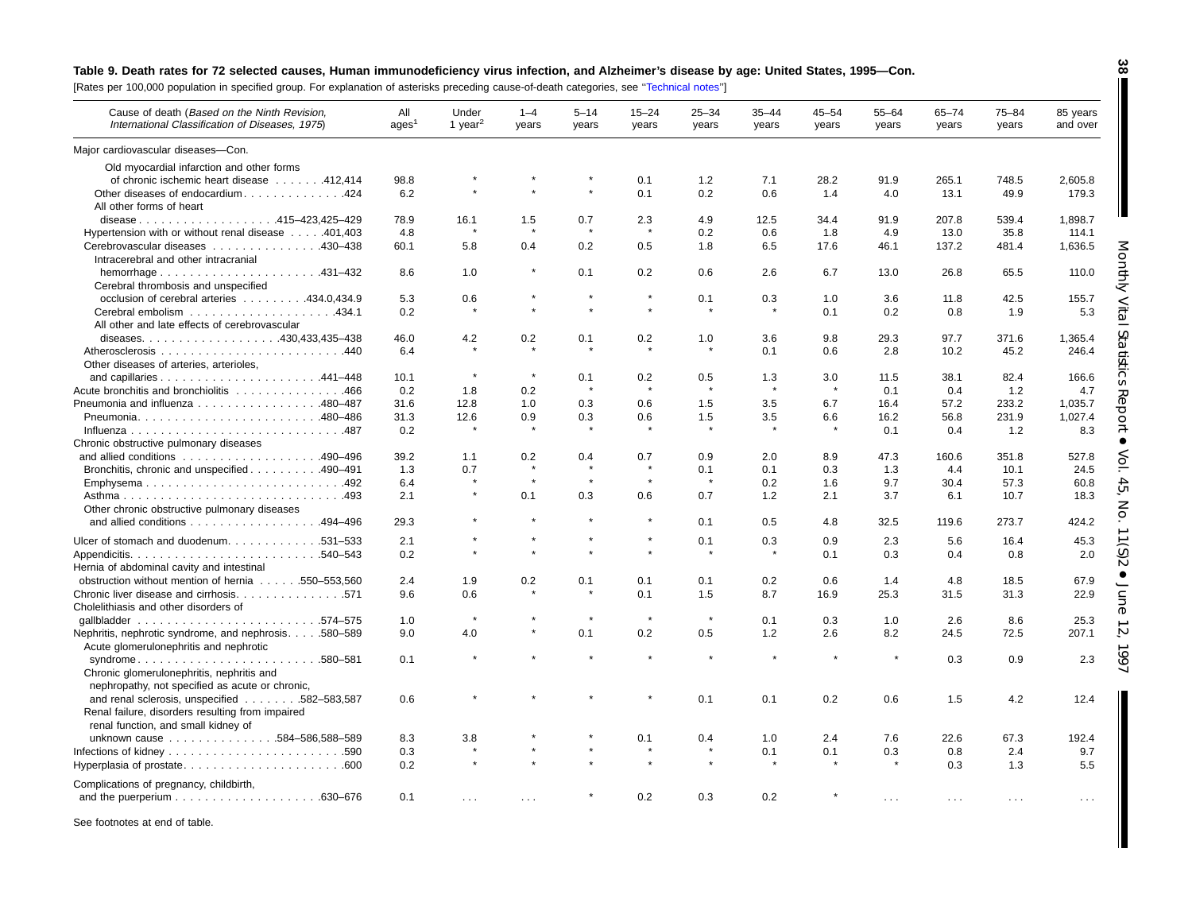**Table 9. Death rates for 72 selected causes, Human immunodeficiency virus infection, and Alzheimer's disease by age: United States, 1995—Con.**

[Rates per 100,000 population in specified group. For explanation of asterisks preceding cause-of-death categories, see "Technical notes"]

| Cause of death (*Based on the Ninth Revision, International Classification of Diseases, 1975*) | All ages[1] | Under 1 year[2] | 1–4 years | 5–14 years | 15–24 years | 25–34 years | 35–44 years | 45–54 years | 55–64 years | 65–74 years | 75–84 years | 85 years and over |
|---|---|---|---|---|---|---|---|---|---|---|---|---|
| Major cardiovascular diseases—Con. | | | | | | | | | | | | |
| Old myocardial infarction and other forms of chronic ischemic heart disease . . . . . . .412,414 | 98.8 | * | * | * | 0.1 | 1.2 | 7.1 | 28.2 | 91.9 | 265.1 | 748.5 | 2,605.8 |
| Other diseases of endocardium. . . . . . . . . . . . . .424 | 6.2 | * | * | * | 0.1 | 0.2 | 0.6 | 1.4 | 4.0 | 13.1 | 49.9 | 179.3 |
| All other forms of heart disease . . . . . . . . . . . . . . . . . .415–423,425–429 | 78.9 | 16.1 | 1.5 | 0.7 | 2.3 | 4.9 | 12.5 | 34.4 | 91.9 | 207.8 | 539.4 | 1,898.7 |
| Hypertension with or without renal disease . . . . .401,403 | 4.8 | * | * | * | * | 0.2 | 0.6 | 1.8 | 4.9 | 13.0 | 35.8 | 114.1 |
| Cerebrovascular diseases . . . . . . . . . . . . . . .430–438 | 60.1 | 5.8 | 0.4 | 0.2 | 0.5 | 1.8 | 6.5 | 17.6 | 46.1 | 137.2 | 481.4 | 1,636.5 |
| Intracerebral and other intracranial hemorrhage . . . . . . . . . . . . . . . . . . . . . .431–432 | 8.6 | 1.0 | * | 0.1 | 0.2 | 0.6 | 2.6 | 6.7 | 13.0 | 26.8 | 65.5 | 110.0 |
| Cerebral thrombosis and unspecified occlusion of cerebral arteries . . . . . . . . .434.0,434.9 | 5.3 | 0.6 | * | * | * | 0.1 | 0.3 | 1.0 | 3.6 | 11.8 | 42.5 | 155.7 |
| Cerebral embolism . . . . . . . . . . . . . . . . . . . .434.1 | 0.2 | * | * | * | * | * | * | 0.1 | 0.2 | 0.8 | 1.9 | 5.3 |
| All other and late effects of cerebrovascular diseases. . . . . . . . . . . . . . . . . .430,433,435–438 | 46.0 | 4.2 | 0.2 | 0.1 | 0.2 | 1.0 | 3.6 | 9.8 | 29.3 | 97.7 | 371.6 | 1,365.4 |
| Atherosclerosis . . . . . . . . . . . . . . . . . . . . . . . .440 | 6.4 | * | * | * | * | * | 0.1 | 0.6 | 2.8 | 10.2 | 45.2 | 246.4 |
| Other diseases of arteries, arterioles, and capillaries . . . . . . . . . . . . . . . . . . . . . .441–448 | 10.1 | * | * | 0.1 | 0.2 | 0.5 | 1.3 | 3.0 | 11.5 | 38.1 | 82.4 | 166.6 |
| Acute bronchitis and bronchiolitis . . . . . . . . . . . . . .466 | 0.2 | 1.8 | 0.2 | * | * | * | * | * | 0.1 | 0.4 | 1.2 | 4.7 |
| Pneumonia and influenza . . . . . . . . . . . . . . . . .480–487 | 31.6 | 12.8 | 1.0 | 0.3 | 0.6 | 1.5 | 3.5 | 6.7 | 16.4 | 57.2 | 233.2 | 1,035.7 |
| Pneumonia. . . . . . . . . . . . . . . . . . . . . . . . .480–486 | 31.3 | 12.6 | 0.9 | 0.3 | 0.6 | 1.5 | 3.5 | 6.6 | 16.2 | 56.8 | 231.9 | 1,027.4 |
| Influenza . . . . . . . . . . . . . . . . . . . . . . . . . . . .487 | 0.2 | * | * | * | * | * | * | * | 0.1 | 0.4 | 1.2 | 8.3 |
| Chronic obstructive pulmonary diseases and allied conditions . . . . . . . . . . . . . . . . . .490–496 | 39.2 | 1.1 | 0.2 | 0.4 | 0.7 | 0.9 | 2.0 | 8.9 | 47.3 | 160.6 | 351.8 | 527.8 |
| Bronchitis, chronic and unspecified . . . . . . . . . .490–491 | 1.3 | 0.7 | * | * | * | 0.1 | 0.1 | 0.3 | 1.3 | 4.4 | 10.1 | 24.5 |
| Emphysema . . . . . . . . . . . . . . . . . . . . . . . . . .492 | 6.4 | * | * | * | * | * | 0.2 | 1.6 | 9.7 | 30.4 | 57.3 | 60.8 |
| Asthma . . . . . . . . . . . . . . . . . . . . . . . . . . . . .493 | 2.1 | * | 0.1 | 0.3 | 0.6 | 0.7 | 1.2 | 2.1 | 3.7 | 6.1 | 10.7 | 18.3 |
| Other chronic obstructive pulmonary diseases and allied conditions . . . . . . . . . . . . . . . . .494–496 | 29.3 | * | * | * | * | 0.1 | 0.5 | 4.8 | 32.5 | 119.6 | 273.7 | 424.2 |
| Ulcer of stomach and duodenum. . . . . . . . . . . . .531–533 | 2.1 | * | * | * | * | 0.1 | 0.3 | 0.9 | 2.3 | 5.6 | 16.4 | 45.3 |
| Appendicitis. . . . . . . . . . . . . . . . . . . . . . . . .540–543 | 0.2 | * | * | * | * | * | * | 0.1 | 0.3 | 0.4 | 0.8 | 2.0 |
| Hernia of abdominal cavity and intestinal obstruction without mention of hernia . . . . . .550–553,560 | 2.4 | 1.9 | 0.2 | 0.1 | 0.1 | 0.1 | 0.2 | 0.6 | 1.4 | 4.8 | 18.5 | 67.9 |
| Chronic liver disease and cirrhosis. . . . . . . . . . . . . . .571 | 9.6 | 0.6 | * | * | 0.1 | 1.5 | 8.7 | 16.9 | 25.3 | 31.5 | 31.3 | 22.9 |
| Cholelithiasis and other disorders of gallbladder . . . . . . . . . . . . . . . . . . . . . . . .574–575 | 1.0 | * | * | * | * | * | 0.1 | 0.3 | 1.0 | 2.6 | 8.6 | 25.3 |
| Nephritis, nephrotic syndrome, and nephrosis. . . . .580–589 | 9.0 | 4.0 | * | 0.1 | 0.2 | 0.5 | 1.2 | 2.6 | 8.2 | 24.5 | 72.5 | 207.1 |
| Acute glomerulonephritis and nephrotic syndrome. . . . . . . . . . . . . . . . . . . . . . . .580–581 | 0.1 | * | * | * | * | * | * | * | * | 0.3 | 0.9 | 2.3 |
| Chronic glomerulonephritis, nephritis and nephropathy, not specified as acute or chronic, and renal sclerosis, unspecified . . . . . . . .582–583,587 | 0.6 | * | * | * | * | 0.1 | 0.1 | 0.2 | 0.6 | 1.5 | 4.2 | 12.4 |
| Renal failure, disorders resulting from impaired renal function, and small kidney of unknown cause . . . . . . . . . . . . . .584–586,588–589 | 8.3 | 3.8 | * | * | 0.1 | 0.4 | 1.0 | 2.4 | 7.6 | 22.6 | 67.3 | 192.4 |
| Infections of kidney . . . . . . . . . . . . . . . . . . . . . . .590 | 0.3 | * | * | * | * | * | 0.1 | 0.1 | 0.3 | 0.8 | 2.4 | 9.7 |
| Hyperplasia of prostate. . . . . . . . . . . . . . . . . . . . .600 | 0.2 | * | * | * | * | * | * | * | * | 0.3 | 1.3 | 5.5 |
| Complications of pregnancy, childbirth, and the puerperium . . . . . . . . . . . . . . . . . . .630–676 | 0.1 | . . . | . . . | * | 0.2 | 0.3 | 0.2 | * | . . . | . . . | . . . | . . . |

See footnotes at end of table.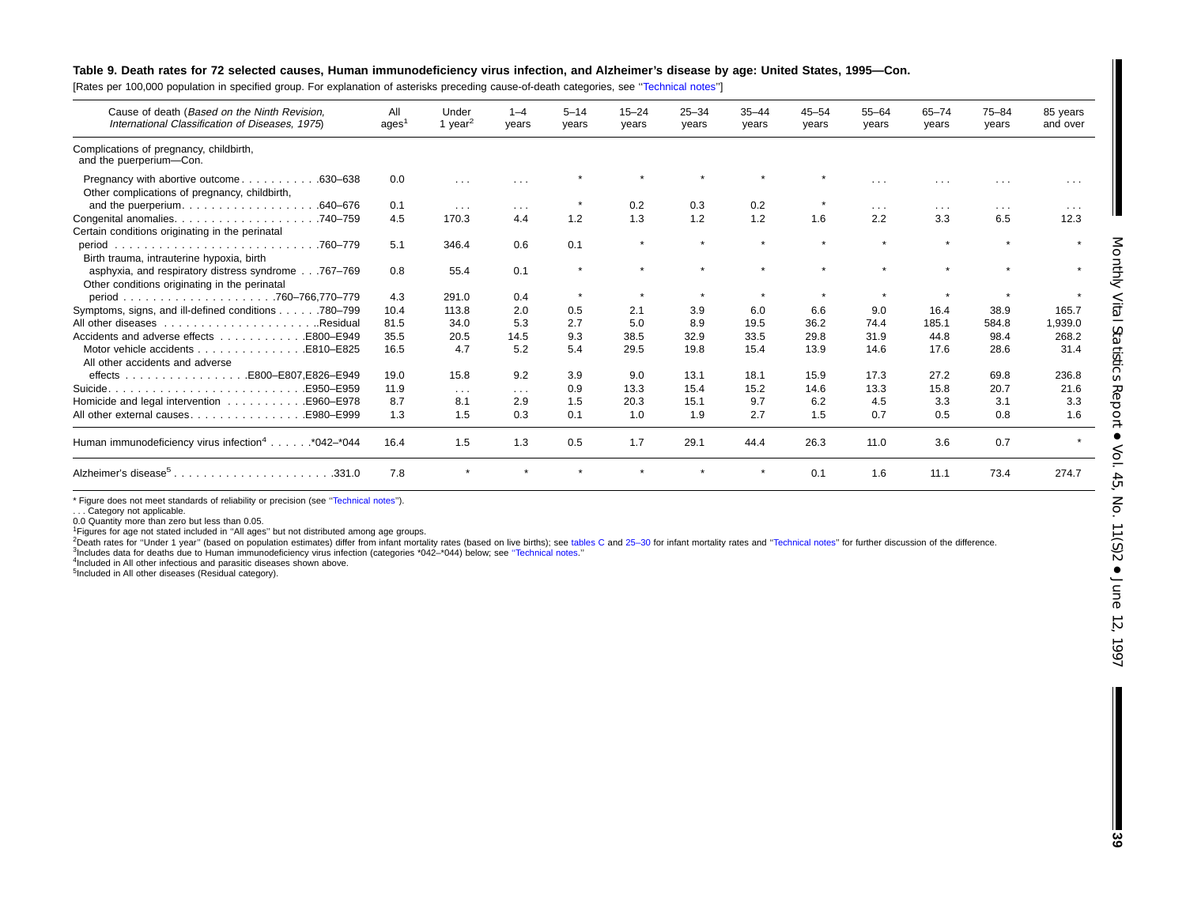**Table 9. Death rates for 72 selected causes, Human immunodeficiency virus infection, and Alzheimer's disease by age: United States, 1995—Con.**

[Rates per 100,000 population in specified group. For explanation of asterisks preceding cause-of-death categories, see ''Technical notes'']

| Cause of death (*Based on the Ninth Revision, International Classification of Diseases, 1975*) | All ages[1] | Under 1 year[2] | 1–4 years | 5–14 years | 15–24 years | 25–34 years | 35–44 years | 45–54 years | 55–64 years | 65–74 years | 75–84 years | 85 years and over |
|---|---|---|---|---|---|---|---|---|---|---|---|---|
| Complications of pregnancy, childbirth, and the puerperium—Con. | | | | | | | | | | | | |
| Pregnancy with abortive outcome . . . . . . . . . . .630–638 | 0.0 | . . . | . . . | * | * | * | * | * | . . . | . . . | . . . | . . . |
| Other complications of pregnancy, childbirth, and the puerperium. . . . . . . . . . . . . . . . . .640–676 | 0.1 | . . . | . . . | * | 0.2 | 0.3 | 0.2 | * | . . . | . . . | . . . | . . . |
| Congenital anomalies. . . . . . . . . . . . . . . . . . .740–759 | 4.5 | 170.3 | 4.4 | 1.2 | 1.3 | 1.2 | 1.2 | 1.6 | 2.2 | 3.3 | 6.5 | 12.3 |
| Certain conditions originating in the perinatal period . . . . . . . . . . . . . . . . . . . . . . . . . . .760–779 | 5.1 | 346.4 | 0.6 | 0.1 | * | * | * | * | * | * | * | * |
| Birth trauma, intrauterine hypoxia, birth asphyxia, and respiratory distress syndrome . . .767–769 | 0.8 | 55.4 | 0.1 | * | * | * | * | * | * | * | * | * |
| Other conditions originating in the perinatal period . . . . . . . . . . . . . . . . . . . .760–766,770–779 | 4.3 | 291.0 | 0.4 | * | * | * | * | * | * | * | * | * |
| Symptoms, signs, and ill-defined conditions . . . . . .780–799 | 10.4 | 113.8 | 2.0 | 0.5 | 2.1 | 3.9 | 6.0 | 6.6 | 9.0 | 16.4 | 38.9 | 165.7 |
| All other diseases . . . . . . . . . . . . . . . . . . . . ..Residual | 81.5 | 34.0 | 5.3 | 2.7 | 5.0 | 8.9 | 19.5 | 36.2 | 74.4 | 185.1 | 584.8 | 1,939.0 |
| Accidents and adverse effects . . . . . . . . . . . .E800–E949 | 35.5 | 20.5 | 14.5 | 9.3 | 38.5 | 32.9 | 33.5 | 29.8 | 31.9 | 44.8 | 98.4 | 268.2 |
| Motor vehicle accidents . . . . . . . . . . . . . . .E810–E825 | 16.5 | 4.7 | 5.2 | 5.4 | 29.5 | 19.8 | 15.4 | 13.9 | 14.6 | 17.6 | 28.6 | 31.4 |
| All other accidents and adverse effects . . . . . . . . . . . . . . . .E800–E807,E826–E949 | 19.0 | 15.8 | 9.2 | 3.9 | 9.0 | 13.1 | 18.1 | 15.9 | 17.3 | 27.2 | 69.8 | 236.8 |
| Suicide. . . . . . . . . . . . . . . . . . . . . . . . . . . .E950–E959 | 11.9 | . . . | . . . | 0.9 | 13.3 | 15.4 | 15.2 | 14.6 | 13.3 | 15.8 | 20.7 | 21.6 |
| Homicide and legal intervention . . . . . . . . . . .E960–E978 | 8.7 | 8.1 | 2.9 | 1.5 | 20.3 | 15.1 | 9.7 | 6.2 | 4.5 | 3.3 | 3.1 | 3.3 |
| All other external causes. . . . . . . . . . . . . . . .E980–E999 | 1.3 | 1.5 | 0.3 | 0.1 | 1.0 | 1.9 | 2.7 | 1.5 | 0.7 | 0.5 | 0.8 | 1.6 |
| Human immunodeficiency virus infection[4] . . . . . .*042–*044 | 16.4 | 1.5 | 1.3 | 0.5 | 1.7 | 29.1 | 44.4 | 26.3 | 11.0 | 3.6 | 0.7 | * |
| Alzheimer's disease[5] . . . . . . . . . . . . . . . . . . . . . .331.0 | 7.8 | * | * | * | * | * | * | 0.1 | 1.6 | 11.1 | 73.4 | 274.7 |

* Figure does not meet standards of reliability or precision (see ''Technical notes'').

. . . Category not applicable.

0.0 Quantity more than zero but less than 0.05.

[1]Figures for age not stated included in ''All ages'' but not distributed among age groups.

[2]Death rates for ''Under 1 year'' (based on population estimates) differ from infant mortality rates (based on live births); see tables C and 25–30 for infant mortality rates and ''Technical notes'' for further discussion of the difference.

[3]Includes data for deaths due to Human immunodeficiency virus infection (categories *042–*044) below; see ''Technical notes.''

[4]Included in All other infectious and parasitic diseases shown above.

[5]Included in All other diseases (Residual category).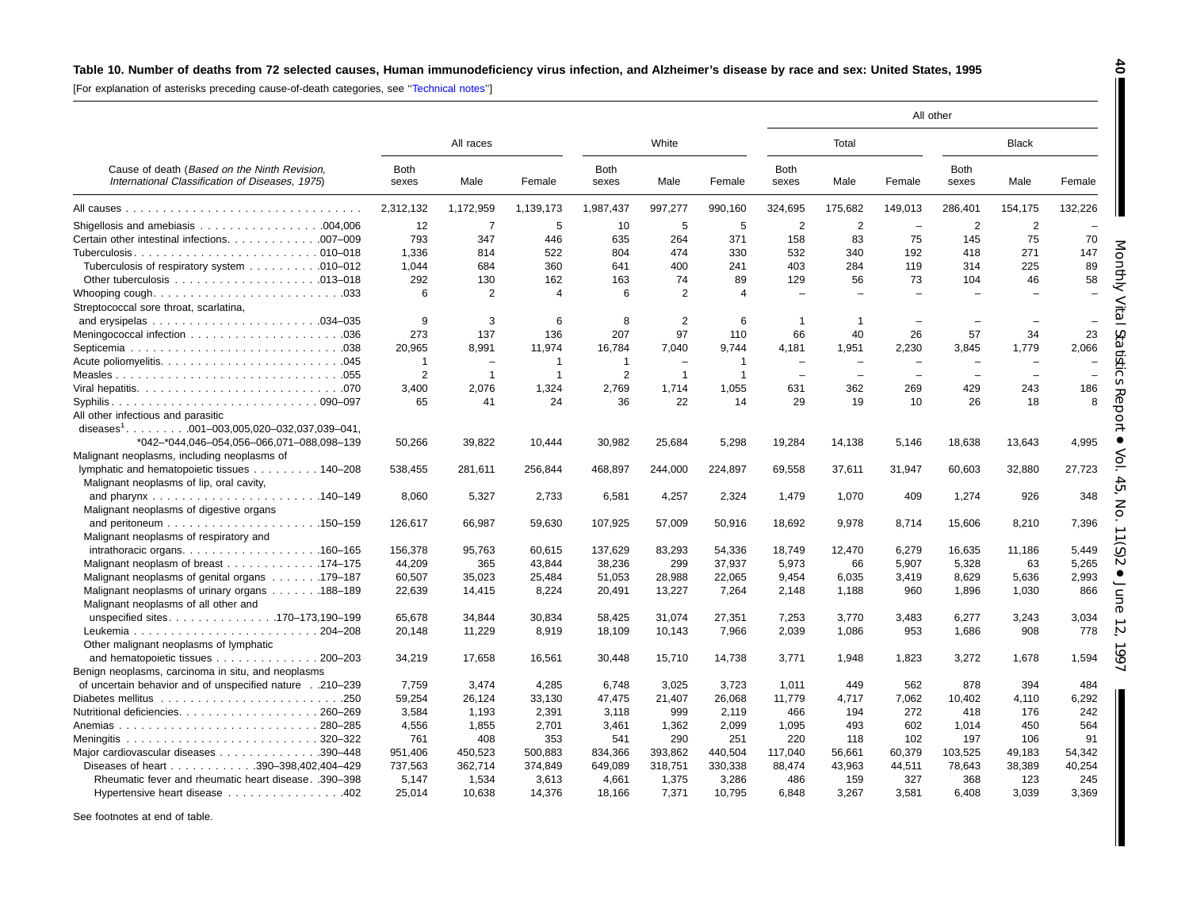**Table 10. Number of deaths from 72 selected causes, Human immunodeficiency virus infection, and Alzheimer's disease by race and sex: United States, 1995**

[For explanation of asterisks preceding cause-of-death categories, see "Technical notes"]

| Cause of death (*Based on the Ninth Revision, International Classification of Diseases, 1975*) | All races | | | White | | | All other | | | | | |
|---|---|---|---|---|---|---|---|---|---|---|---|---|
| | | | | | | | Total | | | Black | | |
| | Both sexes | Male | Female | Both sexes | Male | Female | Both sexes | Male | Female | Both sexes | Male | Female |
| All causes | 2,312,132 | 1,172,959 | 1,139,173 | 1,987,437 | 997,277 | 990,160 | 324,695 | 175,682 | 149,013 | 286,401 | 154,175 | 132,226 |
| Shigellosis and amebiasis .004,006 | 12 | 7 | 5 | 10 | 5 | 5 | 2 | 2 | – | 2 | 2 | – |
| Certain other intestinal infections .007–009 | 793 | 347 | 446 | 635 | 264 | 371 | 158 | 83 | 75 | 145 | 75 | 70 |
| Tuberculosis .010–018 | 1,336 | 814 | 522 | 804 | 474 | 330 | 532 | 340 | 192 | 418 | 271 | 147 |
| Tuberculosis of respiratory system .010–012 | 1,044 | 684 | 360 | 641 | 400 | 241 | 403 | 284 | 119 | 314 | 225 | 89 |
| Other tuberculosis .013–018 | 292 | 130 | 162 | 163 | 74 | 89 | 129 | 56 | 73 | 104 | 46 | 58 |
| Whooping cough .033 | 6 | 2 | 4 | 6 | 2 | 4 | – | – | – | – | – | – |
| Streptococcal sore throat, scarlatina, and erysipelas .034–035 | 9 | 3 | 6 | 8 | 2 | 6 | 1 | 1 | – | – | – | – |
| Meningococcal infection .036 | 273 | 137 | 136 | 207 | 97 | 110 | 66 | 40 | 26 | 57 | 34 | 23 |
| Septicemia .038 | 20,965 | 8,991 | 11,974 | 16,784 | 7,040 | 9,744 | 4,181 | 1,951 | 2,230 | 3,845 | 1,779 | 2,066 |
| Acute poliomyelitis .045 | 1 | – | 1 | 1 | – | 1 | – | – | – | – | – | – |
| Measles .055 | 2 | 1 | 1 | 2 | 1 | 1 | – | – | – | – | – | – |
| Viral hepatitis .070 | 3,400 | 2,076 | 1,324 | 2,769 | 1,714 | 1,055 | 631 | 362 | 269 | 429 | 243 | 186 |
| Syphilis .090–097 | 65 | 41 | 24 | 36 | 22 | 14 | 29 | 19 | 10 | 26 | 18 | 8 |
| All other infectious and parasitic diseases[1] .001–003,005,020–032,037,039–041, *042–*044,046–054,056–066,071–088,098–139 | 50,266 | 39,822 | 10,444 | 30,982 | 25,684 | 5,298 | 19,284 | 14,138 | 5,146 | 18,638 | 13,643 | 4,995 |
| Malignant neoplasms, including neoplasms of lymphatic and hematopoietic tissues .140–208 | 538,455 | 281,611 | 256,844 | 468,897 | 244,000 | 224,897 | 69,558 | 37,611 | 31,947 | 60,603 | 32,880 | 27,723 |
| Malignant neoplasms of lip, oral cavity, and pharynx .140–149 | 8,060 | 5,327 | 2,733 | 6,581 | 4,257 | 2,324 | 1,479 | 1,070 | 409 | 1,274 | 926 | 348 |
| Malignant neoplasms of digestive organs and peritoneum .150–159 | 126,617 | 66,987 | 59,630 | 107,925 | 57,009 | 50,916 | 18,692 | 9,978 | 8,714 | 15,606 | 8,210 | 7,396 |
| Malignant neoplasms of respiratory and intrathoracic organs .160–165 | 156,378 | 95,763 | 60,615 | 137,629 | 83,293 | 54,336 | 18,749 | 12,470 | 6,279 | 16,635 | 11,186 | 5,449 |
| Malignant neoplasm of breast .174–175 | 44,209 | 365 | 43,844 | 38,236 | 299 | 37,937 | 5,973 | 66 | 5,907 | 5,328 | 63 | 5,265 |
| Malignant neoplasms of genital organs .179–187 | 60,507 | 35,023 | 25,484 | 51,053 | 28,988 | 22,065 | 9,454 | 6,035 | 3,419 | 8,629 | 5,636 | 2,993 |
| Malignant neoplasms of urinary organs .188–189 | 22,639 | 14,415 | 8,224 | 20,491 | 13,227 | 7,264 | 2,148 | 1,188 | 960 | 1,896 | 1,030 | 866 |
| Malignant neoplasms of all other and unspecified sites .170–173,190–199 | 65,678 | 34,844 | 30,834 | 58,425 | 31,074 | 27,351 | 7,253 | 3,770 | 3,483 | 6,277 | 3,243 | 3,034 |
| Leukemia .204–208 | 20,148 | 11,229 | 8,919 | 18,109 | 10,143 | 7,966 | 2,039 | 1,086 | 953 | 1,686 | 908 | 778 |
| Other malignant neoplasms of lymphatic and hematopoietic tissues .200–203 | 34,219 | 17,658 | 16,561 | 30,448 | 15,710 | 14,738 | 3,771 | 1,948 | 1,823 | 3,272 | 1,678 | 1,594 |
| Benign neoplasms, carcinoma in situ, and neoplasms of uncertain behavior and of unspecified nature .210–239 | 7,759 | 3,474 | 4,285 | 6,748 | 3,025 | 3,723 | 1,011 | 449 | 562 | 878 | 394 | 484 |
| Diabetes mellitus .250 | 59,254 | 26,124 | 33,130 | 47,475 | 21,407 | 26,068 | 11,779 | 4,717 | 7,062 | 10,402 | 4,110 | 6,292 |
| Nutritional deficiencies .260–269 | 3,584 | 1,193 | 2,391 | 3,118 | 999 | 2,119 | 466 | 194 | 272 | 418 | 176 | 242 |
| Anemias .280–285 | 4,556 | 1,855 | 2,701 | 3,461 | 1,362 | 2,099 | 1,095 | 493 | 602 | 1,014 | 450 | 564 |
| Meningitis .320–322 | 761 | 408 | 353 | 541 | 290 | 251 | 220 | 118 | 102 | 197 | 106 | 91 |
| Major cardiovascular diseases .390–448 | 951,406 | 450,523 | 500,883 | 834,366 | 393,862 | 440,504 | 117,040 | 56,661 | 60,379 | 103,525 | 49,183 | 54,342 |
| Diseases of heart .390–398,402,404–429 | 737,563 | 362,714 | 374,849 | 649,089 | 318,751 | 330,338 | 88,474 | 43,963 | 44,511 | 78,643 | 38,389 | 40,254 |
| Rheumatic fever and rheumatic heart disease .390–398 | 5,147 | 1,534 | 3,613 | 4,661 | 1,375 | 3,286 | 486 | 159 | 327 | 368 | 123 | 245 |
| Hypertensive heart disease .402 | 25,014 | 10,638 | 14,376 | 18,166 | 7,371 | 10,795 | 6,848 | 3,267 | 3,581 | 6,408 | 3,039 | 3,369 |

See footnotes at end of table.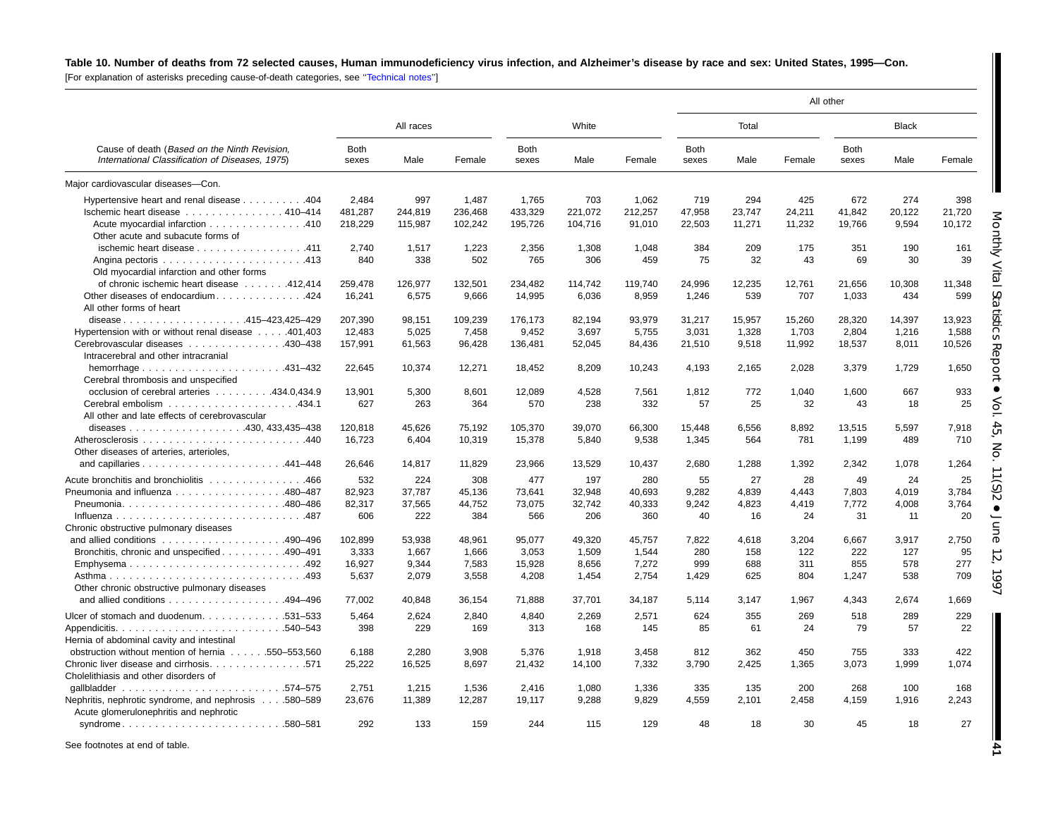**Table 10. Number of deaths from 72 selected causes, Human immunodeficiency virus infection, and Alzheimer's disease by race and sex: United States, 1995—Con.**

[For explanation of asterisks preceding cause-of-death categories, see "Technical notes"]

| Cause of death (*Based on the Ninth Revision, International Classification of Diseases, 1975*) | All races | | | White | | | All other | | | | | |
|---|---|---|---|---|---|---|---|---|---|---|---|---|
| | | | | | | | Total | | | Black | | |
| | Both sexes | Male | Female | Both sexes | Male | Female | Both sexes | Male | Female | Both sexes | Male | Female |
| Major cardiovascular diseases—Con. | | | | | | | | | | | | |
| Hypertensive heart and renal disease . . . . . . . . . .404 | 2,484 | 997 | 1,487 | 1,765 | 703 | 1,062 | 719 | 294 | 425 | 672 | 274 | 398 |
| Ischemic heart disease . . . . . . . . . . . . . . . 410–414 | 481,287 | 244,819 | 236,468 | 433,329 | 221,072 | 212,257 | 47,958 | 23,747 | 24,211 | 41,842 | 20,122 | 21,720 |
| Acute myocardial infarction . . . . . . . . . . . . . . .410 | 218,229 | 115,987 | 102,242 | 195,726 | 104,716 | 91,010 | 22,503 | 11,271 | 11,232 | 19,766 | 9,594 | 10,172 |
| Other acute and subacute forms of ischemic heart disease . . . . . . . . . . . . . . . . .411 | 2,740 | 1,517 | 1,223 | 2,356 | 1,308 | 1,048 | 384 | 209 | 175 | 351 | 190 | 161 |
| Angina pectoris . . . . . . . . . . . . . . . . . . . . . .413 | 840 | 338 | 502 | 765 | 306 | 459 | 75 | 32 | 43 | 69 | 30 | 39 |
| Old myocardial infarction and other forms of chronic ischemic heart disease . . . . . . .412,414 | 259,478 | 126,977 | 132,501 | 234,482 | 114,742 | 119,740 | 24,996 | 12,235 | 12,761 | 21,656 | 10,308 | 11,348 |
| Other diseases of endocardium . . . . . . . . . . . . . .424 | 16,241 | 6,575 | 9,666 | 14,995 | 6,036 | 8,959 | 1,246 | 539 | 707 | 1,033 | 434 | 599 |
| All other forms of heart disease . . . . . . . . . . . . . . . . . . .415–423,425–429 | 207,390 | 98,151 | 109,239 | 176,173 | 82,194 | 93,979 | 31,217 | 15,957 | 15,260 | 28,320 | 14,397 | 13,923 |
| Hypertension with or without renal disease . . . . .401,403 | 12,483 | 5,025 | 7,458 | 9,452 | 3,697 | 5,755 | 3,031 | 1,328 | 1,703 | 2,804 | 1,216 | 1,588 |
| Cerebrovascular diseases . . . . . . . . . . . . . . .430–438 | 157,991 | 61,563 | 96,428 | 136,481 | 52,045 | 84,436 | 21,510 | 9,518 | 11,992 | 18,537 | 8,011 | 10,526 |
| Intracerebral and other intracranial hemorrhage . . . . . . . . . . . . . . . . . . . . . .431–432 | 22,645 | 10,374 | 12,271 | 18,452 | 8,209 | 10,243 | 4,193 | 2,165 | 2,028 | 3,379 | 1,729 | 1,650 |
| Cerebral thrombosis and unspecified occlusion of cerebral arteries . . . . . . . . .434.0,434.9 | 13,901 | 5,300 | 8,601 | 12,089 | 4,528 | 7,561 | 1,812 | 772 | 1,040 | 1,600 | 667 | 933 |
| Cerebral embolism . . . . . . . . . . . . . . . . . . . .434.1 | 627 | 263 | 364 | 570 | 238 | 332 | 57 | 25 | 32 | 43 | 18 | 25 |
| All other and late effects of cerebrovascular diseases . . . . . . . . . . . . . . . . . .430, 433,435–438 | 120,818 | 45,626 | 75,192 | 105,370 | 39,070 | 66,300 | 15,448 | 6,556 | 8,892 | 13,515 | 5,597 | 7,918 |
| Atherosclerosis . . . . . . . . . . . . . . . . . . . . . . . . .440 | 16,723 | 6,404 | 10,319 | 15,378 | 5,840 | 9,538 | 1,345 | 564 | 781 | 1,199 | 489 | 710 |
| Other diseases of arteries, arterioles, and capillaries . . . . . . . . . . . . . . . . . . . . . .441–448 | 26,646 | 14,817 | 11,829 | 23,966 | 13,529 | 10,437 | 2,680 | 1,288 | 1,392 | 2,342 | 1,078 | 1,264 |
| Acute bronchitis and bronchiolitis . . . . . . . . . . . . . . .466 | 532 | 224 | 308 | 477 | 197 | 280 | 55 | 27 | 28 | 49 | 24 | 25 |
| Pneumonia and influenza . . . . . . . . . . . . . . . . .480–487 | 82,923 | 37,787 | 45,136 | 73,641 | 32,948 | 40,693 | 9,282 | 4,839 | 4,443 | 7,803 | 4,019 | 3,784 |
| Pneumonia. . . . . . . . . . . . . . . . . . . . . . . . .480–486 | 82,317 | 37,565 | 44,752 | 73,075 | 32,742 | 40,333 | 9,242 | 4,823 | 4,419 | 7,772 | 4,008 | 3,764 |
| Influenza . . . . . . . . . . . . . . . . . . . . . . . . . . . .487 | 606 | 222 | 384 | 566 | 206 | 360 | 40 | 16 | 24 | 31 | 11 | 20 |
| Chronic obstructive pulmonary diseases and allied conditions . . . . . . . . . . . . . . . . . . .490–496 | 102,899 | 53,938 | 48,961 | 95,077 | 49,320 | 45,757 | 7,822 | 4,618 | 3,204 | 6,667 | 3,917 | 2,750 |
| Bronchitis, chronic and unspecified . . . . . . . . . .490–491 | 3,333 | 1,667 | 1,666 | 3,053 | 1,509 | 1,544 | 280 | 158 | 122 | 222 | 127 | 95 |
| Emphysema . . . . . . . . . . . . . . . . . . . . . . . . . .492 | 16,927 | 9,344 | 7,583 | 15,928 | 8,656 | 7,272 | 999 | 688 | 311 | 855 | 578 | 277 |
| Asthma . . . . . . . . . . . . . . . . . . . . . . . . . . . . .493 | 5,637 | 2,079 | 3,558 | 4,208 | 1,454 | 2,754 | 1,429 | 625 | 804 | 1,247 | 538 | 709 |
| Other chronic obstructive pulmonary diseases and allied conditions . . . . . . . . . . . . . . . . .494–496 | 77,002 | 40,848 | 36,154 | 71,888 | 37,701 | 34,187 | 5,114 | 3,147 | 1,967 | 4,343 | 2,674 | 1,669 |
| Ulcer of stomach and duodenum. . . . . . . . . . . . .531–533 | 5,464 | 2,624 | 2,840 | 4,840 | 2,269 | 2,571 | 624 | 355 | 269 | 518 | 289 | 229 |
| Appendicitis. . . . . . . . . . . . . . . . . . . . . . . . .540–543 | 398 | 229 | 169 | 313 | 168 | 145 | 85 | 61 | 24 | 79 | 57 | 22 |
| Hernia of abdominal cavity and intestinal obstruction without mention of hernia . . . . . .550–553,560 | 6,188 | 2,280 | 3,908 | 5,376 | 1,918 | 3,458 | 812 | 362 | 450 | 755 | 333 | 422 |
| Chronic liver disease and cirrhosis. . . . . . . . . . . . . . .571 | 25,222 | 16,525 | 8,697 | 21,432 | 14,100 | 7,332 | 3,790 | 2,425 | 1,365 | 3,073 | 1,999 | 1,074 |
| Cholelithiasis and other disorders of gallbladder . . . . . . . . . . . . . . . . . . . . . . . . .574–575 | 2,751 | 1,215 | 1,536 | 2,416 | 1,080 | 1,336 | 335 | 135 | 200 | 268 | 100 | 168 |
| Nephritis, nephrotic syndrome, and nephrosis . . . .580–589 | 23,676 | 11,389 | 12,287 | 19,117 | 9,288 | 9,829 | 4,559 | 2,101 | 2,458 | 4,159 | 1,916 | 2,243 |
| Acute glomerulonephritis and nephrotic syndrome . . . . . . . . . . . . . . . . . . . . . . . .580–581 | 292 | 133 | 159 | 244 | 115 | 129 | 48 | 18 | 30 | 45 | 18 | 27 |

See footnotes at end of table.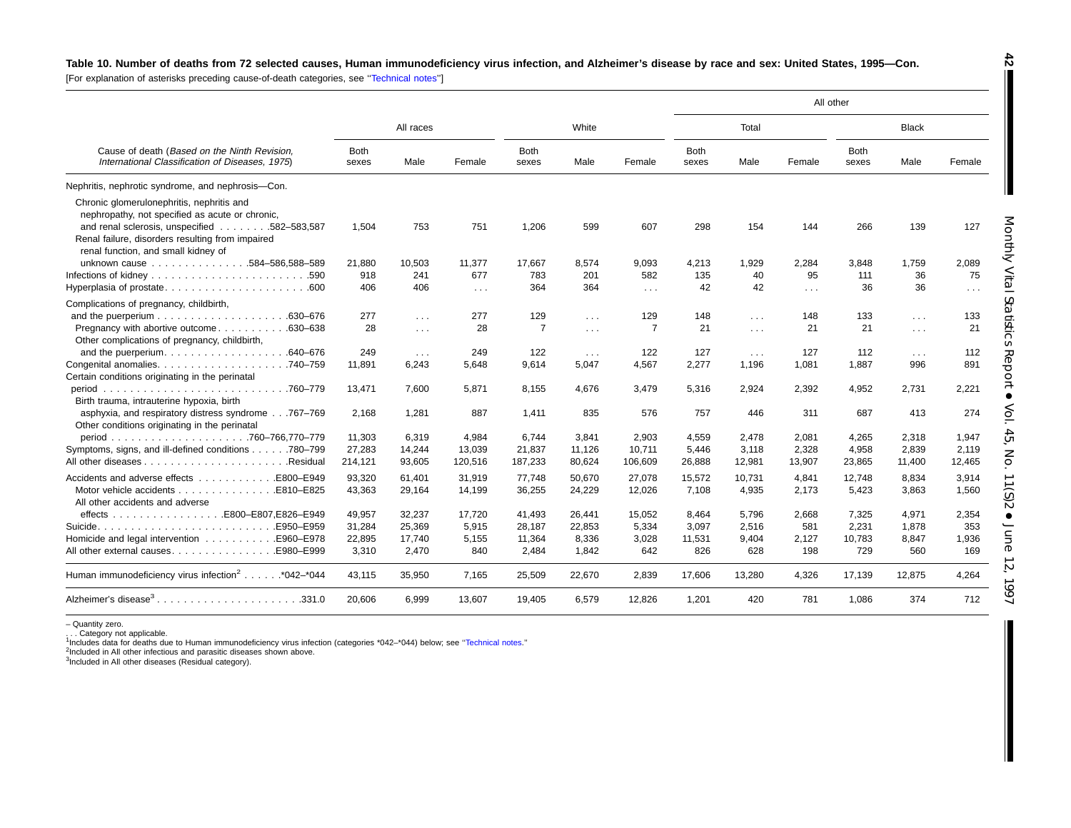**Table 10. Number of deaths from 72 selected causes, Human immunodeficiency virus infection, and Alzheimer's disease by race and sex: United States, 1995—Con.**

[For explanation of asterisks preceding cause-of-death categories, see "Technical notes"]

| Cause of death (*Based on the Ninth Revision, International Classification of Diseases, 1975*) | All races | | | White | | | All other | | | | | |
|---|---|---|---|---|---|---|---|---|---|---|---|---|
| | | | | | | | Total | | | Black | | |
| | Both sexes | Male | Female | Both sexes | Male | Female | Both sexes | Male | Female | Both sexes | Male | Female |
| Nephritis, nephrotic syndrome, and nephrosis—Con. | | | | | | | | | | | | |
| Chronic glomerulonephritis, nephritis and nephropathy, not specified as acute or chronic, and renal sclerosis, unspecified . . . . . . . . .582–583,587 | 1,504 | 753 | 751 | 1,206 | 599 | 607 | 298 | 154 | 144 | 266 | 139 | 127 |
| Renal failure, disorders resulting from impaired renal function, and small kidney of unknown cause . . . . . . . . . . . . . . .584–586,588–589 | 21,880 | 10,503 | 11,377 | 17,667 | 8,574 | 9,093 | 4,213 | 1,929 | 2,284 | 3,848 | 1,759 | 2,089 |
| Infections of kidney . . . . . . . . . . . . . . . . . . . . . . . .590 | 918 | 241 | 677 | 783 | 201 | 582 | 135 | 40 | 95 | 111 | 36 | 75 |
| Hyperplasia of prostate. . . . . . . . . . . . . . . . . . . . . .600 | 406 | 406 | . . . | 364 | 364 | . . . | 42 | 42 | . . . | 36 | 36 | . . . |
| Complications of pregnancy, childbirth, and the puerperium . . . . . . . . . . . . . . . . . . . .630–676 | 277 | . . . | 277 | 129 | . . . | 129 | 148 | . . . | 148 | 133 | . . . | 133 |
| Pregnancy with abortive outcome . . . . . . . . . . .630–638 | 28 | . . . | 28 | 7 | . . . | 7 | 21 | . . . | 21 | 21 | . . . | 21 |
| Other complications of pregnancy, childbirth, and the puerperium. . . . . . . . . . . . . . . . . . .640–676 | 249 | . . . | 249 | 122 | . . . | 122 | 127 | . . . | 127 | 112 | . . . | 112 |
| Congenital anomalies. . . . . . . . . . . . . . . . . . . .740–759 | 11,891 | 6,243 | 5,648 | 9,614 | 5,047 | 4,567 | 2,277 | 1,196 | 1,081 | 1,887 | 996 | 891 |
| Certain conditions originating in the perinatal period . . . . . . . . . . . . . . . . . . . . . . . . . . . .760–779 | 13,471 | 7,600 | 5,871 | 8,155 | 4,676 | 3,479 | 5,316 | 2,924 | 2,392 | 4,952 | 2,731 | 2,221 |
| Birth trauma, intrauterine hypoxia, birth asphyxia, and respiratory distress syndrome . . .767–769 | 2,168 | 1,281 | 887 | 1,411 | 835 | 576 | 757 | 446 | 311 | 687 | 413 | 274 |
| Other conditions originating in the perinatal period . . . . . . . . . . . . . . . . . . . .760–766,770–779 | 11,303 | 6,319 | 4,984 | 6,744 | 3,841 | 2,903 | 4,559 | 2,478 | 2,081 | 4,265 | 2,318 | 1,947 |
| Symptoms, signs, and ill-defined conditions . . . . . .780–799 | 27,283 | 14,244 | 13,039 | 21,837 | 11,126 | 10,711 | 5,446 | 3,118 | 2,328 | 4,958 | 2,839 | 2,119 |
| All other diseases . . . . . . . . . . . . . . . . . . . . . .Residual | 214,121 | 93,605 | 120,516 | 187,233 | 80,624 | 106,609 | 26,888 | 12,981 | 13,907 | 23,865 | 11,400 | 12,465 |
| Accidents and adverse effects . . . . . . . . . . . .E800–E949 | 93,320 | 61,401 | 31,919 | 77,748 | 50,670 | 27,078 | 15,572 | 10,731 | 4,841 | 12,748 | 8,834 | 3,914 |
| Motor vehicle accidents . . . . . . . . . . . . . . .E810–E825 | 43,363 | 29,164 | 14,199 | 36,255 | 24,229 | 12,026 | 7,108 | 4,935 | 2,173 | 5,423 | 3,863 | 1,560 |
| All other accidents and adverse effects . . . . . . . . . . . . . . . . .E800–E807,E826–E949 | 49,957 | 32,237 | 17,720 | 41,493 | 26,441 | 15,052 | 8,464 | 5,796 | 2,668 | 7,325 | 4,971 | 2,354 |
| Suicide. . . . . . . . . . . . . . . . . . . . . . . . . . .E950–E959 | 31,284 | 25,369 | 5,915 | 28,187 | 22,853 | 5,334 | 3,097 | 2,516 | 581 | 2,231 | 1,878 | 353 |
| Homicide and legal intervention . . . . . . . . . . .E960–E978 | 22,895 | 17,740 | 5,155 | 11,364 | 8,336 | 3,028 | 11,531 | 9,404 | 2,127 | 10,783 | 8,847 | 1,936 |
| All other external causes. . . . . . . . . . . . . . . .E980–E999 | 3,310 | 2,470 | 840 | 2,484 | 1,842 | 642 | 826 | 628 | 198 | 729 | 560 | 169 |
| Human immunodeficiency virus infection[2] . . . . . .*042–*044 | 43,115 | 35,950 | 7,165 | 25,509 | 22,670 | 2,839 | 17,606 | 13,280 | 4,326 | 17,139 | 12,875 | 4,264 |
| Alzheimer's disease[3] . . . . . . . . . . . . . . . . . . . . . .331.0 | 20,606 | 6,999 | 13,607 | 19,405 | 6,579 | 12,826 | 1,201 | 420 | 781 | 1,086 | 374 | 712 |

– Quantity zero.

. . . Category not applicable.

[1]Includes data for deaths due to Human immunodeficiency virus infection (categories *042–*044) below; see "Technical notes."

[2]Included in All other infectious and parasitic diseases shown above.

[3]Included in All other diseases (Residual category).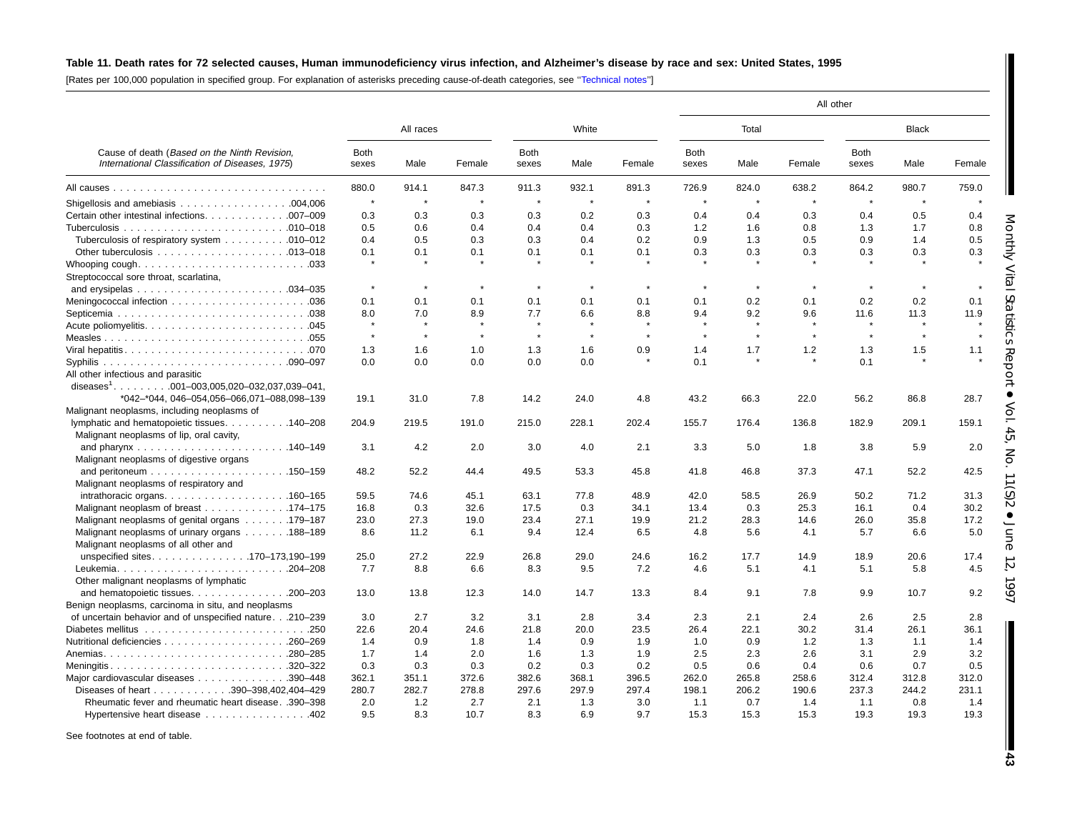**Table 11. Death rates for 72 selected causes, Human immunodeficiency virus infection, and Alzheimer's disease by race and sex: United States, 1995**

[Rates per 100,000 population in specified group. For explanation of asterisks preceding cause-of-death categories, see "Technical notes"]

| Cause of death (*Based on the Ninth Revision, International Classification of Diseases, 1975*) | All races | | | White | | | All other | | | | | |
|---|---|---|---|---|---|---|---|---|---|---|---|---|
| | | | | | | | Total | | | Black | | |
| | Both sexes | Male | Female | Both sexes | Male | Female | Both sexes | Male | Female | Both sexes | Male | Female |
| All causes | 880.0 | 914.1 | 847.3 | 911.3 | 932.1 | 891.3 | 726.9 | 824.0 | 638.2 | 864.2 | 980.7 | 759.0 |
| Shigellosis and amebiasis . . . 004,006 | * | * | * | * | * | * | * | * | * | * | * | * |
| Certain other intestinal infections . . . 007–009 | 0.3 | 0.3 | 0.3 | 0.3 | 0.2 | 0.3 | 0.4 | 0.4 | 0.3 | 0.4 | 0.5 | 0.4 |
| Tuberculosis . . . 010–018 | 0.5 | 0.6 | 0.4 | 0.4 | 0.4 | 0.3 | 1.2 | 1.6 | 0.8 | 1.3 | 1.7 | 0.8 |
| Tuberculosis of respiratory system . . . 010–012 | 0.4 | 0.5 | 0.3 | 0.3 | 0.4 | 0.2 | 0.9 | 1.3 | 0.5 | 0.9 | 1.4 | 0.5 |
| Other tuberculosis . . . 013–018 | 0.1 | 0.1 | 0.1 | 0.1 | 0.1 | 0.1 | 0.3 | 0.3 | 0.3 | 0.3 | 0.3 | 0.3 |
| Whooping cough . . . 033 | * | * | * | * | * | * | * | * | * | * | * | * |
| Streptococcal sore throat, scarlatina, and erysipelas . . . 034–035 | * | * | * | * | * | * | * | * | * | * | * | * |
| Meningococcal infection . . . 036 | 0.1 | 0.1 | 0.1 | 0.1 | 0.1 | 0.1 | 0.1 | 0.2 | 0.1 | 0.2 | 0.2 | 0.1 |
| Septicemia . . . 038 | 8.0 | 7.0 | 8.9 | 7.7 | 6.6 | 8.8 | 9.4 | 9.2 | 9.6 | 11.6 | 11.3 | 11.9 |
| Acute poliomyelitis . . . 045 | * | * | * | * | * | * | * | * | * | * | * | * |
| Measles . . . 055 | * | * | * | * | * | * | * | * | * | * | * | * |
| Viral hepatitis . . . 070 | 1.3 | 1.6 | 1.0 | 1.3 | 1.6 | 0.9 | 1.4 | 1.7 | 1.2 | 1.3 | 1.5 | 1.1 |
| Syphilis . . . 090–097 | 0.0 | 0.0 | 0.0 | 0.0 | 0.0 | * | 0.1 | * | * | 0.1 | * | * |
| All other infectious and parasitic diseases[1] . . . 001–003,005,020–032,037,039–041, *042–*044, 046–054,056–066,071–088,098–139 | 19.1 | 31.0 | 7.8 | 14.2 | 24.0 | 4.8 | 43.2 | 66.3 | 22.0 | 56.2 | 86.8 | 28.7 |
| Malignant neoplasms, including neoplasms of lymphatic and hematopoietic tissues . . . 140–208 | 204.9 | 219.5 | 191.0 | 215.0 | 228.1 | 202.4 | 155.7 | 176.4 | 136.8 | 182.9 | 209.1 | 159.1 |
| Malignant neoplasms of lip, oral cavity, and pharynx . . . 140–149 | 3.1 | 4.2 | 2.0 | 3.0 | 4.0 | 2.1 | 3.3 | 5.0 | 1.8 | 3.8 | 5.9 | 2.0 |
| Malignant neoplasms of digestive organs and peritoneum . . . 150–159 | 48.2 | 52.2 | 44.4 | 49.5 | 53.3 | 45.8 | 41.8 | 46.8 | 37.3 | 47.1 | 52.2 | 42.5 |
| Malignant neoplasms of respiratory and intrathoracic organs . . . 160–165 | 59.5 | 74.6 | 45.1 | 63.1 | 77.8 | 48.9 | 42.0 | 58.5 | 26.9 | 50.2 | 71.2 | 31.3 |
| Malignant neoplasm of breast . . . 174–175 | 16.8 | 0.3 | 32.6 | 17.5 | 0.3 | 34.1 | 13.4 | 0.3 | 25.3 | 16.1 | 0.4 | 30.2 |
| Malignant neoplasms of genital organs . . . 179–187 | 23.0 | 27.3 | 19.0 | 23.4 | 27.1 | 19.9 | 21.2 | 28.3 | 14.6 | 26.0 | 35.8 | 17.2 |
| Malignant neoplasms of urinary organs . . . 188–189 | 8.6 | 11.2 | 6.1 | 9.4 | 12.4 | 6.5 | 4.8 | 5.6 | 4.1 | 5.7 | 6.6 | 5.0 |
| Malignant neoplasms of all other and unspecified sites . . . 170–173,190–199 | 25.0 | 27.2 | 22.9 | 26.8 | 29.0 | 24.6 | 16.2 | 17.7 | 14.9 | 18.9 | 20.6 | 17.4 |
| Leukemia . . . 204–208 | 7.7 | 8.8 | 6.6 | 8.3 | 9.5 | 7.2 | 4.6 | 5.1 | 4.1 | 5.1 | 5.8 | 4.5 |
| Other malignant neoplasms of lymphatic and hematopoietic tissues . . . 200–203 | 13.0 | 13.8 | 12.3 | 14.0 | 14.7 | 13.3 | 8.4 | 9.1 | 7.8 | 9.9 | 10.7 | 9.2 |
| Benign neoplasms, carcinoma in situ, and neoplasms of uncertain behavior and of unspecified nature . . . 210–239 | 3.0 | 2.7 | 3.2 | 3.1 | 2.8 | 3.4 | 2.3 | 2.1 | 2.4 | 2.6 | 2.5 | 2.8 |
| Diabetes mellitus . . . 250 | 22.6 | 20.4 | 24.6 | 21.8 | 20.0 | 23.5 | 26.4 | 22.1 | 30.2 | 31.4 | 26.1 | 36.1 |
| Nutritional deficiencies . . . 260–269 | 1.4 | 0.9 | 1.8 | 1.4 | 0.9 | 1.9 | 1.0 | 0.9 | 1.2 | 1.3 | 1.1 | 1.4 |
| Anemias . . . 280–285 | 1.7 | 1.4 | 2.0 | 1.6 | 1.3 | 1.9 | 2.5 | 2.3 | 2.6 | 3.1 | 2.9 | 3.2 |
| Meningitis . . . 320–322 | 0.3 | 0.3 | 0.3 | 0.2 | 0.3 | 0.2 | 0.5 | 0.6 | 0.4 | 0.6 | 0.7 | 0.5 |
| Major cardiovascular diseases . . . 390–448 | 362.1 | 351.1 | 372.6 | 382.6 | 368.1 | 396.5 | 262.0 | 265.8 | 258.6 | 312.4 | 312.8 | 312.0 |
| Diseases of heart . . . 390–398,402,404–429 | 280.7 | 282.7 | 278.8 | 297.6 | 297.9 | 297.4 | 198.1 | 206.2 | 190.6 | 237.3 | 244.2 | 231.1 |
| Rheumatic fever and rheumatic heart disease . . . 390–398 | 2.0 | 1.2 | 2.7 | 2.1 | 1.3 | 3.0 | 1.1 | 0.7 | 1.4 | 1.1 | 0.8 | 1.4 |
| Hypertensive heart disease . . . 402 | 9.5 | 8.3 | 10.7 | 8.3 | 6.9 | 9.7 | 15.3 | 15.3 | 15.3 | 19.3 | 19.3 | 19.3 |

See footnotes at end of table.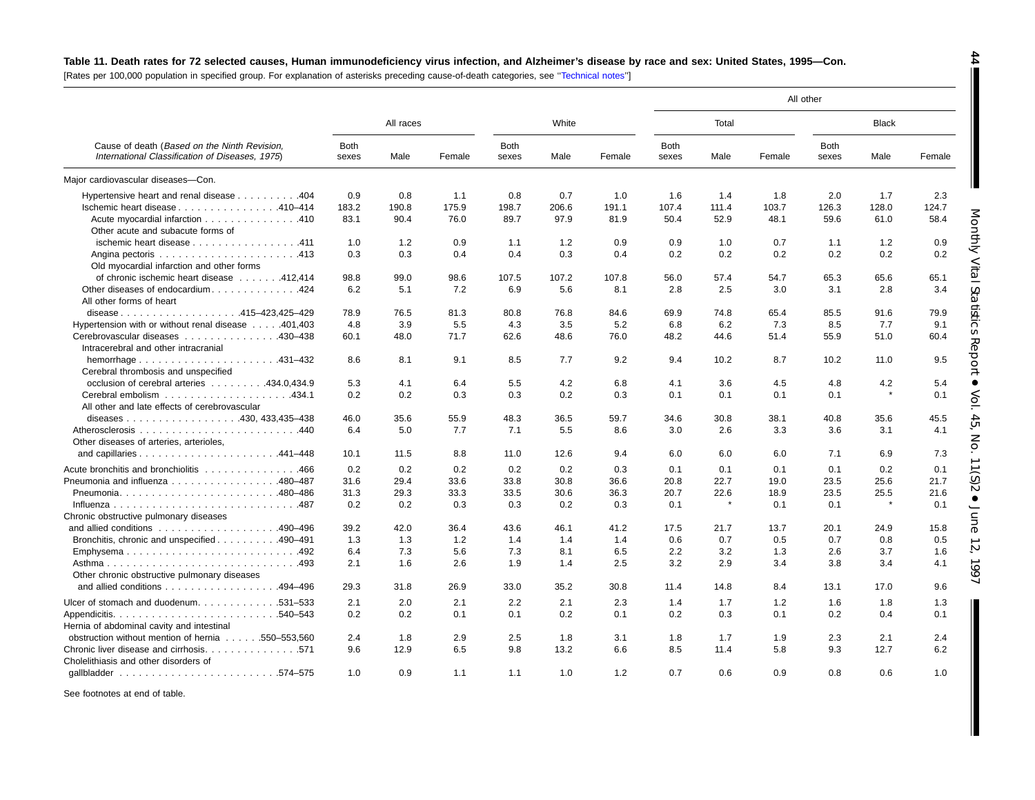**Table 11. Death rates for 72 selected causes, Human immunodeficiency virus infection, and Alzheimer's disease by race and sex: United States, 1995—Con.**

[Rates per 100,000 population in specified group. For explanation of asterisks preceding cause-of-death categories, see "Technical notes"]

| Cause of death (*Based on the Ninth Revision, International Classification of Diseases, 1975*) | All races | | | White | | | All other: Total | | | All other: Black | | |
|---|---|---|---|---|---|---|---|---|---|---|---|---|
| | Both sexes | Male | Female | Both sexes | Male | Female | Both sexes | Male | Female | Both sexes | Male | Female |
| Major cardiovascular diseases—Con. | | | | | | | | | | | | |
| Hypertensive heart and renal disease . . . . . . . . . .404 | 0.9 | 0.8 | 1.1 | 0.8 | 0.7 | 1.0 | 1.6 | 1.4 | 1.8 | 2.0 | 1.7 | 2.3 |
| Ischemic heart disease . . . . . . . . . . . . . . . .410–414 | 183.2 | 190.8 | 175.9 | 198.7 | 206.6 | 191.1 | 107.4 | 111.4 | 103.7 | 126.3 | 128.0 | 124.7 |
| Acute myocardial infarction . . . . . . . . . . . . . . .410 | 83.1 | 90.4 | 76.0 | 89.7 | 97.9 | 81.9 | 50.4 | 52.9 | 48.1 | 59.6 | 61.0 | 58.4 |
| Other acute and subacute forms of ischemic heart disease . . . . . . . . . . . . . . . . .411 | 1.0 | 1.2 | 0.9 | 1.1 | 1.2 | 0.9 | 0.9 | 1.0 | 0.7 | 1.1 | 1.2 | 0.9 |
| Angina pectoris . . . . . . . . . . . . . . . . . . . . . .413 | 0.3 | 0.3 | 0.4 | 0.4 | 0.3 | 0.4 | 0.2 | 0.2 | 0.2 | 0.2 | 0.2 | 0.2 |
| Old myocardial infarction and other forms of chronic ischemic heart disease . . . . . . .412,414 | 98.8 | 99.0 | 98.6 | 107.5 | 107.2 | 107.8 | 56.0 | 57.4 | 54.7 | 65.3 | 65.6 | 65.1 |
| Other diseases of endocardium. . . . . . . . . . . . . .424 | 6.2 | 5.1 | 7.2 | 6.9 | 5.6 | 8.1 | 2.8 | 2.5 | 3.0 | 3.1 | 2.8 | 3.4 |
| All other forms of heart disease . . . . . . . . . . . . . . . . . . .415–423,425–429 | 78.9 | 76.5 | 81.3 | 80.8 | 76.8 | 84.6 | 69.9 | 74.8 | 65.4 | 85.5 | 91.6 | 79.9 |
| Hypertension with or without renal disease . . . . .401,403 | 4.8 | 3.9 | 5.5 | 4.3 | 3.5 | 5.2 | 6.8 | 6.2 | 7.3 | 8.5 | 7.7 | 9.1 |
| Cerebrovascular diseases . . . . . . . . . . . . . . .430–438 | 60.1 | 48.0 | 71.7 | 62.6 | 48.6 | 76.0 | 48.2 | 44.6 | 51.4 | 55.9 | 51.0 | 60.4 |
| Intracerebral and other intracranial hemorrhage . . . . . . . . . . . . . . . . . . . . . .431–432 | 8.6 | 8.1 | 9.1 | 8.5 | 7.7 | 9.2 | 9.4 | 10.2 | 8.7 | 10.2 | 11.0 | 9.5 |
| Cerebral thrombosis and unspecified occlusion of cerebral arteries . . . . . . . . .434.0,434.9 | 5.3 | 4.1 | 6.4 | 5.5 | 4.2 | 6.8 | 4.1 | 3.6 | 4.5 | 4.8 | 4.2 | 5.4 |
| Cerebral embolism . . . . . . . . . . . . . . . . . . . .434.1 | 0.2 | 0.2 | 0.3 | 0.3 | 0.2 | 0.3 | 0.1 | 0.1 | 0.1 | 0.1 | * | 0.1 |
| All other and late effects of cerebrovascular diseases . . . . . . . . . . . . . . . . . .430, 433,435–438 | 46.0 | 35.6 | 55.9 | 48.3 | 36.5 | 59.7 | 34.6 | 30.8 | 38.1 | 40.8 | 35.6 | 45.5 |
| Atherosclerosis . . . . . . . . . . . . . . . . . . . . . . . . .440 | 6.4 | 5.0 | 7.7 | 7.1 | 5.5 | 8.6 | 3.0 | 2.6 | 3.3 | 3.6 | 3.1 | 4.1 |
| Other diseases of arteries, arterioles, and capillaries . . . . . . . . . . . . . . . . . . . . . .441–448 | 10.1 | 11.5 | 8.8 | 11.0 | 12.6 | 9.4 | 6.0 | 6.0 | 6.0 | 7.1 | 6.9 | 7.3 |
| Acute bronchitis and bronchiolitis . . . . . . . . . . . . . . .466 | 0.2 | 0.2 | 0.2 | 0.2 | 0.2 | 0.3 | 0.1 | 0.1 | 0.1 | 0.1 | 0.2 | 0.1 |
| Pneumonia and influenza . . . . . . . . . . . . . . . . .480–487 | 31.6 | 29.4 | 33.6 | 33.8 | 30.8 | 36.6 | 20.8 | 22.7 | 19.0 | 23.5 | 25.6 | 21.7 |
| Pneumonia. . . . . . . . . . . . . . . . . . . . . . . . .480–486 | 31.3 | 29.3 | 33.3 | 33.5 | 30.6 | 36.3 | 20.7 | 22.6 | 18.9 | 23.5 | 25.5 | 21.6 |
| Influenza . . . . . . . . . . . . . . . . . . . . . . . . . . . .487 | 0.2 | 0.2 | 0.3 | 0.3 | 0.2 | 0.3 | 0.1 | * | 0.1 | 0.1 | * | 0.1 |
| Chronic obstructive pulmonary diseases and allied conditions . . . . . . . . . . . . . . . . . .490–496 | 39.2 | 42.0 | 36.4 | 43.6 | 46.1 | 41.2 | 17.5 | 21.7 | 13.7 | 20.1 | 24.9 | 15.8 |
| Bronchitis, chronic and unspecified . . . . . . . . . .490–491 | 1.3 | 1.3 | 1.2 | 1.4 | 1.4 | 1.4 | 0.6 | 0.7 | 0.5 | 0.7 | 0.8 | 0.5 |
| Emphysema . . . . . . . . . . . . . . . . . . . . . . . . . .492 | 6.4 | 7.3 | 5.6 | 7.3 | 8.1 | 6.5 | 2.2 | 3.2 | 1.3 | 2.6 | 3.7 | 1.6 |
| Asthma . . . . . . . . . . . . . . . . . . . . . . . . . . . . .493 | 2.1 | 1.6 | 2.6 | 1.9 | 1.4 | 2.5 | 3.2 | 2.9 | 3.4 | 3.8 | 3.4 | 4.1 |
| Other chronic obstructive pulmonary diseases and allied conditions . . . . . . . . . . . . . . . . .494–496 | 29.3 | 31.8 | 26.9 | 33.0 | 35.2 | 30.8 | 11.4 | 14.8 | 8.4 | 13.1 | 17.0 | 9.6 |
| Ulcer of stomach and duodenum. . . . . . . . . . . . .531–533 | 2.1 | 2.0 | 2.1 | 2.2 | 2.1 | 2.3 | 1.4 | 1.7 | 1.2 | 1.6 | 1.8 | 1.3 |
| Appendicitis. . . . . . . . . . . . . . . . . . . . . . . . .540–543 | 0.2 | 0.2 | 0.1 | 0.1 | 0.2 | 0.1 | 0.2 | 0.3 | 0.1 | 0.2 | 0.4 | 0.1 |
| Hernia of abdominal cavity and intestinal obstruction without mention of hernia . . . . . .550–553,560 | 2.4 | 1.8 | 2.9 | 2.5 | 1.8 | 3.1 | 1.8 | 1.7 | 1.9 | 2.3 | 2.1 | 2.4 |
| Chronic liver disease and cirrhosis. . . . . . . . . . . . . . .571 | 9.6 | 12.9 | 6.5 | 9.8 | 13.2 | 6.6 | 8.5 | 11.4 | 5.8 | 9.3 | 12.7 | 6.2 |
| Cholelithiasis and other disorders of gallbladder . . . . . . . . . . . . . . . . . . . . . . . .574–575 | 1.0 | 0.9 | 1.1 | 1.1 | 1.0 | 1.2 | 0.7 | 0.6 | 0.9 | 0.8 | 0.6 | 1.0 |

See footnotes at end of table.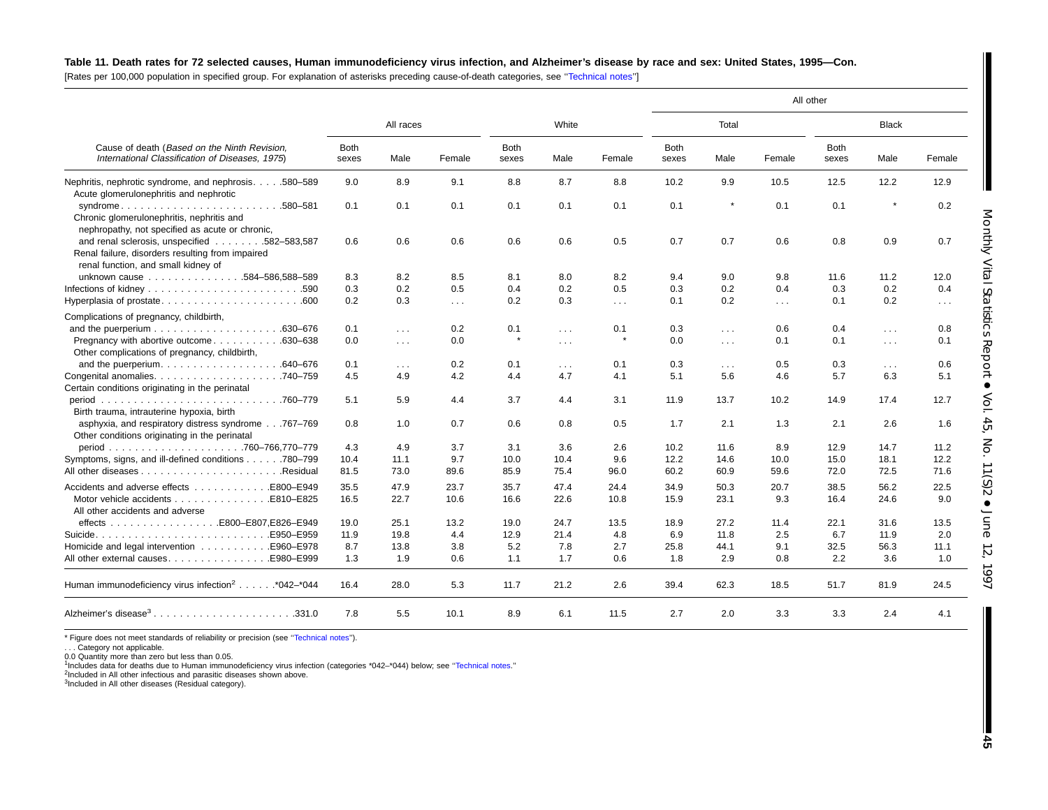**Table 11. Death rates for 72 selected causes, Human immunodeficiency virus infection, and Alzheimer's disease by race and sex: United States, 1995—Con.**

[Rates per 100,000 population in specified group. For explanation of asterisks preceding cause-of-death categories, see "Technical notes"]

| Cause of death (*Based on the Ninth Revision, International Classification of Diseases, 1975*) | All races | | | White | | | All other | | | | | |
|---|---|---|---|---|---|---|---|---|---|---|---|---|
| | | | | | | | Total | | | Black | | |
| | Both sexes | Male | Female | Both sexes | Male | Female | Both sexes | Male | Female | Both sexes | Male | Female |
| Nephritis, nephrotic syndrome, and nephrosis . . . . .580–589 | 9.0 | 8.9 | 9.1 | 8.8 | 8.7 | 8.8 | 10.2 | 9.9 | 10.5 | 12.5 | 12.2 | 12.9 |
| Acute glomerulonephritis and nephrotic syndrome . . . . . . . . . . . . . . . . . . . . . . . . .580–581 | 0.1 | 0.1 | 0.1 | 0.1 | 0.1 | 0.1 | 0.1 | * | 0.1 | 0.1 | * | 0.2 |
| Chronic glomerulonephritis, nephritis and nephropathy, not specified as acute or chronic, and renal sclerosis, unspecified . . . . . . . .582–583,587 | 0.6 | 0.6 | 0.6 | 0.6 | 0.6 | 0.5 | 0.7 | 0.7 | 0.6 | 0.8 | 0.9 | 0.7 |
| Renal failure, disorders resulting from impaired renal function, and small kidney of unknown cause . . . . . . . . . . . . . . .584–586,588–589 | 8.3 | 8.2 | 8.5 | 8.1 | 8.0 | 8.2 | 9.4 | 9.0 | 9.8 | 11.6 | 11.2 | 12.0 |
| Infections of kidney . . . . . . . . . . . . . . . . . . . . . . . .590 | 0.3 | 0.2 | 0.5 | 0.4 | 0.2 | 0.5 | 0.3 | 0.2 | 0.4 | 0.3 | 0.2 | 0.4 |
| Hyperplasia of prostate . . . . . . . . . . . . . . . . . . . . . .600 | 0.2 | 0.3 | . . . | 0.2 | 0.3 | . . . | 0.1 | 0.2 | . . . | 0.1 | 0.2 | . . . |
| Complications of pregnancy, childbirth, and the puerperium . . . . . . . . . . . . . . . . . . . .630–676 | 0.1 | . . . | 0.2 | 0.1 | . . . | 0.1 | 0.3 | . . . | 0.6 | 0.4 | . . . | 0.8 |
| Pregnancy with abortive outcome . . . . . . . . . . .630–638 | 0.0 | . . . | 0.0 | * | . . . | * | 0.0 | . . . | 0.1 | 0.1 | . . . | 0.1 |
| Other complications of pregnancy, childbirth, and the puerperium . . . . . . . . . . . . . . . . . . .640–676 | 0.1 | . . . | 0.2 | 0.1 | . . . | 0.1 | 0.3 | . . . | 0.5 | 0.3 | . . . | 0.6 |
| Congenital anomalies . . . . . . . . . . . . . . . . . . . .740–759 | 4.5 | 4.9 | 4.2 | 4.4 | 4.7 | 4.1 | 5.1 | 5.6 | 4.6 | 5.7 | 6.3 | 5.1 |
| Certain conditions originating in the perinatal period . . . . . . . . . . . . . . . . . . . . . . . . . . . .760–779 | 5.1 | 5.9 | 4.4 | 3.7 | 4.4 | 3.1 | 11.9 | 13.7 | 10.2 | 14.9 | 17.4 | 12.7 |
| Birth trauma, intrauterine hypoxia, birth asphyxia, and respiratory distress syndrome . . .767–769 | 0.8 | 1.0 | 0.7 | 0.6 | 0.8 | 0.5 | 1.7 | 2.1 | 1.3 | 2.1 | 2.6 | 1.6 |
| Other conditions originating in the perinatal period . . . . . . . . . . . . . . . . . . . . .760–766,770–779 | 4.3 | 4.9 | 3.7 | 3.1 | 3.6 | 2.6 | 10.2 | 11.6 | 8.9 | 12.9 | 14.7 | 11.2 |
| Symptoms, signs, and ill-defined conditions . . . . . .780–799 | 10.4 | 11.1 | 9.7 | 10.0 | 10.4 | 9.6 | 12.2 | 14.6 | 10.0 | 15.0 | 18.1 | 12.2 |
| All other diseases . . . . . . . . . . . . . . . . . . . . . .Residual | 81.5 | 73.0 | 89.6 | 85.9 | 75.4 | 96.0 | 60.2 | 60.9 | 59.6 | 72.0 | 72.5 | 71.6 |
| Accidents and adverse effects . . . . . . . . . . . .E800–E949 | 35.5 | 47.9 | 23.7 | 35.7 | 47.4 | 24.4 | 34.9 | 50.3 | 20.7 | 38.5 | 56.2 | 22.5 |
| Motor vehicle accidents . . . . . . . . . . . . . . .E810–E825 | 16.5 | 22.7 | 10.6 | 16.6 | 22.6 | 10.8 | 15.9 | 23.1 | 9.3 | 16.4 | 24.6 | 9.0 |
| All other accidents and adverse effects . . . . . . . . . . . . . . . . .E800–E807,E826–E949 | 19.0 | 25.1 | 13.2 | 19.0 | 24.7 | 13.5 | 18.9 | 27.2 | 11.4 | 22.1 | 31.6 | 13.5 |
| Suicide . . . . . . . . . . . . . . . . . . . . . . . . . .E950–E959 | 11.9 | 19.8 | 4.4 | 12.9 | 21.4 | 4.8 | 6.9 | 11.8 | 2.5 | 6.7 | 11.9 | 2.0 |
| Homicide and legal intervention . . . . . . . . . . .E960–E978 | 8.7 | 13.8 | 3.8 | 5.2 | 7.8 | 2.7 | 25.8 | 44.1 | 9.1 | 32.5 | 56.3 | 11.1 |
| All other external causes . . . . . . . . . . . . . . . .E980–E999 | 1.3 | 1.9 | 0.6 | 1.1 | 1.7 | 0.6 | 1.8 | 2.9 | 0.8 | 2.2 | 3.6 | 1.0 |
| Human immunodeficiency virus infection[2] . . . . . .*042–*044 | 16.4 | 28.0 | 5.3 | 11.7 | 21.2 | 2.6 | 39.4 | 62.3 | 18.5 | 51.7 | 81.9 | 24.5 |
| Alzheimer's disease[3] . . . . . . . . . . . . . . . . . . . . . . .331.0 | 7.8 | 5.5 | 10.1 | 8.9 | 6.1 | 11.5 | 2.7 | 2.0 | 3.3 | 3.3 | 2.4 | 4.1 |

\* Figure does not meet standards of reliability or precision (see "Technical notes").

. . . Category not applicable.

0.0 Quantity more than zero but less than 0.05.

[1]Includes data for deaths due to Human immunodeficiency virus infection (categories *042–*044) below; see "Technical notes."

[2]Included in All other infectious and parasitic diseases shown above.

[3]Included in All other diseases (Residual category).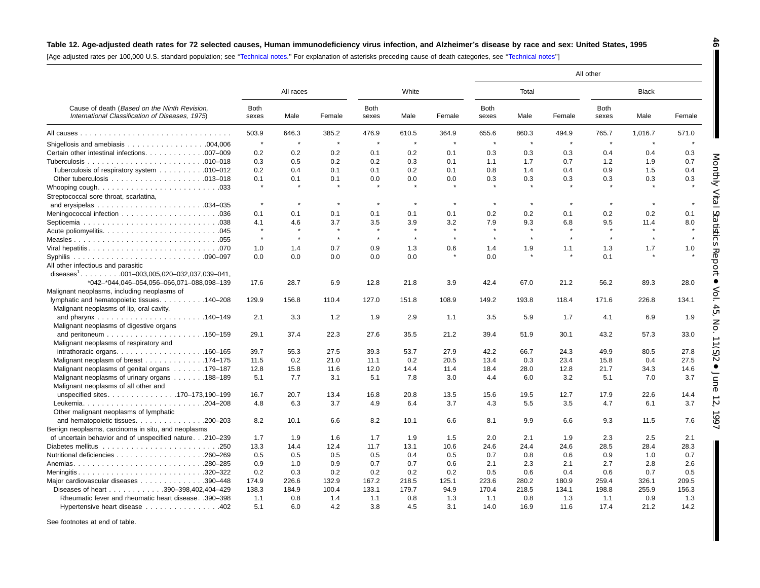**Table 12. Age-adjusted death rates for 72 selected causes, Human immunodeficiency virus infection, and Alzheimer's disease by race and sex: United States, 1995**

[Age-adjusted rates per 100,000 U.S. standard population; see "Technical notes." For explanation of asterisks preceding cause-of-death categories, see "Technical notes"]

| Cause of death (*Based on the Ninth Revision, International Classification of Diseases, 1975*) | All races | | | White | | | All other | | | | | |
|---|---|---|---|---|---|---|---|---|---|---|---|---|
| | | | | | | | Total | | | Black | | |
| | Both sexes | Male | Female | Both sexes | Male | Female | Both sexes | Male | Female | Both sexes | Male | Female |
| All causes | 503.9 | 646.3 | 385.2 | 476.9 | 610.5 | 364.9 | 655.6 | 860.3 | 494.9 | 765.7 | 1,016.7 | 571.0 |
| Shigellosis and amebiasis .004,006 | * | * | * | * | * | * | * | * | * | * | * | * |
| Certain other intestinal infections .007–009 | 0.2 | 0.2 | 0.2 | 0.1 | 0.2 | 0.1 | 0.3 | 0.3 | 0.3 | 0.4 | 0.4 | 0.3 |
| Tuberculosis .010–018 | 0.3 | 0.5 | 0.2 | 0.2 | 0.3 | 0.1 | 1.1 | 1.7 | 0.7 | 1.2 | 1.9 | 0.7 |
| Tuberculosis of respiratory system .010–012 | 0.2 | 0.4 | 0.1 | 0.1 | 0.2 | 0.1 | 0.8 | 1.4 | 0.4 | 0.9 | 1.5 | 0.4 |
| Other tuberculosis .013–018 | 0.1 | 0.1 | 0.1 | 0.0 | 0.0 | 0.0 | 0.3 | 0.3 | 0.3 | 0.3 | 0.3 | 0.3 |
| Whooping cough .033 | * | * | * | * | * | * | * | * | * | * | * | * |
| Streptococcal sore throat, scarlatina, and erysipelas .034–035 | * | * | * | * | * | * | * | * | * | * | * | * |
| Meningococcal infection .036 | 0.1 | 0.1 | 0.1 | 0.1 | 0.1 | 0.1 | 0.2 | 0.2 | 0.1 | 0.2 | 0.2 | 0.1 |
| Septicemia .038 | 4.1 | 4.6 | 3.7 | 3.5 | 3.9 | 3.2 | 7.9 | 9.3 | 6.8 | 9.5 | 11.4 | 8.0 |
| Acute poliomyelitis .045 | * | * | * | * | * | * | * | * | * | * | * | * |
| Measles .055 | * | * | * | * | * | * | * | * | * | * | * | * |
| Viral hepatitis .070 | 1.0 | 1.4 | 0.7 | 0.9 | 1.3 | 0.6 | 1.4 | 1.9 | 1.1 | 1.3 | 1.7 | 1.0 |
| Syphilis .090–097 | 0.0 | 0.0 | 0.0 | 0.0 | 0.0 | * | 0.0 | * | * | 0.1 | * | * |
| All other infectious and parasitic diseases[1] .001–003,005,020–032,037,039–041, *042–*044,046–054,056–066,071–088,098–139 | 17.6 | 28.7 | 6.9 | 12.8 | 21.8 | 3.9 | 42.4 | 67.0 | 21.2 | 56.2 | 89.3 | 28.0 |
| Malignant neoplasms, including neoplasms of lymphatic and hematopoietic tissues .140–208 | 129.9 | 156.8 | 110.4 | 127.0 | 151.8 | 108.9 | 149.2 | 193.8 | 118.4 | 171.6 | 226.8 | 134.1 |
| Malignant neoplasms of lip, oral cavity, and pharynx .140–149 | 2.1 | 3.3 | 1.2 | 1.9 | 2.9 | 1.1 | 3.5 | 5.9 | 1.7 | 4.1 | 6.9 | 1.9 |
| Malignant neoplasms of digestive organs and peritoneum .150–159 | 29.1 | 37.4 | 22.3 | 27.6 | 35.5 | 21.2 | 39.4 | 51.9 | 30.1 | 43.2 | 57.3 | 33.0 |
| Malignant neoplasms of respiratory and intrathoracic organs .160–165 | 39.7 | 55.3 | 27.5 | 39.3 | 53.7 | 27.9 | 42.2 | 66.7 | 24.3 | 49.9 | 80.5 | 27.8 |
| Malignant neoplasm of breast .174–175 | 11.5 | 0.2 | 21.0 | 11.1 | 0.2 | 20.5 | 13.4 | 0.3 | 23.4 | 15.8 | 0.4 | 27.5 |
| Malignant neoplasms of genital organs .179–187 | 12.8 | 15.8 | 11.6 | 12.0 | 14.4 | 11.4 | 18.4 | 28.0 | 12.8 | 21.7 | 34.3 | 14.6 |
| Malignant neoplasms of urinary organs .188–189 | 5.1 | 7.7 | 3.1 | 5.1 | 7.8 | 3.0 | 4.4 | 6.0 | 3.2 | 5.1 | 7.0 | 3.7 |
| Malignant neoplasms of all other and unspecified sites .170–173,190–199 | 16.7 | 20.7 | 13.4 | 16.8 | 20.8 | 13.5 | 15.6 | 19.5 | 12.7 | 17.9 | 22.6 | 14.4 |
| Leukemia .204–208 | 4.8 | 6.3 | 3.7 | 4.9 | 6.4 | 3.7 | 4.3 | 5.5 | 3.5 | 4.7 | 6.1 | 3.7 |
| Other malignant neoplasms of lymphatic and hematopoietic tissues .200–203 | 8.2 | 10.1 | 6.6 | 8.2 | 10.1 | 6.6 | 8.1 | 9.9 | 6.6 | 9.3 | 11.5 | 7.6 |
| Benign neoplasms, carcinoma in situ, and neoplasms of uncertain behavior and of unspecified nature .210–239 | 1.7 | 1.9 | 1.6 | 1.7 | 1.9 | 1.5 | 2.0 | 2.1 | 1.9 | 2.3 | 2.5 | 2.1 |
| Diabetes mellitus .250 | 13.3 | 14.4 | 12.4 | 11.7 | 13.1 | 10.6 | 24.6 | 24.4 | 24.6 | 28.5 | 28.4 | 28.3 |
| Nutritional deficiencies .260–269 | 0.5 | 0.5 | 0.5 | 0.5 | 0.4 | 0.5 | 0.7 | 0.8 | 0.6 | 0.9 | 1.0 | 0.7 |
| Anemias .280–285 | 0.9 | 1.0 | 0.9 | 0.7 | 0.7 | 0.6 | 2.1 | 2.3 | 2.1 | 2.7 | 2.8 | 2.6 |
| Meningitis .320–322 | 0.2 | 0.3 | 0.2 | 0.2 | 0.2 | 0.2 | 0.5 | 0.6 | 0.4 | 0.6 | 0.7 | 0.5 |
| Major cardiovascular diseases .390–448 | 174.9 | 226.6 | 132.9 | 167.2 | 218.5 | 125.1 | 223.6 | 280.2 | 180.9 | 259.4 | 326.1 | 209.5 |
| Diseases of heart .390–398,402,404–429 | 138.3 | 184.9 | 100.4 | 133.1 | 179.7 | 94.9 | 170.4 | 218.5 | 134.1 | 198.8 | 255.9 | 156.3 |
| Rheumatic fever and rheumatic heart disease .390–398 | 1.1 | 0.8 | 1.4 | 1.1 | 0.8 | 1.3 | 1.1 | 0.8 | 1.3 | 1.1 | 0.9 | 1.3 |
| Hypertensive heart disease .402 | 5.1 | 6.0 | 4.2 | 3.8 | 4.5 | 3.1 | 14.0 | 16.9 | 11.6 | 17.4 | 21.2 | 14.2 |

See footnotes at end of table.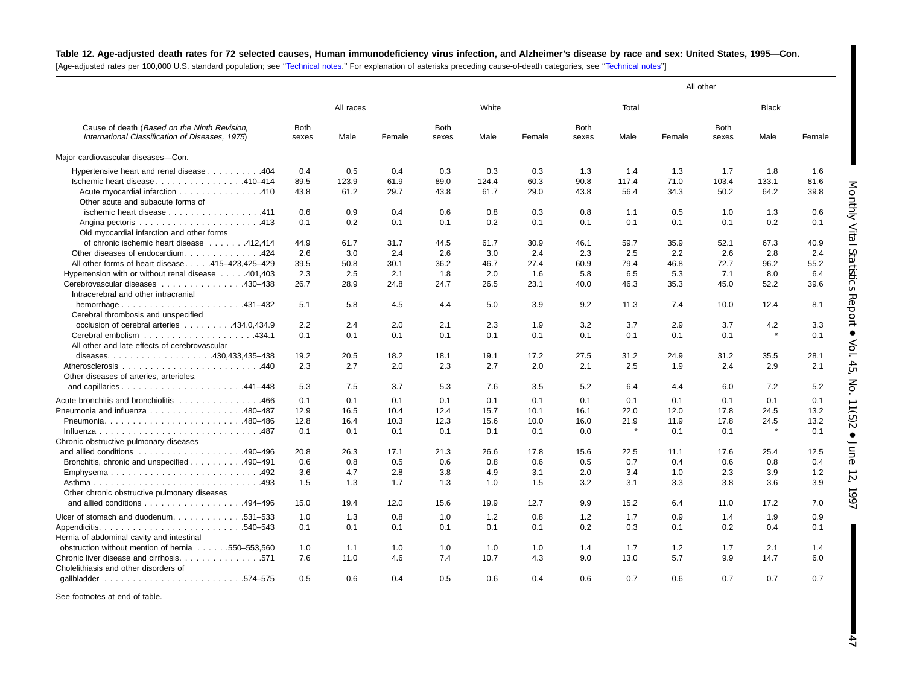**Table 12. Age-adjusted death rates for 72 selected causes, Human immunodeficiency virus infection, and Alzheimer's disease by race and sex: United States, 1995—Con.**

[Age-adjusted rates per 100,000 U.S. standard population; see "Technical notes." For explanation of asterisks preceding cause-of-death categories, see "Technical notes"]

| Cause of death (*Based on the Ninth Revision, International Classification of Diseases, 1975*) | All races | | | White | | | All other | | | | | |
|---|---|---|---|---|---|---|---|---|---|---|---|---|
| | | | | | | | Total | | | Black | | |
| | Both sexes | Male | Female | Both sexes | Male | Female | Both sexes | Male | Female | Both sexes | Male | Female |
| Major cardiovascular diseases—Con. | | | | | | | | | | | | |
| Hypertensive heart and renal disease . . . . . . . . . .404 | 0.4 | 0.5 | 0.4 | 0.3 | 0.3 | 0.3 | 1.3 | 1.4 | 1.3 | 1.7 | 1.8 | 1.6 |
| Ischemic heart disease . . . . . . . . . . . . . . . .410–414 | 89.5 | 123.9 | 61.9 | 89.0 | 124.4 | 60.3 | 90.8 | 117.4 | 71.0 | 103.4 | 133.1 | 81.6 |
| Acute myocardial infarction . . . . . . . . . . . . . . .410 | 43.8 | 61.2 | 29.7 | 43.8 | 61.7 | 29.0 | 43.8 | 56.4 | 34.3 | 50.2 | 64.2 | 39.8 |
| Other acute and subacute forms of ischemic heart disease . . . . . . . . . . . . . . . . .411 | 0.6 | 0.9 | 0.4 | 0.6 | 0.8 | 0.3 | 0.8 | 1.1 | 0.5 | 1.0 | 1.3 | 0.6 |
| Angina pectoris . . . . . . . . . . . . . . . . . . . . . .413 | 0.1 | 0.2 | 0.1 | 0.1 | 0.2 | 0.1 | 0.1 | 0.1 | 0.1 | 0.1 | 0.2 | 0.1 |
| Old myocardial infarction and other forms of chronic ischemic heart disease . . . . . . .412,414 | 44.9 | 61.7 | 31.7 | 44.5 | 61.7 | 30.9 | 46.1 | 59.7 | 35.9 | 52.1 | 67.3 | 40.9 |
| Other diseases of endocardium . . . . . . . . . . . . . .424 | 2.6 | 3.0 | 2.4 | 2.6 | 3.0 | 2.4 | 2.3 | 2.5 | 2.2 | 2.6 | 2.8 | 2.4 |
| All other forms of heart disease . . . . .415–423,425–429 | 39.5 | 50.8 | 30.1 | 36.2 | 46.7 | 27.4 | 60.9 | 79.4 | 46.8 | 72.7 | 96.2 | 55.2 |
| Hypertension with or without renal disease . . . . .401,403 | 2.3 | 2.5 | 2.1 | 1.8 | 2.0 | 1.6 | 5.8 | 6.5 | 5.3 | 7.1 | 8.0 | 6.4 |
| Cerebrovascular diseases . . . . . . . . . . . . . . .430–438 | 26.7 | 28.9 | 24.8 | 24.7 | 26.5 | 23.1 | 40.0 | 46.3 | 35.3 | 45.0 | 52.2 | 39.6 |
| Intracerebral and other intracranial hemorrhage . . . . . . . . . . . . . . . . . . . . . .431–432 | 5.1 | 5.8 | 4.5 | 4.4 | 5.0 | 3.9 | 9.2 | 11.3 | 7.4 | 10.0 | 12.4 | 8.1 |
| Cerebral thrombosis and unspecified occlusion of cerebral arteries . . . . . . . . .434.0,434.9 | 2.2 | 2.4 | 2.0 | 2.1 | 2.3 | 1.9 | 3.2 | 3.7 | 2.9 | 3.7 | 4.2 | 3.3 |
| Cerebral embolism . . . . . . . . . . . . . . . . . . . .434.1 | 0.1 | 0.1 | 0.1 | 0.1 | 0.1 | 0.1 | 0.1 | 0.1 | 0.1 | 0.1 | * | 0.1 |
| All other and late effects of cerebrovascular diseases. . . . . . . . . . . . . . . . . .430,433,435–438 | 19.2 | 20.5 | 18.2 | 18.1 | 19.1 | 17.2 | 27.5 | 31.2 | 24.9 | 31.2 | 35.5 | 28.1 |
| Atherosclerosis . . . . . . . . . . . . . . . . . . . . . . . . .440 | 2.3 | 2.7 | 2.0 | 2.3 | 2.7 | 2.0 | 2.1 | 2.5 | 1.9 | 2.4 | 2.9 | 2.1 |
| Other diseases of arteries, arterioles, and capillaries . . . . . . . . . . . . . . . . . . . . . .441–448 | 5.3 | 7.5 | 3.7 | 5.3 | 7.6 | 3.5 | 5.2 | 6.4 | 4.4 | 6.0 | 7.2 | 5.2 |
| Acute bronchitis and bronchiolitis . . . . . . . . . . . . . . .466 | 0.1 | 0.1 | 0.1 | 0.1 | 0.1 | 0.1 | 0.1 | 0.1 | 0.1 | 0.1 | 0.1 | 0.1 |
| Pneumonia and influenza . . . . . . . . . . . . . . . . .480–487 | 12.9 | 16.5 | 10.4 | 12.4 | 15.7 | 10.1 | 16.1 | 22.0 | 12.0 | 17.8 | 24.5 | 13.2 |
| Pneumonia. . . . . . . . . . . . . . . . . . . . . . . . .480–486 | 12.8 | 16.4 | 10.3 | 12.3 | 15.6 | 10.0 | 16.0 | 21.9 | 11.9 | 17.8 | 24.5 | 13.2 |
| Influenza . . . . . . . . . . . . . . . . . . . . . . . . . . . .487 | 0.1 | 0.1 | 0.1 | 0.1 | 0.1 | 0.1 | 0.0 | * | 0.1 | 0.1 | * | 0.1 |
| Chronic obstructive pulmonary diseases and allied conditions . . . . . . . . . . . . . . . . . .490–496 | 20.8 | 26.3 | 17.1 | 21.3 | 26.6 | 17.8 | 15.6 | 22.5 | 11.1 | 17.6 | 25.4 | 12.5 |
| Bronchitis, chronic and unspecified . . . . . . . . . .490–491 | 0.6 | 0.8 | 0.5 | 0.6 | 0.8 | 0.6 | 0.5 | 0.7 | 0.4 | 0.6 | 0.8 | 0.4 |
| Emphysema . . . . . . . . . . . . . . . . . . . . . . . . . .492 | 3.6 | 4.7 | 2.8 | 3.8 | 4.9 | 3.1 | 2.0 | 3.4 | 1.0 | 2.3 | 3.9 | 1.2 |
| Asthma . . . . . . . . . . . . . . . . . . . . . . . . . . . . .493 | 1.5 | 1.3 | 1.7 | 1.3 | 1.0 | 1.5 | 3.2 | 3.1 | 3.3 | 3.8 | 3.6 | 3.9 |
| Other chronic obstructive pulmonary diseases and allied conditions . . . . . . . . . . . . . . . . .494–496 | 15.0 | 19.4 | 12.0 | 15.6 | 19.9 | 12.7 | 9.9 | 15.2 | 6.4 | 11.0 | 17.2 | 7.0 |
| Ulcer of stomach and duodenum. . . . . . . . . . . . .531–533 | 1.0 | 1.3 | 0.8 | 1.0 | 1.2 | 0.8 | 1.2 | 1.7 | 0.9 | 1.4 | 1.9 | 0.9 |
| Appendicitis. . . . . . . . . . . . . . . . . . . . . . . . . .540–543 | 0.1 | 0.1 | 0.1 | 0.1 | 0.1 | 0.1 | 0.2 | 0.3 | 0.1 | 0.2 | 0.4 | 0.1 |
| Hernia of abdominal cavity and intestinal obstruction without mention of hernia . . . . . .550–553,560 | 1.0 | 1.1 | 1.0 | 1.0 | 1.0 | 1.0 | 1.4 | 1.7 | 1.2 | 1.7 | 2.1 | 1.4 |
| Chronic liver disease and cirrhosis. . . . . . . . . . . . . . .571 | 7.6 | 11.0 | 4.6 | 7.4 | 10.7 | 4.3 | 9.0 | 13.0 | 5.7 | 9.9 | 14.7 | 6.0 |
| Cholelithiasis and other disorders of gallbladder . . . . . . . . . . . . . . . . . . . . . . . .574–575 | 0.5 | 0.6 | 0.4 | 0.5 | 0.6 | 0.4 | 0.6 | 0.7 | 0.6 | 0.7 | 0.7 | 0.7 |

See footnotes at end of table.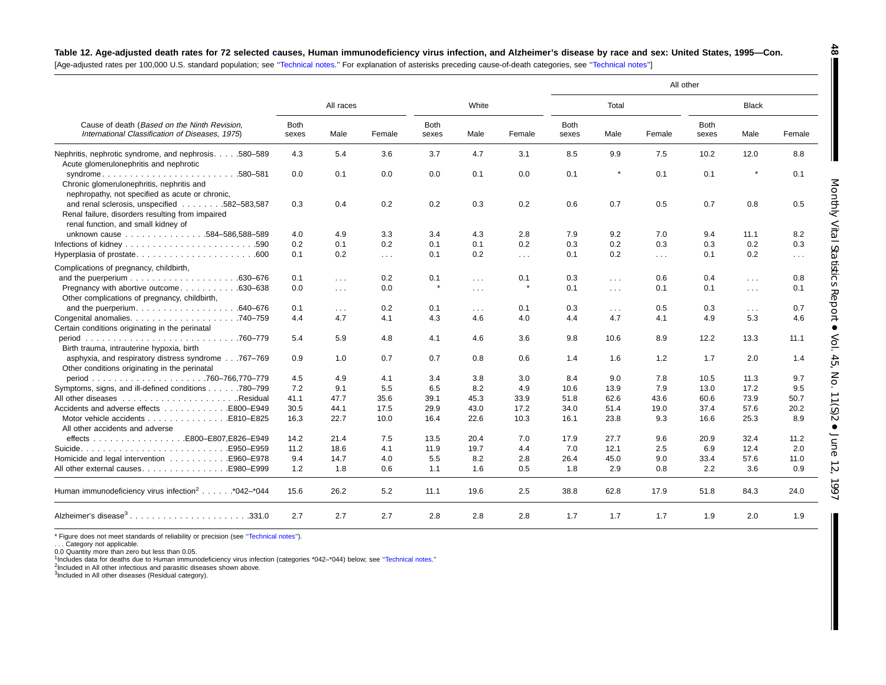**Table 12. Age-adjusted death rates for 72 selected causes, Human immunodeficiency virus infection, and Alzheimer's disease by race and sex: United States, 1995—Con.**

[Age-adjusted rates per 100,000 U.S. standard population; see "Technical notes." For explanation of asterisks preceding cause-of-death categories, see "Technical notes"]

| Cause of death (*Based on the Ninth Revision, International Classification of Diseases, 1975*) | All races | | | White | | | All other: Total | | | All other: Black | | |
|---|---|---|---|---|---|---|---|---|---|---|---|---|
| | Both sexes | Male | Female | Both sexes | Male | Female | Both sexes | Male | Female | Both sexes | Male | Female |
| Nephritis, nephrotic syndrome, and nephrosis . . . . .580–589 | 4.3 | 5.4 | 3.6 | 3.7 | 4.7 | 3.1 | 8.5 | 9.9 | 7.5 | 10.2 | 12.0 | 8.8 |
| Acute glomerulonephritis and nephrotic syndrome . . . . .580–581 | 0.0 | 0.1 | 0.0 | 0.0 | 0.1 | 0.0 | 0.1 | * | 0.1 | 0.1 | * | 0.1 |
| Chronic glomerulonephritis, nephritis and nephropathy, not specified as acute or chronic, and renal sclerosis, unspecified . . . . . . . .582–583,587 | 0.3 | 0.4 | 0.2 | 0.2 | 0.3 | 0.2 | 0.6 | 0.7 | 0.5 | 0.7 | 0.8 | 0.5 |
| Renal failure, disorders resulting from impaired renal function, and small kidney of unknown cause . . . . . . . .584–586,588–589 | 4.0 | 4.9 | 3.3 | 3.4 | 4.3 | 2.8 | 7.9 | 9.2 | 7.0 | 9.4 | 11.1 | 8.2 |
| Infections of kidney . . . . . . . . .590 | 0.2 | 0.1 | 0.2 | 0.1 | 0.1 | 0.2 | 0.3 | 0.2 | 0.3 | 0.3 | 0.2 | 0.3 |
| Hyperplasia of prostate . . . . . . . . .600 | 0.1 | 0.2 | . . . | 0.1 | 0.2 | . . . | 0.1 | 0.2 | . . . | 0.1 | 0.2 | . . . |
| Complications of pregnancy, childbirth, and the puerperium . . . . . . . . .630–676 | 0.1 | . . . | 0.2 | 0.1 | . . . | 0.1 | 0.3 | . . . | 0.6 | 0.4 | . . . | 0.8 |
| Pregnancy with abortive outcome . . . . . . . . .630–638 | 0.0 | . . . | 0.0 | * | . . . | * | 0.1 | . . . | 0.1 | 0.1 | . . . | 0.1 |
| Other complications of pregnancy, childbirth, and the puerperium . . . . . . . . .640–676 | 0.1 | . . . | 0.2 | 0.1 | . . . | 0.1 | 0.3 | . . . | 0.5 | 0.3 | . . . | 0.7 |
| Congenital anomalies . . . . . . . . .740–759 | 4.4 | 4.7 | 4.1 | 4.3 | 4.6 | 4.0 | 4.4 | 4.7 | 4.1 | 4.9 | 5.3 | 4.6 |
| Certain conditions originating in the perinatal period . . . . . . . . .760–779 | 5.4 | 5.9 | 4.8 | 4.1 | 4.6 | 3.6 | 9.8 | 10.6 | 8.9 | 12.2 | 13.3 | 11.1 |
| Birth trauma, intrauterine hypoxia, birth asphyxia, and respiratory distress syndrome . . .767–769 | 0.9 | 1.0 | 0.7 | 0.7 | 0.8 | 0.6 | 1.4 | 1.6 | 1.2 | 1.7 | 2.0 | 1.4 |
| Other conditions originating in the perinatal period . . . . . . . . .760–766,770–779 | 4.5 | 4.9 | 4.1 | 3.4 | 3.8 | 3.0 | 8.4 | 9.0 | 7.8 | 10.5 | 11.3 | 9.7 |
| Symptoms, signs, and ill-defined conditions . . . . . .780–799 | 7.2 | 9.1 | 5.5 | 6.5 | 8.2 | 4.9 | 10.6 | 13.9 | 7.9 | 13.0 | 17.2 | 9.5 |
| All other diseases . . . . . . . . .Residual | 41.1 | 47.7 | 35.6 | 39.1 | 45.3 | 33.9 | 51.8 | 62.6 | 43.6 | 60.6 | 73.9 | 50.7 |
| Accidents and adverse effects . . . . . . . . .E800–E949 | 30.5 | 44.1 | 17.5 | 29.9 | 43.0 | 17.2 | 34.0 | 51.4 | 19.0 | 37.4 | 57.6 | 20.2 |
| Motor vehicle accidents . . . . . . . . .E810–E825 | 16.3 | 22.7 | 10.0 | 16.4 | 22.6 | 10.3 | 16.1 | 23.8 | 9.3 | 16.6 | 25.3 | 8.9 |
| All other accidents and adverse effects . . . . . . . . .E800–E807,E826–E949 | 14.2 | 21.4 | 7.5 | 13.5 | 20.4 | 7.0 | 17.9 | 27.7 | 9.6 | 20.9 | 32.4 | 11.2 |
| Suicide . . . . . . . . .E950–E959 | 11.2 | 18.6 | 4.1 | 11.9 | 19.7 | 4.4 | 7.0 | 12.1 | 2.5 | 6.9 | 12.4 | 2.0 |
| Homicide and legal intervention . . . . . . . . .E960–E978 | 9.4 | 14.7 | 4.0 | 5.5 | 8.2 | 2.8 | 26.4 | 45.0 | 9.0 | 33.4 | 57.6 | 11.0 |
| All other external causes . . . . . . . . .E980–E999 | 1.2 | 1.8 | 0.6 | 1.1 | 1.6 | 0.5 | 1.8 | 2.9 | 0.8 | 2.2 | 3.6 | 0.9 |
| Human immunodeficiency virus infection[2] . . . . . .*042–*044 | 15.6 | 26.2 | 5.2 | 11.1 | 19.6 | 2.5 | 38.8 | 62.8 | 17.9 | 51.8 | 84.3 | 24.0 |
| Alzheimer's disease[3] . . . . . . . . .331.0 | 2.7 | 2.7 | 2.7 | 2.8 | 2.8 | 2.8 | 1.7 | 1.7 | 1.7 | 1.9 | 2.0 | 1.9 |

\* Figure does not meet standards of reliability or precision (see "Technical notes").

. . . Category not applicable.

0.0 Quantity more than zero but less than 0.05.

[1] Includes data for deaths due to Human immunodeficiency virus infection (categories *042–*044) below; see "Technical notes."

[2] Included in All other infectious and parasitic diseases shown above.

[3] Included in All other diseases (Residual category).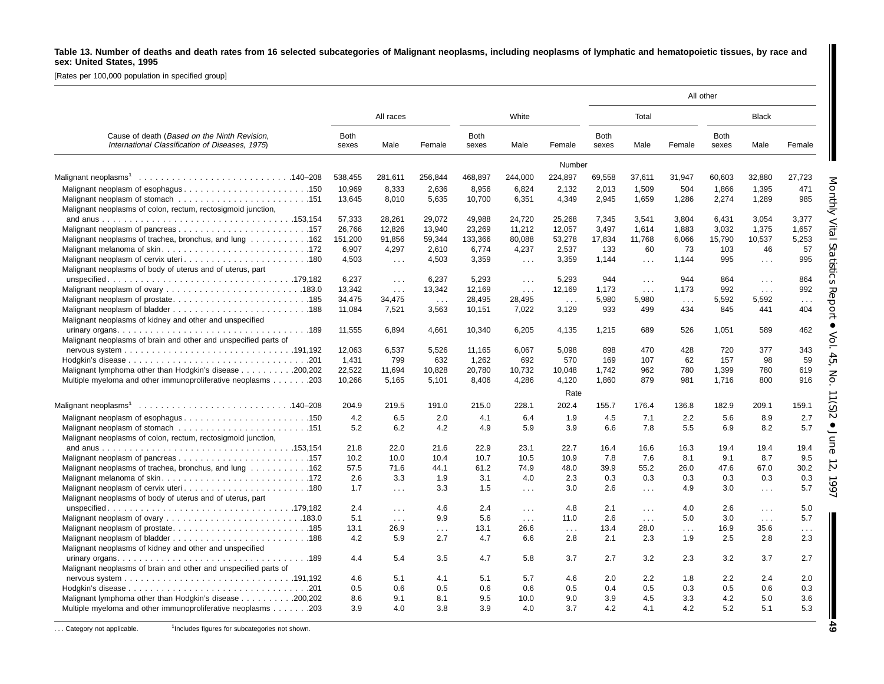**Table 13. Number of deaths and death rates from 16 selected subcategories of Malignant neoplasms, including neoplasms of lymphatic and hematopoietic tissues, by race and sex: United States, 1995**

[Rates per 100,000 population in specified group]

| Cause of death (*Based on the Ninth Revision, International Classification of Diseases, 1975*) | All races | | | White | | | All other | | | | | |
|---|---|---|---|---|---|---|---|---|---|---|---|---|
| | | | | | | | Total | | | Black | | |
| | Both sexes | Male | Female | Both sexes | Male | Female | Both sexes | Male | Female | Both sexes | Male | Female |
| | | | | | | Number | | | | | | |
| Malignant neoplasms[1] . . . 140–208 | 538,455 | 281,611 | 256,844 | 468,897 | 244,000 | 224,897 | 69,558 | 37,611 | 31,947 | 60,603 | 32,880 | 27,723 |
| Malignant neoplasm of esophagus . . . 150 | 10,969 | 8,333 | 2,636 | 8,956 | 6,824 | 2,132 | 2,013 | 1,509 | 504 | 1,866 | 1,395 | 471 |
| Malignant neoplasm of stomach . . . 151 | 13,645 | 8,010 | 5,635 | 10,700 | 6,351 | 4,349 | 2,945 | 1,659 | 1,286 | 2,274 | 1,289 | 985 |
| Malignant neoplasms of colon, rectum, rectosigmoid junction, and anus . . . 153,154 | 57,333 | 28,261 | 29,072 | 49,988 | 24,720 | 25,268 | 7,345 | 3,541 | 3,804 | 6,431 | 3,054 | 3,377 |
| Malignant neoplasm of pancreas . . . 157 | 26,766 | 12,826 | 13,940 | 23,269 | 11,212 | 12,057 | 3,497 | 1,614 | 1,883 | 3,032 | 1,375 | 1,657 |
| Malignant neoplasms of trachea, bronchus, and lung . . . 162 | 151,200 | 91,856 | 59,344 | 133,366 | 80,088 | 53,278 | 17,834 | 11,768 | 6,066 | 15,790 | 10,537 | 5,253 |
| Malignant melanoma of skin . . . 172 | 6,907 | 4,297 | 2,610 | 6,774 | 4,237 | 2,537 | 133 | 60 | 73 | 103 | 46 | 57 |
| Malignant neoplasm of cervix uteri . . . 180 | 4,503 | . . . | 4,503 | 3,359 | . . . | 3,359 | 1,144 | . . . | 1,144 | 995 | . . . | 995 |
| Malignant neoplasms of body of uterus and of uterus, part unspecified . . . 179,182 | 6,237 | . . . | 6,237 | 5,293 | . . . | 5,293 | 944 | . . . | 944 | 864 | . . . | 864 |
| Malignant neoplasm of ovary . . . 183.0 | 13,342 | . . . | 13,342 | 12,169 | . . . | 12,169 | 1,173 | . . . | 1,173 | 992 | . . . | 992 |
| Malignant neoplasm of prostate . . . 185 | 34,475 | 34,475 | . . . | 28,495 | 28,495 | . . . | 5,980 | 5,980 | . . . | 5,592 | 5,592 | . . . |
| Malignant neoplasm of bladder . . . 188 | 11,084 | 7,521 | 3,563 | 10,151 | 7,022 | 3,129 | 933 | 499 | 434 | 845 | 441 | 404 |
| Malignant neoplasms of kidney and other and unspecified urinary organs . . . 189 | 11,555 | 6,894 | 4,661 | 10,340 | 6,205 | 4,135 | 1,215 | 689 | 526 | 1,051 | 589 | 462 |
| Malignant neoplasms of brain and other and unspecified parts of nervous system . . . 191,192 | 12,063 | 6,537 | 5,526 | 11,165 | 6,067 | 5,098 | 898 | 470 | 428 | 720 | 377 | 343 |
| Hodgkin's disease . . . 201 | 1,431 | 799 | 632 | 1,262 | 692 | 570 | 169 | 107 | 62 | 157 | 98 | 59 |
| Malignant lymphoma other than Hodgkin's disease . . . 200,202 | 22,522 | 11,694 | 10,828 | 20,780 | 10,732 | 10,048 | 1,742 | 962 | 780 | 1,399 | 780 | 619 |
| Multiple myeloma and other immunoproliferative neoplasms . . . 203 | 10,266 | 5,165 | 5,101 | 8,406 | 4,286 | 4,120 | 1,860 | 879 | 981 | 1,716 | 800 | 916 |
| | | | | | | Rate | | | | | | |
| Malignant neoplasms[1] . . . 140–208 | 204.9 | 219.5 | 191.0 | 215.0 | 228.1 | 202.4 | 155.7 | 176.4 | 136.8 | 182.9 | 209.1 | 159.1 |
| Malignant neoplasm of esophagus . . . 150 | 4.2 | 6.5 | 2.0 | 4.1 | 6.4 | 1.9 | 4.5 | 7.1 | 2.2 | 5.6 | 8.9 | 2.7 |
| Malignant neoplasm of stomach . . . 151 | 5.2 | 6.2 | 4.2 | 4.9 | 5.9 | 3.9 | 6.6 | 7.8 | 5.5 | 6.9 | 8.2 | 5.7 |
| Malignant neoplasms of colon, rectum, rectosigmoid junction, and anus . . . 153,154 | 21.8 | 22.0 | 21.6 | 22.9 | 23.1 | 22.7 | 16.4 | 16.6 | 16.3 | 19.4 | 19.4 | 19.4 |
| Malignant neoplasm of pancreas . . . 157 | 10.2 | 10.0 | 10.4 | 10.7 | 10.5 | 10.9 | 7.8 | 7.6 | 8.1 | 9.1 | 8.7 | 9.5 |
| Malignant neoplasms of trachea, bronchus, and lung . . . 162 | 57.5 | 71.6 | 44.1 | 61.2 | 74.9 | 48.0 | 39.9 | 55.2 | 26.0 | 47.6 | 67.0 | 30.2 |
| Malignant melanoma of skin . . . 172 | 2.6 | 3.3 | 1.9 | 3.1 | 4.0 | 2.3 | 0.3 | 0.3 | 0.3 | 0.3 | 0.3 | 0.3 |
| Malignant neoplasm of cervix uteri . . . 180 | 1.7 | . . . | 3.3 | 1.5 | . . . | 3.0 | 2.6 | . . . | 4.9 | 3.0 | . . . | 5.7 |
| Malignant neoplasms of body of uterus and of uterus, part unspecified . . . 179,182 | 2.4 | . . . | 4.6 | 2.4 | . . . | 4.8 | 2.1 | . . . | 4.0 | 2.6 | . . . | 5.0 |
| Malignant neoplasm of ovary . . . 183.0 | 5.1 | . . . | 9.9 | 5.6 | . . . | 11.0 | 2.6 | . . . | 5.0 | 3.0 | . . . | 5.7 |
| Malignant neoplasm of prostate . . . 185 | 13.1 | 26.9 | . . . | 13.1 | 26.6 | . . . | 13.4 | 28.0 | . . . | 16.9 | 35.6 | . . . |
| Malignant neoplasm of bladder . . . 188 | 4.2 | 5.9 | 2.7 | 4.7 | 6.6 | 2.8 | 2.1 | 2.3 | 1.9 | 2.5 | 2.8 | 2.3 |
| Malignant neoplasms of kidney and other and unspecified urinary organs . . . 189 | 4.4 | 5.4 | 3.5 | 4.7 | 5.8 | 3.7 | 2.7 | 3.2 | 2.3 | 3.2 | 3.7 | 2.7 |
| Malignant neoplasms of brain and other and unspecified parts of nervous system . . . 191,192 | 4.6 | 5.1 | 4.1 | 5.1 | 5.7 | 4.6 | 2.0 | 2.2 | 1.8 | 2.2 | 2.4 | 2.0 |
| Hodgkin's disease . . . 201 | 0.5 | 0.6 | 0.5 | 0.6 | 0.6 | 0.5 | 0.4 | 0.5 | 0.3 | 0.5 | 0.6 | 0.3 |
| Malignant lymphoma other than Hodgkin's disease . . . 200,202 | 8.6 | 9.1 | 8.1 | 9.5 | 10.0 | 9.0 | 3.9 | 4.5 | 3.3 | 4.2 | 5.0 | 3.6 |
| Multiple myeloma and other immunoproliferative neoplasms . . . 203 | 3.9 | 4.0 | 3.8 | 3.9 | 4.0 | 3.7 | 4.2 | 4.1 | 4.2 | 5.2 | 5.1 | 5.3 |

. . . Category not applicable. [1]Includes figures for subcategories not shown.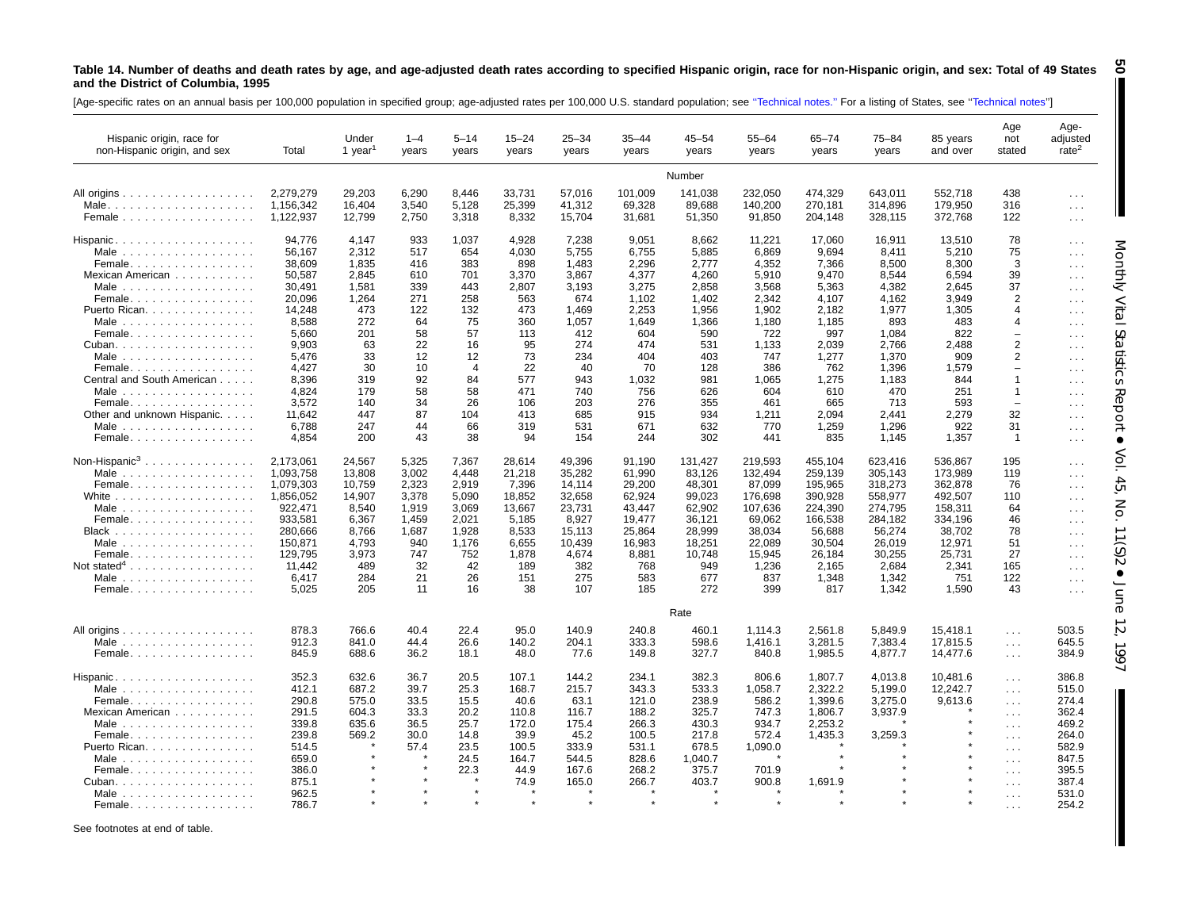**Table 14. Number of deaths and death rates by age, and age-adjusted death rates according to specified Hispanic origin, race for non-Hispanic origin, and sex: Total of 49 States and the District of Columbia, 1995**

[Age-specific rates on an annual basis per 100,000 population in specified group; age-adjusted rates per 100,000 U.S. standard population; see ''Technical notes.'' For a listing of States, see ''Technical notes'']

| Hispanic origin, race for non-Hispanic origin, and sex | Total | Under 1 year[1] | 1–4 years | 5–14 years | 15–24 years | 25–34 years | 35–44 years | 45–54 years | 55–64 years | 65–74 years | 75–84 years | 85 years and over | Age not stated | Age-adjusted rate[2] |
|---|---|---|---|---|---|---|---|---|---|---|---|---|---|---|
| | | | | | | | | Number | | | | | | |
| All origins | 2,279,279 | 29,203 | 6,290 | 8,446 | 33,731 | 57,016 | 101,009 | 141,038 | 232,050 | 474,329 | 643,011 | 552,718 | 438 | . . . |
| Male | 1,156,342 | 16,404 | 3,540 | 5,128 | 25,399 | 41,312 | 69,328 | 89,688 | 140,200 | 270,181 | 314,896 | 179,950 | 316 | . . . |
| Female | 1,122,937 | 12,799 | 2,750 | 3,318 | 8,332 | 15,704 | 31,681 | 51,350 | 91,850 | 204,148 | 328,115 | 372,768 | 122 | . . . |
| Hispanic | 94,776 | 4,147 | 933 | 1,037 | 4,928 | 7,238 | 9,051 | 8,662 | 11,221 | 17,060 | 16,911 | 13,510 | 78 | . . . |
| Male | 56,167 | 2,312 | 517 | 654 | 4,030 | 5,755 | 6,755 | 5,885 | 6,869 | 9,694 | 8,411 | 5,210 | 75 | . . . |
| Female | 38,609 | 1,835 | 416 | 383 | 898 | 1,483 | 2,296 | 2,777 | 4,352 | 7,366 | 8,500 | 8,300 | 3 | . . . |
| Mexican American | 50,587 | 2,845 | 610 | 701 | 3,370 | 3,867 | 4,377 | 4,260 | 5,910 | 9,470 | 8,544 | 6,594 | 39 | . . . |
| Male | 30,491 | 1,581 | 339 | 443 | 2,807 | 3,193 | 3,275 | 2,858 | 3,568 | 5,363 | 4,382 | 2,645 | 37 | . . . |
| Female | 20,096 | 1,264 | 271 | 258 | 563 | 674 | 1,102 | 1,402 | 2,342 | 4,107 | 4,162 | 3,949 | 2 | . . . |
| Puerto Rican | 14,248 | 473 | 122 | 132 | 473 | 1,469 | 2,253 | 1,956 | 1,902 | 2,182 | 1,977 | 1,305 | 4 | . . . |
| Male | 8,588 | 272 | 64 | 75 | 360 | 1,057 | 1,649 | 1,366 | 1,180 | 1,185 | 893 | 483 | 4 | . . . |
| Female | 5,660 | 201 | 58 | 57 | 113 | 412 | 604 | 590 | 722 | 997 | 1,084 | 822 | – | . . . |
| Cuban | 9,903 | 63 | 22 | 16 | 95 | 274 | 474 | 531 | 1,133 | 2,039 | 2,766 | 2,488 | 2 | . . . |
| Male | 5,476 | 33 | 12 | 12 | 73 | 234 | 404 | 403 | 747 | 1,277 | 1,370 | 909 | 2 | . . . |
| Female | 4,427 | 30 | 10 | 4 | 22 | 40 | 70 | 128 | 386 | 762 | 1,396 | 1,579 | – | . . . |
| Central and South American | 8,396 | 319 | 92 | 84 | 577 | 943 | 1,032 | 981 | 1,065 | 1,275 | 1,183 | 844 | 1 | . . . |
| Male | 4,824 | 179 | 58 | 58 | 471 | 740 | 756 | 626 | 604 | 610 | 470 | 251 | 1 | . . . |
| Female | 3,572 | 140 | 34 | 26 | 106 | 203 | 276 | 355 | 461 | 665 | 713 | 593 | – | . . . |
| Other and unknown Hispanic | 11,642 | 447 | 87 | 104 | 413 | 685 | 915 | 934 | 1,211 | 2,094 | 2,441 | 2,279 | 32 | . . . |
| Male | 6,788 | 247 | 44 | 66 | 319 | 531 | 671 | 632 | 770 | 1,259 | 1,296 | 922 | 31 | . . . |
| Female | 4,854 | 200 | 43 | 38 | 94 | 154 | 244 | 302 | 441 | 835 | 1,145 | 1,357 | 1 | . . . |
| Non-Hispanic[3] | 2,173,061 | 24,567 | 5,325 | 7,367 | 28,614 | 49,396 | 91,190 | 131,427 | 219,593 | 455,104 | 623,416 | 536,867 | 195 | . . . |
| Male | 1,093,758 | 13,808 | 3,002 | 4,448 | 21,218 | 35,282 | 61,990 | 83,126 | 132,494 | 259,139 | 305,143 | 173,989 | 119 | . . . |
| Female | 1,079,303 | 10,759 | 2,323 | 2,919 | 7,396 | 14,114 | 29,200 | 48,301 | 87,099 | 195,965 | 318,273 | 362,878 | 76 | . . . |
| White | 1,856,052 | 14,907 | 3,378 | 5,090 | 18,852 | 32,658 | 62,924 | 99,023 | 176,698 | 390,928 | 558,977 | 492,507 | 110 | . . . |
| Male | 922,471 | 8,540 | 1,919 | 3,069 | 13,667 | 23,731 | 43,447 | 62,902 | 107,636 | 224,390 | 274,795 | 158,311 | 64 | . . . |
| Female | 933,581 | 6,367 | 1,459 | 2,021 | 5,185 | 8,927 | 19,477 | 36,121 | 69,062 | 166,538 | 284,182 | 334,196 | 46 | . . . |
| Black | 280,666 | 8,766 | 1,687 | 1,928 | 8,533 | 15,113 | 25,864 | 28,999 | 38,034 | 56,688 | 56,274 | 38,702 | 78 | . . . |
| Male | 150,871 | 4,793 | 940 | 1,176 | 6,655 | 10,439 | 16,983 | 18,251 | 22,089 | 30,504 | 26,019 | 12,971 | 51 | . . . |
| Female | 129,795 | 3,973 | 747 | 752 | 1,878 | 4,674 | 8,881 | 10,748 | 15,945 | 26,184 | 30,255 | 25,731 | 27 | . . . |
| Not stated[4] | 11,442 | 489 | 32 | 42 | 189 | 382 | 768 | 949 | 1,236 | 2,165 | 2,684 | 2,341 | 165 | . . . |
| Male | 6,417 | 284 | 21 | 26 | 151 | 275 | 583 | 677 | 837 | 1,348 | 1,342 | 751 | 122 | . . . |
| Female | 5,025 | 205 | 11 | 16 | 38 | 107 | 185 | 272 | 399 | 817 | 1,342 | 1,590 | 43 | . . . |
| | | | | | | | | Rate | | | | | | |
| All origins | 878.3 | 766.6 | 40.4 | 22.4 | 95.0 | 140.9 | 240.8 | 460.1 | 1,114.3 | 2,561.8 | 5,849.9 | 15,418.1 | . . . | 503.5 |
| Male | 912.3 | 841.0 | 44.4 | 26.6 | 140.2 | 204.1 | 333.3 | 598.6 | 1,416.1 | 3,281.5 | 7,383.4 | 17,815.5 | . . . | 645.5 |
| Female | 845.9 | 688.6 | 36.2 | 18.1 | 48.0 | 77.6 | 149.8 | 327.7 | 840.8 | 1,985.5 | 4,877.7 | 14,477.6 | . . . | 384.9 |
| Hispanic | 352.3 | 632.6 | 36.7 | 20.5 | 107.1 | 144.2 | 234.1 | 382.3 | 806.6 | 1,807.7 | 4,013.8 | 10,481.6 | . . . | 386.8 |
| Male | 412.1 | 687.2 | 39.7 | 25.3 | 168.7 | 215.7 | 343.3 | 533.3 | 1,058.7 | 2,322.2 | 5,199.0 | 12,242.7 | . . . | 515.0 |
| Female | 290.8 | 575.0 | 33.5 | 15.5 | 40.6 | 63.1 | 121.0 | 238.9 | 586.2 | 1,399.6 | 3,275.0 | 9,613.6 | . . . | 274.4 |
| Mexican American | 291.5 | 604.3 | 33.3 | 20.2 | 110.8 | 116.7 | 188.2 | 325.7 | 747.3 | 1,806.7 | 3,937.9 | * | . . . | 362.4 |
| Male | 339.8 | 635.6 | 36.5 | 25.7 | 172.0 | 175.4 | 266.3 | 430.3 | 934.7 | 2,253.2 | * | * | . . . | 469.2 |
| Female | 239.8 | 569.2 | 30.0 | 14.8 | 39.9 | 45.2 | 100.5 | 217.8 | 572.4 | 1,435.3 | 3,259.3 | * | . . . | 264.0 |
| Puerto Rican | 514.5 | * | 57.4 | 23.5 | 100.5 | 333.9 | 531.1 | 678.5 | 1,090.0 | * | * | * | . . . | 582.9 |
| Male | 659.0 | * | * | 24.5 | 164.7 | 544.5 | 828.6 | 1,040.7 | * | * | * | * | . . . | 847.5 |
| Female | 386.0 | * | * | 22.3 | 44.9 | 167.6 | 268.2 | 375.7 | 701.9 | * | * | * | . . . | 395.5 |
| Cuban | 875.1 | * | * | * | 74.9 | 165.0 | 266.7 | 403.7 | 900.8 | 1,691.9 | * | * | . . . | 387.4 |
| Male | 962.5 | * | * | * | * | * | * | * | * | * | * | * | . . . | 531.0 |
| Female | 786.7 | * | * | * | * | * | * | * | * | * | * | * | . . . | 254.2 |

See footnotes at end of table.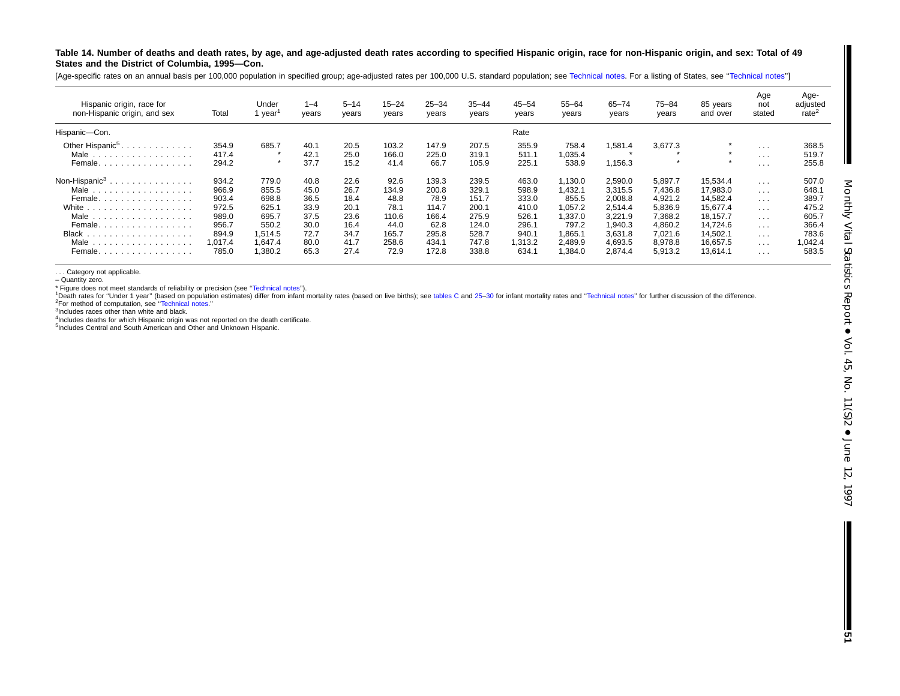**Table 14. Number of deaths and death rates, by age, and age-adjusted death rates according to specified Hispanic origin, race for non-Hispanic origin, and sex: Total of 49 States and the District of Columbia, 1995—Con.**

[Age-specific rates on an annual basis per 100,000 population in specified group; age-adjusted rates per 100,000 U.S. standard population; see Technical notes. For a listing of States, see ''Technical notes'']

| Hispanic origin, race for non-Hispanic origin, and sex | Total | Under 1 year[1] | 1–4 years | 5–14 years | 15–24 years | 25–34 years | 35–44 years | 45–54 years | 55–64 years | 65–74 years | 75–84 years | 85 years and over | Age not stated | Age-adjusted rate[2] |
|---|---|---|---|---|---|---|---|---|---|---|---|---|---|---|
| Hispanic—Con. | | | | | | | | Rate | | | | | | |
| Other Hispanic[5] | 354.9 | 685.7 | 40.1 | 20.5 | 103.2 | 147.9 | 207.5 | 355.9 | 758.4 | 1,581.4 | 3,677.3 | * | . . . | 368.5 |
| Male | 417.4 | * | 42.1 | 25.0 | 166.0 | 225.0 | 319.1 | 511.1 | 1,035.4 | * | * | * | . . . | 519.7 |
| Female | 294.2 | * | 37.7 | 15.2 | 41.4 | 66.7 | 105.9 | 225.1 | 538.9 | 1,156.3 | * | * | . . . | 255.8 |
| Non-Hispanic[3] | 934.2 | 779.0 | 40.8 | 22.6 | 92.6 | 139.3 | 239.5 | 463.0 | 1,130.0 | 2,590.0 | 5,897.7 | 15,534.4 | . . . | 507.0 |
| Male | 966.9 | 855.5 | 45.0 | 26.7 | 134.9 | 200.8 | 329.1 | 598.9 | 1,432.1 | 3,315.5 | 7,436.8 | 17,983.0 | . . . | 648.1 |
| Female | 903.4 | 698.8 | 36.5 | 18.4 | 48.8 | 78.9 | 151.7 | 333.0 | 855.5 | 2,008.8 | 4,921.2 | 14,582.4 | . . . | 389.7 |
| White | 972.5 | 625.1 | 33.9 | 20.1 | 78.1 | 114.7 | 200.1 | 410.0 | 1,057.2 | 2,514.4 | 5,836.9 | 15,677.4 | . . . | 475.2 |
| Male | 989.0 | 695.7 | 37.5 | 23.6 | 110.6 | 166.4 | 275.9 | 526.1 | 1,337.0 | 3,221.9 | 7,368.2 | 18,157.7 | . . . | 605.7 |
| Female | 956.7 | 550.2 | 30.0 | 16.4 | 44.0 | 62.8 | 124.0 | 296.1 | 797.2 | 1,940.3 | 4,860.2 | 14,724.6 | . . . | 366.4 |
| Black | 894.9 | 1,514.5 | 72.7 | 34.7 | 165.7 | 295.8 | 528.7 | 940.1 | 1,865.1 | 3,631.8 | 7,021.6 | 14,502.1 | . . . | 783.6 |
| Male | 1,017.4 | 1,647.4 | 80.0 | 41.7 | 258.6 | 434.1 | 747.8 | 1,313.2 | 2,489.9 | 4,693.5 | 8,978.8 | 16,657.5 | . . . | 1,042.4 |
| Female | 785.0 | 1,380.2 | 65.3 | 27.4 | 72.9 | 172.8 | 338.8 | 634.1 | 1,384.0 | 2,874.4 | 5,913.2 | 13,614.1 | . . . | 583.5 |

. . . Category not applicable.
– Quantity zero.
* Figure does not meet standards of reliability or precision (see ''Technical notes'').
[1]Death rates for ''Under 1 year'' (based on population estimates) differ from infant mortality rates (based on live births); see tables C and 25–30 for infant mortality rates and ''Technical notes'' for further discussion of the difference.
[2]For method of computation, see ''Technical notes.''
[3]Includes races other than white and black.
[4]Includes deaths for which Hispanic origin was not reported on the death certificate.
[5]Includes Central and South American and Other and Unknown Hispanic.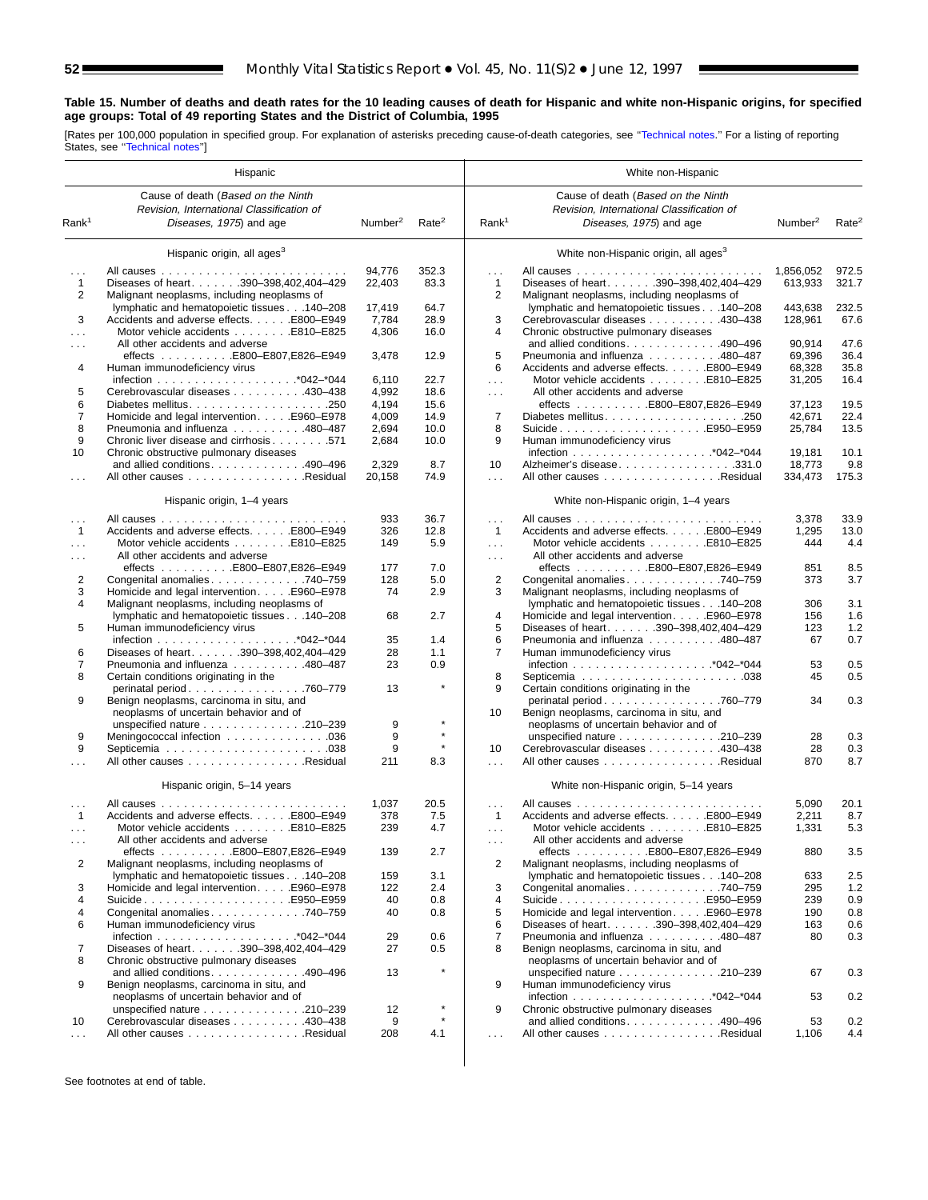**Table 15. Number of deaths and death rates for the 10 leading causes of death for Hispanic and white non-Hispanic origins, for specified age groups: Total of 49 reporting States and the District of Columbia, 1995**

[Rates per 100,000 population in specified group. For explanation of asterisks preceding cause-of-death categories, see "Technical notes." For a listing of reporting States, see "Technical notes"]

| Hispanic | | | | White non-Hispanic | | | |
|---|---|---|---|---|---|---|---|
| Rank[1] | Cause of death (*Based on the Ninth Revision, International Classification of Diseases, 1975*) and age | Number[2] | Rate[2] | Rank[1] | Cause of death (*Based on the Ninth Revision, International Classification of Diseases, 1975*) and age | Number[2] | Rate[2] |
| | **Hispanic origin, all ages[3]** | | | | **White non-Hispanic origin, all ages[3]** | | |
| ... | All causes | 94,776 | 352.3 | ... | All causes | 1,856,052 | 972.5 |
| 1 | Diseases of heart . . . 390–398,402,404–429 | 22,403 | 83.3 | 1 | Diseases of heart . . . 390–398,402,404–429 | 613,933 | 321.7 |
| 2 | Malignant neoplasms, including neoplasms of lymphatic and hematopoietic tissues . . . 140–208 | 17,419 | 64.7 | 2 | Malignant neoplasms, including neoplasms of lymphatic and hematopoietic tissues . . . 140–208 | 443,638 | 232.5 |
| 3 | Accidents and adverse effects . . . E800–E949 | 7,784 | 28.9 | 3 | Cerebrovascular diseases . . . 430–438 | 128,961 | 67.6 |
| ... | Motor vehicle accidents . . . E810–E825 | 4,306 | 16.0 | 4 | Chronic obstructive pulmonary diseases and allied conditions . . . 490–496 | 90,914 | 47.6 |
| ... | All other accidents and adverse effects . . . E800–E807,E826–E949 | 3,478 | 12.9 | 5 | Pneumonia and influenza . . . 480–487 | 69,396 | 36.4 |
| 4 | Human immunodeficiency virus infection . . . *042–*044 | 6,110 | 22.7 | 6 | Accidents and adverse effects . . . E800–E949 | 68,328 | 35.8 |
| 5 | Cerebrovascular diseases . . . 430–438 | 4,992 | 18.6 | ... | Motor vehicle accidents . . . E810–E825 | 31,205 | 16.4 |
| 6 | Diabetes mellitus . . . 250 | 4,194 | 15.6 | ... | All other accidents and adverse effects . . . E800–E807,E826–E949 | 37,123 | 19.5 |
| 7 | Homicide and legal intervention . . . E960–E978 | 4,009 | 14.9 | 7 | Diabetes mellitus . . . 250 | 42,671 | 22.4 |
| 8 | Pneumonia and influenza . . . 480–487 | 2,694 | 10.0 | 8 | Suicide . . . E950–E959 | 25,784 | 13.5 |
| 9 | Chronic liver disease and cirrhosis . . . 571 | 2,684 | 10.0 | 9 | Human immunodeficiency virus infection . . . *042–*044 | 19,181 | 10.1 |
| 10 | Chronic obstructive pulmonary diseases and allied conditions . . . 490–496 | 2,329 | 8.7 | 10 | Alzheimer's disease . . . 331.0 | 18,773 | 9.8 |
| ... | All other causes . . . Residual | 20,158 | 74.9 | ... | All other causes . . . Residual | 334,473 | 175.3 |
| | **Hispanic origin, 1–4 years** | | | | **White non-Hispanic origin, 1–4 years** | | |
| ... | All causes | 933 | 36.7 | ... | All causes | 3,378 | 33.9 |
| 1 | Accidents and adverse effects . . . E800–E949 | 326 | 12.8 | 1 | Accidents and adverse effects . . . E800–E949 | 1,295 | 13.0 |
| ... | Motor vehicle accidents . . . E810–E825 | 149 | 5.9 | ... | Motor vehicle accidents . . . E810–E825 | 444 | 4.4 |
| ... | All other accidents and adverse effects . . . E800–E807,E826–E949 | 177 | 7.0 | ... | All other accidents and adverse effects . . . E800–E807,E826–E949 | 851 | 8.5 |
| 2 | Congenital anomalies . . . 740–759 | 128 | 5.0 | 2 | Congenital anomalies . . . 740–759 | 373 | 3.7 |
| 3 | Homicide and legal intervention . . . E960–E978 | 74 | 2.9 | 3 | Malignant neoplasms, including neoplasms of lymphatic and hematopoietic tissues . . . 140–208 | 306 | 3.1 |
| 4 | Malignant neoplasms, including neoplasms of lymphatic and hematopoietic tissues . . . 140–208 | 68 | 2.7 | 4 | Homicide and legal intervention . . . E960–E978 | 156 | 1.6 |
| 5 | Human immunodeficiency virus infection . . . *042–*044 | 35 | 1.4 | 5 | Diseases of heart . . . 390–398,402,404–429 | 123 | 1.2 |
| 6 | Diseases of heart . . . 390–398,402,404–429 | 28 | 1.1 | 6 | Pneumonia and influenza . . . 480–487 | 67 | 0.7 |
| 7 | Pneumonia and influenza . . . 480–487 | 23 | 0.9 | 7 | Human immunodeficiency virus infection . . . *042–*044 | 53 | 0.5 |
| 8 | Certain conditions originating in the perinatal period . . . 760–779 | 13 | * | 8 | Septicemia . . . 038 | 45 | 0.5 |
| 9 | Benign neoplasms, carcinoma in situ, and neoplasms of uncertain behavior and of unspecified nature . . . 210–239 | 9 | * | 9 | Certain conditions originating in the perinatal period . . . 760–779 | 34 | 0.3 |
| 9 | Meningococcal infection . . . 036 | 9 | * | 10 | Benign neoplasms, carcinoma in situ, and neoplasms of uncertain behavior and of unspecified nature . . . 210–239 | 28 | 0.3 |
| 9 | Septicemia . . . 038 | 9 | * | 10 | Cerebrovascular diseases . . . 430–438 | 28 | 0.3 |
| ... | All other causes . . . Residual | 211 | 8.3 | ... | All other causes . . . Residual | 870 | 8.7 |
| | **Hispanic origin, 5–14 years** | | | | **White non-Hispanic origin, 5–14 years** | | |
| ... | All causes | 1,037 | 20.5 | ... | All causes | 5,090 | 20.1 |
| 1 | Accidents and adverse effects . . . E800–E949 | 378 | 7.5 | 1 | Accidents and adverse effects . . . E800–E949 | 2,211 | 8.7 |
| ... | Motor vehicle accidents . . . E810–E825 | 239 | 4.7 | ... | Motor vehicle accidents . . . E810–E825 | 1,331 | 5.3 |
| ... | All other accidents and adverse effects . . . E800–E807,E826–E949 | 139 | 2.7 | ... | All other accidents and adverse effects . . . E800–E807,E826–E949 | 880 | 3.5 |
| 2 | Malignant neoplasms, including neoplasms of lymphatic and hematopoietic tissues . . . 140–208 | 159 | 3.1 | 2 | Malignant neoplasms, including neoplasms of lymphatic and hematopoietic tissues . . . 140–208 | 633 | 2.5 |
| 3 | Homicide and legal intervention . . . E960–E978 | 122 | 2.4 | 3 | Congenital anomalies . . . 740–759 | 295 | 1.2 |
| 4 | Suicide . . . E950–E959 | 40 | 0.8 | 4 | Suicide . . . E950–E959 | 239 | 0.9 |
| 4 | Congenital anomalies . . . 740–759 | 40 | 0.8 | 5 | Homicide and legal intervention . . . E960–E978 | 190 | 0.8 |
| 6 | Human immunodeficiency virus infection . . . *042–*044 | 29 | 0.6 | 6 | Diseases of heart . . . 390–398,402,404–429 | 163 | 0.6 |
| 7 | Diseases of heart . . . 390–398,402,404–429 | 27 | 0.5 | 7 | Pneumonia and influenza . . . 480–487 | 80 | 0.3 |
| 8 | Chronic obstructive pulmonary diseases and allied conditions . . . 490–496 | 13 | * | 8 | Benign neoplasms, carcinoma in situ, and neoplasms of uncertain behavior and of unspecified nature . . . 210–239 | 67 | 0.3 |
| 9 | Benign neoplasms, carcinoma in situ, and neoplasms of uncertain behavior and of unspecified nature . . . 210–239 | 12 | * | 9 | Human immunodeficiency virus infection . . . *042–*044 | 53 | 0.2 |
| 10 | Cerebrovascular diseases . . . 430–438 | 9 | * | 9 | Chronic obstructive pulmonary diseases and allied conditions . . . 490–496 | 53 | 0.2 |
| ... | All other causes . . . Residual | 208 | 4.1 | ... | All other causes . . . Residual | 1,106 | 4.4 |

See footnotes at end of table.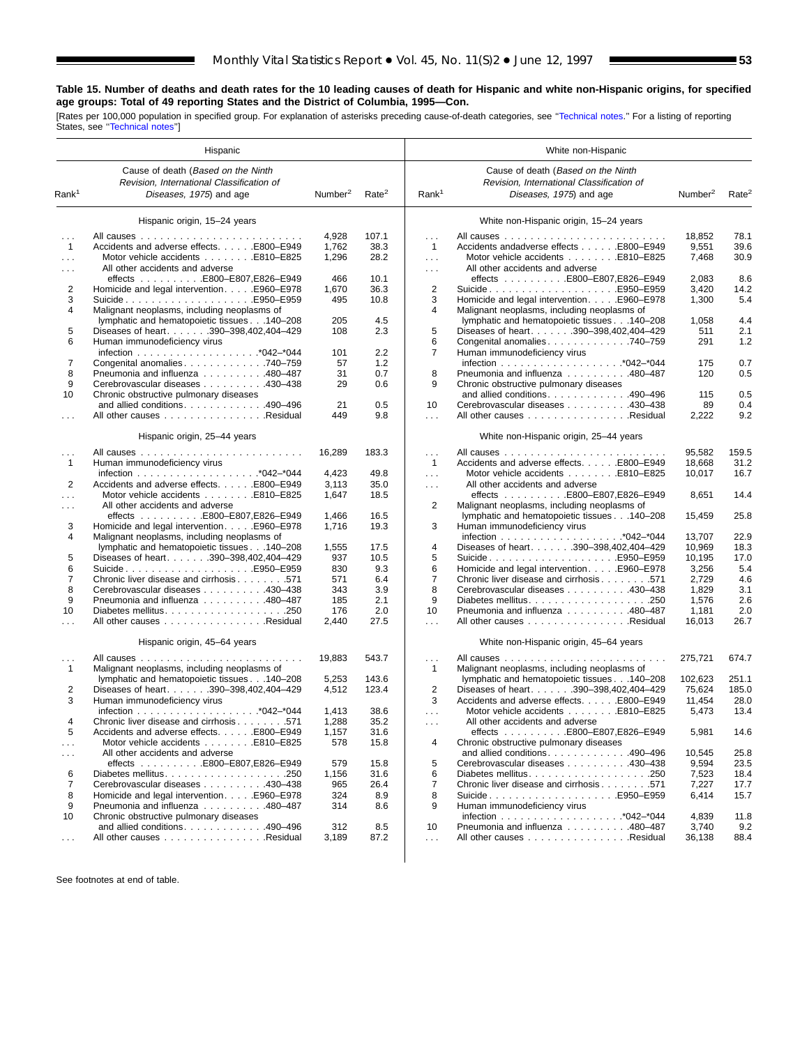**Table 15. Number of deaths and death rates for the 10 leading causes of death for Hispanic and white non-Hispanic origins, for specified age groups: Total of 49 reporting States and the District of Columbia, 1995—Con.**

[Rates per 100,000 population in specified group. For explanation of asterisks preceding cause-of-death categories, see "Technical notes." For a listing of reporting States, see "Technical notes"]

| Hispanic | | | | White non-Hispanic | | | |
|---|---|---|---|---|---|---|---|
| Rank[1] | Cause of death (*Based on the Ninth Revision, International Classification of Diseases, 1975*) and age | Number[2] | Rate[2] | Rank[1] | Cause of death (*Based on the Ninth Revision, International Classification of Diseases, 1975*) and age | Number[2] | Rate[2] |
| | Hispanic origin, 15–24 years | | | | White non-Hispanic origin, 15–24 years | | |
| . . . | All causes | 4,928 | 107.1 | . . . | All causes | 18,852 | 78.1 |
| 1 | Accidents and adverse effects . . . . . E800–E949 | 1,762 | 38.3 | 1 | Accidents andadverse effects . . . . . E800–E949 | 9,551 | 39.6 |
| . . . | Motor vehicle accidents . . . . . . . E810–E825 | 1,296 | 28.2 | . . . | Motor vehicle accidents . . . . . . . E810–E825 | 7,468 | 30.9 |
| . . . | All other accidents and adverse effects . . . . . . . . . E800–E807,E826–E949 | 466 | 10.1 | . . . | All other accidents and adverse effects . . . . . . . . . E800–E807,E826–E949 | 2,083 | 8.6 |
| 2 | Homicide and legal intervention . . . . E960–E978 | 1,670 | 36.3 | 2 | Suicide . . . . . . . . . . . . . . . . . . E950–E959 | 3,420 | 14.2 |
| 3 | Suicide . . . . . . . . . . . . . . . . . . E950–E959 | 495 | 10.8 | 3 | Homicide and legal intervention . . . . E960–E978 | 1,300 | 5.4 |
| 4 | Malignant neoplasms, including neoplasms of lymphatic and hematopoietic tissues . . . 140–208 | 205 | 4.5 | 4 | Malignant neoplasms, including neoplasms of lymphatic and hematopoietic tissues . . . 140–208 | 1,058 | 4.4 |
| 5 | Diseases of heart . . . . . . 390–398,402,404–429 | 108 | 2.3 | 5 | Diseases of heart . . . . . . 390–398,402,404–429 | 511 | 2.1 |
| 6 | Human immunodeficiency virus infection . . . . . . . . . . . . . . . . . *042–*044 | 101 | 2.2 | 6 | Congenital anomalies . . . . . . . . . . . . 740–759 | 291 | 1.2 |
| 7 | Congenital anomalies . . . . . . . . . . . . 740–759 | 57 | 1.2 | 7 | Human immunodeficiency virus infection . . . . . . . . . . . . . . . . . *042–*044 | 175 | 0.7 |
| 8 | Pneumonia and influenza . . . . . . . . . 480–487 | 31 | 0.7 | 8 | Pneumonia and influenza . . . . . . . . . 480–487 | 120 | 0.5 |
| 9 | Cerebrovascular diseases . . . . . . . . . 430–438 | 29 | 0.6 | 9 | Chronic obstructive pulmonary diseases and allied conditions . . . . . . . . . . . 490–496 | 115 | 0.5 |
| 10 | Chronic obstructive pulmonary diseases and allied conditions . . . . . . . . . . . 490–496 | 21 | 0.5 | 10 | Cerebrovascular diseases . . . . . . . . . 430–438 | 89 | 0.4 |
| . . . | All other causes . . . . . . . . . . . . . . . Residual | 449 | 9.8 | . . . | All other causes . . . . . . . . . . . . . . . Residual | 2,222 | 9.2 |
| | Hispanic origin, 25–44 years | | | | White non-Hispanic origin, 25–44 years | | |
| . . . | All causes | 16,289 | 183.3 | . . . | All causes | 95,582 | 159.5 |
| 1 | Human immunodeficiency virus infection . . . . . . . . . . . . . . . . . *042–*044 | 4,423 | 49.8 | 1 | Accidents and adverse effects . . . . . E800–E949 | 18,668 | 31.2 |
| 2 | Accidents and adverse effects . . . . . E800–E949 | 3,113 | 35.0 | . . . | Motor vehicle accidents . . . . . . . E810–E825 | 10,017 | 16.7 |
| . . . | Motor vehicle accidents . . . . . . . E810–E825 | 1,647 | 18.5 | . . . | All other accidents and adverse effects . . . . . . . . . E800–E807,E826–E949 | 8,651 | 14.4 |
| . . . | All other accidents and adverse effects . . . . . . . . . E800–E807,E826–E949 | 1,466 | 16.5 | 2 | Malignant neoplasms, including neoplasms of lymphatic and hematopoietic tissues . . . 140–208 | 15,459 | 25.8 |
| 3 | Homicide and legal intervention . . . . E960–E978 | 1,716 | 19.3 | 3 | Human immunodeficiency virus infection . . . . . . . . . . . . . . . . . *042–*044 | 13,707 | 22.9 |
| 4 | Malignant neoplasms, including neoplasms of lymphatic and hematopoietic tissues . . . 140–208 | 1,555 | 17.5 | 4 | Diseases of heart . . . . . . 390–398,402,404–429 | 10,969 | 18.3 |
| 5 | Diseases of heart . . . . . . 390–398,402,404–429 | 937 | 10.5 | 5 | Suicide . . . . . . . . . . . . . . . . . . E950–E959 | 10,195 | 17.0 |
| 6 | Suicide . . . . . . . . . . . . . . . . . . E950–E959 | 830 | 9.3 | 6 | Homicide and legal intervention . . . . E960–E978 | 3,256 | 5.4 |
| 7 | Chronic liver disease and cirrhosis . . . . . . . 571 | 571 | 6.4 | 7 | Chronic liver disease and cirrhosis . . . . . . . 571 | 2,729 | 4.6 |
| 8 | Cerebrovascular diseases . . . . . . . . . 430–438 | 343 | 3.9 | 8 | Cerebrovascular diseases . . . . . . . . . 430–438 | 1,829 | 3.1 |
| 9 | Pneumonia and influenza . . . . . . . . . 480–487 | 185 | 2.1 | 9 | Diabetes mellitus . . . . . . . . . . . . . . . . . 250 | 1,576 | 2.6 |
| 10 | Diabetes mellitus . . . . . . . . . . . . . . . . . 250 | 176 | 2.0 | 10 | Pneumonia and influenza . . . . . . . . . 480–487 | 1,181 | 2.0 |
| . . . | All other causes . . . . . . . . . . . . . . . Residual | 2,440 | 27.5 | . . . | All other causes . . . . . . . . . . . . . . . Residual | 16,013 | 26.7 |
| | Hispanic origin, 45–64 years | | | | White non-Hispanic origin, 45–64 years | | |
| . . . | All causes | 19,883 | 543.7 | . . . | All causes | 275,721 | 674.7 |
| 1 | Malignant neoplasms, including neoplasms of lymphatic and hematopoietic tissues . . . 140–208 | 5,253 | 143.6 | 1 | Malignant neoplasms, including neoplasms of lymphatic and hematopoietic tissues . . . 140–208 | 102,623 | 251.1 |
| 2 | Diseases of heart . . . . . . 390–398,402,404–429 | 4,512 | 123.4 | 2 | Diseases of heart . . . . . . 390–398,402,404–429 | 75,624 | 185.0 |
| 3 | Human immunodeficiency virus infection . . . . . . . . . . . . . . . . . *042–*044 | 1,413 | 38.6 | 3 | Accidents and adverse effects . . . . . E800–E949 | 11,454 | 28.0 |
| 4 | Chronic liver disease and cirrhosis . . . . . . . 571 | 1,288 | 35.2 | . . . | Motor vehicle accidents . . . . . . . E810–E825 | 5,473 | 13.4 |
| 5 | Accidents and adverse effects . . . . . E800–E949 | 1,157 | 31.6 | . . . | All other accidents and adverse effects . . . . . . . . . E800–E807,E826–E949 | 5,981 | 14.6 |
| . . . | Motor vehicle accidents . . . . . . . E810–E825 | 578 | 15.8 | 4 | Chronic obstructive pulmonary diseases and allied conditions . . . . . . . . . . . 490–496 | 10,545 | 25.8 |
| . . . | All other accidents and adverse effects . . . . . . . . . E800–E807,E826–E949 | 579 | 15.8 | 5 | Cerebrovascular diseases . . . . . . . . . 430–438 | 9,594 | 23.5 |
| 6 | Diabetes mellitus . . . . . . . . . . . . . . . . . 250 | 1,156 | 31.6 | 6 | Diabetes mellitus . . . . . . . . . . . . . . . . . 250 | 7,523 | 18.4 |
| 7 | Cerebrovascular diseases . . . . . . . . . 430–438 | 965 | 26.4 | 7 | Chronic liver disease and cirrhosis . . . . . . . 571 | 7,227 | 17.7 |
| 8 | Homicide and legal intervention . . . . E960–E978 | 324 | 8.9 | 8 | Suicide . . . . . . . . . . . . . . . . . . E950–E959 | 6,414 | 15.7 |
| 9 | Pneumonia and influenza . . . . . . . . . 480–487 | 314 | 8.6 | 9 | Human immunodeficiency virus infection . . . . . . . . . . . . . . . . . *042–*044 | 4,839 | 11.8 |
| 10 | Chronic obstructive pulmonary diseases and allied conditions . . . . . . . . . . . 490–496 | 312 | 8.5 | 10 | Pneumonia and influenza . . . . . . . . . 480–487 | 3,740 | 9.2 |
| . . . | All other causes . . . . . . . . . . . . . . . Residual | 3,189 | 87.2 | . . . | All other causes . . . . . . . . . . . . . . . Residual | 36,138 | 88.4 |

See footnotes at end of table.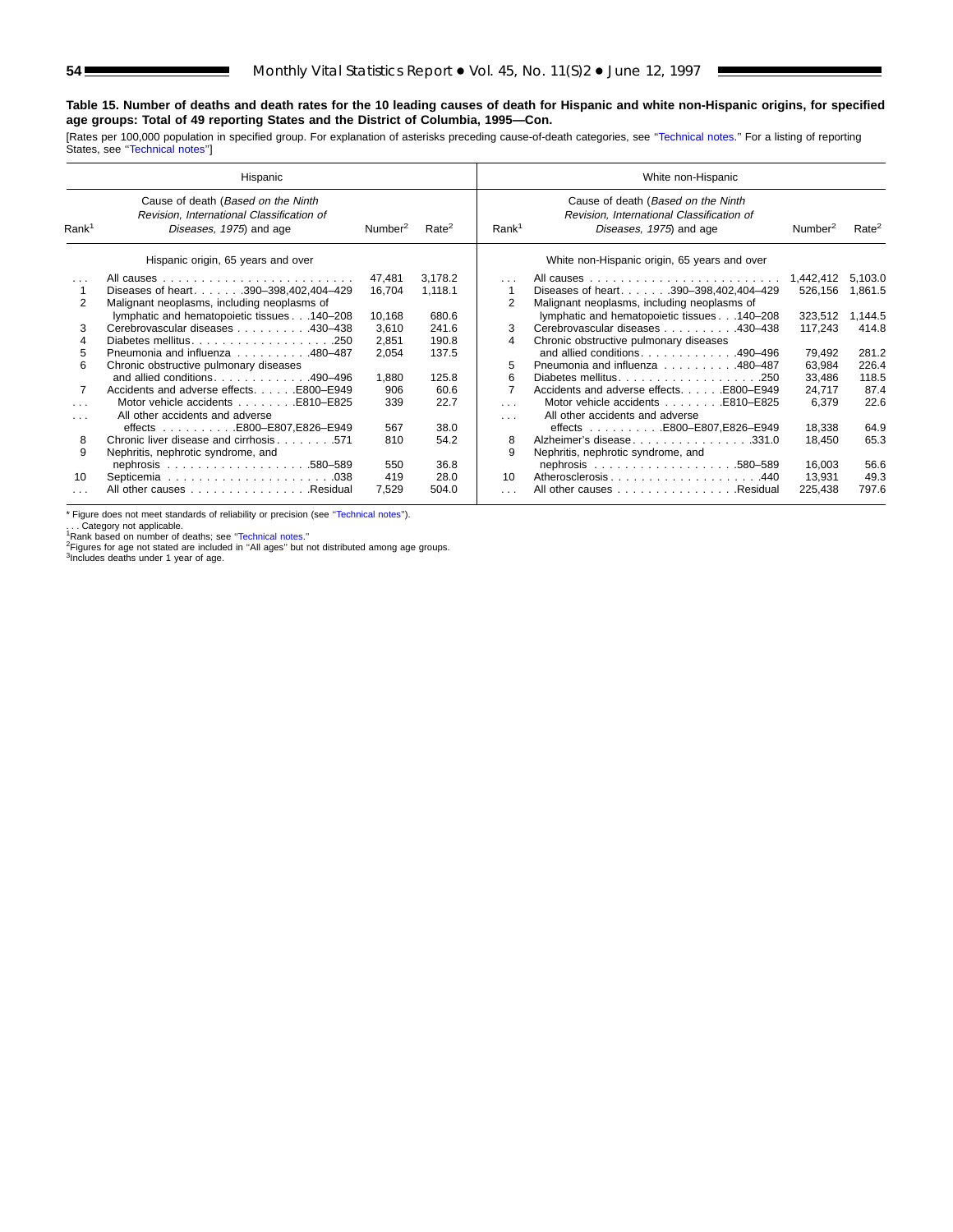**Table 15. Number of deaths and death rates for the 10 leading causes of death for Hispanic and white non-Hispanic origins, for specified age groups: Total of 49 reporting States and the District of Columbia, 1995—Con.**

[Rates per 100,000 population in specified group. For explanation of asterisks preceding cause-of-death categories, see "Technical notes." For a listing of reporting States, see "Technical notes"]

| Hispanic | | | | White non-Hispanic | | | |
|---|---|---|---|---|---|---|---|
| Rank[1] | Cause of death (*Based on the Ninth Revision, International Classification of Diseases, 1975*) and age | Number[2] | Rate[2] | Rank[1] | Cause of death (*Based on the Ninth Revision, International Classification of Diseases, 1975*) and age | Number[2] | Rate[2] |
| | Hispanic origin, 65 years and over | | | | White non-Hispanic origin, 65 years and over | | |
| . . . | All causes . . . . . . . . . . . . . . . . . . . . . . . . . | 47,481 | 3,178.2 | . . . | All causes . . . . . . . . . . . . . . . . . . . . . . . . . | 1,442,412 | 5,103.0 |
| 1 | Diseases of heart. . . . . . .390–398,402,404–429 | 16,704 | 1,118.1 | 1 | Diseases of heart. . . . . . .390–398,402,404–429 | 526,156 | 1,861.5 |
| 2 | Malignant neoplasms, including neoplasms of lymphatic and hematopoietic tissues . . .140–208 | 10,168 | 680.6 | 2 | Malignant neoplasms, including neoplasms of lymphatic and hematopoietic tissues . . .140–208 | 323,512 | 1,144.5 |
| 3 | Cerebrovascular diseases . . . . . . . . . .430–438 | 3,610 | 241.6 | 3 | Cerebrovascular diseases . . . . . . . . . .430–438 | 117,243 | 414.8 |
| 4 | Diabetes mellitus. . . . . . . . . . . . . . . . . . .250 | 2,851 | 190.8 | 4 | Chronic obstructive pulmonary diseases and allied conditions. . . . . . . . . . . . .490–496 | 79,492 | 281.2 |
| 5 | Pneumonia and influenza . . . . . . . . . .480–487 | 2,054 | 137.5 | 5 | Pneumonia and influenza . . . . . . . . . .480–487 | 63,984 | 226.4 |
| 6 | Chronic obstructive pulmonary diseases and allied conditions. . . . . . . . . . . . .490–496 | 1,880 | 125.8 | 6 | Diabetes mellitus. . . . . . . . . . . . . . . . . . .250 | 33,486 | 118.5 |
| 7 | Accidents and adverse effects. . . . . .E800–E949 | 906 | 60.6 | 7 | Accidents and adverse effects. . . . . .E800–E949 | 24,717 | 87.4 |
| . . . | Motor vehicle accidents . . . . . . . .E810–E825 | 339 | 22.7 | . . . | Motor vehicle accidents . . . . . . . .E810–E825 | 6,379 | 22.6 |
| . . . | All other accidents and adverse effects . . . . . . . . . .E800–E807,E826–E949 | 567 | 38.0 | . . . | All other accidents and adverse effects . . . . . . . . . .E800–E807,E826–E949 | 18,338 | 64.9 |
| 8 | Chronic liver disease and cirrhosis . . . . . . . .571 | 810 | 54.2 | 8 | Alzheimer's disease . . . . . . . . . . . . . . . .331.0 | 18,450 | 65.3 |
| 9 | Nephritis, nephrotic syndrome, and nephrosis . . . . . . . . . . . . . . . . . . .580–589 | 550 | 36.8 | 9 | Nephritis, nephrotic syndrome, and nephrosis . . . . . . . . . . . . . . . . . . .580–589 | 16,003 | 56.6 |
| 10 | Septicemia . . . . . . . . . . . . . . . . . . . . . .038 | 419 | 28.0 | 10 | Atherosclerosis . . . . . . . . . . . . . . . . . . . .440 | 13,931 | 49.3 |
| . . . | All other causes . . . . . . . . . . . . . . . .Residual | 7,529 | 504.0 | . . . | All other causes . . . . . . . . . . . . . . . .Residual | 225,438 | 797.6 |

* Figure does not meet standards of reliability or precision (see "Technical notes").
. . . Category not applicable.
[1]Rank based on number of deaths; see "Technical notes."
[2]Figures for age not stated are included in "All ages" but not distributed among age groups.
[3]Includes deaths under 1 year of age.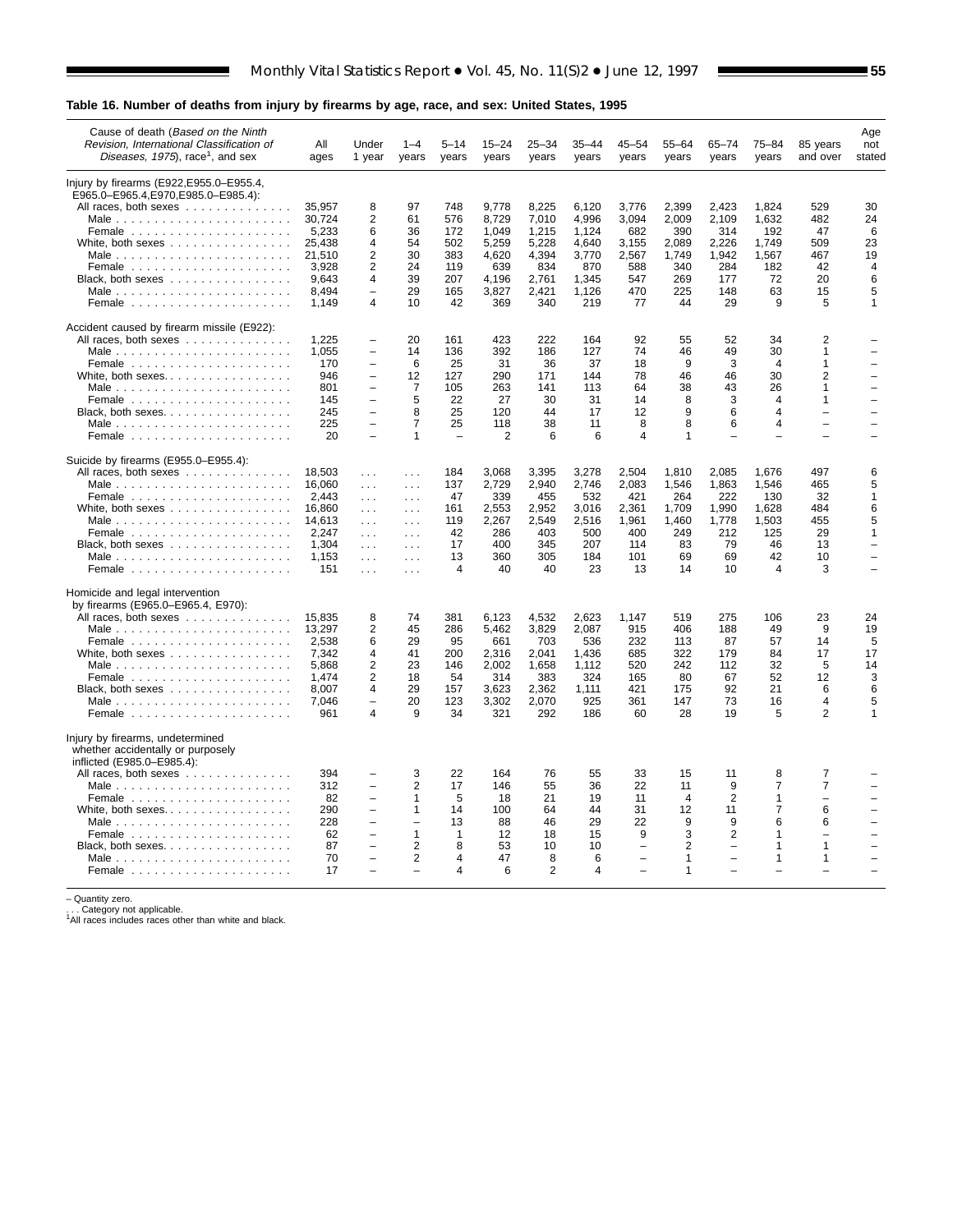**Table 16. Number of deaths from injury by firearms by age, race, and sex: United States, 1995**

| Cause of death (*Based on the Ninth Revision, International Classification of Diseases, 1975*), race[1], and sex | All ages | Under 1 year | 1–4 years | 5–14 years | 15–24 years | 25–34 years | 35–44 years | 45–54 years | 55–64 years | 65–74 years | 75–84 years | 85 years and over | Age not stated |
|---|---|---|---|---|---|---|---|---|---|---|---|---|---|
| Injury by firearms (E922,E955.0–E955.4, E965.0–E965.4,E970,E985.0–E985.4): | | | | | | | | | | | | | |
| All races, both sexes | 35,957 | 8 | 97 | 748 | 9,778 | 8,225 | 6,120 | 3,776 | 2,399 | 2,423 | 1,824 | 529 | 30 |
| Male | 30,724 | 2 | 61 | 576 | 8,729 | 7,010 | 4,996 | 3,094 | 2,009 | 2,109 | 1,632 | 482 | 24 |
| Female | 5,233 | 6 | 36 | 172 | 1,049 | 1,215 | 1,124 | 682 | 390 | 314 | 192 | 47 | 6 |
| White, both sexes | 25,438 | 4 | 54 | 502 | 5,259 | 5,228 | 4,640 | 3,155 | 2,089 | 2,226 | 1,749 | 509 | 23 |
| Male | 21,510 | 2 | 30 | 383 | 4,620 | 4,394 | 3,770 | 2,567 | 1,749 | 1,942 | 1,567 | 467 | 19 |
| Female | 3,928 | 2 | 24 | 119 | 639 | 834 | 870 | 588 | 340 | 284 | 182 | 42 | 4 |
| Black, both sexes | 9,643 | 4 | 39 | 207 | 4,196 | 2,761 | 1,345 | 547 | 269 | 177 | 72 | 20 | 6 |
| Male | 8,494 | – | 29 | 165 | 3,827 | 2,421 | 1,126 | 470 | 225 | 148 | 63 | 15 | 5 |
| Female | 1,149 | 4 | 10 | 42 | 369 | 340 | 219 | 77 | 44 | 29 | 9 | 5 | 1 |
| Accident caused by firearm missile (E922): | | | | | | | | | | | | | |
| All races, both sexes | 1,225 | – | 20 | 161 | 423 | 222 | 164 | 92 | 55 | 52 | 34 | 2 | – |
| Male | 1,055 | – | 14 | 136 | 392 | 186 | 127 | 74 | 46 | 49 | 30 | 1 | – |
| Female | 170 | – | 6 | 25 | 31 | 36 | 37 | 18 | 9 | 3 | 4 | 1 | – |
| White, both sexes | 946 | – | 12 | 127 | 290 | 171 | 144 | 78 | 46 | 46 | 30 | 2 | – |
| Male | 801 | – | 7 | 105 | 263 | 141 | 113 | 64 | 38 | 43 | 26 | 1 | – |
| Female | 145 | – | 5 | 22 | 27 | 30 | 31 | 14 | 8 | 3 | 4 | 1 | – |
| Black, both sexes | 245 | – | 8 | 25 | 120 | 44 | 17 | 12 | 9 | 6 | 4 | – | – |
| Male | 225 | – | 7 | 25 | 118 | 38 | 11 | 8 | 8 | 6 | 4 | – | – |
| Female | 20 | – | 1 | – | 2 | 6 | 6 | 4 | 1 | – | – | – | – |
| Suicide by firearms (E955.0–E955.4): | | | | | | | | | | | | | |
| All races, both sexes | 18,503 | . . . | . . . | 184 | 3,068 | 3,395 | 3,278 | 2,504 | 1,810 | 2,085 | 1,676 | 497 | 6 |
| Male | 16,060 | . . . | . . . | 137 | 2,729 | 2,940 | 2,746 | 2,083 | 1,546 | 1,863 | 1,546 | 465 | 5 |
| Female | 2,443 | . . . | . . . | 47 | 339 | 455 | 532 | 421 | 264 | 222 | 130 | 32 | 1 |
| White, both sexes | 16,860 | . . . | . . . | 161 | 2,553 | 2,952 | 3,016 | 2,361 | 1,709 | 1,990 | 1,628 | 484 | 6 |
| Male | 14,613 | . . . | . . . | 119 | 2,267 | 2,549 | 2,516 | 1,961 | 1,460 | 1,778 | 1,503 | 455 | 5 |
| Female | 2,247 | . . . | . . . | 42 | 286 | 403 | 500 | 400 | 249 | 212 | 125 | 29 | 1 |
| Black, both sexes | 1,304 | . . . | . . . | 17 | 400 | 345 | 207 | 114 | 83 | 79 | 46 | 13 | – |
| Male | 1,153 | . . . | . . . | 13 | 360 | 305 | 184 | 101 | 69 | 69 | 42 | 10 | – |
| Female | 151 | . . . | . . . | 4 | 40 | 40 | 23 | 13 | 14 | 10 | 4 | 3 | – |
| Homicide and legal intervention by firearms (E965.0–E965.4, E970): | | | | | | | | | | | | | |
| All races, both sexes | 15,835 | 8 | 74 | 381 | 6,123 | 4,532 | 2,623 | 1,147 | 519 | 275 | 106 | 23 | 24 |
| Male | 13,297 | 2 | 45 | 286 | 5,462 | 3,829 | 2,087 | 915 | 406 | 188 | 49 | 9 | 19 |
| Female | 2,538 | 6 | 29 | 95 | 661 | 703 | 536 | 232 | 113 | 87 | 57 | 14 | 5 |
| White, both sexes | 7,342 | 4 | 41 | 200 | 2,316 | 2,041 | 1,436 | 685 | 322 | 179 | 84 | 17 | 17 |
| Male | 5,868 | 2 | 23 | 146 | 2,002 | 1,658 | 1,112 | 520 | 242 | 112 | 32 | 5 | 14 |
| Female | 1,474 | 2 | 18 | 54 | 314 | 383 | 324 | 165 | 80 | 67 | 52 | 12 | 3 |
| Black, both sexes | 8,007 | 4 | 29 | 157 | 3,623 | 2,362 | 1,111 | 421 | 175 | 92 | 21 | 6 | 6 |
| Male | 7,046 | – | 20 | 123 | 3,302 | 2,070 | 925 | 361 | 147 | 73 | 16 | 4 | 5 |
| Female | 961 | 4 | 9 | 34 | 321 | 292 | 186 | 60 | 28 | 19 | 5 | 2 | 1 |
| Injury by firearms, undetermined whether accidentally or purposely inflicted (E985.0–E985.4): | | | | | | | | | | | | | |
| All races, both sexes | 394 | – | 3 | 22 | 164 | 76 | 55 | 33 | 15 | 11 | 8 | 7 | – |
| Male | 312 | – | 2 | 17 | 146 | 55 | 36 | 22 | 11 | 9 | 7 | 7 | – |
| Female | 82 | – | 1 | 5 | 18 | 21 | 19 | 11 | 4 | 2 | 1 | – | – |
| White, both sexes | 290 | – | 1 | 14 | 100 | 64 | 44 | 31 | 12 | 11 | 7 | 6 | – |
| Male | 228 | – | – | 13 | 88 | 46 | 29 | 22 | 9 | 9 | 6 | 6 | – |
| Female | 62 | – | 1 | 1 | 12 | 18 | 15 | 9 | 3 | 2 | 1 | – | – |
| Black, both sexes | 87 | – | 2 | 8 | 53 | 10 | 10 | – | 2 | – | 1 | 1 | – |
| Male | 70 | – | 2 | 4 | 47 | 8 | 6 | – | 1 | – | 1 | 1 | – |
| Female | 17 | – | – | 4 | 6 | 2 | 4 | – | 1 | – | – | – | – |

– Quantity zero.
. . . Category not applicable.
[1]All races includes races other than white and black.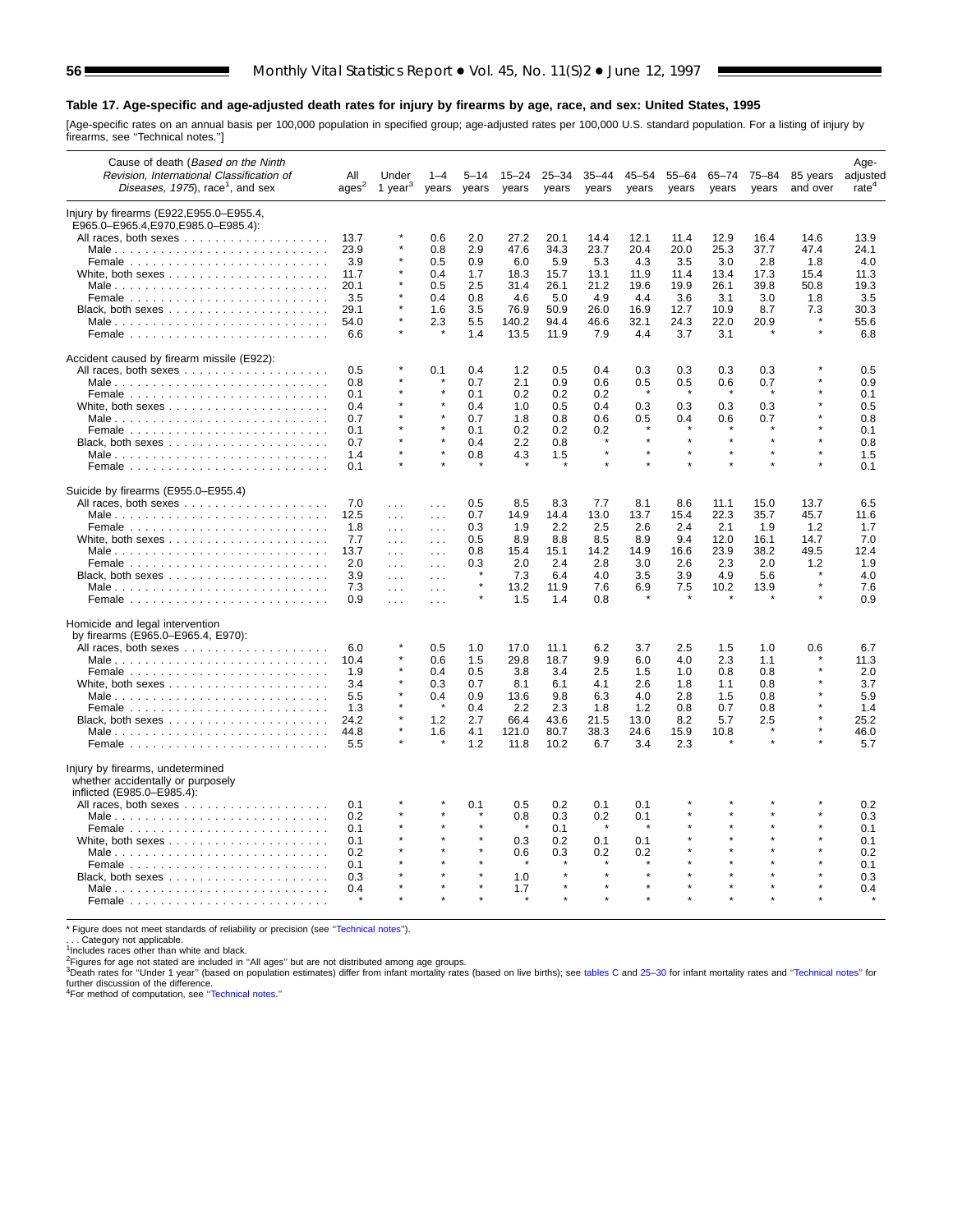## Table 17. Age-specific and age-adjusted death rates for injury by firearms by age, race, and sex: United States, 1995

[Age-specific rates on an annual basis per 100,000 population in specified group; age-adjusted rates per 100,000 U.S. standard population. For a listing of injury by firearms, see "Technical notes."]

| Cause of death (*Based on the Ninth Revision, International Classification of Diseases, 1975*), race[1], and sex | All ages[2] | Under 1 year[3] | 1–4 years | 5–14 years | 15–24 years | 25–34 years | 35–44 years | 45–54 years | 55–64 years | 65–74 years | 75–84 years | 85 years and over | Age-adjusted rate[4] |
|---|---|---|---|---|---|---|---|---|---|---|---|---|---|
| **Injury by firearms (E922,E955.0–E955.4, E965.0–E965.4,E970,E985.0–E985.4):** | | | | | | | | | | | | | |
| All races, both sexes | 13.7 | * | 0.6 | 2.0 | 27.2 | 20.1 | 14.4 | 12.1 | 11.4 | 12.9 | 16.4 | 14.6 | 13.9 |
| Male | 23.9 | * | 0.8 | 2.9 | 47.6 | 34.3 | 23.7 | 20.4 | 20.0 | 25.3 | 37.7 | 47.4 | 24.1 |
| Female | 3.9 | * | 0.5 | 0.9 | 6.0 | 5.9 | 5.3 | 4.3 | 3.5 | 3.0 | 2.8 | 1.8 | 4.0 |
| White, both sexes | 11.7 | * | 0.4 | 1.7 | 18.3 | 15.7 | 13.1 | 11.9 | 11.4 | 13.4 | 17.3 | 15.4 | 11.3 |
| Male | 20.1 | * | 0.5 | 2.5 | 31.4 | 26.1 | 21.2 | 19.6 | 19.9 | 26.1 | 39.8 | 50.8 | 19.3 |
| Female | 3.5 | * | 0.4 | 0.8 | 4.6 | 5.0 | 4.9 | 4.4 | 3.6 | 3.1 | 3.0 | 1.8 | 3.5 |
| Black, both sexes | 29.1 | * | 1.6 | 3.5 | 76.9 | 50.9 | 26.0 | 16.9 | 12.7 | 10.9 | 8.7 | 7.3 | 30.3 |
| Male | 54.0 | * | 2.3 | 5.5 | 140.2 | 94.4 | 46.6 | 32.1 | 24.3 | 22.0 | 20.9 | * | 55.6 |
| Female | 6.6 | * | * | 1.4 | 13.5 | 11.9 | 7.9 | 4.4 | 3.7 | 3.1 | * | * | 6.8 |
| **Accident caused by firearm missile (E922):** | | | | | | | | | | | | | |
| All races, both sexes | 0.5 | * | 0.1 | 0.4 | 1.2 | 0.5 | 0.4 | 0.3 | 0.3 | 0.3 | 0.3 | * | 0.5 |
| Male | 0.8 | * | * | 0.7 | 2.1 | 0.9 | 0.6 | 0.5 | 0.5 | 0.6 | 0.7 | * | 0.9 |
| Female | 0.1 | * | * | 0.1 | 0.2 | 0.2 | 0.2 | * | * | * | * | * | 0.1 |
| White, both sexes | 0.4 | * | * | 0.4 | 1.0 | 0.5 | 0.4 | 0.3 | 0.3 | 0.3 | 0.3 | * | 0.5 |
| Male | 0.7 | * | * | 0.7 | 1.8 | 0.8 | 0.6 | 0.5 | 0.4 | 0.6 | 0.7 | * | 0.8 |
| Female | 0.1 | * | * | 0.1 | 0.2 | 0.2 | 0.2 | * | * | * | * | * | 0.1 |
| Black, both sexes | 0.7 | * | * | 0.4 | 2.2 | 0.8 | * | * | * | * | * | * | 0.8 |
| Male | 1.4 | * | * | 0.8 | 4.3 | 1.5 | * | * | * | * | * | * | 1.5 |
| Female | 0.1 | * | * | * | * | * | * | * | * | * | * | * | 0.1 |
| **Suicide by firearms (E955.0–E955.4)** | | | | | | | | | | | | | |
| All races, both sexes | 7.0 | . . . | . . . | 0.5 | 8.5 | 8.3 | 7.7 | 8.1 | 8.6 | 11.1 | 15.0 | 13.7 | 6.5 |
| Male | 12.5 | . . . | . . . | 0.7 | 14.9 | 14.4 | 13.0 | 13.7 | 15.4 | 22.3 | 35.7 | 45.7 | 11.6 |
| Female | 1.8 | . . . | . . . | 0.3 | 1.9 | 2.2 | 2.5 | 2.6 | 2.4 | 2.1 | 1.9 | 1.2 | 1.7 |
| White, both sexes | 7.7 | . . . | . . . | 0.5 | 8.9 | 8.8 | 8.5 | 8.9 | 9.4 | 12.0 | 16.1 | 14.7 | 7.0 |
| Male | 13.7 | . . . | . . . | 0.8 | 15.4 | 15.1 | 14.2 | 14.9 | 16.6 | 23.9 | 38.2 | 49.5 | 12.4 |
| Female | 2.0 | . . . | . . . | 0.3 | 2.0 | 2.4 | 2.8 | 3.0 | 2.6 | 2.3 | 2.0 | 1.2 | 1.9 |
| Black, both sexes | 3.9 | . . . | . . . | * | 7.3 | 6.4 | 4.0 | 3.5 | 3.9 | 4.9 | 5.6 | * | 4.0 |
| Male | 7.3 | . . . | . . . | * | 13.2 | 11.9 | 7.6 | 6.9 | 7.5 | 10.2 | 13.9 | * | 7.6 |
| Female | 0.9 | . . . | . . . | * | 1.5 | 1.4 | 0.8 | * | * | * | * | * | 0.9 |
| **Homicide and legal intervention by firearms (E965.0–E965.4, E970):** | | | | | | | | | | | | | |
| All races, both sexes | 6.0 | * | 0.5 | 1.0 | 17.0 | 11.1 | 6.2 | 3.7 | 2.5 | 1.5 | 1.0 | 0.6 | 6.7 |
| Male | 10.4 | * | 0.6 | 1.5 | 29.8 | 18.7 | 9.9 | 6.0 | 4.0 | 2.3 | 1.1 | * | 11.3 |
| Female | 1.9 | * | 0.4 | 0.5 | 3.8 | 3.4 | 2.5 | 1.5 | 1.0 | 0.8 | 0.8 | * | 2.0 |
| White, both sexes | 3.4 | * | 0.3 | 0.7 | 8.1 | 6.1 | 4.1 | 2.6 | 1.8 | 1.1 | 0.8 | * | 3.7 |
| Male | 5.5 | * | 0.4 | 0.9 | 13.6 | 9.8 | 6.3 | 4.0 | 2.8 | 1.5 | 0.8 | * | 5.9 |
| Female | 1.3 | * | * | 0.4 | 2.2 | 2.3 | 1.8 | 1.2 | 0.8 | 0.7 | 0.8 | * | 1.4 |
| Black, both sexes | 24.2 | * | 1.2 | 2.7 | 66.4 | 43.6 | 21.5 | 13.0 | 8.2 | 5.7 | 2.5 | * | 25.2 |
| Male | 44.8 | * | 1.6 | 4.1 | 121.0 | 80.7 | 38.3 | 24.6 | 15.9 | 10.8 | * | * | 46.0 |
| Female | 5.5 | * | * | 1.2 | 11.8 | 10.2 | 6.7 | 3.4 | 2.3 | * | * | * | 5.7 |
| **Injury by firearms, undetermined whether accidentally or purposely inflicted (E985.0–E985.4):** | | | | | | | | | | | | | |
| All races, both sexes | 0.1 | * | * | 0.1 | 0.5 | 0.2 | 0.1 | 0.1 | * | * | * | * | 0.2 |
| Male | 0.2 | * | * | * | 0.8 | 0.3 | 0.2 | 0.1 | * | * | * | * | 0.3 |
| Female | 0.1 | * | * | * | * | 0.1 | * | * | * | * | * | * | 0.1 |
| White, both sexes | 0.1 | * | * | * | 0.3 | 0.2 | 0.1 | 0.1 | * | * | * | * | 0.1 |
| Male | 0.2 | * | * | * | 0.6 | 0.3 | 0.2 | 0.2 | * | * | * | * | 0.2 |
| Female | 0.1 | * | * | * | * | * | * | * | * | * | * | * | 0.1 |
| Black, both sexes | 0.3 | * | * | * | 1.0 | * | * | * | * | * | * | * | 0.3 |
| Male | 0.4 | * | * | * | 1.7 | * | * | * | * | * | * | * | 0.4 |
| Female | * | * | * | * | * | * | * | * | * | * | * | * | * |

* Figure does not meet standards of reliability or precision (see "Technical notes").
. . . Category not applicable.
[1]Includes races other than white and black.
[2]Figures for age not stated are included in "All ages" but are not distributed among age groups.
[3]Death rates for "Under 1 year" (based on population estimates) differ from infant mortality rates (based on live births); see tables C and 25–30 for infant mortality rates and "Technical notes" for further discussion of the difference.
[4]For method of computation, see "Technical notes."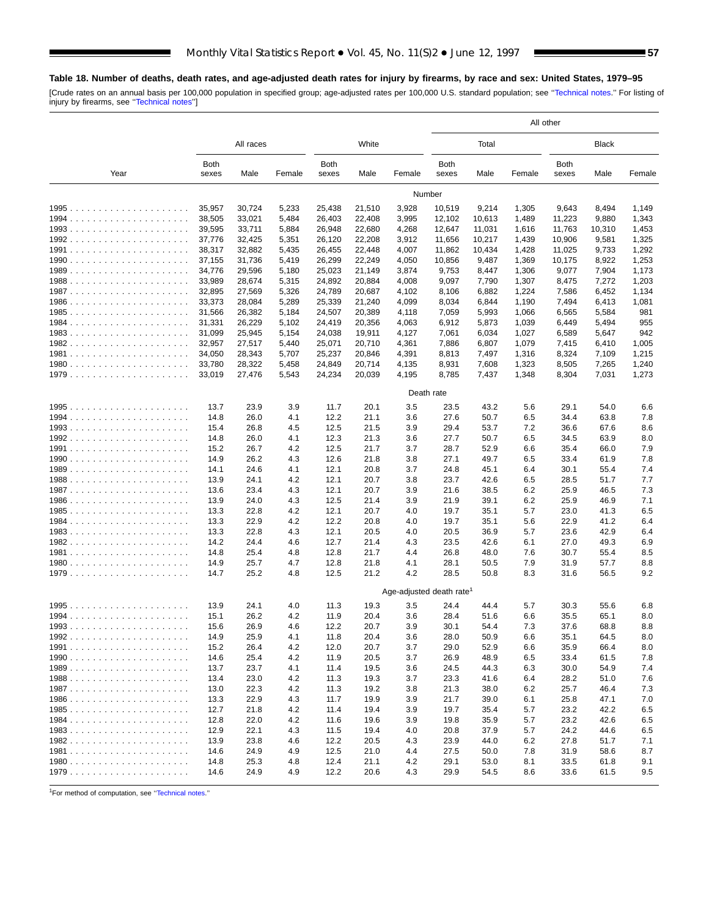## Table 18. Number of deaths, death rates, and age-adjusted death rates for injury by firearms, by race and sex: United States, 1979–95

[Crude rates on an annual basis per 100,000 population in specified group; age-adjusted rates per 100,000 U.S. standard population; see "Technical notes." For listing of injury by firearms, see "Technical notes"]

| Year | All races | | | White | | | All other | | | | | |
|---|---|---|---|---|---|---|---|---|---|---|---|---|
| | | | | | | | Total | | | Black | | |
| | Both sexes | Male | Female | Both sexes | Male | Female | Both sexes | Male | Female | Both sexes | Male | Female |
| | Number | | | | | | | | | | | |
| 1995 | 35,957 | 30,724 | 5,233 | 25,438 | 21,510 | 3,928 | 10,519 | 9,214 | 1,305 | 9,643 | 8,494 | 1,149 |
| 1994 | 38,505 | 33,021 | 5,484 | 26,403 | 22,408 | 3,995 | 12,102 | 10,613 | 1,489 | 11,223 | 9,880 | 1,343 |
| 1993 | 39,595 | 33,711 | 5,884 | 26,948 | 22,680 | 4,268 | 12,647 | 11,031 | 1,616 | 11,763 | 10,310 | 1,453 |
| 1992 | 37,776 | 32,425 | 5,351 | 26,120 | 22,208 | 3,912 | 11,656 | 10,217 | 1,439 | 10,906 | 9,581 | 1,325 |
| 1991 | 38,317 | 32,882 | 5,435 | 26,455 | 22,448 | 4,007 | 11,862 | 10,434 | 1,428 | 11,025 | 9,733 | 1,292 |
| 1990 | 37,155 | 31,736 | 5,419 | 26,299 | 22,249 | 4,050 | 10,856 | 9,487 | 1,369 | 10,175 | 8,922 | 1,253 |
| 1989 | 34,776 | 29,596 | 5,180 | 25,023 | 21,149 | 3,874 | 9,753 | 8,447 | 1,306 | 9,077 | 7,904 | 1,173 |
| 1988 | 33,989 | 28,674 | 5,315 | 24,892 | 20,884 | 4,008 | 9,097 | 7,790 | 1,307 | 8,475 | 7,272 | 1,203 |
| 1987 | 32,895 | 27,569 | 5,326 | 24,789 | 20,687 | 4,102 | 8,106 | 6,882 | 1,224 | 7,586 | 6,452 | 1,134 |
| 1986 | 33,373 | 28,084 | 5,289 | 25,339 | 21,240 | 4,099 | 8,034 | 6,844 | 1,190 | 7,494 | 6,413 | 1,081 |
| 1985 | 31,566 | 26,382 | 5,184 | 24,507 | 20,389 | 4,118 | 7,059 | 5,993 | 1,066 | 6,565 | 5,584 | 981 |
| 1984 | 31,331 | 26,229 | 5,102 | 24,419 | 20,356 | 4,063 | 6,912 | 5,873 | 1,039 | 6,449 | 5,494 | 955 |
| 1983 | 31,099 | 25,945 | 5,154 | 24,038 | 19,911 | 4,127 | 7,061 | 6,034 | 1,027 | 6,589 | 5,647 | 942 |
| 1982 | 32,957 | 27,517 | 5,440 | 25,071 | 20,710 | 4,361 | 7,886 | 6,807 | 1,079 | 7,415 | 6,410 | 1,005 |
| 1981 | 34,050 | 28,343 | 5,707 | 25,237 | 20,846 | 4,391 | 8,813 | 7,497 | 1,316 | 8,324 | 7,109 | 1,215 |
| 1980 | 33,780 | 28,322 | 5,458 | 24,849 | 20,714 | 4,135 | 8,931 | 7,608 | 1,323 | 8,505 | 7,265 | 1,240 |
| 1979 | 33,019 | 27,476 | 5,543 | 24,234 | 20,039 | 4,195 | 8,785 | 7,437 | 1,348 | 8,304 | 7,031 | 1,273 |
| | Death rate | | | | | | | | | | | |
| 1995 | 13.7 | 23.9 | 3.9 | 11.7 | 20.1 | 3.5 | 23.5 | 43.2 | 5.6 | 29.1 | 54.0 | 6.6 |
| 1994 | 14.8 | 26.0 | 4.1 | 12.2 | 21.1 | 3.6 | 27.6 | 50.7 | 6.5 | 34.4 | 63.8 | 7.8 |
| 1993 | 15.4 | 26.8 | 4.5 | 12.5 | 21.5 | 3.9 | 29.4 | 53.7 | 7.2 | 36.6 | 67.6 | 8.6 |
| 1992 | 14.8 | 26.0 | 4.1 | 12.3 | 21.3 | 3.6 | 27.7 | 50.7 | 6.5 | 34.5 | 63.9 | 8.0 |
| 1991 | 15.2 | 26.7 | 4.2 | 12.5 | 21.7 | 3.7 | 28.7 | 52.9 | 6.6 | 35.4 | 66.0 | 7.9 |
| 1990 | 14.9 | 26.2 | 4.3 | 12.6 | 21.8 | 3.8 | 27.1 | 49.7 | 6.5 | 33.4 | 61.9 | 7.8 |
| 1989 | 14.1 | 24.6 | 4.1 | 12.1 | 20.8 | 3.7 | 24.8 | 45.1 | 6.4 | 30.1 | 55.4 | 7.4 |
| 1988 | 13.9 | 24.1 | 4.2 | 12.1 | 20.7 | 3.8 | 23.7 | 42.6 | 6.5 | 28.5 | 51.7 | 7.7 |
| 1987 | 13.6 | 23.4 | 4.3 | 12.1 | 20.7 | 3.9 | 21.6 | 38.5 | 6.2 | 25.9 | 46.5 | 7.3 |
| 1986 | 13.9 | 24.0 | 4.3 | 12.5 | 21.4 | 3.9 | 21.9 | 39.1 | 6.2 | 25.9 | 46.9 | 7.1 |
| 1985 | 13.3 | 22.8 | 4.2 | 12.1 | 20.7 | 4.0 | 19.7 | 35.1 | 5.7 | 23.0 | 41.3 | 6.5 |
| 1984 | 13.3 | 22.9 | 4.2 | 12.2 | 20.8 | 4.0 | 19.7 | 35.1 | 5.6 | 22.9 | 41.2 | 6.4 |
| 1983 | 13.3 | 22.8 | 4.3 | 12.1 | 20.5 | 4.0 | 20.5 | 36.9 | 5.7 | 23.6 | 42.9 | 6.4 |
| 1982 | 14.2 | 24.4 | 4.6 | 12.7 | 21.4 | 4.3 | 23.5 | 42.6 | 6.1 | 27.0 | 49.3 | 6.9 |
| 1981 | 14.8 | 25.4 | 4.8 | 12.8 | 21.7 | 4.4 | 26.8 | 48.0 | 7.6 | 30.7 | 55.4 | 8.5 |
| 1980 | 14.9 | 25.7 | 4.7 | 12.8 | 21.8 | 4.1 | 28.1 | 50.5 | 7.9 | 31.9 | 57.7 | 8.8 |
| 1979 | 14.7 | 25.2 | 4.8 | 12.5 | 21.2 | 4.2 | 28.5 | 50.8 | 8.3 | 31.6 | 56.5 | 9.2 |
| | Age-adjusted death rate[1] | | | | | | | | | | | |
| 1995 | 13.9 | 24.1 | 4.0 | 11.3 | 19.3 | 3.5 | 24.4 | 44.4 | 5.7 | 30.3 | 55.6 | 6.8 |
| 1994 | 15.1 | 26.2 | 4.2 | 11.9 | 20.4 | 3.6 | 28.4 | 51.6 | 6.6 | 35.5 | 65.1 | 8.0 |
| 1993 | 15.6 | 26.9 | 4.6 | 12.2 | 20.7 | 3.9 | 30.1 | 54.4 | 7.3 | 37.6 | 68.8 | 8.8 |
| 1992 | 14.9 | 25.9 | 4.1 | 11.8 | 20.4 | 3.6 | 28.0 | 50.9 | 6.6 | 35.1 | 64.5 | 8.0 |
| 1991 | 15.2 | 26.4 | 4.2 | 12.0 | 20.7 | 3.7 | 29.0 | 52.9 | 6.6 | 35.9 | 66.4 | 8.0 |
| 1990 | 14.6 | 25.4 | 4.2 | 11.9 | 20.5 | 3.7 | 26.9 | 48.9 | 6.5 | 33.4 | 61.5 | 7.8 |
| 1989 | 13.7 | 23.7 | 4.1 | 11.4 | 19.5 | 3.6 | 24.5 | 44.3 | 6.3 | 30.0 | 54.9 | 7.4 |
| 1988 | 13.4 | 23.0 | 4.2 | 11.3 | 19.3 | 3.7 | 23.3 | 41.6 | 6.4 | 28.2 | 51.0 | 7.6 |
| 1987 | 13.0 | 22.3 | 4.2 | 11.3 | 19.2 | 3.8 | 21.3 | 38.0 | 6.2 | 25.7 | 46.4 | 7.3 |
| 1986 | 13.3 | 22.9 | 4.3 | 11.7 | 19.9 | 3.9 | 21.7 | 39.0 | 6.1 | 25.8 | 47.1 | 7.0 |
| 1985 | 12.7 | 21.8 | 4.2 | 11.4 | 19.4 | 3.9 | 19.7 | 35.4 | 5.7 | 23.2 | 42.2 | 6.5 |
| 1984 | 12.8 | 22.0 | 4.2 | 11.6 | 19.6 | 3.9 | 19.8 | 35.9 | 5.7 | 23.2 | 42.6 | 6.5 |
| 1983 | 12.9 | 22.1 | 4.3 | 11.5 | 19.4 | 4.0 | 20.8 | 37.9 | 5.7 | 24.2 | 44.6 | 6.5 |
| 1982 | 13.9 | 23.8 | 4.6 | 12.2 | 20.5 | 4.3 | 23.9 | 44.0 | 6.2 | 27.8 | 51.7 | 7.1 |
| 1981 | 14.6 | 24.9 | 4.9 | 12.5 | 21.0 | 4.4 | 27.5 | 50.0 | 7.8 | 31.9 | 58.6 | 8.7 |
| 1980 | 14.8 | 25.3 | 4.8 | 12.4 | 21.1 | 4.2 | 29.1 | 53.0 | 8.1 | 33.5 | 61.8 | 9.1 |
| 1979 | 14.6 | 24.9 | 4.9 | 12.2 | 20.6 | 4.3 | 29.9 | 54.5 | 8.6 | 33.6 | 61.5 | 9.5 |

[1]For method of computation, see "Technical notes."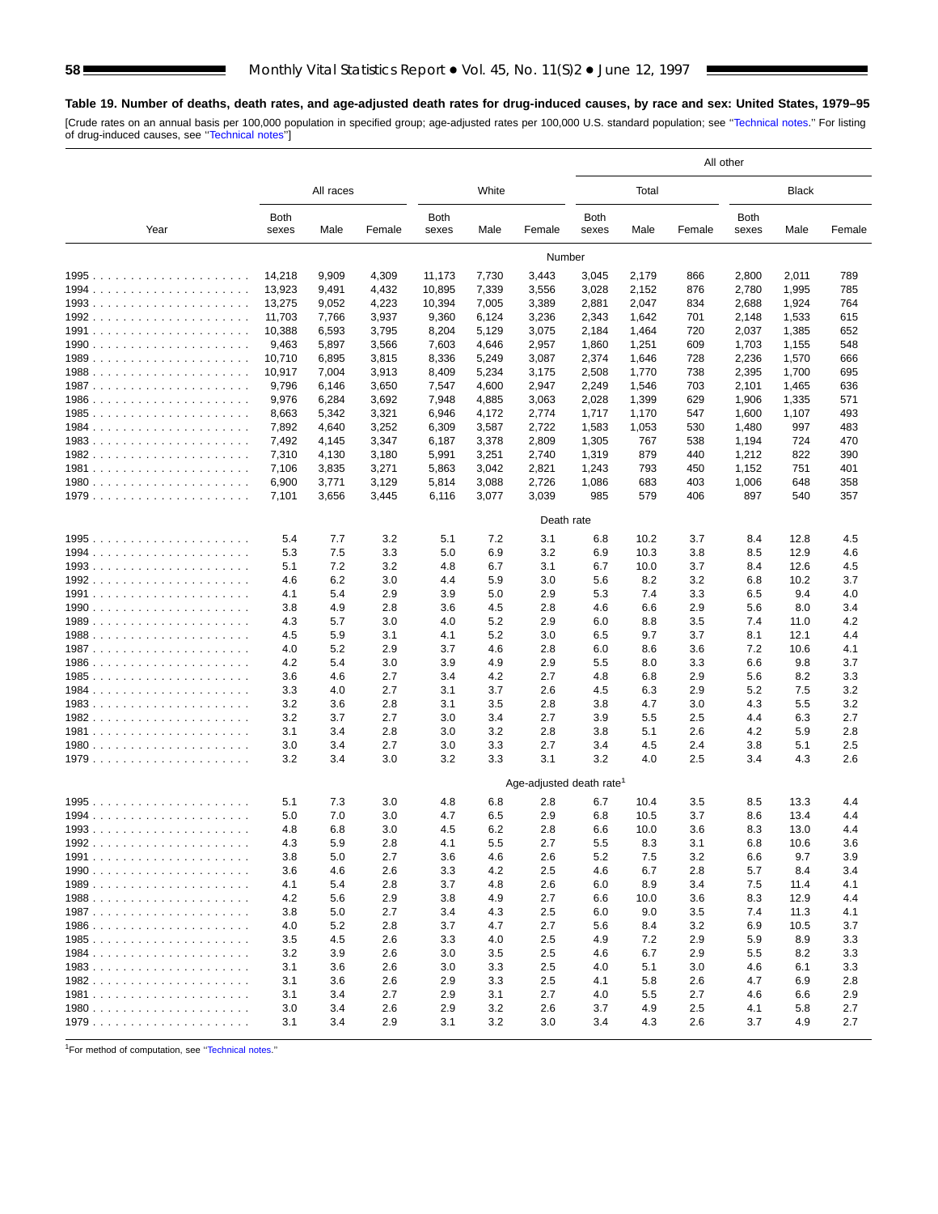**Table 19. Number of deaths, death rates, and age-adjusted death rates for drug-induced causes, by race and sex: United States, 1979–95**

[Crude rates on an annual basis per 100,000 population in specified group; age-adjusted rates per 100,000 U.S. standard population; see ''Technical notes.'' For listing of drug-induced causes, see ''Technical notes'']

| Year | All races | | | White | | | All other | | | | | |
|---|---|---|---|---|---|---|---|---|---|---|---|---|
| | | | | | | | Total | | | Black | | |
| | Both sexes | Male | Female | Both sexes | Male | Female | Both sexes | Male | Female | Both sexes | Male | Female |
| | | | | | | | Number | | | | | |
| 1995 | 14,218 | 9,909 | 4,309 | 11,173 | 7,730 | 3,443 | 3,045 | 2,179 | 866 | 2,800 | 2,011 | 789 |
| 1994 | 13,923 | 9,491 | 4,432 | 10,895 | 7,339 | 3,556 | 3,028 | 2,152 | 876 | 2,780 | 1,995 | 785 |
| 1993 | 13,275 | 9,052 | 4,223 | 10,394 | 7,005 | 3,389 | 2,881 | 2,047 | 834 | 2,688 | 1,924 | 764 |
| 1992 | 11,703 | 7,766 | 3,937 | 9,360 | 6,124 | 3,236 | 2,343 | 1,642 | 701 | 2,148 | 1,533 | 615 |
| 1991 | 10,388 | 6,593 | 3,795 | 8,204 | 5,129 | 3,075 | 2,184 | 1,464 | 720 | 2,037 | 1,385 | 652 |
| 1990 | 9,463 | 5,897 | 3,566 | 7,603 | 4,646 | 2,957 | 1,860 | 1,251 | 609 | 1,703 | 1,155 | 548 |
| 1989 | 10,710 | 6,895 | 3,815 | 8,336 | 5,249 | 3,087 | 2,374 | 1,646 | 728 | 2,236 | 1,570 | 666 |
| 1988 | 10,917 | 7,004 | 3,913 | 8,409 | 5,234 | 3,175 | 2,508 | 1,770 | 738 | 2,395 | 1,700 | 695 |
| 1987 | 9,796 | 6,146 | 3,650 | 7,547 | 4,600 | 2,947 | 2,249 | 1,546 | 703 | 2,101 | 1,465 | 636 |
| 1986 | 9,976 | 6,284 | 3,692 | 7,948 | 4,885 | 3,063 | 2,028 | 1,399 | 629 | 1,906 | 1,335 | 571 |
| 1985 | 8,663 | 5,342 | 3,321 | 6,946 | 4,172 | 2,774 | 1,717 | 1,170 | 547 | 1,600 | 1,107 | 493 |
| 1984 | 7,892 | 4,640 | 3,252 | 6,309 | 3,587 | 2,722 | 1,583 | 1,053 | 530 | 1,480 | 997 | 483 |
| 1983 | 7,492 | 4,145 | 3,347 | 6,187 | 3,378 | 2,809 | 1,305 | 767 | 538 | 1,194 | 724 | 470 |
| 1982 | 7,310 | 4,130 | 3,180 | 5,991 | 3,251 | 2,740 | 1,319 | 879 | 440 | 1,212 | 822 | 390 |
| 1981 | 7,106 | 3,835 | 3,271 | 5,863 | 3,042 | 2,821 | 1,243 | 793 | 450 | 1,152 | 751 | 401 |
| 1980 | 6,900 | 3,771 | 3,129 | 5,814 | 3,088 | 2,726 | 1,086 | 683 | 403 | 1,006 | 648 | 358 |
| 1979 | 7,101 | 3,656 | 3,445 | 6,116 | 3,077 | 3,039 | 985 | 579 | 406 | 897 | 540 | 357 |
| | | | | | | | Death rate | | | | | |
| 1995 | 5.4 | 7.7 | 3.2 | 5.1 | 7.2 | 3.1 | 6.8 | 10.2 | 3.7 | 8.4 | 12.8 | 4.5 |
| 1994 | 5.3 | 7.5 | 3.3 | 5.0 | 6.9 | 3.2 | 6.9 | 10.3 | 3.8 | 8.5 | 12.9 | 4.6 |
| 1993 | 5.1 | 7.2 | 3.2 | 4.8 | 6.7 | 3.1 | 6.7 | 10.0 | 3.7 | 8.4 | 12.6 | 4.5 |
| 1992 | 4.6 | 6.2 | 3.0 | 4.4 | 5.9 | 3.0 | 5.6 | 8.2 | 3.2 | 6.8 | 10.2 | 3.7 |
| 1991 | 4.1 | 5.4 | 2.9 | 3.9 | 5.0 | 2.9 | 5.3 | 7.4 | 3.3 | 6.5 | 9.4 | 4.0 |
| 1990 | 3.8 | 4.9 | 2.8 | 3.6 | 4.5 | 2.8 | 4.6 | 6.6 | 2.9 | 5.6 | 8.0 | 3.4 |
| 1989 | 4.3 | 5.7 | 3.0 | 4.0 | 5.2 | 2.9 | 6.0 | 8.8 | 3.5 | 7.4 | 11.0 | 4.2 |
| 1988 | 4.5 | 5.9 | 3.1 | 4.1 | 5.2 | 3.0 | 6.5 | 9.7 | 3.7 | 8.1 | 12.1 | 4.4 |
| 1987 | 4.0 | 5.2 | 2.9 | 3.7 | 4.6 | 2.8 | 6.0 | 8.6 | 3.6 | 7.2 | 10.6 | 4.1 |
| 1986 | 4.2 | 5.4 | 3.0 | 3.9 | 4.9 | 2.9 | 5.5 | 8.0 | 3.3 | 6.6 | 9.8 | 3.7 |
| 1985 | 3.6 | 4.6 | 2.7 | 3.4 | 4.2 | 2.7 | 4.8 | 6.8 | 2.9 | 5.6 | 8.2 | 3.3 |
| 1984 | 3.3 | 4.0 | 2.7 | 3.1 | 3.7 | 2.6 | 4.5 | 6.3 | 2.9 | 5.2 | 7.5 | 3.2 |
| 1983 | 3.2 | 3.6 | 2.8 | 3.1 | 3.5 | 2.8 | 3.8 | 4.7 | 3.0 | 4.3 | 5.5 | 3.2 |
| 1982 | 3.2 | 3.7 | 2.7 | 3.0 | 3.4 | 2.7 | 3.9 | 5.5 | 2.5 | 4.4 | 6.3 | 2.7 |
| 1981 | 3.1 | 3.4 | 2.8 | 3.0 | 3.2 | 2.8 | 3.8 | 5.1 | 2.6 | 4.2 | 5.9 | 2.8 |
| 1980 | 3.0 | 3.4 | 2.7 | 3.0 | 3.3 | 2.7 | 3.4 | 4.5 | 2.4 | 3.8 | 5.1 | 2.5 |
| 1979 | 3.2 | 3.4 | 3.0 | 3.2 | 3.3 | 3.1 | 3.2 | 4.0 | 2.5 | 3.4 | 4.3 | 2.6 |
| | | | | | | | Age-adjusted death rate[1] | | | | | |
| 1995 | 5.1 | 7.3 | 3.0 | 4.8 | 6.8 | 2.8 | 6.7 | 10.4 | 3.5 | 8.5 | 13.3 | 4.4 |
| 1994 | 5.0 | 7.0 | 3.0 | 4.7 | 6.5 | 2.9 | 6.8 | 10.5 | 3.7 | 8.6 | 13.4 | 4.4 |
| 1993 | 4.8 | 6.8 | 3.0 | 4.5 | 6.2 | 2.8 | 6.6 | 10.0 | 3.6 | 8.3 | 13.0 | 4.4 |
| 1992 | 4.3 | 5.9 | 2.8 | 4.1 | 5.5 | 2.7 | 5.5 | 8.3 | 3.1 | 6.8 | 10.6 | 3.6 |
| 1991 | 3.8 | 5.0 | 2.7 | 3.6 | 4.6 | 2.6 | 5.2 | 7.5 | 3.2 | 6.6 | 9.7 | 3.9 |
| 1990 | 3.6 | 4.6 | 2.6 | 3.3 | 4.2 | 2.5 | 4.6 | 6.7 | 2.8 | 5.7 | 8.4 | 3.4 |
| 1989 | 4.1 | 5.4 | 2.8 | 3.7 | 4.8 | 2.6 | 6.0 | 8.9 | 3.4 | 7.5 | 11.4 | 4.1 |
| 1988 | 4.2 | 5.6 | 2.9 | 3.8 | 4.9 | 2.7 | 6.6 | 10.0 | 3.6 | 8.3 | 12.9 | 4.4 |
| 1987 | 3.8 | 5.0 | 2.7 | 3.4 | 4.3 | 2.5 | 6.0 | 9.0 | 3.5 | 7.4 | 11.3 | 4.1 |
| 1986 | 4.0 | 5.2 | 2.8 | 3.7 | 4.7 | 2.7 | 5.6 | 8.4 | 3.2 | 6.9 | 10.5 | 3.7 |
| 1985 | 3.5 | 4.5 | 2.6 | 3.3 | 4.0 | 2.5 | 4.9 | 7.2 | 2.9 | 5.9 | 8.9 | 3.3 |
| 1984 | 3.2 | 3.9 | 2.6 | 3.0 | 3.5 | 2.5 | 4.6 | 6.7 | 2.9 | 5.5 | 8.2 | 3.3 |
| 1983 | 3.1 | 3.6 | 2.6 | 3.0 | 3.3 | 2.5 | 4.0 | 5.1 | 3.0 | 4.6 | 6.1 | 3.3 |
| 1982 | 3.1 | 3.6 | 2.6 | 2.9 | 3.3 | 2.5 | 4.1 | 5.8 | 2.6 | 4.7 | 6.9 | 2.8 |
| 1981 | 3.1 | 3.4 | 2.7 | 2.9 | 3.1 | 2.7 | 4.0 | 5.5 | 2.7 | 4.6 | 6.6 | 2.9 |
| 1980 | 3.0 | 3.4 | 2.6 | 2.9 | 3.2 | 2.6 | 3.7 | 4.9 | 2.5 | 4.1 | 5.8 | 2.7 |
| 1979 | 3.1 | 3.4 | 2.9 | 3.1 | 3.2 | 3.0 | 3.4 | 4.3 | 2.6 | 3.7 | 4.9 | 2.7 |

[1]For method of computation, see ''Technical notes.''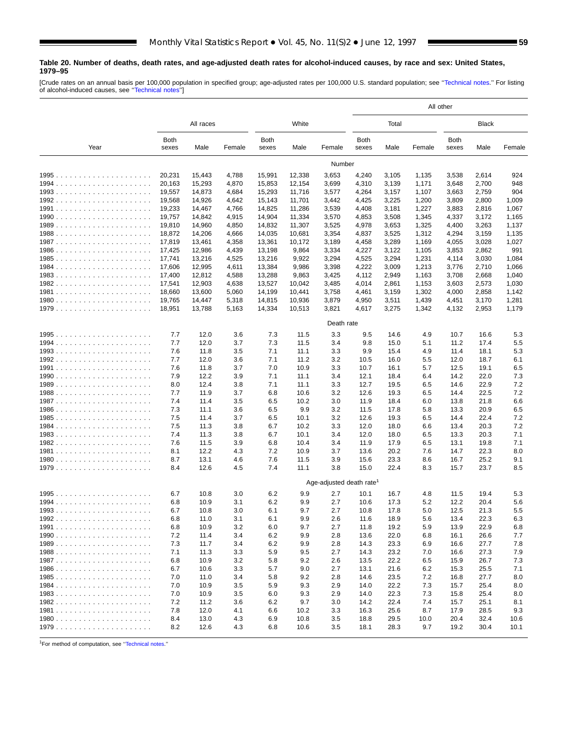**Table 20. Number of deaths, death rates, and age-adjusted death rates for alcohol-induced causes, by race and sex: United States, 1979–95**

[Crude rates on an annual basis per 100,000 population in specified group; age-adjusted rates per 100,000 U.S. standard population; see ''Technical notes.'' For listing of alcohol-induced causes, see ''Technical notes'']

| Year | All races | | | White | | | All other | | | | | |
|---|---|---|---|---|---|---|---|---|---|---|---|---|
| | | | | | | | Total | | | Black | | |
| | Both sexes | Male | Female | Both sexes | Male | Female | Both sexes | Male | Female | Both sexes | Male | Female |
| | | | | | | Number | | | | | | |
| 1995 | 20,231 | 15,443 | 4,788 | 15,991 | 12,338 | 3,653 | 4,240 | 3,105 | 1,135 | 3,538 | 2,614 | 924 |
| 1994 | 20,163 | 15,293 | 4,870 | 15,853 | 12,154 | 3,699 | 4,310 | 3,139 | 1,171 | 3,648 | 2,700 | 948 |
| 1993 | 19,557 | 14,873 | 4,684 | 15,293 | 11,716 | 3,577 | 4,264 | 3,157 | 1,107 | 3,663 | 2,759 | 904 |
| 1992 | 19,568 | 14,926 | 4,642 | 15,143 | 11,701 | 3,442 | 4,425 | 3,225 | 1,200 | 3,809 | 2,800 | 1,009 |
| 1991 | 19,233 | 14,467 | 4,766 | 14,825 | 11,286 | 3,539 | 4,408 | 3,181 | 1,227 | 3,883 | 2,816 | 1,067 |
| 1990 | 19,757 | 14,842 | 4,915 | 14,904 | 11,334 | 3,570 | 4,853 | 3,508 | 1,345 | 4,337 | 3,172 | 1,165 |
| 1989 | 19,810 | 14,960 | 4,850 | 14,832 | 11,307 | 3,525 | 4,978 | 3,653 | 1,325 | 4,400 | 3,263 | 1,137 |
| 1988 | 18,872 | 14,206 | 4,666 | 14,035 | 10,681 | 3,354 | 4,837 | 3,525 | 1,312 | 4,294 | 3,159 | 1,135 |
| 1987 | 17,819 | 13,461 | 4,358 | 13,361 | 10,172 | 3,189 | 4,458 | 3,289 | 1,169 | 4,055 | 3,028 | 1,027 |
| 1986 | 17,425 | 12,986 | 4,439 | 13,198 | 9,864 | 3,334 | 4,227 | 3,122 | 1,105 | 3,853 | 2,862 | 991 |
| 1985 | 17,741 | 13,216 | 4,525 | 13,216 | 9,922 | 3,294 | 4,525 | 3,294 | 1,231 | 4,114 | 3,030 | 1,084 |
| 1984 | 17,606 | 12,995 | 4,611 | 13,384 | 9,986 | 3,398 | 4,222 | 3,009 | 1,213 | 3,776 | 2,710 | 1,066 |
| 1983 | 17,400 | 12,812 | 4,588 | 13,288 | 9,863 | 3,425 | 4,112 | 2,949 | 1,163 | 3,708 | 2,668 | 1,040 |
| 1982 | 17,541 | 12,903 | 4,638 | 13,527 | 10,042 | 3,485 | 4,014 | 2,861 | 1,153 | 3,603 | 2,573 | 1,030 |
| 1981 | 18,660 | 13,600 | 5,060 | 14,199 | 10,441 | 3,758 | 4,461 | 3,159 | 1,302 | 4,000 | 2,858 | 1,142 |
| 1980 | 19,765 | 14,447 | 5,318 | 14,815 | 10,936 | 3,879 | 4,950 | 3,511 | 1,439 | 4,451 | 3,170 | 1,281 |
| 1979 | 18,951 | 13,788 | 5,163 | 14,334 | 10,513 | 3,821 | 4,617 | 3,275 | 1,342 | 4,132 | 2,953 | 1,179 |
| | | | | | | Death rate | | | | | | |
| 1995 | 7.7 | 12.0 | 3.6 | 7.3 | 11.5 | 3.3 | 9.5 | 14.6 | 4.9 | 10.7 | 16.6 | 5.3 |
| 1994 | 7.7 | 12.0 | 3.7 | 7.3 | 11.5 | 3.4 | 9.8 | 15.0 | 5.1 | 11.2 | 17.4 | 5.5 |
| 1993 | 7.6 | 11.8 | 3.5 | 7.1 | 11.1 | 3.3 | 9.9 | 15.4 | 4.9 | 11.4 | 18.1 | 5.3 |
| 1992 | 7.7 | 12.0 | 3.6 | 7.1 | 11.2 | 3.2 | 10.5 | 16.0 | 5.5 | 12.0 | 18.7 | 6.1 |
| 1991 | 7.6 | 11.8 | 3.7 | 7.0 | 10.9 | 3.3 | 10.7 | 16.1 | 5.7 | 12.5 | 19.1 | 6.5 |
| 1990 | 7.9 | 12.2 | 3.9 | 7.1 | 11.1 | 3.4 | 12.1 | 18.4 | 6.4 | 14.2 | 22.0 | 7.3 |
| 1989 | 8.0 | 12.4 | 3.8 | 7.1 | 11.1 | 3.3 | 12.7 | 19.5 | 6.5 | 14.6 | 22.9 | 7.2 |
| 1988 | 7.7 | 11.9 | 3.7 | 6.8 | 10.6 | 3.2 | 12.6 | 19.3 | 6.5 | 14.4 | 22.5 | 7.2 |
| 1987 | 7.4 | 11.4 | 3.5 | 6.5 | 10.2 | 3.0 | 11.9 | 18.4 | 6.0 | 13.8 | 21.8 | 6.6 |
| 1986 | 7.3 | 11.1 | 3.6 | 6.5 | 9.9 | 3.2 | 11.5 | 17.8 | 5.8 | 13.3 | 20.9 | 6.5 |
| 1985 | 7.5 | 11.4 | 3.7 | 6.5 | 10.1 | 3.2 | 12.6 | 19.3 | 6.5 | 14.4 | 22.4 | 7.2 |
| 1984 | 7.5 | 11.3 | 3.8 | 6.7 | 10.2 | 3.3 | 12.0 | 18.0 | 6.6 | 13.4 | 20.3 | 7.2 |
| 1983 | 7.4 | 11.3 | 3.8 | 6.7 | 10.1 | 3.4 | 12.0 | 18.0 | 6.5 | 13.3 | 20.3 | 7.1 |
| 1982 | 7.6 | 11.5 | 3.9 | 6.8 | 10.4 | 3.4 | 11.9 | 17.9 | 6.5 | 13.1 | 19.8 | 7.1 |
| 1981 | 8.1 | 12.2 | 4.3 | 7.2 | 10.9 | 3.7 | 13.6 | 20.2 | 7.6 | 14.7 | 22.3 | 8.0 |
| 1980 | 8.7 | 13.1 | 4.6 | 7.6 | 11.5 | 3.9 | 15.6 | 23.3 | 8.6 | 16.7 | 25.2 | 9.1 |
| 1979 | 8.4 | 12.6 | 4.5 | 7.4 | 11.1 | 3.8 | 15.0 | 22.4 | 8.3 | 15.7 | 23.7 | 8.5 |
| | | | | | | Age-adjusted death rate[1] | | | | | | |
| 1995 | 6.7 | 10.8 | 3.0 | 6.2 | 9.9 | 2.7 | 10.1 | 16.7 | 4.8 | 11.5 | 19.4 | 5.3 |
| 1994 | 6.8 | 10.9 | 3.1 | 6.2 | 9.9 | 2.7 | 10.6 | 17.3 | 5.2 | 12.2 | 20.4 | 5.6 |
| 1993 | 6.7 | 10.8 | 3.0 | 6.1 | 9.7 | 2.7 | 10.8 | 17.8 | 5.0 | 12.5 | 21.3 | 5.5 |
| 1992 | 6.8 | 11.0 | 3.1 | 6.1 | 9.9 | 2.6 | 11.6 | 18.9 | 5.6 | 13.4 | 22.3 | 6.3 |
| 1991 | 6.8 | 10.9 | 3.2 | 6.0 | 9.7 | 2.7 | 11.8 | 19.2 | 5.9 | 13.9 | 22.9 | 6.8 |
| 1990 | 7.2 | 11.4 | 3.4 | 6.2 | 9.9 | 2.8 | 13.6 | 22.0 | 6.8 | 16.1 | 26.6 | 7.7 |
| 1989 | 7.3 | 11.7 | 3.4 | 6.2 | 9.9 | 2.8 | 14.3 | 23.3 | 6.9 | 16.6 | 27.7 | 7.8 |
| 1988 | 7.1 | 11.3 | 3.3 | 5.9 | 9.5 | 2.7 | 14.3 | 23.2 | 7.0 | 16.6 | 27.3 | 7.9 |
| 1987 | 6.8 | 10.9 | 3.2 | 5.8 | 9.2 | 2.6 | 13.5 | 22.2 | 6.5 | 15.9 | 26.7 | 7.3 |
| 1986 | 6.7 | 10.6 | 3.3 | 5.7 | 9.0 | 2.7 | 13.1 | 21.6 | 6.2 | 15.3 | 25.5 | 7.1 |
| 1985 | 7.0 | 11.0 | 3.4 | 5.8 | 9.2 | 2.8 | 14.6 | 23.5 | 7.2 | 16.8 | 27.7 | 8.0 |
| 1984 | 7.0 | 10.9 | 3.5 | 5.9 | 9.3 | 2.9 | 14.0 | 22.2 | 7.3 | 15.7 | 25.4 | 8.0 |
| 1983 | 7.0 | 10.9 | 3.5 | 6.0 | 9.3 | 2.9 | 14.0 | 22.3 | 7.3 | 15.8 | 25.4 | 8.0 |
| 1982 | 7.2 | 11.2 | 3.6 | 6.2 | 9.7 | 3.0 | 14.2 | 22.4 | 7.4 | 15.7 | 25.1 | 8.1 |
| 1981 | 7.8 | 12.0 | 4.1 | 6.6 | 10.2 | 3.3 | 16.3 | 25.6 | 8.7 | 17.9 | 28.5 | 9.3 |
| 1980 | 8.4 | 13.0 | 4.3 | 6.9 | 10.8 | 3.5 | 18.8 | 29.5 | 10.0 | 20.4 | 32.4 | 10.6 |
| 1979 | 8.2 | 12.6 | 4.3 | 6.8 | 10.6 | 3.5 | 18.1 | 28.3 | 9.7 | 19.2 | 30.4 | 10.1 |

[1]For method of computation, see ''Technical notes.''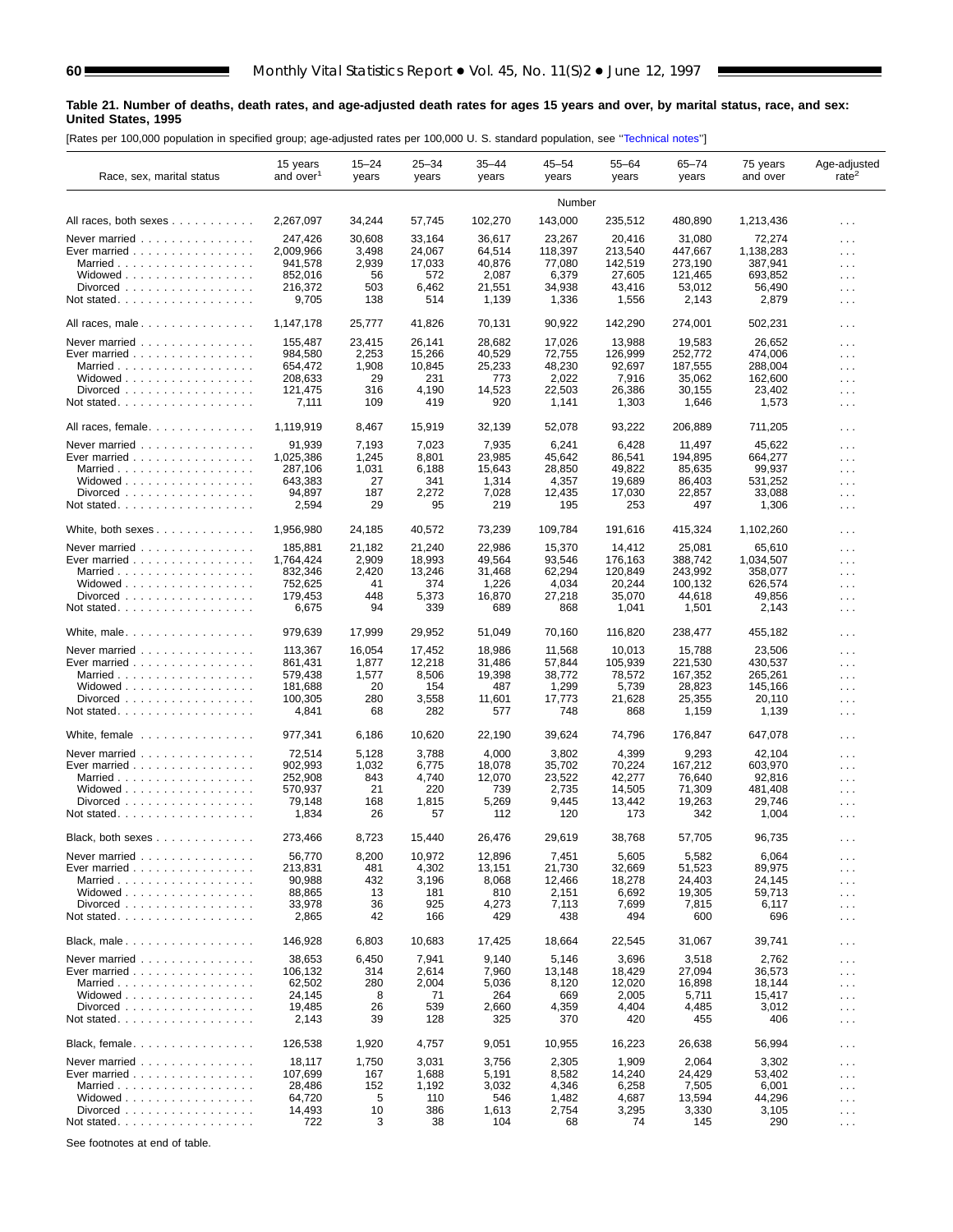**Table 21. Number of deaths, death rates, and age-adjusted death rates for ages 15 years and over, by marital status, race, and sex: United States, 1995**

[Rates per 100,000 population in specified group; age-adjusted rates per 100,000 U. S. standard population, see "Technical notes"]

| Race, sex, marital status | 15 years and over[1] | 15–24 years | 25–34 years | 35–44 years | 45–54 years | 55–64 years | 65–74 years | 75 years and over | Age-adjusted rate[2] |
|---|---|---|---|---|---|---|---|---|---|
| | | | | | Number | | | | |
| All races, both sexes | 2,267,097 | 34,244 | 57,745 | 102,270 | 143,000 | 235,512 | 480,890 | 1,213,436 | . . . |
| Never married | 247,426 | 30,608 | 33,164 | 36,617 | 23,267 | 20,416 | 31,080 | 72,274 | . . . |
| Ever married | 2,009,966 | 3,498 | 24,067 | 64,514 | 118,397 | 213,540 | 447,667 | 1,138,283 | . . . |
| Married | 941,578 | 2,939 | 17,033 | 40,876 | 77,080 | 142,519 | 273,190 | 387,941 | . . . |
| Widowed | 852,016 | 56 | 572 | 2,087 | 6,379 | 27,605 | 121,465 | 693,852 | . . . |
| Divorced | 216,372 | 503 | 6,462 | 21,551 | 34,938 | 43,416 | 53,012 | 56,490 | . . . |
| Not stated | 9,705 | 138 | 514 | 1,139 | 1,336 | 1,556 | 2,143 | 2,879 | . . . |
| All races, male | 1,147,178 | 25,777 | 41,826 | 70,131 | 90,922 | 142,290 | 274,001 | 502,231 | . . . |
| Never married | 155,487 | 23,415 | 26,141 | 28,682 | 17,026 | 13,988 | 19,583 | 26,652 | . . . |
| Ever married | 984,580 | 2,253 | 15,266 | 40,529 | 72,755 | 126,999 | 252,772 | 474,006 | . . . |
| Married | 654,472 | 1,908 | 10,845 | 25,233 | 48,230 | 92,697 | 187,555 | 288,004 | . . . |
| Widowed | 208,633 | 29 | 231 | 773 | 2,022 | 7,916 | 35,062 | 162,600 | . . . |
| Divorced | 121,475 | 316 | 4,190 | 14,523 | 22,503 | 26,386 | 30,155 | 23,402 | . . . |
| Not stated | 7,111 | 109 | 419 | 920 | 1,141 | 1,303 | 1,646 | 1,573 | . . . |
| All races, female | 1,119,919 | 8,467 | 15,919 | 32,139 | 52,078 | 93,222 | 206,889 | 711,205 | . . . |
| Never married | 91,939 | 7,193 | 7,023 | 7,935 | 6,241 | 6,428 | 11,497 | 45,622 | . . . |
| Ever married | 1,025,386 | 1,245 | 8,801 | 23,985 | 45,642 | 86,541 | 194,895 | 664,277 | . . . |
| Married | 287,106 | 1,031 | 6,188 | 15,643 | 28,850 | 49,822 | 85,635 | 99,937 | . . . |
| Widowed | 643,383 | 27 | 341 | 1,314 | 4,357 | 19,689 | 86,403 | 531,252 | . . . |
| Divorced | 94,897 | 187 | 2,272 | 7,028 | 12,435 | 17,030 | 22,857 | 33,088 | . . . |
| Not stated | 2,594 | 29 | 95 | 219 | 195 | 253 | 497 | 1,306 | . . . |
| White, both sexes | 1,956,980 | 24,185 | 40,572 | 73,239 | 109,784 | 191,616 | 415,324 | 1,102,260 | . . . |
| Never married | 185,881 | 21,182 | 21,240 | 22,986 | 15,370 | 14,412 | 25,081 | 65,610 | . . . |
| Ever married | 1,764,424 | 2,909 | 18,993 | 49,564 | 93,546 | 176,163 | 388,742 | 1,034,507 | . . . |
| Married | 832,346 | 2,420 | 13,246 | 31,468 | 62,294 | 120,849 | 243,992 | 358,077 | . . . |
| Widowed | 752,625 | 41 | 374 | 1,226 | 4,034 | 20,244 | 100,132 | 626,574 | . . . |
| Divorced | 179,453 | 448 | 5,373 | 16,870 | 27,218 | 35,070 | 44,618 | 49,856 | . . . |
| Not stated | 6,675 | 94 | 339 | 689 | 868 | 1,041 | 1,501 | 2,143 | . . . |
| White, male | 979,639 | 17,999 | 29,952 | 51,049 | 70,160 | 116,820 | 238,477 | 455,182 | . . . |
| Never married | 113,367 | 16,054 | 17,452 | 18,986 | 11,568 | 10,013 | 15,788 | 23,506 | . . . |
| Ever married | 861,431 | 1,877 | 12,218 | 31,486 | 57,844 | 105,939 | 221,530 | 430,537 | . . . |
| Married | 579,438 | 1,577 | 8,506 | 19,398 | 38,772 | 78,572 | 167,352 | 265,261 | . . . |
| Widowed | 181,688 | 20 | 154 | 487 | 1,299 | 5,739 | 28,823 | 145,166 | . . . |
| Divorced | 100,305 | 280 | 3,558 | 11,601 | 17,773 | 21,628 | 25,355 | 20,110 | . . . |
| Not stated | 4,841 | 68 | 282 | 577 | 748 | 868 | 1,159 | 1,139 | . . . |
| White, female | 977,341 | 6,186 | 10,620 | 22,190 | 39,624 | 74,796 | 176,847 | 647,078 | . . . |
| Never married | 72,514 | 5,128 | 3,788 | 4,000 | 3,802 | 4,399 | 9,293 | 42,104 | . . . |
| Ever married | 902,993 | 1,032 | 6,775 | 18,078 | 35,702 | 70,224 | 167,212 | 603,970 | . . . |
| Married | 252,908 | 843 | 4,740 | 12,070 | 23,522 | 42,277 | 76,640 | 92,816 | . . . |
| Widowed | 570,937 | 21 | 220 | 739 | 2,735 | 14,505 | 71,309 | 481,408 | . . . |
| Divorced | 79,148 | 168 | 1,815 | 5,269 | 9,445 | 13,442 | 19,263 | 29,746 | . . . |
| Not stated | 1,834 | 26 | 57 | 112 | 120 | 173 | 342 | 1,004 | . . . |
| Black, both sexes | 273,466 | 8,723 | 15,440 | 26,476 | 29,619 | 38,768 | 57,705 | 96,735 | . . . |
| Never married | 56,770 | 8,200 | 10,972 | 12,896 | 7,451 | 5,605 | 5,582 | 6,064 | . . . |
| Ever married | 213,831 | 481 | 4,302 | 13,151 | 21,730 | 32,669 | 51,523 | 89,975 | . . . |
| Married | 90,988 | 432 | 3,196 | 8,068 | 12,466 | 18,278 | 24,403 | 24,145 | . . . |
| Widowed | 88,865 | 13 | 181 | 810 | 2,151 | 6,692 | 19,305 | 59,713 | . . . |
| Divorced | 33,978 | 36 | 925 | 4,273 | 7,113 | 7,699 | 7,815 | 6,117 | . . . |
| Not stated | 2,865 | 42 | 166 | 429 | 438 | 494 | 600 | 696 | . . . |
| Black, male | 146,928 | 6,803 | 10,683 | 17,425 | 18,664 | 22,545 | 31,067 | 39,741 | . . . |
| Never married | 38,653 | 6,450 | 7,941 | 9,140 | 5,146 | 3,696 | 3,518 | 2,762 | . . . |
| Ever married | 106,132 | 314 | 2,614 | 7,960 | 13,148 | 18,429 | 27,094 | 36,573 | . . . |
| Married | 62,502 | 280 | 2,004 | 5,036 | 8,120 | 12,020 | 16,898 | 18,144 | . . . |
| Widowed | 24,145 | 8 | 71 | 264 | 669 | 2,005 | 5,711 | 15,417 | . . . |
| Divorced | 19,485 | 26 | 539 | 2,660 | 4,359 | 4,404 | 4,485 | 3,012 | . . . |
| Not stated | 2,143 | 39 | 128 | 325 | 370 | 420 | 455 | 406 | . . . |
| Black, female | 126,538 | 1,920 | 4,757 | 9,051 | 10,955 | 16,223 | 26,638 | 56,994 | . . . |
| Never married | 18,117 | 1,750 | 3,031 | 3,756 | 2,305 | 1,909 | 2,064 | 3,302 | . . . |
| Ever married | 107,699 | 167 | 1,688 | 5,191 | 8,582 | 14,240 | 24,429 | 53,402 | . . . |
| Married | 28,486 | 152 | 1,192 | 3,032 | 4,346 | 6,258 | 7,505 | 6,001 | . . . |
| Widowed | 64,720 | 5 | 110 | 546 | 1,482 | 4,687 | 13,594 | 44,296 | . . . |
| Divorced | 14,493 | 10 | 386 | 1,613 | 2,754 | 3,295 | 3,330 | 3,105 | . . . |
| Not stated | 722 | 3 | 38 | 104 | 68 | 74 | 145 | 290 | . . . |

See footnotes at end of table.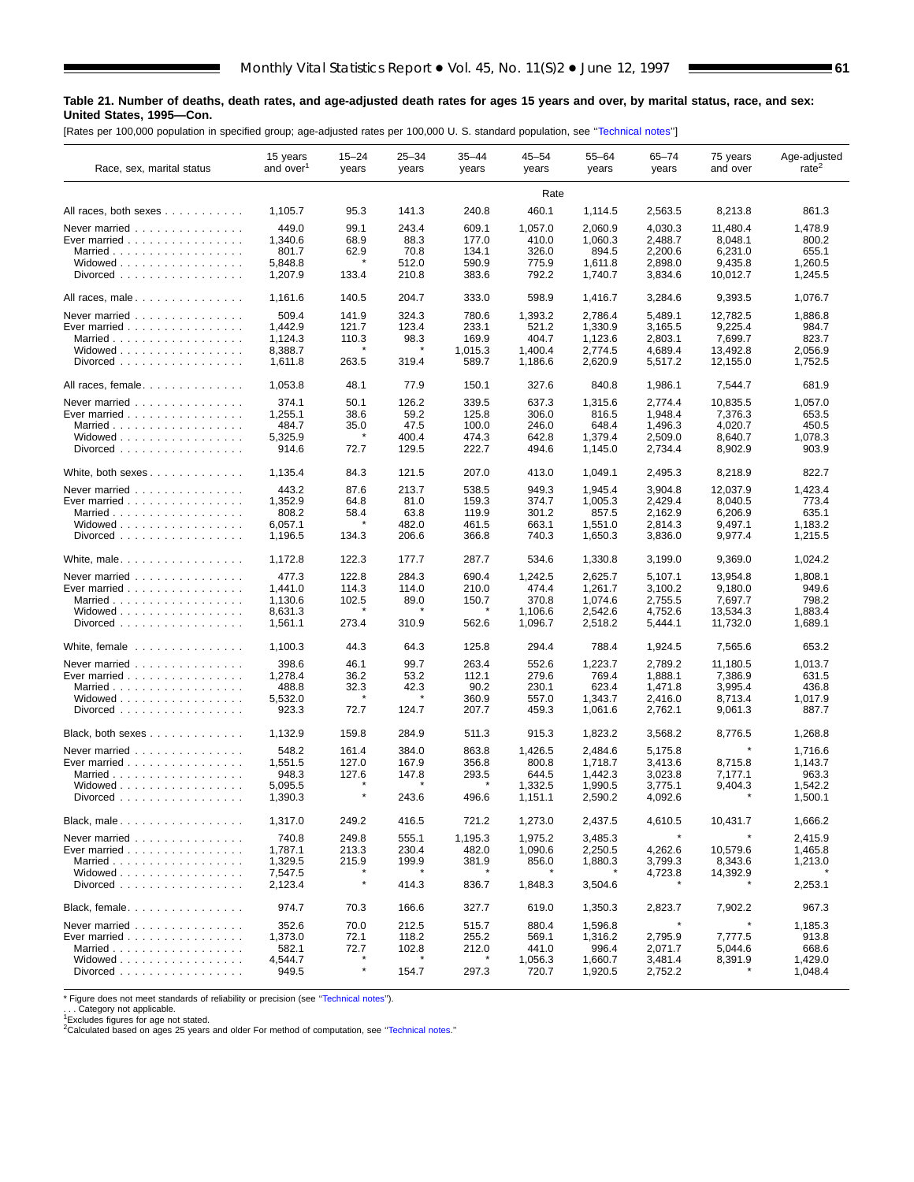**Table 21. Number of deaths, death rates, and age-adjusted death rates for ages 15 years and over, by marital status, race, and sex: United States, 1995—Con.**

[Rates per 100,000 population in specified group; age-adjusted rates per 100,000 U. S. standard population, see "Technical notes"]

| Race, sex, marital status | 15 years and over[1] | 15–24 years | 25–34 years | 35–44 years | 45–54 years | 55–64 years | 65–74 years | 75 years and over | Age-adjusted rate[2] |
|---|---|---|---|---|---|---|---|---|---|
| | | | | | Rate | | | | |
| All races, both sexes | 1,105.7 | 95.3 | 141.3 | 240.8 | 460.1 | 1,114.5 | 2,563.5 | 8,213.8 | 861.3 |
| Never married | 449.0 | 99.1 | 243.4 | 609.1 | 1,057.0 | 2,060.9 | 4,030.3 | 11,480.4 | 1,478.9 |
| Ever married | 1,340.6 | 68.9 | 88.3 | 177.0 | 410.0 | 1,060.3 | 2,488.7 | 8,048.1 | 800.2 |
| Married | 801.7 | 62.9 | 70.8 | 134.1 | 326.0 | 894.5 | 2,200.6 | 6,231.0 | 655.1 |
| Widowed | 5,848.8 | * | 512.0 | 590.9 | 775.9 | 1,611.8 | 2,898.0 | 9,435.8 | 1,260.5 |
| Divorced | 1,207.9 | 133.4 | 210.8 | 383.6 | 792.2 | 1,740.7 | 3,834.6 | 10,012.7 | 1,245.5 |
| All races, male | 1,161.6 | 140.5 | 204.7 | 333.0 | 598.9 | 1,416.7 | 3,284.6 | 9,393.5 | 1,076.7 |
| Never married | 509.4 | 141.9 | 324.3 | 780.6 | 1,393.2 | 2,786.4 | 5,489.1 | 12,782.5 | 1,886.8 |
| Ever married | 1,442.9 | 121.7 | 123.4 | 233.1 | 521.2 | 1,330.9 | 3,165.5 | 9,225.4 | 984.7 |
| Married | 1,124.3 | 110.3 | 98.3 | 169.9 | 404.7 | 1,123.6 | 2,803.1 | 7,699.7 | 823.7 |
| Widowed | 8,388.7 | * | * | 1,015.3 | 1,400.4 | 2,774.5 | 4,689.4 | 13,492.8 | 2,056.9 |
| Divorced | 1,611.8 | 263.5 | 319.4 | 589.7 | 1,186.6 | 2,620.9 | 5,517.2 | 12,155.0 | 1,752.5 |
| All races, female | 1,053.8 | 48.1 | 77.9 | 150.1 | 327.6 | 840.8 | 1,986.1 | 7,544.7 | 681.9 |
| Never married | 374.1 | 50.1 | 126.2 | 339.5 | 637.3 | 1,315.6 | 2,774.4 | 10,835.5 | 1,057.0 |
| Ever married | 1,255.1 | 38.6 | 59.2 | 125.8 | 306.0 | 816.5 | 1,948.4 | 7,376.3 | 653.5 |
| Married | 484.7 | 35.0 | 47.5 | 100.0 | 246.0 | 648.4 | 1,496.3 | 4,020.7 | 450.5 |
| Widowed | 5,325.9 | * | 400.4 | 474.3 | 642.8 | 1,379.4 | 2,509.0 | 8,640.7 | 1,078.3 |
| Divorced | 914.6 | 72.7 | 129.5 | 222.7 | 494.6 | 1,145.0 | 2,734.4 | 8,902.9 | 903.9 |
| White, both sexes | 1,135.4 | 84.3 | 121.5 | 207.0 | 413.0 | 1,049.1 | 2,495.3 | 8,218.9 | 822.7 |
| Never married | 443.2 | 87.6 | 213.7 | 538.5 | 949.3 | 1,945.4 | 3,904.8 | 12,037.9 | 1,423.4 |
| Ever married | 1,352.9 | 64.8 | 81.0 | 159.3 | 374.7 | 1,005.3 | 2,429.4 | 8,040.5 | 773.4 |
| Married | 808.2 | 58.4 | 63.8 | 119.9 | 301.2 | 857.5 | 2,162.9 | 6,206.9 | 635.1 |
| Widowed | 6,057.1 | * | 482.0 | 461.5 | 663.1 | 1,551.0 | 2,814.3 | 9,497.1 | 1,183.2 |
| Divorced | 1,196.5 | 134.3 | 206.6 | 366.8 | 740.3 | 1,650.3 | 3,836.0 | 9,977.4 | 1,215.5 |
| White, male | 1,172.8 | 122.3 | 177.7 | 287.7 | 534.6 | 1,330.8 | 3,199.0 | 9,369.0 | 1,024.2 |
| Never married | 477.3 | 122.8 | 284.3 | 690.4 | 1,242.5 | 2,625.7 | 5,107.1 | 13,954.8 | 1,808.1 |
| Ever married | 1,441.0 | 114.3 | 114.0 | 210.0 | 474.4 | 1,261.7 | 3,100.2 | 9,180.0 | 949.6 |
| Married | 1,130.6 | 102.5 | 89.0 | 150.7 | 370.8 | 1,074.6 | 2,755.5 | 7,697.7 | 798.2 |
| Widowed | 8,631.3 | * | * | * | 1,106.6 | 2,542.6 | 4,752.6 | 13,534.3 | 1,883.4 |
| Divorced | 1,561.1 | 273.4 | 310.9 | 562.6 | 1,096.7 | 2,518.2 | 5,444.1 | 11,732.0 | 1,689.1 |
| White, female | 1,100.3 | 44.3 | 64.3 | 125.8 | 294.4 | 788.4 | 1,924.5 | 7,565.6 | 653.2 |
| Never married | 398.6 | 46.1 | 99.7 | 263.4 | 552.6 | 1,223.7 | 2,789.2 | 11,180.5 | 1,013.7 |
| Ever married | 1,278.4 | 36.2 | 53.2 | 112.1 | 279.6 | 769.4 | 1,888.1 | 7,386.9 | 631.5 |
| Married | 488.8 | 32.3 | 42.3 | 90.2 | 230.1 | 623.4 | 1,471.8 | 3,995.4 | 436.8 |
| Widowed | 5,532.0 | * | * | 360.9 | 557.0 | 1,343.7 | 2,416.0 | 8,713.4 | 1,017.9 |
| Divorced | 923.3 | 72.7 | 124.7 | 207.7 | 459.3 | 1,061.6 | 2,762.1 | 9,061.3 | 887.7 |
| Black, both sexes | 1,132.9 | 159.8 | 284.9 | 511.3 | 915.3 | 1,823.2 | 3,568.2 | 8,776.5 | 1,268.8 |
| Never married | 548.2 | 161.4 | 384.0 | 863.8 | 1,426.5 | 2,484.6 | 5,175.8 | * | 1,716.6 |
| Ever married | 1,551.5 | 127.0 | 167.9 | 356.8 | 800.8 | 1,718.7 | 3,413.6 | 8,715.8 | 1,143.7 |
| Married | 948.3 | 127.6 | 147.8 | 293.5 | 644.5 | 1,442.3 | 3,023.8 | 7,177.1 | 963.3 |
| Widowed | 5,095.5 | * | * | * | 1,332.5 | 1,990.5 | 3,775.1 | 9,404.3 | 1,542.2 |
| Divorced | 1,390.3 | * | 243.6 | 496.6 | 1,151.1 | 2,590.2 | 4,092.6 | * | 1,500.1 |
| Black, male | 1,317.0 | 249.2 | 416.5 | 721.2 | 1,273.0 | 2,437.5 | 4,610.5 | 10,431.7 | 1,666.2 |
| Never married | 740.8 | 249.8 | 555.1 | 1,195.3 | 1,975.2 | 3,485.3 | * | * | 2,415.9 |
| Ever married | 1,787.1 | 213.3 | 230.4 | 482.0 | 1,090.6 | 2,250.5 | 4,262.6 | 10,579.6 | 1,465.8 |
| Married | 1,329.5 | 215.9 | 199.9 | 381.9 | 856.0 | 1,880.3 | 3,799.3 | 8,343.6 | 1,213.0 |
| Widowed | 7,547.5 | * | * | * | * | * | 4,723.8 | 14,392.9 | * |
| Divorced | 2,123.4 | * | 414.3 | 836.7 | 1,848.3 | 3,504.6 | * | * | 2,253.1 |
| Black, female | 974.7 | 70.3 | 166.6 | 327.7 | 619.0 | 1,350.3 | 2,823.7 | 7,902.2 | 967.3 |
| Never married | 352.6 | 70.0 | 212.5 | 515.7 | 880.4 | 1,596.8 | * | * | 1,185.3 |
| Ever married | 1,373.0 | 72.1 | 118.2 | 255.2 | 569.1 | 1,316.2 | 2,795.9 | 7,777.5 | 913.8 |
| Married | 582.1 | 72.7 | 102.8 | 212.0 | 441.0 | 996.4 | 2,071.7 | 5,044.6 | 668.6 |
| Widowed | 4,544.7 | * | * | * | 1,056.3 | 1,660.7 | 3,481.4 | 8,391.9 | 1,429.0 |
| Divorced | 949.5 | * | 154.7 | 297.3 | 720.7 | 1,920.5 | 2,752.2 | * | 1,048.4 |

\* Figure does not meet standards of reliability or precision (see "Technical notes").
. . . Category not applicable.
[1]Excludes figures for age not stated.
[2]Calculated based on ages 25 years and older For method of computation, see "Technical notes."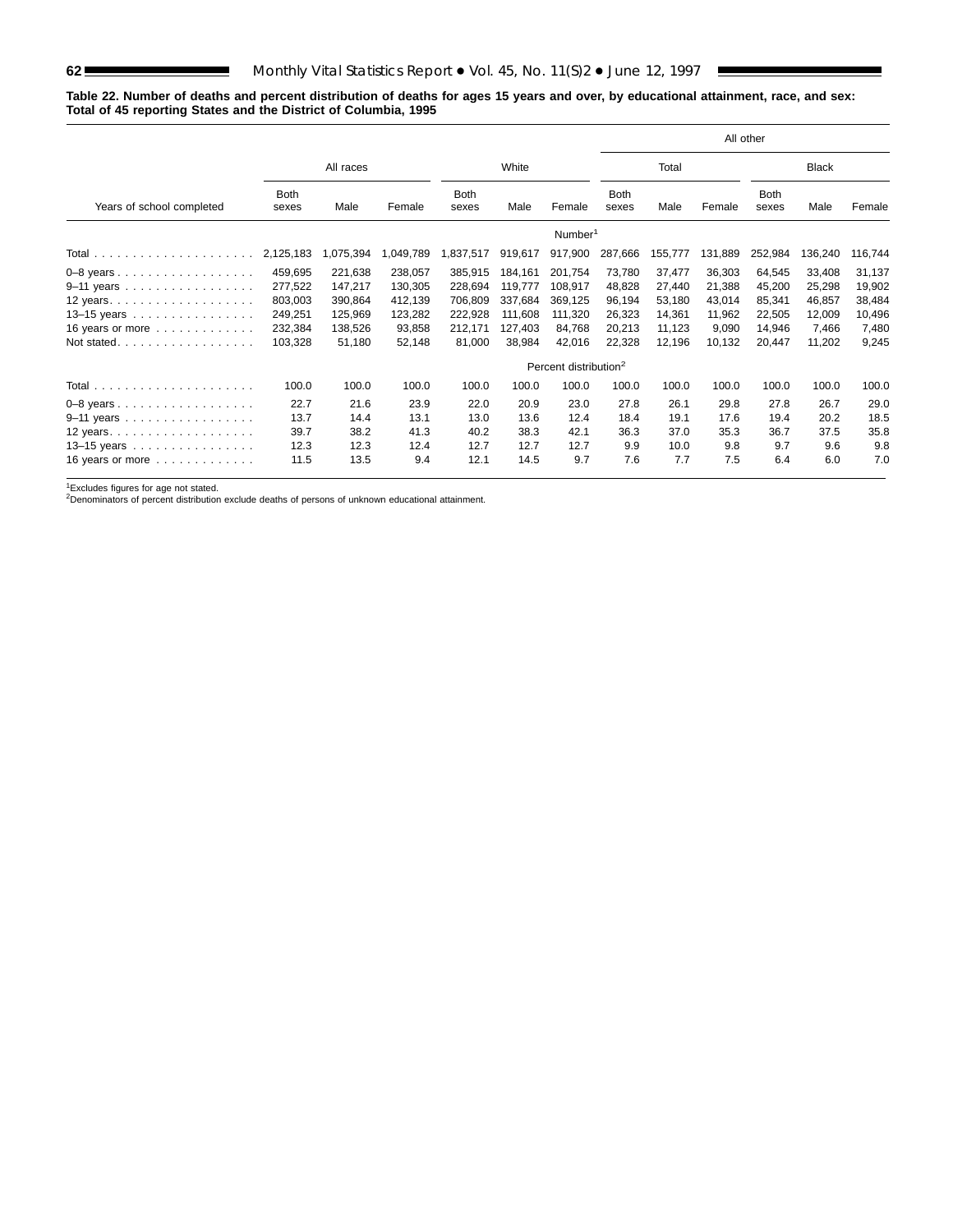**Table 22. Number of deaths and percent distribution of deaths for ages 15 years and over, by educational attainment, race, and sex: Total of 45 reporting States and the District of Columbia, 1995**

| Years of school completed | All races | | | White | | | All other | | | | | |
|---|---|---|---|---|---|---|---|---|---|---|---|---|
| | | | | | | | Total | | | Black | | |
| | Both sexes | Male | Female | Both sexes | Male | Female | Both sexes | Male | Female | Both sexes | Male | Female |
| | Number[1] | | | | | | | | | | | |
| Total | 2,125,183 | 1,075,394 | 1,049,789 | 1,837,517 | 919,617 | 917,900 | 287,666 | 155,777 | 131,889 | 252,984 | 136,240 | 116,744 |
| 0–8 years | 459,695 | 221,638 | 238,057 | 385,915 | 184,161 | 201,754 | 73,780 | 37,477 | 36,303 | 64,545 | 33,408 | 31,137 |
| 9–11 years | 277,522 | 147,217 | 130,305 | 228,694 | 119,777 | 108,917 | 48,828 | 27,440 | 21,388 | 45,200 | 25,298 | 19,902 |
| 12 years | 803,003 | 390,864 | 412,139 | 706,809 | 337,684 | 369,125 | 96,194 | 53,180 | 43,014 | 85,341 | 46,857 | 38,484 |
| 13–15 years | 249,251 | 125,969 | 123,282 | 222,928 | 111,608 | 111,320 | 26,323 | 14,361 | 11,962 | 22,505 | 12,009 | 10,496 |
| 16 years or more | 232,384 | 138,526 | 93,858 | 212,171 | 127,403 | 84,768 | 20,213 | 11,123 | 9,090 | 14,946 | 7,466 | 7,480 |
| Not stated | 103,328 | 51,180 | 52,148 | 81,000 | 38,984 | 42,016 | 22,328 | 12,196 | 10,132 | 20,447 | 11,202 | 9,245 |
| | Percent distribution[2] | | | | | | | | | | | |
| Total | 100.0 | 100.0 | 100.0 | 100.0 | 100.0 | 100.0 | 100.0 | 100.0 | 100.0 | 100.0 | 100.0 | 100.0 |
| 0–8 years | 22.7 | 21.6 | 23.9 | 22.0 | 20.9 | 23.0 | 27.8 | 26.1 | 29.8 | 27.8 | 26.7 | 29.0 |
| 9–11 years | 13.7 | 14.4 | 13.1 | 13.0 | 13.6 | 12.4 | 18.4 | 19.1 | 17.6 | 19.4 | 20.2 | 18.5 |
| 12 years | 39.7 | 38.2 | 41.3 | 40.2 | 38.3 | 42.1 | 36.3 | 37.0 | 35.3 | 36.7 | 37.5 | 35.8 |
| 13–15 years | 12.3 | 12.3 | 12.4 | 12.7 | 12.7 | 12.7 | 9.9 | 10.0 | 9.8 | 9.7 | 9.6 | 9.8 |
| 16 years or more | 11.5 | 13.5 | 9.4 | 12.1 | 14.5 | 9.7 | 7.6 | 7.7 | 7.5 | 6.4 | 6.0 | 7.0 |

[1]Excludes figures for age not stated.
[2]Denominators of percent distribution exclude deaths of persons of unknown educational attainment.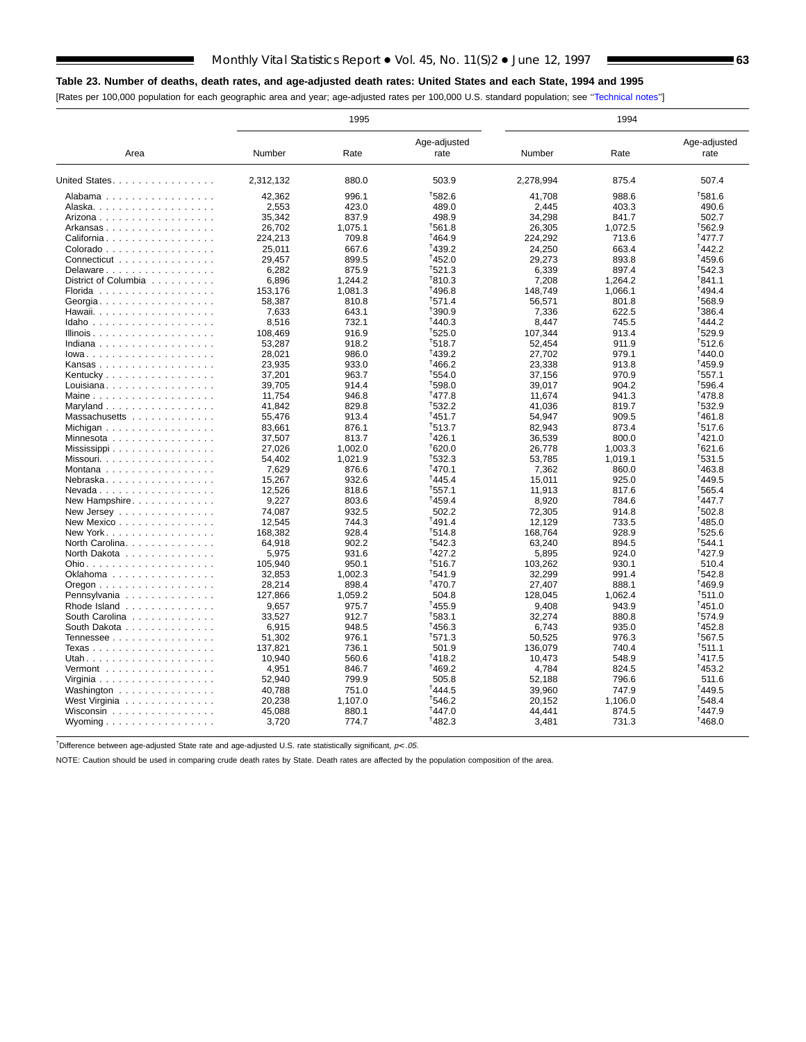## Table 23. Number of deaths, death rates, and age-adjusted death rates: United States and each State, 1994 and 1995

[Rates per 100,000 population for each geographic area and year; age-adjusted rates per 100,000 U.S. standard population; see "Technical notes"]

| Area | 1995 | | | 1994 | | |
|---|---|---|---|---|---|---|
| | Number | Rate | Age-adjusted rate | Number | Rate | Age-adjusted rate |
| United States | 2,312,132 | 880.0 | 503.9 | 2,278,994 | 875.4 | 507.4 |
| Alabama | 42,362 | 996.1 | †582.6 | 41,708 | 988.6 | †581.6 |
| Alaska | 2,553 | 423.0 | 489.0 | 2,445 | 403.3 | 490.6 |
| Arizona | 35,342 | 837.9 | 498.9 | 34,298 | 841.7 | 502.7 |
| Arkansas | 26,702 | 1,075.1 | †561.8 | 26,305 | 1,072.5 | †562.9 |
| California | 224,213 | 709.8 | †464.9 | 224,292 | 713.6 | †477.7 |
| Colorado | 25,011 | 667.6 | †439.2 | 24,250 | 663.4 | †442.2 |
| Connecticut | 29,457 | 899.5 | †452.0 | 29,273 | 893.8 | †459.6 |
| Delaware | 6,282 | 875.9 | †521.3 | 6,339 | 897.4 | †542.3 |
| District of Columbia | 6,896 | 1,244.2 | †810.3 | 7,208 | 1,264.2 | †841.1 |
| Florida | 153,176 | 1,081.3 | †496.8 | 148,749 | 1,066.1 | †494.4 |
| Georgia | 58,387 | 810.8 | †571.4 | 56,571 | 801.8 | †568.9 |
| Hawaii | 7,633 | 643.1 | †390.9 | 7,336 | 622.5 | †386.4 |
| Idaho | 8,516 | 732.1 | †440.3 | 8,447 | 745.5 | †444.2 |
| Illinois | 108,469 | 916.9 | †525.0 | 107,344 | 913.4 | †529.9 |
| Indiana | 53,287 | 918.2 | †518.7 | 52,454 | 911.9 | †512.6 |
| Iowa | 28,021 | 986.0 | †439.2 | 27,702 | 979.1 | †440.0 |
| Kansas | 23,935 | 933.0 | †466.2 | 23,338 | 913.8 | †459.9 |
| Kentucky | 37,201 | 963.7 | †554.0 | 37,156 | 970.9 | †557.1 |
| Louisiana | 39,705 | 914.4 | †598.0 | 39,017 | 904.2 | †596.4 |
| Maine | 11,754 | 946.8 | †477.8 | 11,674 | 941.3 | †478.8 |
| Maryland | 41,842 | 829.8 | †532.2 | 41,036 | 819.7 | †532.9 |
| Massachusetts | 55,476 | 913.4 | †451.7 | 54,947 | 909.5 | †461.8 |
| Michigan | 83,661 | 876.1 | †513.7 | 82,943 | 873.4 | †517.6 |
| Minnesota | 37,507 | 813.7 | †426.1 | 36,539 | 800.0 | †421.0 |
| Mississippi | 27,026 | 1,002.0 | †620.0 | 26,778 | 1,003.3 | †621.6 |
| Missouri | 54,402 | 1,021.9 | †532.3 | 53,785 | 1,019.1 | †531.5 |
| Montana | 7,629 | 876.6 | †470.1 | 7,362 | 860.0 | †463.8 |
| Nebraska | 15,267 | 932.6 | †445.4 | 15,011 | 925.0 | †449.5 |
| Nevada | 12,526 | 818.6 | †557.1 | 11,913 | 817.6 | †565.4 |
| New Hampshire | 9,227 | 803.6 | †459.4 | 8,920 | 784.6 | †447.7 |
| New Jersey | 74,087 | 932.5 | 502.2 | 72,305 | 914.8 | †502.8 |
| New Mexico | 12,545 | 744.3 | †491.4 | 12,129 | 733.5 | †485.0 |
| New York | 168,382 | 928.4 | †514.8 | 168,764 | 928.9 | †525.6 |
| North Carolina | 64,918 | 902.2 | †542.3 | 63,240 | 894.5 | †544.1 |
| North Dakota | 5,975 | 931.6 | †427.2 | 5,895 | 924.0 | †427.9 |
| Ohio | 105,940 | 950.1 | †516.7 | 103,262 | 930.1 | 510.4 |
| Oklahoma | 32,853 | 1,002.3 | †541.9 | 32,299 | 991.4 | †542.8 |
| Oregon | 28,214 | 898.4 | †470.7 | 27,407 | 888.1 | †469.9 |
| Pennsylvania | 127,866 | 1,059.2 | 504.8 | 128,045 | 1,062.4 | †511.0 |
| Rhode Island | 9,657 | 975.7 | †455.9 | 9,408 | 943.9 | †451.0 |
| South Carolina | 33,527 | 912.7 | †583.1 | 32,274 | 880.8 | †574.9 |
| South Dakota | 6,915 | 948.5 | †456.3 | 6,743 | 935.0 | †452.8 |
| Tennessee | 51,302 | 976.1 | †571.3 | 50,525 | 976.3 | †567.5 |
| Texas | 137,821 | 736.1 | 501.9 | 136,079 | 740.4 | †511.1 |
| Utah | 10,940 | 560.6 | †418.2 | 10,473 | 548.9 | †417.5 |
| Vermont | 4,951 | 846.7 | †469.2 | 4,784 | 824.5 | †453.2 |
| Virginia | 52,940 | 799.9 | 505.8 | 52,188 | 796.6 | 511.6 |
| Washington | 40,788 | 751.0 | †444.5 | 39,960 | 747.9 | †449.5 |
| West Virginia | 20,238 | 1,107.0 | †546.2 | 20,152 | 1,106.0 | †548.4 |
| Wisconsin | 45,088 | 880.1 | †447.0 | 44,441 | 874.5 | †447.9 |
| Wyoming | 3,720 | 774.7 | †482.3 | 3,481 | 731.3 | †468.0 |

†Difference between age-adjusted State rate and age-adjusted U.S. rate statistically significant, $p<.05$.

NOTE: Caution should be used in comparing crude death rates by State. Death rates are affected by the population composition of the area.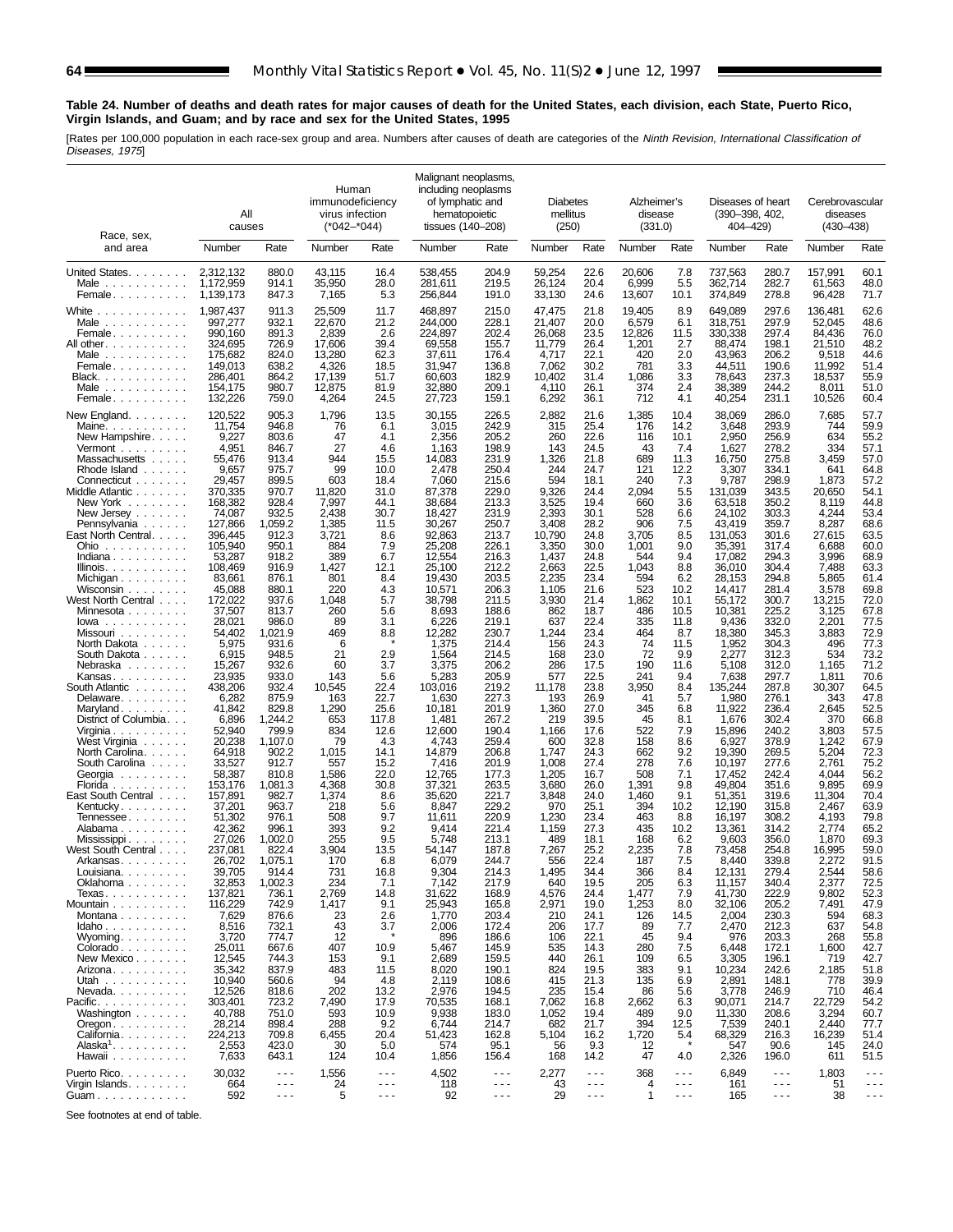**Table 24. Number of deaths and death rates for major causes of death for the United States, each division, each State, Puerto Rico, Virgin Islands, and Guam; and by race and sex for the United States, 1995**

[Rates per 100,000 population in each race-sex group and area. Numbers after causes of death are categories of the *Ninth Revision, International Classification of Diseases, 1975*]

| Race, sex, and area | All causes | | Human immunodeficiency virus infection (*042–*044) | | Malignant neoplasms, including neoplasms of lymphatic and hematopoietic tissues (140–208) | | Diabetes mellitus (250) | | Alzheimer's disease (331.0) | | Diseases of heart (390–398, 402, 404–429) | | Cerebrovascular diseases (430–438) | |
|---|---|---|---|---|---|---|---|---|---|---|---|---|---|---|
| | Number | Rate | Number | Rate | Number | Rate | Number | Rate | Number | Rate | Number | Rate | Number | Rate |
| United States | 2,312,132 | 880.0 | 43,115 | 16.4 | 538,455 | 204.9 | 59,254 | 22.6 | 20,606 | 7.8 | 737,563 | 280.7 | 157,991 | 60.1 |
| Male | 1,172,959 | 914.1 | 35,950 | 28.0 | 281,611 | 219.5 | 26,124 | 20.4 | 6,999 | 5.5 | 362,714 | 282.7 | 61,563 | 48.0 |
| Female | 1,139,173 | 847.3 | 7,165 | 5.3 | 256,844 | 191.0 | 33,130 | 24.6 | 13,607 | 10.1 | 374,849 | 278.8 | 96,428 | 71.7 |
| White | 1,987,437 | 911.3 | 25,509 | 11.7 | 468,897 | 215.0 | 47,475 | 21.8 | 19,405 | 8.9 | 649,089 | 297.6 | 136,481 | 62.6 |
| Male | 997,277 | 932.1 | 22,670 | 21.2 | 244,000 | 228.1 | 21,407 | 20.0 | 6,579 | 6.1 | 318,751 | 297.9 | 52,045 | 48.6 |
| Female | 990,160 | 891.3 | 2,839 | 2.6 | 224,897 | 202.4 | 26,068 | 23.5 | 12,826 | 11.5 | 330,338 | 297.4 | 84,436 | 76.0 |
| All other | 324,695 | 726.9 | 17,606 | 39.4 | 69,558 | 155.7 | 11,779 | 26.4 | 1,201 | 2.7 | 88,474 | 198.1 | 21,510 | 48.2 |
| Male | 175,682 | 824.0 | 13,280 | 62.3 | 37,611 | 176.4 | 4,717 | 22.1 | 420 | 2.0 | 43,963 | 206.2 | 9,518 | 44.6 |
| Female | 149,013 | 638.2 | 4,326 | 18.5 | 31,947 | 136.8 | 7,062 | 30.2 | 781 | 3.3 | 44,511 | 190.6 | 11,992 | 51.4 |
| Black | 286,401 | 864.2 | 17,139 | 51.7 | 60,603 | 182.9 | 10,402 | 31.4 | 1,086 | 3.3 | 78,643 | 237.3 | 18,537 | 55.9 |
| Male | 154,175 | 980.7 | 12,875 | 81.9 | 32,880 | 209.1 | 4,110 | 26.1 | 374 | 2.4 | 38,389 | 244.2 | 8,011 | 51.0 |
| Female | 132,226 | 759.0 | 4,264 | 24.5 | 27,723 | 159.1 | 6,292 | 36.1 | 712 | 4.1 | 40,254 | 231.1 | 10,526 | 60.4 |
| New England | 120,522 | 905.3 | 1,796 | 13.5 | 30,155 | 226.5 | 2,882 | 21.6 | 1,385 | 10.4 | 38,069 | 286.0 | 7,685 | 57.7 |
| Maine | 11,754 | 946.8 | 76 | 6.1 | 3,015 | 242.9 | 315 | 25.4 | 176 | 14.2 | 3,648 | 293.9 | 744 | 59.9 |
| New Hampshire | 9,227 | 803.6 | 47 | 4.1 | 2,356 | 205.2 | 260 | 22.6 | 116 | 10.1 | 2,950 | 256.9 | 634 | 55.2 |
| Vermont | 4,951 | 846.7 | 27 | 4.6 | 1,163 | 198.9 | 143 | 24.5 | 43 | 7.4 | 1,627 | 278.2 | 334 | 57.1 |
| Massachusetts | 55,476 | 913.4 | 944 | 15.5 | 14,083 | 231.9 | 1,326 | 21.8 | 689 | 11.3 | 16,750 | 275.8 | 3,459 | 57.0 |
| Rhode Island | 9,657 | 975.7 | 99 | 10.0 | 2,478 | 250.4 | 244 | 24.7 | 121 | 12.2 | 3,307 | 334.1 | 641 | 64.8 |
| Connecticut | 29,457 | 899.5 | 603 | 18.4 | 7,060 | 215.6 | 594 | 18.1 | 240 | 7.3 | 9,787 | 298.9 | 1,873 | 57.2 |
| Middle Atlantic | 370,335 | 970.7 | 11,820 | 31.0 | 87,378 | 229.0 | 9,326 | 24.4 | 2,094 | 5.5 | 131,039 | 343.5 | 20,650 | 54.1 |
| New York | 168,382 | 928.4 | 7,997 | 44.1 | 38,684 | 213.3 | 3,525 | 19.4 | 660 | 3.6 | 63,518 | 350.2 | 8,119 | 44.8 |
| New Jersey | 74,087 | 932.5 | 2,438 | 30.7 | 18,427 | 231.9 | 2,393 | 30.1 | 528 | 6.6 | 24,102 | 303.3 | 4,244 | 53.4 |
| Pennsylvania | 127,866 | 1,059.2 | 1,385 | 11.5 | 30,267 | 250.7 | 3,408 | 28.2 | 906 | 7.5 | 43,419 | 359.7 | 8,287 | 68.6 |
| East North Central | 396,445 | 912.3 | 3,721 | 8.6 | 92,863 | 213.7 | 10,790 | 24.8 | 3,705 | 8.5 | 131,053 | 301.6 | 27,615 | 63.5 |
| Ohio | 105,940 | 950.1 | 884 | 7.9 | 25,208 | 226.1 | 3,350 | 30.0 | 1,001 | 9.0 | 35,391 | 317.4 | 6,688 | 60.0 |
| Indiana | 53,287 | 918.2 | 389 | 6.7 | 12,554 | 216.3 | 1,437 | 24.8 | 544 | 9.4 | 17,082 | 294.3 | 3,996 | 68.9 |
| Illinois | 108,469 | 916.9 | 1,427 | 12.1 | 25,100 | 212.2 | 2,663 | 22.5 | 1,043 | 8.8 | 36,010 | 304.4 | 7,488 | 63.3 |
| Michigan | 83,661 | 876.1 | 801 | 8.4 | 19,430 | 203.5 | 2,235 | 23.4 | 594 | 6.2 | 28,153 | 294.8 | 5,865 | 61.4 |
| Wisconsin | 45,088 | 880.1 | 220 | 4.3 | 10,571 | 206.3 | 1,105 | 21.6 | 523 | 10.2 | 14,417 | 281.4 | 3,578 | 69.8 |
| West North Central | 172,022 | 937.6 | 1,048 | 5.7 | 38,798 | 211.5 | 3,930 | 21.4 | 1,862 | 10.1 | 55,172 | 300.7 | 13,215 | 72.0 |
| Minnesota | 37,507 | 813.7 | 260 | 5.6 | 8,693 | 188.6 | 862 | 18.7 | 486 | 10.5 | 10,381 | 225.2 | 3,125 | 67.8 |
| Iowa | 28,021 | 986.0 | 89 | 3.1 | 6,226 | 219.1 | 637 | 22.4 | 335 | 11.8 | 9,436 | 332.0 | 2,201 | 77.5 |
| Missouri | 54,402 | 1,021.9 | 469 | 8.8 | 12,282 | 230.7 | 1,244 | 23.4 | 464 | 8.7 | 18,380 | 345.3 | 3,883 | 72.9 |
| North Dakota | 5,975 | 931.6 | 6 | * | 1,375 | 214.4 | 156 | 24.3 | 74 | 11.5 | 1,952 | 304.3 | 496 | 77.3 |
| South Dakota | 6,915 | 948.5 | 21 | 2.9 | 1,564 | 214.5 | 168 | 23.0 | 72 | 9.9 | 2,277 | 312.3 | 534 | 73.2 |
| Nebraska | 15,267 | 932.6 | 60 | 3.7 | 3,375 | 206.2 | 286 | 17.5 | 190 | 11.6 | 5,108 | 312.0 | 1,165 | 71.2 |
| Kansas | 23,935 | 933.0 | 143 | 5.6 | 5,283 | 205.9 | 577 | 22.5 | 241 | 9.4 | 7,638 | 297.7 | 1,811 | 70.6 |
| South Atlantic | 438,206 | 932.4 | 10,545 | 22.4 | 103,016 | 219.2 | 11,178 | 23.8 | 3,950 | 8.4 | 135,244 | 287.8 | 30,307 | 64.5 |
| Delaware | 6,282 | 875.9 | 163 | 22.7 | 1,630 | 227.3 | 193 | 26.9 | 41 | 5.7 | 1,980 | 276.1 | 343 | 47.8 |
| Maryland | 41,842 | 829.8 | 1,290 | 25.6 | 10,181 | 201.9 | 1,360 | 27.0 | 345 | 6.8 | 11,922 | 236.4 | 2,645 | 52.5 |
| District of Columbia | 6,896 | 1,244.2 | 653 | 117.8 | 1,481 | 267.2 | 219 | 39.5 | 45 | 8.1 | 1,676 | 302.4 | 370 | 66.8 |
| Virginia | 52,940 | 799.9 | 834 | 12.6 | 12,600 | 190.4 | 1,166 | 17.6 | 522 | 7.9 | 15,896 | 240.2 | 3,803 | 57.5 |
| West Virginia | 20,238 | 1,107.0 | 79 | 4.3 | 4,743 | 259.4 | 600 | 32.8 | 158 | 8.6 | 6,927 | 378.9 | 1,242 | 67.9 |
| North Carolina | 64,918 | 902.2 | 1,015 | 14.1 | 14,879 | 206.8 | 1,747 | 24.3 | 662 | 9.2 | 19,390 | 269.5 | 5,204 | 72.3 |
| South Carolina | 33,527 | 912.7 | 557 | 15.2 | 7,416 | 201.9 | 1,008 | 27.4 | 278 | 7.6 | 10,197 | 277.6 | 2,761 | 75.2 |
| Georgia | 58,387 | 810.8 | 1,586 | 22.0 | 12,765 | 177.3 | 1,205 | 16.7 | 508 | 7.1 | 17,452 | 242.4 | 4,044 | 56.2 |
| Florida | 153,176 | 1,081.3 | 4,368 | 30.8 | 37,321 | 263.5 | 3,680 | 26.0 | 1,391 | 9.8 | 49,804 | 351.6 | 9,895 | 69.9 |
| East South Central | 157,891 | 982.7 | 1,374 | 8.6 | 35,620 | 221.7 | 3,848 | 24.0 | 1,460 | 9.1 | 51,351 | 319.6 | 11,304 | 70.4 |
| Kentucky | 37,201 | 963.7 | 218 | 5.6 | 8,847 | 229.2 | 970 | 25.1 | 394 | 10.2 | 12,190 | 315.8 | 2,467 | 63.9 |
| Tennessee | 51,302 | 976.1 | 508 | 9.7 | 11,611 | 220.9 | 1,230 | 23.4 | 463 | 8.8 | 16,197 | 308.2 | 4,193 | 79.8 |
| Alabama | 42,362 | 996.1 | 393 | 9.2 | 9,414 | 221.4 | 1,159 | 27.3 | 435 | 10.2 | 13,361 | 314.2 | 2,774 | 65.2 |
| Mississippi | 27,026 | 1,002.0 | 255 | 9.5 | 5,748 | 213.1 | 489 | 18.1 | 168 | 6.2 | 9,603 | 356.0 | 1,870 | 69.3 |
| West South Central | 237,081 | 822.4 | 3,904 | 13.5 | 54,147 | 187.8 | 7,267 | 25.2 | 2,235 | 7.8 | 73,458 | 254.8 | 16,995 | 59.0 |
| Arkansas | 26,702 | 1,075.1 | 170 | 6.8 | 6,079 | 244.7 | 556 | 22.4 | 187 | 7.5 | 8,440 | 339.8 | 2,272 | 91.5 |
| Louisiana | 39,705 | 914.4 | 731 | 16.8 | 9,304 | 214.3 | 1,495 | 34.4 | 366 | 8.4 | 12,131 | 279.4 | 2,544 | 58.6 |
| Oklahoma | 32,853 | 1,002.3 | 234 | 7.1 | 7,142 | 217.9 | 640 | 19.5 | 205 | 6.3 | 11,157 | 340.4 | 2,377 | 72.5 |
| Texas | 137,821 | 736.1 | 2,769 | 14.8 | 31,622 | 168.9 | 4,576 | 24.4 | 1,477 | 7.9 | 41,730 | 222.9 | 9,802 | 52.3 |
| Mountain | 116,229 | 742.9 | 1,417 | 9.1 | 25,943 | 165.8 | 2,971 | 19.0 | 1,253 | 8.0 | 32,106 | 205.2 | 7,491 | 47.9 |
| Montana | 7,629 | 876.6 | 23 | 2.6 | 1,770 | 203.4 | 210 | 24.1 | 126 | 14.5 | 2,004 | 230.3 | 594 | 68.3 |
| Idaho | 8,516 | 732.1 | 43 | 3.7 | 2,006 | 172.4 | 206 | 17.7 | 89 | 7.7 | 2,470 | 212.3 | 637 | 54.8 |
| Wyoming | 3,720 | 774.7 | 12 | * | 896 | 186.6 | 106 | 22.1 | 45 | 9.4 | 976 | 203.3 | 268 | 55.8 |
| Colorado | 25,011 | 667.6 | 407 | 10.9 | 5,467 | 145.9 | 535 | 14.3 | 280 | 7.5 | 6,448 | 172.1 | 1,600 | 42.7 |
| New Mexico | 12,545 | 744.3 | 153 | 9.1 | 2,689 | 159.5 | 440 | 26.1 | 109 | 6.5 | 3,305 | 196.1 | 719 | 42.7 |
| Arizona | 35,342 | 837.9 | 483 | 11.5 | 8,020 | 190.1 | 824 | 19.5 | 383 | 9.1 | 10,234 | 242.6 | 2,185 | 51.8 |
| Utah | 10,940 | 560.6 | 94 | 4.8 | 2,119 | 108.6 | 415 | 21.3 | 135 | 6.9 | 2,891 | 148.1 | 778 | 39.9 |
| Nevada | 12,526 | 818.6 | 202 | 13.2 | 2,976 | 194.5 | 235 | 15.4 | 86 | 5.6 | 3,778 | 246.9 | 710 | 46.4 |
| Pacific | 303,401 | 723.2 | 7,490 | 17.9 | 70,535 | 168.1 | 7,062 | 16.8 | 2,662 | 6.3 | 90,071 | 214.7 | 22,729 | 54.2 |
| Washington | 40,788 | 751.0 | 593 | 10.9 | 9,938 | 183.0 | 1,052 | 19.4 | 489 | 9.0 | 11,330 | 208.6 | 3,294 | 60.7 |
| Oregon | 28,214 | 898.4 | 288 | 9.2 | 6,744 | 214.7 | 682 | 21.7 | 394 | 12.5 | 7,539 | 240.1 | 2,440 | 77.7 |
| California | 224,213 | 709.8 | 6,455 | 20.4 | 51,423 | 162.8 | 5,104 | 16.2 | 1,720 | 5.4 | 68,329 | 216.3 | 16,239 | 51.4 |
| Alaska[1] | 2,553 | 423.0 | 30 | 5.0 | 574 | 95.1 | 56 | 9.3 | 12 | * | 547 | 90.6 | 145 | 24.0 |
| Hawaii | 7,633 | 643.1 | 124 | 10.4 | 1,856 | 156.4 | 168 | 14.2 | 47 | 4.0 | 2,326 | 196.0 | 611 | 51.5 |
| Puerto Rico | 30,032 | - - - | 1,556 | - - - | 4,502 | - - - | 2,277 | - - - | 368 | - - - | 6,849 | - - - | 1,803 | - - - |
| Virgin Islands | 664 | - - - | 24 | - - - | 118 | - - - | 43 | - - - | 4 | - - - | 161 | - - - | 51 | - - - |
| Guam | 592 | - - - | 5 | - - - | 92 | - - - | 29 | - - - | 1 | - - - | 165 | - - - | 38 | - - - |

See footnotes at end of table.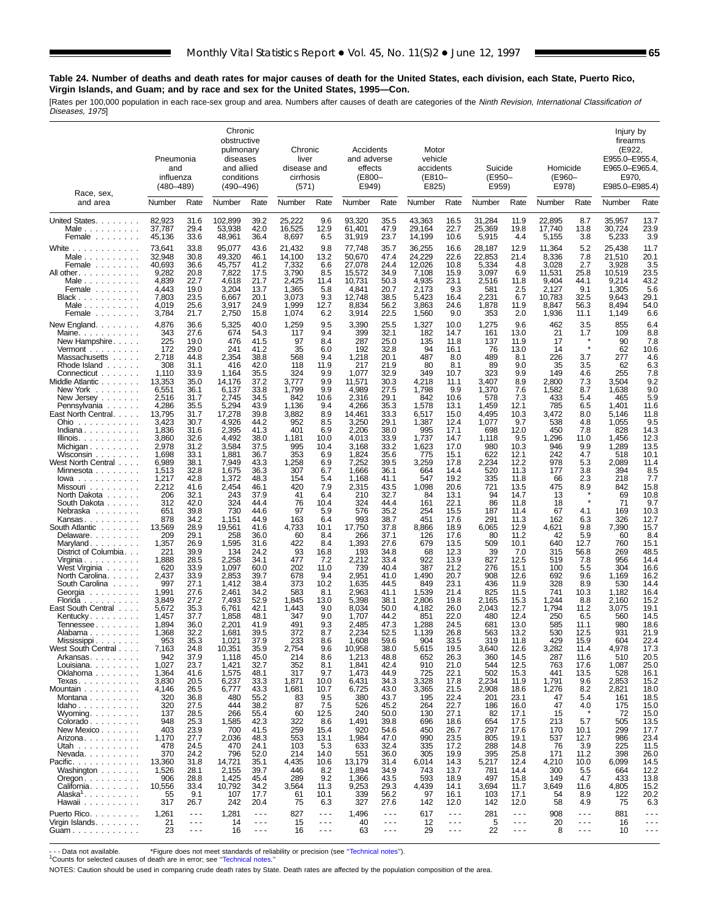**Table 24. Number of deaths and death rates for major causes of death for the United States, each division, each State, Puerto Rico, Virgin Islands, and Guam; and by race and sex for the United States, 1995—Con.**

[Rates per 100,000 population in each race-sex group and area. Numbers after causes of death are categories of the *Ninth Revision, International Classification of Diseases, 1975*]

| Race, sex, and area | Pneumonia and influenza (480–489) | | Chronic obstructive pulmonary diseases and allied conditions (490–496) | | Chronic liver disease and cirrhosis (571) | | Accidents and adverse effects (E800–E949) | | Motor vehicle accidents (E810–E825) | | Suicide (E950–E959) | | Homicide (E960–E978) | | Injury by firearms (E922, E955.0–E955.4, E965.0–E965.4, E970, E985.0–E985.4) | |
|---|---|---|---|---|---|---|---|---|---|---|---|---|---|---|---|---|
| | Number | Rate | Number | Rate | Number | Rate | Number | Rate | Number | Rate | Number | Rate | Number | Rate | Number | Rate |
| United States | 82,923 | 31.6 | 102,899 | 39.2 | 25,222 | 9.6 | 93,320 | 35.5 | 43,363 | 16.5 | 31,284 | 11.9 | 22,895 | 8.7 | 35,957 | 13.7 |
| Male | 37,787 | 29.4 | 53,938 | 42.0 | 16,525 | 12.9 | 61,401 | 47.9 | 29,164 | 22.7 | 25,369 | 19.8 | 17,740 | 13.8 | 30,724 | 23.9 |
| Female | 45,136 | 33.6 | 48,961 | 36.4 | 8,697 | 6.5 | 31,919 | 23.7 | 14,199 | 10.6 | 5,915 | 4.4 | 5,155 | 3.8 | 5,233 | 3.9 |
| White | 73,641 | 33.8 | 95,077 | 43.6 | 21,432 | 9.8 | 77,748 | 35.7 | 36,255 | 16.6 | 28,187 | 12.9 | 11,364 | 5.2 | 25,438 | 11.7 |
| Male | 32,948 | 30.8 | 49,320 | 46.1 | 14,100 | 13.2 | 50,670 | 47.4 | 24,229 | 22.6 | 22,853 | 21.4 | 8,336 | 7.8 | 21,510 | 20.1 |
| Female | 40,693 | 36.6 | 45,757 | 41.2 | 7,332 | 6.6 | 27,078 | 24.4 | 12,026 | 10.8 | 5,334 | 4.8 | 3,028 | 2.7 | 3,928 | 3.5 |
| All other | 9,282 | 20.8 | 7,822 | 17.5 | 3,790 | 8.5 | 15,572 | 34.9 | 7,108 | 15.9 | 3,097 | 6.9 | 11,531 | 25.8 | 10,519 | 23.5 |
| Male | 4,839 | 22.7 | 4,618 | 21.7 | 2,425 | 11.4 | 10,731 | 50.3 | 4,935 | 23.1 | 2,516 | 11.8 | 9,404 | 44.1 | 9,214 | 43.2 |
| Female | 4,443 | 19.0 | 3,204 | 13.7 | 1,365 | 5.8 | 4,841 | 20.7 | 2,173 | 9.3 | 581 | 2.5 | 2,127 | 9.1 | 1,305 | 5.6 |
| Black | 7,803 | 23.5 | 6,667 | 20.1 | 3,073 | 9.3 | 12,748 | 38.5 | 5,423 | 16.4 | 2,231 | 6.7 | 10,783 | 32.5 | 9,643 | 29.1 |
| Male | 4,019 | 25.6 | 3,917 | 24.9 | 1,999 | 12.7 | 8,834 | 56.2 | 3,863 | 24.6 | 1,878 | 11.9 | 8,847 | 56.3 | 8,494 | 54.0 |
| Female | 3,784 | 21.7 | 2,750 | 15.8 | 1,074 | 6.2 | 3,914 | 22.5 | 1,560 | 9.0 | 353 | 2.0 | 1,936 | 11.1 | 1,149 | 6.6 |
| New England | 4,876 | 36.6 | 5,325 | 40.0 | 1,259 | 9.5 | 3,390 | 25.5 | 1,327 | 10.0 | 1,275 | 9.6 | 462 | 3.5 | 855 | 6.4 |
| Maine | 343 | 27.6 | 674 | 54.3 | 117 | 9.4 | 399 | 32.1 | 182 | 14.7 | 161 | 13.0 | 21 | 1.7 | 109 | 8.8 |
| New Hampshire | 225 | 19.0 | 476 | 41.5 | 97 | 8.4 | 287 | 25.0 | 135 | 11.8 | 137 | 11.9 | 17 | * | 90 | 7.8 |
| Vermont | 172 | 29.0 | 241 | 41.2 | 35 | 6.0 | 192 | 32.8 | 94 | 16.1 | 76 | 13.0 | 14 | * | 62 | 10.6 |
| Massachusetts | 2,718 | 44.8 | 2,354 | 38.8 | 568 | 9.4 | 1,218 | 20.1 | 487 | 8.0 | 489 | 8.1 | 226 | 3.7 | 277 | 4.6 |
| Rhode Island | 308 | 31.1 | 416 | 42.0 | 118 | 11.9 | 217 | 21.9 | 80 | 8.1 | 89 | 9.0 | 35 | 3.5 | 62 | 6.3 |
| Connecticut | 1,110 | 33.9 | 1,164 | 35.5 | 324 | 9.9 | 1,077 | 32.9 | 349 | 10.7 | 323 | 9.9 | 149 | 4.6 | 255 | 7.8 |
| Middle Atlantic | 13,353 | 35.0 | 14,176 | 37.2 | 3,777 | 9.9 | 11,571 | 30.3 | 4,218 | 11.1 | 3,407 | 8.9 | 2,800 | 7.3 | 3,504 | 9.2 |
| New York | 6,551 | 36.1 | 6,137 | 33.8 | 1,799 | 9.9 | 4,989 | 27.5 | 1,798 | 9.9 | 1,370 | 7.6 | 1,582 | 8.7 | 1,638 | 9.0 |
| New Jersey | 2,516 | 31.7 | 2,745 | 34.5 | 842 | 10.6 | 2,316 | 29.1 | 842 | 10.6 | 578 | 7.3 | 433 | 5.4 | 465 | 5.9 |
| Pennsylvania | 4,286 | 35.5 | 5,294 | 43.9 | 1,136 | 9.4 | 4,266 | 35.3 | 1,578 | 13.1 | 1,459 | 12.1 | 785 | 6.5 | 1,401 | 11.6 |
| East North Central | 13,795 | 31.7 | 17,278 | 39.8 | 3,882 | 8.9 | 14,461 | 33.3 | 6,517 | 15.0 | 4,495 | 10.3 | 3,472 | 8.0 | 5,146 | 11.8 |
| Ohio | 3,423 | 30.7 | 4,926 | 44.2 | 952 | 8.5 | 3,250 | 29.1 | 1,387 | 12.4 | 1,077 | 9.7 | 538 | 4.8 | 1,055 | 9.5 |
| Indiana | 1,836 | 31.6 | 2,395 | 41.3 | 401 | 6.9 | 2,206 | 38.0 | 995 | 17.1 | 698 | 12.0 | 450 | 7.8 | 828 | 14.3 |
| Illinois | 3,860 | 32.6 | 4,492 | 38.0 | 1,181 | 10.0 | 4,013 | 33.9 | 1,737 | 14.7 | 1,118 | 9.5 | 1,296 | 11.0 | 1,456 | 12.3 |
| Michigan | 2,978 | 31.2 | 3,584 | 37.5 | 995 | 10.4 | 3,168 | 33.2 | 1,623 | 17.0 | 980 | 10.3 | 946 | 9.9 | 1,289 | 13.5 |
| Wisconsin | 1,698 | 33.1 | 1,881 | 36.7 | 353 | 6.9 | 1,824 | 35.6 | 775 | 15.1 | 622 | 12.1 | 242 | 4.7 | 518 | 10.1 |
| West North Central | 6,989 | 38.1 | 7,949 | 43.3 | 1,258 | 6.9 | 7,252 | 39.5 | 3,259 | 17.8 | 2,234 | 12.2 | 978 | 5.3 | 2,089 | 11.4 |
| Minnesota | 1,513 | 32.8 | 1,675 | 36.3 | 307 | 6.7 | 1,666 | 36.1 | 664 | 14.4 | 520 | 11.3 | 177 | 3.8 | 394 | 8.5 |
| Iowa | 1,217 | 42.8 | 1,372 | 48.3 | 154 | 5.4 | 1,168 | 41.1 | 547 | 19.2 | 335 | 11.8 | 66 | 2.3 | 218 | 7.7 |
| Missouri | 2,212 | 41.6 | 2,454 | 46.1 | 420 | 7.9 | 2,315 | 43.5 | 1,098 | 20.6 | 721 | 13.5 | 475 | 8.9 | 842 | 15.8 |
| North Dakota | 206 | 32.1 | 243 | 37.9 | 41 | 6.4 | 210 | 32.7 | 84 | 13.1 | 94 | 14.7 | 13 | * | 69 | 10.8 |
| South Dakota | 312 | 42.0 | 324 | 44.4 | 76 | 10.4 | 324 | 44.4 | 161 | 22.1 | 86 | 11.8 | 18 | * | 71 | 9.7 |
| Nebraska | 651 | 39.8 | 730 | 44.6 | 97 | 5.9 | 576 | 35.2 | 254 | 15.5 | 187 | 11.4 | 67 | 4.1 | 169 | 10.3 |
| Kansas | 878 | 34.2 | 1,151 | 44.9 | 163 | 6.4 | 993 | 38.7 | 451 | 17.6 | 291 | 11.3 | 162 | 6.3 | 326 | 12.7 |
| South Atlantic | 13,569 | 28.9 | 19,561 | 41.6 | 4,733 | 10.1 | 17,750 | 37.8 | 8,866 | 18.9 | 6,065 | 12.9 | 4,621 | 9.8 | 7,390 | 15.7 |
| Delaware | 209 | 29.1 | 258 | 36.0 | 60 | 8.4 | 266 | 37.1 | 126 | 17.6 | 80 | 11.2 | 42 | 5.9 | 60 | 8.4 |
| Maryland | 1,357 | 26.9 | 1,595 | 31.6 | 422 | 8.4 | 1,393 | 27.6 | 679 | 13.5 | 509 | 10.1 | 640 | 12.7 | 760 | 15.1 |
| District of Columbia | 221 | 39.9 | 134 | 24.2 | 93 | 16.8 | 193 | 34.8 | 68 | 12.3 | 39 | 7.0 | 315 | 56.8 | 269 | 48.5 |
| Virginia | 1,888 | 28.5 | 2,258 | 34.1 | 477 | 7.2 | 2,212 | 33.4 | 922 | 13.9 | 827 | 12.5 | 519 | 7.8 | 956 | 14.4 |
| West Virginia | 620 | 33.9 | 1,097 | 60.0 | 202 | 11.0 | 739 | 40.4 | 387 | 21.2 | 276 | 15.1 | 100 | 5.5 | 304 | 16.6 |
| North Carolina | 2,437 | 33.9 | 2,853 | 39.7 | 678 | 9.4 | 2,951 | 41.0 | 1,490 | 20.7 | 908 | 12.6 | 692 | 9.6 | 1,169 | 16.2 |
| South Carolina | 997 | 27.1 | 1,412 | 38.4 | 373 | 10.2 | 1,635 | 44.5 | 849 | 23.1 | 436 | 11.9 | 328 | 8.9 | 530 | 14.4 |
| Georgia | 1,991 | 27.6 | 2,461 | 34.2 | 583 | 8.1 | 2,963 | 41.1 | 1,539 | 21.4 | 825 | 11.5 | 741 | 10.3 | 1,182 | 16.4 |
| Florida | 3,849 | 27.2 | 7,493 | 52.9 | 1,845 | 13.0 | 5,398 | 38.1 | 2,806 | 19.8 | 2,165 | 15.3 | 1,244 | 8.8 | 2,160 | 15.2 |
| East South Central | 5,672 | 35.3 | 6,761 | 42.1 | 1,443 | 9.0 | 8,034 | 50.0 | 4,182 | 26.0 | 2,043 | 12.7 | 1,794 | 11.2 | 3,075 | 19.1 |
| Kentucky | 1,457 | 37.7 | 1,858 | 48.1 | 347 | 9.0 | 1,707 | 44.2 | 851 | 22.0 | 480 | 12.4 | 250 | 6.5 | 560 | 14.5 |
| Tennessee | 1,894 | 36.0 | 2,201 | 41.9 | 491 | 9.3 | 2,485 | 47.3 | 1,288 | 24.5 | 681 | 13.0 | 585 | 11.1 | 980 | 18.6 |
| Alabama | 1,368 | 32.2 | 1,681 | 39.5 | 372 | 8.7 | 2,234 | 52.5 | 1,139 | 26.8 | 563 | 13.2 | 530 | 12.5 | 931 | 21.9 |
| Mississippi | 953 | 35.3 | 1,021 | 37.9 | 233 | 8.6 | 1,608 | 59.6 | 904 | 33.5 | 319 | 11.8 | 429 | 15.9 | 604 | 22.4 |
| West South Central | 7,163 | 24.8 | 10,351 | 35.9 | 2,754 | 9.6 | 10,958 | 38.0 | 5,615 | 19.5 | 3,640 | 12.6 | 3,282 | 11.4 | 4,978 | 17.3 |
| Arkansas | 942 | 37.9 | 1,118 | 45.0 | 214 | 8.6 | 1,213 | 48.8 | 652 | 26.3 | 360 | 14.5 | 287 | 11.6 | 510 | 20.5 |
| Louisiana | 1,027 | 23.7 | 1,421 | 32.7 | 352 | 8.1 | 1,841 | 42.4 | 910 | 21.0 | 544 | 12.5 | 763 | 17.6 | 1,087 | 25.0 |
| Oklahoma | 1,364 | 41.6 | 1,575 | 48.1 | 317 | 9.7 | 1,473 | 44.9 | 725 | 22.1 | 502 | 15.3 | 441 | 13.5 | 528 | 16.1 |
| Texas | 3,830 | 20.5 | 6,237 | 33.3 | 1,871 | 10.0 | 6,431 | 34.3 | 3,328 | 17.8 | 2,234 | 11.9 | 1,791 | 9.6 | 2,853 | 15.2 |
| Mountain | 4,146 | 26.5 | 6,777 | 43.3 | 1,681 | 10.7 | 6,725 | 43.0 | 3,365 | 21.5 | 2,908 | 18.6 | 1,276 | 8.2 | 2,821 | 18.0 |
| Montana | 320 | 36.8 | 480 | 55.2 | 83 | 9.5 | 380 | 43.7 | 195 | 22.4 | 201 | 23.1 | 47 | 5.4 | 161 | 18.5 |
| Idaho | 320 | 27.5 | 444 | 38.2 | 87 | 7.5 | 526 | 45.2 | 264 | 22.7 | 186 | 16.0 | 47 | 4.0 | 175 | 15.0 |
| Wyoming | 137 | 28.5 | 266 | 55.4 | 60 | 12.5 | 240 | 50.0 | 130 | 27.1 | 82 | 17.1 | 15 | * | 72 | 15.0 |
| Colorado | 948 | 25.3 | 1,585 | 42.3 | 322 | 8.6 | 1,491 | 39.8 | 696 | 18.6 | 654 | 17.5 | 213 | 5.7 | 505 | 13.5 |
| New Mexico | 403 | 23.9 | 700 | 41.5 | 259 | 15.4 | 920 | 54.6 | 450 | 26.7 | 297 | 17.6 | 170 | 10.1 | 299 | 17.7 |
| Arizona | 1,170 | 27.7 | 2,036 | 48.3 | 553 | 13.1 | 1,984 | 47.0 | 990 | 23.5 | 805 | 19.1 | 537 | 12.7 | 986 | 23.4 |
| Utah | 478 | 24.5 | 470 | 24.1 | 103 | 5.3 | 633 | 32.4 | 335 | 17.2 | 288 | 14.8 | 76 | 3.9 | 225 | 11.5 |
| Nevada | 370 | 24.2 | 796 | 52.0 | 214 | 14.0 | 551 | 36.0 | 305 | 19.9 | 395 | 25.8 | 171 | 11.2 | 398 | 26.0 |
| Pacific | 13,360 | 31.8 | 14,721 | 35.1 | 4,435 | 10.6 | 13,179 | 31.4 | 6,014 | 14.3 | 5,217 | 12.4 | 4,210 | 10.0 | 6,099 | 14.5 |
| Washington | 1,526 | 28.1 | 2,155 | 39.7 | 446 | 8.2 | 1,894 | 34.9 | 743 | 13.7 | 781 | 14.4 | 300 | 5.5 | 664 | 12.2 |
| Oregon | 906 | 28.8 | 1,425 | 45.4 | 289 | 9.2 | 1,366 | 43.5 | 593 | 18.9 | 497 | 15.8 | 149 | 4.7 | 433 | 13.8 |
| California | 10,556 | 33.4 | 10,792 | 34.2 | 3,564 | 11.3 | 9,253 | 29.3 | 4,439 | 14.1 | 3,694 | 11.7 | 3,649 | 11.6 | 4,805 | 15.2 |
| Alaska[1] | 55 | 9.1 | 107 | 17.7 | 61 | 10.1 | 339 | 56.2 | 97 | 16.1 | 103 | 17.1 | 54 | 8.9 | 122 | 20.2 |
| Hawaii | 317 | 26.7 | 242 | 20.4 | 75 | 6.3 | 327 | 27.6 | 142 | 12.0 | 142 | 12.0 | 58 | 4.9 | 75 | 6.3 |
| Puerto Rico | 1,261 | - - - | 1,281 | - - - | 827 | - - - | 1,496 | - - - | 617 | - - - | 281 | - - - | 908 | - - - | 881 | - - - |
| Virgin Islands | 21 | - - - | 14 | - - - | 15 | - - - | 40 | - - - | 12 | - - - | 5 | - - - | 20 | - - - | 16 | - - - |
| Guam | 23 | - - - | 16 | - - - | 16 | - - - | 63 | - - - | 29 | - - - | 22 | - - - | 8 | - - - | 10 | - - - |

- - - Data not available. *Figure does not meet standards of reliability or precision (see "Technical notes").
[1]Counts for selected causes of death are in error; see "Technical notes."

NOTES: Caution should be used in comparing crude death rates by State. Death rates are affected by the population composition of the area.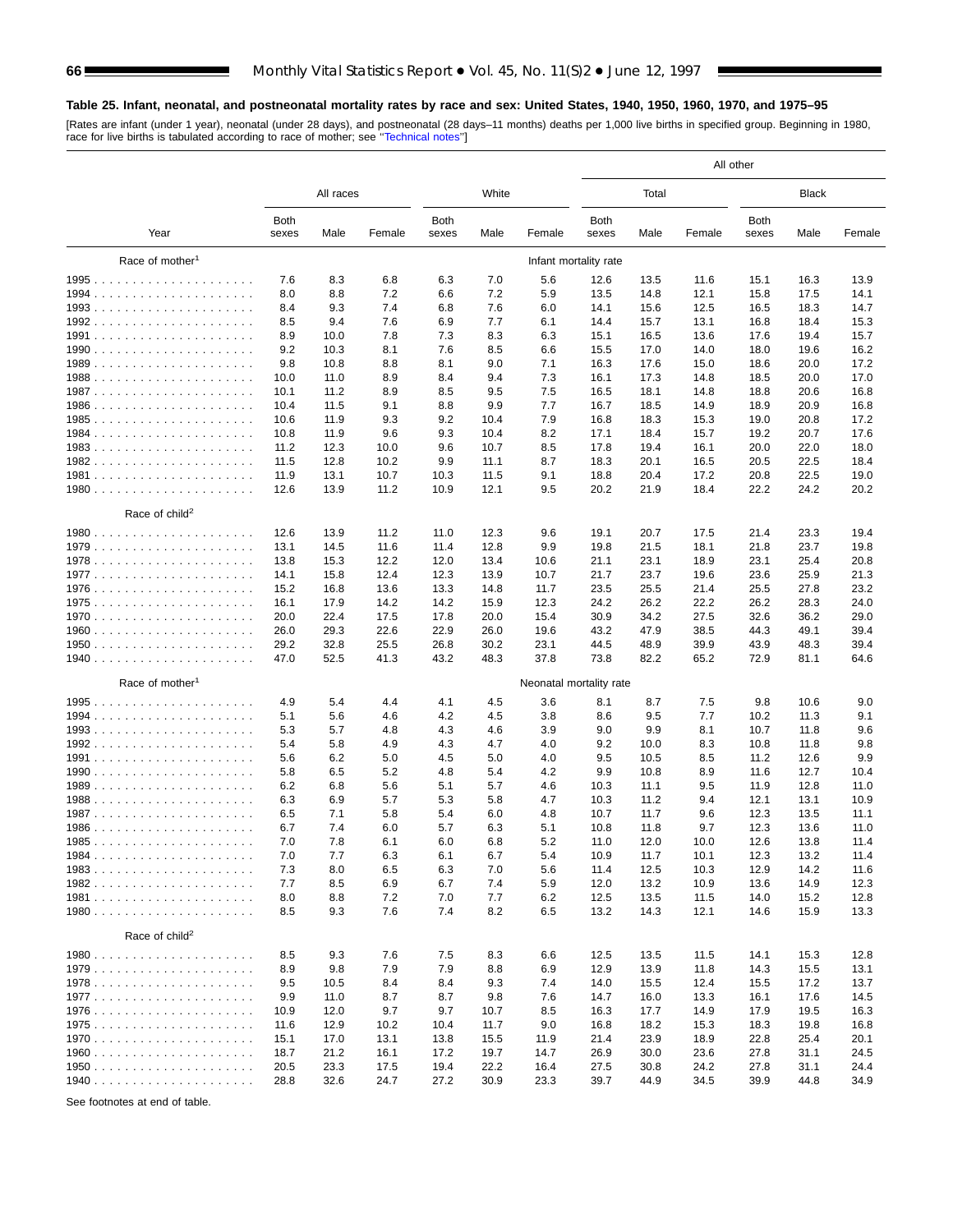**Table 25. Infant, neonatal, and postneonatal mortality rates by race and sex: United States, 1940, 1950, 1960, 1970, and 1975–95**

[Rates are infant (under 1 year), neonatal (under 28 days), and postneonatal (28 days–11 months) deaths per 1,000 live births in specified group. Beginning in 1980, race for live births is tabulated according to race of mother; see "Technical notes"]

| Year | All races | | | White | | | All other | | | | | |
|---|---|---|---|---|---|---|---|---|---|---|---|---|
| | | | | | | | Total | | | Black | | |
| | Both sexes | Male | Female | Both sexes | Male | Female | Both sexes | Male | Female | Both sexes | Male | Female |
| **Race of mother[1]** | | | | | | Infant mortality rate | | | | | | |
| 1995 | 7.6 | 8.3 | 6.8 | 6.3 | 7.0 | 5.6 | 12.6 | 13.5 | 11.6 | 15.1 | 16.3 | 13.9 |
| 1994 | 8.0 | 8.8 | 7.2 | 6.6 | 7.2 | 5.9 | 13.5 | 14.8 | 12.1 | 15.8 | 17.5 | 14.1 |
| 1993 | 8.4 | 9.3 | 7.4 | 6.8 | 7.6 | 6.0 | 14.1 | 15.6 | 12.5 | 16.5 | 18.3 | 14.7 |
| 1992 | 8.5 | 9.4 | 7.6 | 6.9 | 7.7 | 6.1 | 14.4 | 15.7 | 13.1 | 16.8 | 18.4 | 15.3 |
| 1991 | 8.9 | 10.0 | 7.8 | 7.3 | 8.3 | 6.3 | 15.1 | 16.5 | 13.6 | 17.6 | 19.4 | 15.7 |
| 1990 | 9.2 | 10.3 | 8.1 | 7.6 | 8.5 | 6.6 | 15.5 | 17.0 | 14.0 | 18.0 | 19.6 | 16.2 |
| 1989 | 9.8 | 10.8 | 8.8 | 8.1 | 9.0 | 7.1 | 16.3 | 17.6 | 15.0 | 18.6 | 20.0 | 17.2 |
| 1988 | 10.0 | 11.0 | 8.9 | 8.4 | 9.4 | 7.3 | 16.1 | 17.3 | 14.8 | 18.5 | 20.0 | 17.0 |
| 1987 | 10.1 | 11.2 | 8.9 | 8.5 | 9.5 | 7.5 | 16.5 | 18.1 | 14.8 | 18.8 | 20.6 | 16.8 |
| 1986 | 10.4 | 11.5 | 9.1 | 8.8 | 9.9 | 7.7 | 16.7 | 18.5 | 14.9 | 18.9 | 20.9 | 16.8 |
| 1985 | 10.6 | 11.9 | 9.3 | 9.2 | 10.4 | 7.9 | 16.8 | 18.3 | 15.3 | 19.0 | 20.8 | 17.2 |
| 1984 | 10.8 | 11.9 | 9.6 | 9.3 | 10.4 | 8.2 | 17.1 | 18.4 | 15.7 | 19.2 | 20.7 | 17.6 |
| 1983 | 11.2 | 12.3 | 10.0 | 9.6 | 10.7 | 8.5 | 17.8 | 19.4 | 16.1 | 20.0 | 22.0 | 18.0 |
| 1982 | 11.5 | 12.8 | 10.2 | 9.9 | 11.1 | 8.7 | 18.3 | 20.1 | 16.5 | 20.5 | 22.5 | 18.4 |
| 1981 | 11.9 | 13.1 | 10.7 | 10.3 | 11.5 | 9.1 | 18.8 | 20.4 | 17.2 | 20.8 | 22.5 | 19.0 |
| 1980 | 12.6 | 13.9 | 11.2 | 10.9 | 12.1 | 9.5 | 20.2 | 21.9 | 18.4 | 22.2 | 24.2 | 20.2 |
| **Race of child[2]** | | | | | | | | | | | | |
| 1980 | 12.6 | 13.9 | 11.2 | 11.0 | 12.3 | 9.6 | 19.1 | 20.7 | 17.5 | 21.4 | 23.3 | 19.4 |
| 1979 | 13.1 | 14.5 | 11.6 | 11.4 | 12.8 | 9.9 | 19.8 | 21.5 | 18.1 | 21.8 | 23.7 | 19.8 |
| 1978 | 13.8 | 15.3 | 12.2 | 12.0 | 13.4 | 10.6 | 21.1 | 23.1 | 18.9 | 23.1 | 25.4 | 20.8 |
| 1977 | 14.1 | 15.8 | 12.4 | 12.3 | 13.9 | 10.7 | 21.7 | 23.7 | 19.6 | 23.6 | 25.9 | 21.3 |
| 1976 | 15.2 | 16.8 | 13.6 | 13.3 | 14.8 | 11.7 | 23.5 | 25.5 | 21.4 | 25.5 | 27.8 | 23.2 |
| 1975 | 16.1 | 17.9 | 14.2 | 14.2 | 15.9 | 12.3 | 24.2 | 26.2 | 22.2 | 26.2 | 28.3 | 24.0 |
| 1970 | 20.0 | 22.4 | 17.5 | 17.8 | 20.0 | 15.4 | 30.9 | 34.2 | 27.5 | 32.6 | 36.2 | 29.0 |
| 1960 | 26.0 | 29.3 | 22.6 | 22.9 | 26.0 | 19.6 | 43.2 | 47.9 | 38.5 | 44.3 | 49.1 | 39.4 |
| 1950 | 29.2 | 32.8 | 25.5 | 26.8 | 30.2 | 23.1 | 44.5 | 48.9 | 39.9 | 43.9 | 48.3 | 39.4 |
| 1940 | 47.0 | 52.5 | 41.3 | 43.2 | 48.3 | 37.8 | 73.8 | 82.2 | 65.2 | 72.9 | 81.1 | 64.6 |
| **Race of mother[1]** | | | | | | Neonatal mortality rate | | | | | | |
| 1995 | 4.9 | 5.4 | 4.4 | 4.1 | 4.5 | 3.6 | 8.1 | 8.7 | 7.5 | 9.8 | 10.6 | 9.0 |
| 1994 | 5.1 | 5.6 | 4.6 | 4.2 | 4.5 | 3.8 | 8.6 | 9.5 | 7.7 | 10.2 | 11.3 | 9.1 |
| 1993 | 5.3 | 5.7 | 4.8 | 4.3 | 4.6 | 3.9 | 9.0 | 9.9 | 8.1 | 10.7 | 11.8 | 9.6 |
| 1992 | 5.4 | 5.8 | 4.9 | 4.3 | 4.7 | 4.0 | 9.2 | 10.0 | 8.3 | 10.8 | 11.8 | 9.8 |
| 1991 | 5.6 | 6.2 | 5.0 | 4.5 | 5.0 | 4.0 | 9.5 | 10.5 | 8.5 | 11.2 | 12.6 | 9.9 |
| 1990 | 5.8 | 6.5 | 5.2 | 4.8 | 5.4 | 4.2 | 9.9 | 10.8 | 8.9 | 11.6 | 12.7 | 10.4 |
| 1989 | 6.2 | 6.8 | 5.6 | 5.1 | 5.7 | 4.6 | 10.3 | 11.1 | 9.5 | 11.9 | 12.8 | 11.0 |
| 1988 | 6.3 | 6.9 | 5.7 | 5.3 | 5.8 | 4.7 | 10.3 | 11.2 | 9.4 | 12.1 | 13.1 | 10.9 |
| 1987 | 6.5 | 7.1 | 5.8 | 5.4 | 6.0 | 4.8 | 10.7 | 11.7 | 9.6 | 12.3 | 13.5 | 11.1 |
| 1986 | 6.7 | 7.4 | 6.0 | 5.7 | 6.3 | 5.1 | 10.8 | 11.8 | 9.7 | 12.3 | 13.6 | 11.0 |
| 1985 | 7.0 | 7.8 | 6.1 | 6.0 | 6.8 | 5.2 | 11.0 | 12.0 | 10.0 | 12.6 | 13.8 | 11.4 |
| 1984 | 7.0 | 7.7 | 6.3 | 6.1 | 6.7 | 5.4 | 10.9 | 11.7 | 10.1 | 12.3 | 13.2 | 11.4 |
| 1983 | 7.3 | 8.0 | 6.5 | 6.3 | 7.0 | 5.6 | 11.4 | 12.5 | 10.3 | 12.9 | 14.2 | 11.6 |
| 1982 | 7.7 | 8.5 | 6.9 | 6.7 | 7.4 | 5.9 | 12.0 | 13.2 | 10.9 | 13.6 | 14.9 | 12.3 |
| 1981 | 8.0 | 8.8 | 7.2 | 7.0 | 7.7 | 6.2 | 12.5 | 13.5 | 11.5 | 14.0 | 15.2 | 12.8 |
| 1980 | 8.5 | 9.3 | 7.6 | 7.4 | 8.2 | 6.5 | 13.2 | 14.3 | 12.1 | 14.6 | 15.9 | 13.3 |
| **Race of child[2]** | | | | | | | | | | | | |
| 1980 | 8.5 | 9.3 | 7.6 | 7.5 | 8.3 | 6.6 | 12.5 | 13.5 | 11.5 | 14.1 | 15.3 | 12.8 |
| 1979 | 8.9 | 9.8 | 7.9 | 7.9 | 8.8 | 6.9 | 12.9 | 13.9 | 11.8 | 14.3 | 15.5 | 13.1 |
| 1978 | 9.5 | 10.5 | 8.4 | 8.4 | 9.3 | 7.4 | 14.0 | 15.5 | 12.4 | 15.5 | 17.2 | 13.7 |
| 1977 | 9.9 | 11.0 | 8.7 | 8.7 | 9.8 | 7.6 | 14.7 | 16.0 | 13.3 | 16.1 | 17.6 | 14.5 |
| 1976 | 10.9 | 12.0 | 9.7 | 9.7 | 10.7 | 8.5 | 16.3 | 17.7 | 14.9 | 17.9 | 19.5 | 16.3 |
| 1975 | 11.6 | 12.9 | 10.2 | 10.4 | 11.7 | 9.0 | 16.8 | 18.2 | 15.3 | 18.3 | 19.8 | 16.8 |
| 1970 | 15.1 | 17.0 | 13.1 | 13.8 | 15.5 | 11.9 | 21.4 | 23.9 | 18.9 | 22.8 | 25.4 | 20.1 |
| 1960 | 18.7 | 21.2 | 16.1 | 17.2 | 19.7 | 14.7 | 26.9 | 30.0 | 23.6 | 27.8 | 31.1 | 24.5 |
| 1950 | 20.5 | 23.3 | 17.5 | 19.4 | 22.2 | 16.4 | 27.5 | 30.8 | 24.2 | 27.8 | 31.1 | 24.4 |
| 1940 | 28.8 | 32.6 | 24.7 | 27.2 | 30.9 | 23.3 | 39.7 | 44.9 | 34.5 | 39.9 | 44.8 | 34.9 |

See footnotes at end of table.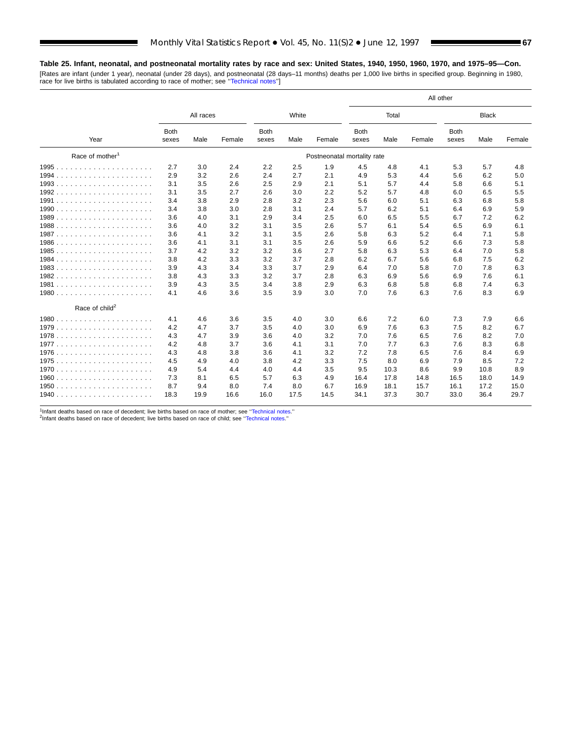**Table 25. Infant, neonatal, and postneonatal mortality rates by race and sex: United States, 1940, 1950, 1960, 1970, and 1975–95—Con.**

[Rates are infant (under 1 year), neonatal (under 28 days), and postneonatal (28 days–11 months) deaths per 1,000 live births in specified group. Beginning in 1980, race for live births is tabulated according to race of mother; see "Technical notes"]

| Year | All races | | | White | | | All other | | | | | |
|---|---|---|---|---|---|---|---|---|---|---|---|---|
| | | | | | | | Total | | | Black | | |
| | Both sexes | Male | Female | Both sexes | Male | Female | Both sexes | Male | Female | Both sexes | Male | Female |
| Race of mother[1] | Postneonatal mortality rate | | | | | | | | | | | |
| 1995 | 2.7 | 3.0 | 2.4 | 2.2 | 2.5 | 1.9 | 4.5 | 4.8 | 4.1 | 5.3 | 5.7 | 4.8 |
| 1994 | 2.9 | 3.2 | 2.6 | 2.4 | 2.7 | 2.1 | 4.9 | 5.3 | 4.4 | 5.6 | 6.2 | 5.0 |
| 1993 | 3.1 | 3.5 | 2.6 | 2.5 | 2.9 | 2.1 | 5.1 | 5.7 | 4.4 | 5.8 | 6.6 | 5.1 |
| 1992 | 3.1 | 3.5 | 2.7 | 2.6 | 3.0 | 2.2 | 5.2 | 5.7 | 4.8 | 6.0 | 6.5 | 5.5 |
| 1991 | 3.4 | 3.8 | 2.9 | 2.8 | 3.2 | 2.3 | 5.6 | 6.0 | 5.1 | 6.3 | 6.8 | 5.8 |
| 1990 | 3.4 | 3.8 | 3.0 | 2.8 | 3.1 | 2.4 | 5.7 | 6.2 | 5.1 | 6.4 | 6.9 | 5.9 |
| 1989 | 3.6 | 4.0 | 3.1 | 2.9 | 3.4 | 2.5 | 6.0 | 6.5 | 5.5 | 6.7 | 7.2 | 6.2 |
| 1988 | 3.6 | 4.0 | 3.2 | 3.1 | 3.5 | 2.6 | 5.7 | 6.1 | 5.4 | 6.5 | 6.9 | 6.1 |
| 1987 | 3.6 | 4.1 | 3.2 | 3.1 | 3.5 | 2.6 | 5.8 | 6.3 | 5.2 | 6.4 | 7.1 | 5.8 |
| 1986 | 3.6 | 4.1 | 3.1 | 3.1 | 3.5 | 2.6 | 5.9 | 6.6 | 5.2 | 6.6 | 7.3 | 5.8 |
| 1985 | 3.7 | 4.2 | 3.2 | 3.2 | 3.6 | 2.7 | 5.8 | 6.3 | 5.3 | 6.4 | 7.0 | 5.8 |
| 1984 | 3.8 | 4.2 | 3.3 | 3.2 | 3.7 | 2.8 | 6.2 | 6.7 | 5.6 | 6.8 | 7.5 | 6.2 |
| 1983 | 3.9 | 4.3 | 3.4 | 3.3 | 3.7 | 2.9 | 6.4 | 7.0 | 5.8 | 7.0 | 7.8 | 6.3 |
| 1982 | 3.8 | 4.3 | 3.3 | 3.2 | 3.7 | 2.8 | 6.3 | 6.9 | 5.6 | 6.9 | 7.6 | 6.1 |
| 1981 | 3.9 | 4.3 | 3.5 | 3.4 | 3.8 | 2.9 | 6.3 | 6.8 | 5.8 | 6.8 | 7.4 | 6.3 |
| 1980 | 4.1 | 4.6 | 3.6 | 3.5 | 3.9 | 3.0 | 7.0 | 7.6 | 6.3 | 7.6 | 8.3 | 6.9 |
| Race of child[2] | | | | | | | | | | | | |
| 1980 | 4.1 | 4.6 | 3.6 | 3.5 | 4.0 | 3.0 | 6.6 | 7.2 | 6.0 | 7.3 | 7.9 | 6.6 |
| 1979 | 4.2 | 4.7 | 3.7 | 3.5 | 4.0 | 3.0 | 6.9 | 7.6 | 6.3 | 7.5 | 8.2 | 6.7 |
| 1978 | 4.3 | 4.7 | 3.9 | 3.6 | 4.0 | 3.2 | 7.0 | 7.6 | 6.5 | 7.6 | 8.2 | 7.0 |
| 1977 | 4.2 | 4.8 | 3.7 | 3.6 | 4.1 | 3.1 | 7.0 | 7.7 | 6.3 | 7.6 | 8.3 | 6.8 |
| 1976 | 4.3 | 4.8 | 3.8 | 3.6 | 4.1 | 3.2 | 7.2 | 7.8 | 6.5 | 7.6 | 8.4 | 6.9 |
| 1975 | 4.5 | 4.9 | 4.0 | 3.8 | 4.2 | 3.3 | 7.5 | 8.0 | 6.9 | 7.9 | 8.5 | 7.2 |
| 1970 | 4.9 | 5.4 | 4.4 | 4.0 | 4.4 | 3.5 | 9.5 | 10.3 | 8.6 | 9.9 | 10.8 | 8.9 |
| 1960 | 7.3 | 8.1 | 6.5 | 5.7 | 6.3 | 4.9 | 16.4 | 17.8 | 14.8 | 16.5 | 18.0 | 14.9 |
| 1950 | 8.7 | 9.4 | 8.0 | 7.4 | 8.0 | 6.7 | 16.9 | 18.1 | 15.7 | 16.1 | 17.2 | 15.0 |
| 1940 | 18.3 | 19.9 | 16.6 | 16.0 | 17.5 | 14.5 | 34.1 | 37.3 | 30.7 | 33.0 | 36.4 | 29.7 |

[1]Infant deaths based on race of decedent; live births based on race of mother; see "Technical notes."
[2]Infant deaths based on race of decedent; live births based on race of child; see "Technical notes."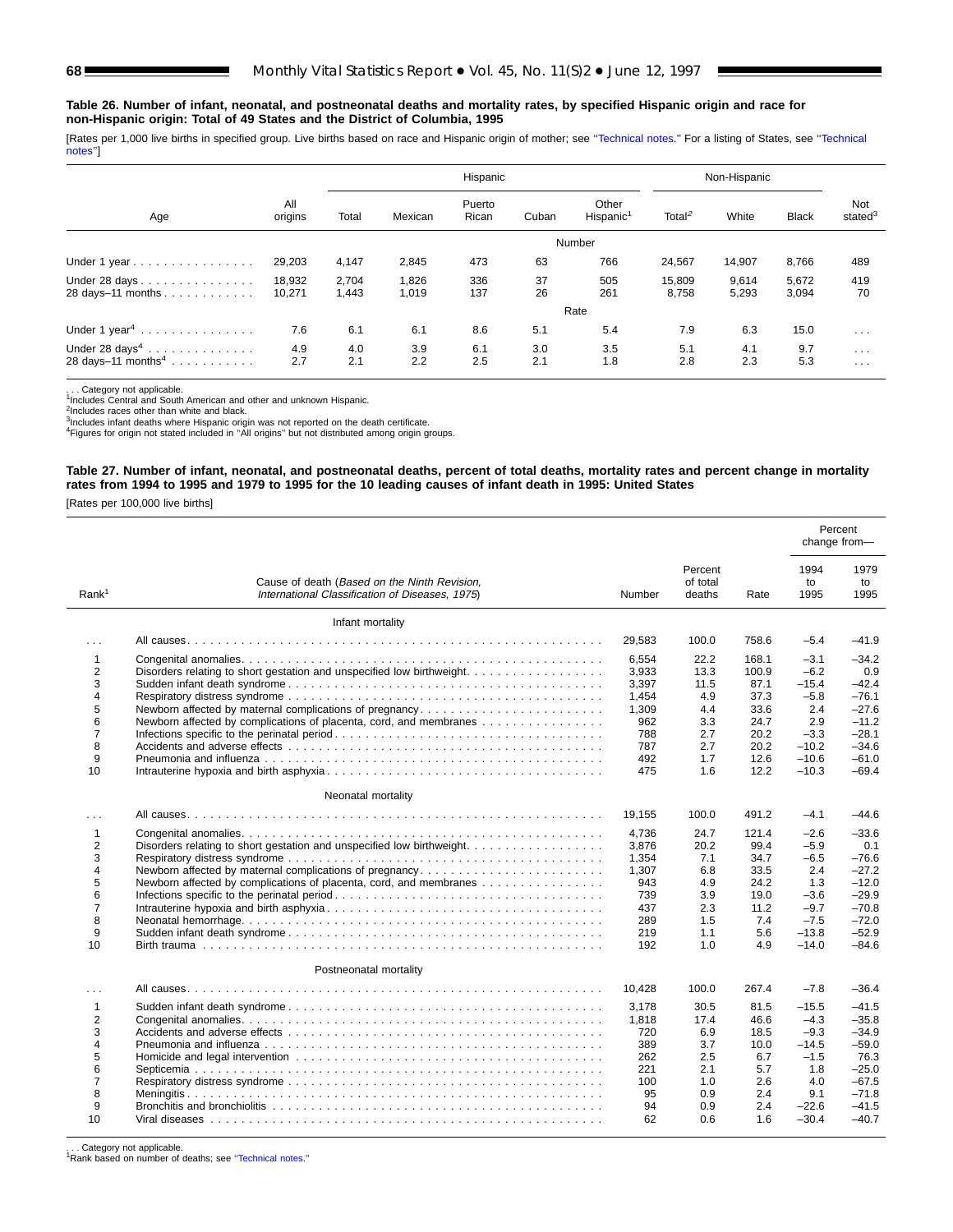**Table 26. Number of infant, neonatal, and postneonatal deaths and mortality rates, by specified Hispanic origin and race for non-Hispanic origin: Total of 49 States and the District of Columbia, 1995**

[Rates per 1,000 live births in specified group. Live births based on race and Hispanic origin of mother; see "Technical notes." For a listing of States, see "Technical notes"]

| Age | All origins | Hispanic | | | | | Non-Hispanic | | | Not stated[3] |
|---|---|---|---|---|---|---|---|---|---|---|
| | | Total | Mexican | Puerto Rican | Cuban | Other Hispanic[1] | Total[2] | White | Black | |
| | | | | | | Number | | | | |
| Under 1 year | 29,203 | 4,147 | 2,845 | 473 | 63 | 766 | 24,567 | 14,907 | 8,766 | 489 |
| Under 28 days | 18,932 | 2,704 | 1,826 | 336 | 37 | 505 | 15,809 | 9,614 | 5,672 | 419 |
| 28 days–11 months | 10,271 | 1,443 | 1,019 | 137 | 26 | 261 | 8,758 | 5,293 | 3,094 | 70 |
| | | | | | | Rate | | | | |
| Under 1 year[4] | 7.6 | 6.1 | 6.1 | 8.6 | 5.1 | 5.4 | 7.9 | 6.3 | 15.0 | . . . |
| Under 28 days[4] | 4.9 | 4.0 | 3.9 | 6.1 | 3.0 | 3.5 | 5.1 | 4.1 | 9.7 | . . . |
| 28 days–11 months[4] | 2.7 | 2.1 | 2.2 | 2.5 | 2.1 | 1.8 | 2.8 | 2.3 | 5.3 | . . . |

. . . Category not applicable.
[1]Includes Central and South American and other and unknown Hispanic.
[2]Includes races other than white and black.
[3]Includes infant deaths where Hispanic origin was not reported on the death certificate.
[4]Figures for origin not stated included in "All origins" but not distributed among origin groups.

**Table 27. Number of infant, neonatal, and postneonatal deaths, percent of total deaths, mortality rates and percent change in mortality rates from 1994 to 1995 and 1979 to 1995 for the 10 leading causes of infant death in 1995: United States**

[Rates per 100,000 live births]

| Rank[1] | Cause of death (*Based on the Ninth Revision, International Classification of Diseases, 1975*) | Number | Percent of total deaths | Rate | Percent change from— 1994 to 1995 | Percent change from— 1979 to 1995 |
|---|---|---|---|---|---|---|
| | Infant mortality | | | | | |
| . . . | All causes | 29,583 | 100.0 | 758.6 | –5.4 | –41.9 |
| 1 | Congenital anomalies | 6,554 | 22.2 | 168.1 | –3.1 | –34.2 |
| 2 | Disorders relating to short gestation and unspecified low birthweight | 3,933 | 13.3 | 100.9 | –6.2 | 0.9 |
| 3 | Sudden infant death syndrome | 3,397 | 11.5 | 87.1 | –15.4 | –42.4 |
| 4 | Respiratory distress syndrome | 1,454 | 4.9 | 37.3 | –5.8 | –76.1 |
| 5 | Newborn affected by maternal complications of pregnancy | 1,309 | 4.4 | 33.6 | 2.4 | –27.6 |
| 6 | Newborn affected by complications of placenta, cord, and membranes | 962 | 3.3 | 24.7 | 2.9 | –11.2 |
| 7 | Infections specific to the perinatal period | 788 | 2.7 | 20.2 | –3.3 | –28.1 |
| 8 | Accidents and adverse effects | 787 | 2.7 | 20.2 | –10.2 | –34.6 |
| 9 | Pneumonia and influenza | 492 | 1.7 | 12.6 | –10.6 | –61.0 |
| 10 | Intrauterine hypoxia and birth asphyxia | 475 | 1.6 | 12.2 | –10.3 | –69.4 |
| | Neonatal mortality | | | | | |
| . . . | All causes | 19,155 | 100.0 | 491.2 | –4.1 | –44.6 |
| 1 | Congenital anomalies | 4,736 | 24.7 | 121.4 | –2.6 | –33.6 |
| 2 | Disorders relating to short gestation and unspecified low birthweight | 3,876 | 20.2 | 99.4 | –5.9 | 0.1 |
| 3 | Respiratory distress syndrome | 1,354 | 7.1 | 34.7 | –6.5 | –76.6 |
| 4 | Newborn affected by maternal complications of pregnancy | 1,307 | 6.8 | 33.5 | 2.4 | –27.2 |
| 5 | Newborn affected by complications of placenta, cord, and membranes | 943 | 4.9 | 24.2 | 1.3 | –12.0 |
| 6 | Infections specific to the perinatal period | 739 | 3.9 | 19.0 | –3.6 | –29.9 |
| 7 | Intrauterine hypoxia and birth asphyxia | 437 | 2.3 | 11.2 | –9.7 | –70.8 |
| 8 | Neonatal hemorrhage | 289 | 1.5 | 7.4 | –7.5 | –72.0 |
| 9 | Sudden infant death syndrome | 219 | 1.1 | 5.6 | –13.8 | –52.9 |
| 10 | Birth trauma | 192 | 1.0 | 4.9 | –14.0 | –84.6 |
| | Postneonatal mortality | | | | | |
| . . . | All causes | 10,428 | 100.0 | 267.4 | –7.8 | –36.4 |
| 1 | Sudden infant death syndrome | 3,178 | 30.5 | 81.5 | –15.5 | –41.5 |
| 2 | Congenital anomalies | 1,818 | 17.4 | 46.6 | –4.3 | –35.8 |
| 3 | Accidents and adverse effects | 720 | 6.9 | 18.5 | –9.3 | –34.9 |
| 4 | Pneumonia and influenza | 389 | 3.7 | 10.0 | –14.5 | –59.0 |
| 5 | Homicide and legal intervention | 262 | 2.5 | 6.7 | –1.5 | 76.3 |
| 6 | Septicemia | 221 | 2.1 | 5.7 | 1.8 | –25.0 |
| 7 | Respiratory distress syndrome | 100 | 1.0 | 2.6 | 4.0 | –67.5 |
| 8 | Meningitis | 95 | 0.9 | 2.4 | 9.1 | –71.8 |
| 9 | Bronchitis and bronchiolitis | 94 | 0.9 | 2.4 | –22.6 | –41.5 |
| 10 | Viral diseases | 62 | 0.6 | 1.6 | –30.4 | –40.7 |

. . . Category not applicable.
[1]Rank based on number of deaths; see "Technical notes."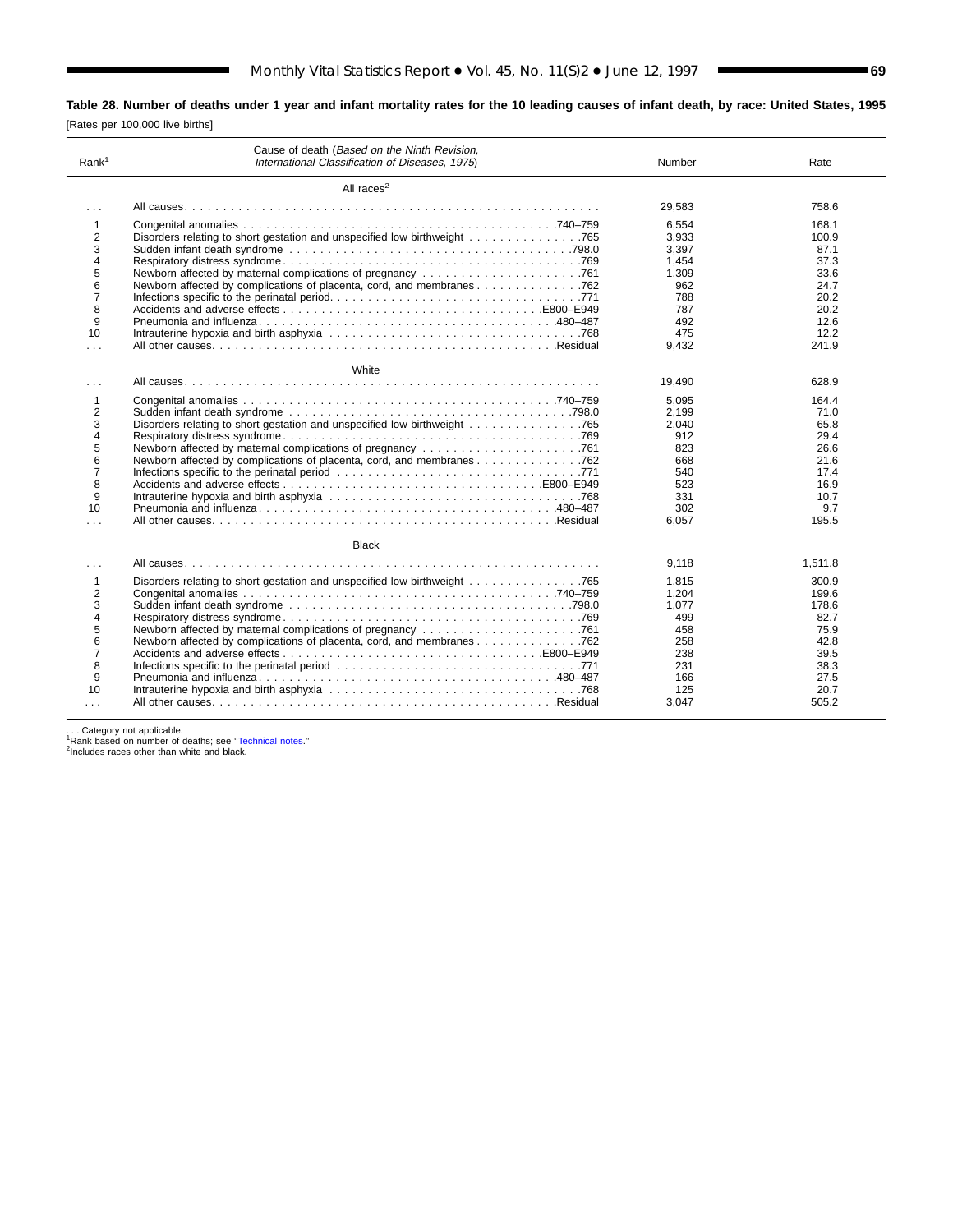**Table 28. Number of deaths under 1 year and infant mortality rates for the 10 leading causes of infant death, by race: United States, 1995**

[Rates per 100,000 live births]

| Rank[1] | Cause of death (*Based on the Ninth Revision, International Classification of Diseases, 1975*) | Number | Rate |
|---|---|---|---|
| | All races[2] | | |
| . . . | All causes | 29,583 | 758.6 |
| 1 | Congenital anomalies . . . 740–759 | 6,554 | 168.1 |
| 2 | Disorders relating to short gestation and unspecified low birthweight . . . 765 | 3,933 | 100.9 |
| 3 | Sudden infant death syndrome . . . 798.0 | 3,397 | 87.1 |
| 4 | Respiratory distress syndrome . . . 769 | 1,454 | 37.3 |
| 5 | Newborn affected by maternal complications of pregnancy . . . 761 | 1,309 | 33.6 |
| 6 | Newborn affected by complications of placenta, cord, and membranes . . . 762 | 962 | 24.7 |
| 7 | Infections specific to the perinatal period . . . 771 | 788 | 20.2 |
| 8 | Accidents and adverse effects . . . E800–E949 | 787 | 20.2 |
| 9 | Pneumonia and influenza . . . 480–487 | 492 | 12.6 |
| 10 | Intrauterine hypoxia and birth asphyxia . . . 768 | 475 | 12.2 |
| . . . | All other causes . . . Residual | 9,432 | 241.9 |
| | White | | |
| . . . | All causes | 19,490 | 628.9 |
| 1 | Congenital anomalies . . . 740–759 | 5,095 | 164.4 |
| 2 | Sudden infant death syndrome . . . 798.0 | 2,199 | 71.0 |
| 3 | Disorders relating to short gestation and unspecified low birthweight . . . 765 | 2,040 | 65.8 |
| 4 | Respiratory distress syndrome . . . 769 | 912 | 29.4 |
| 5 | Newborn affected by maternal complications of pregnancy . . . 761 | 823 | 26.6 |
| 6 | Newborn affected by complications of placenta, cord, and membranes . . . 762 | 668 | 21.6 |
| 7 | Infections specific to the perinatal period . . . 771 | 540 | 17.4 |
| 8 | Accidents and adverse effects . . . E800–E949 | 523 | 16.9 |
| 9 | Intrauterine hypoxia and birth asphyxia . . . 768 | 331 | 10.7 |
| 10 | Pneumonia and influenza . . . 480–487 | 302 | 9.7 |
| . . . | All other causes . . . Residual | 6,057 | 195.5 |
| | Black | | |
| . . . | All causes | 9,118 | 1,511.8 |
| 1 | Disorders relating to short gestation and unspecified low birthweight . . . 765 | 1,815 | 300.9 |
| 2 | Congenital anomalies . . . 740–759 | 1,204 | 199.6 |
| 3 | Sudden infant death syndrome . . . 798.0 | 1,077 | 178.6 |
| 4 | Respiratory distress syndrome . . . 769 | 499 | 82.7 |
| 5 | Newborn affected by maternal complications of pregnancy . . . 761 | 458 | 75.9 |
| 6 | Newborn affected by complications of placenta, cord, and membranes . . . 762 | 258 | 42.8 |
| 7 | Accidents and adverse effects . . . E800–E949 | 238 | 39.5 |
| 8 | Infections specific to the perinatal period . . . 771 | 231 | 38.3 |
| 9 | Pneumonia and influenza . . . 480–487 | 166 | 27.5 |
| 10 | Intrauterine hypoxia and birth asphyxia . . . 768 | 125 | 20.7 |
| . . . | All other causes . . . Residual | 3,047 | 505.2 |

. . . Category not applicable.
[1]Rank based on number of deaths; see "Technical notes."
[2]Includes races other than white and black.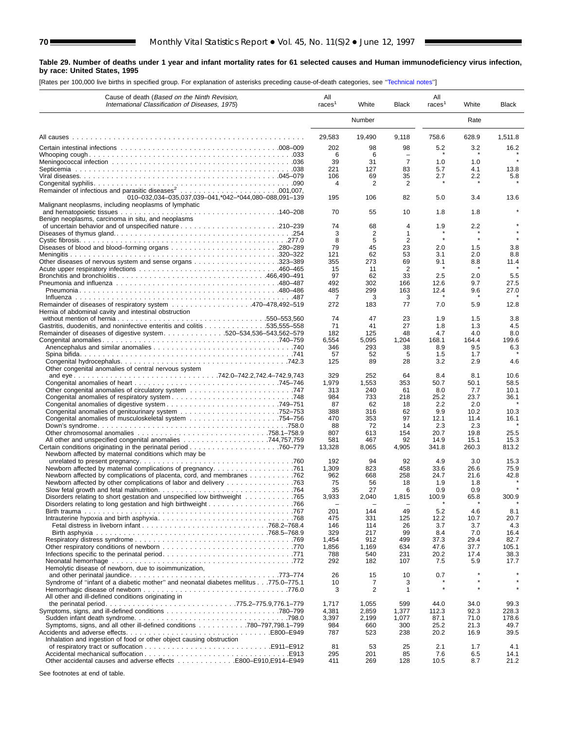**Table 29. Number of deaths under 1 year and infant mortality rates for 61 selected causes and Human immunodeficiency virus infection, by race: United States, 1995**

[Rates per 100,000 live births in specified group. For explanation of asterisks preceding cause-of-death categories, see "Technical notes"]

| Cause of death (*Based on the Ninth Revision, International Classification of Diseases, 1975*) | All races[1] | White | Black | All races[1] | White | Black |
|---|---|---|---|---|---|---|
| | Number | | | Rate | | |
| All causes | 29,583 | 19,490 | 9,118 | 758.6 | 628.9 | 1,511.8 |
| Certain intestinal infections . . . 008–009 | 202 | 98 | 98 | 5.2 | 3.2 | 16.2 |
| Whooping cough . . . 033 | 6 | 6 | – | * | * | * |
| Meningococcal infection . . . 036 | 39 | 31 | 7 | 1.0 | 1.0 | * |
| Septicemia . . . 038 | 221 | 127 | 83 | 5.7 | 4.1 | 13.8 |
| Viral diseases . . . 045–079 | 106 | 69 | 35 | 2.7 | 2.2 | 5.8 |
| Congenital syphilis . . . 090 | 4 | 2 | 2 | * | * | * |
| Remainder of infectious and parasitic diseases[2] . . . 001,007, 010–032,034–035,037,039–041,*042–*044,080–088,091–139 | 195 | 106 | 82 | 5.0 | 3.4 | 13.6 |
| Malignant neoplasms, including neoplasms of lymphatic and hematopoietic tissues . . . 140–208 | 70 | 55 | 10 | 1.8 | 1.8 | * |
| Benign neoplasms, carcinoma in situ, and neoplasms of uncertain behavior and of unspecified nature . . . 210–239 | 74 | 68 | 4 | 1.9 | 2.2 | * |
| Diseases of thymus gland . . . 254 | 3 | 2 | 1 | * | * | * |
| Cystic fibrosis . . . 277.0 | 8 | 5 | 2 | * | * | * |
| Diseases of blood and blood-forming organs . . . 280–289 | 79 | 45 | 23 | 2.0 | 1.5 | 3.8 |
| Meningitis . . . 320–322 | 121 | 62 | 53 | 3.1 | 2.0 | 8.8 |
| Other diseases of nervous system and sense organs . . . 323–389 | 355 | 273 | 69 | 9.1 | 8.8 | 11.4 |
| Acute upper respiratory infections . . . 460–465 | 15 | 11 | 2 | * | * | * |
| Bronchitis and bronchiolitis . . . 466,490–491 | 97 | 62 | 33 | 2.5 | 2.0 | 5.5 |
| Pneumonia and influenza . . . 480–487 | 492 | 302 | 166 | 12.6 | 9.7 | 27.5 |
| Pneumonia . . . 480–486 | 485 | 299 | 163 | 12.4 | 9.6 | 27.0 |
| Influenza . . . 487 | 7 | 3 | 3 | * | * | * |
| Remainder of diseases of respiratory system . . . 470–478,492–519 | 272 | 183 | 77 | 7.0 | 5.9 | 12.8 |
| Hernia of abdominal cavity and intestinal obstruction without mention of hernia . . . 550–553,560 | 74 | 47 | 23 | 1.9 | 1.5 | 3.8 |
| Gastritis, duodenitis, and noninfective enteritis and colitis . . . 535,555–558 | 71 | 41 | 27 | 1.8 | 1.3 | 4.5 |
| Remainder of diseases of digestive system . . . 520–534,536–543,562–579 | 182 | 125 | 48 | 4.7 | 4.0 | 8.0 |
| Congenital anomalies . . . 740–759 | 6,554 | 5,095 | 1,204 | 168.1 | 164.4 | 199.6 |
| Anencephalus and similar anomalies . . . 740 | 346 | 293 | 38 | 8.9 | 9.5 | 6.3 |
| Spina bifida . . . 741 | 57 | 52 | 5 | 1.5 | 1.7 | * |
| Congenital hydrocephalus . . . 742.3 | 125 | 89 | 28 | 3.2 | 2.9 | 4.6 |
| Other congenital anomalies of central nervous system and eye . . . 742.0–742.2,742.4–742.9,743 | 329 | 252 | 64 | 8.4 | 8.1 | 10.6 |
| Congenital anomalies of heart . . . 745–746 | 1,979 | 1,553 | 353 | 50.7 | 50.1 | 58.5 |
| Other congenital anomalies of circulatory system . . . 747 | 313 | 240 | 61 | 8.0 | 7.7 | 10.1 |
| Congenital anomalies of respiratory system . . . 748 | 984 | 733 | 218 | 25.2 | 23.7 | 36.1 |
| Congenital anomalies of digestive system . . . 749–751 | 87 | 62 | 18 | 2.2 | 2.0 | * |
| Congenital anomalies of genitourinary system . . . 752–753 | 388 | 316 | 62 | 9.9 | 10.2 | 10.3 |
| Congenital anomalies of musculoskeletal system . . . 754–756 | 470 | 353 | 97 | 12.1 | 11.4 | 16.1 |
| Down's syndrome . . . 758.0 | 88 | 72 | 14 | 2.3 | 2.3 | * |
| Other chromosomal anomalies . . . 758.1–758.9 | 807 | 613 | 154 | 20.7 | 19.8 | 25.5 |
| All other and unspecified congenital anomalies . . . 744,757,759 | 581 | 467 | 92 | 14.9 | 15.1 | 15.3 |
| Certain conditions originating in the perinatal period . . . 760–779 | 13,328 | 8,065 | 4,905 | 341.8 | 260.3 | 813.2 |
| Newborn affected by maternal conditions which may be unrelated to present pregnancy . . . 760 | 192 | 94 | 92 | 4.9 | 3.0 | 15.3 |
| Newborn affected by maternal complications of pregnancy . . . 761 | 1,309 | 823 | 458 | 33.6 | 26.6 | 75.9 |
| Newborn affected by complications of placenta, cord, and membranes . . . 762 | 962 | 668 | 258 | 24.7 | 21.6 | 42.8 |
| Newborn affected by other complications of labor and delivery . . . 763 | 75 | 56 | 18 | 1.9 | 1.8 | * |
| Slow fetal growth and fetal malnutrition . . . 764 | 35 | 27 | 6 | 0.9 | 0.9 | * |
| Disorders relating to short gestation and unspecified low birthweight . . . 765 | 3,933 | 2,040 | 1,815 | 100.9 | 65.8 | 300.9 |
| Disorders relating to long gestation and high birthweight . . . 766 | – | – | – | * | * | * |
| Birth trauma . . . 767 | 201 | 144 | 49 | 5.2 | 4.6 | 8.1 |
| Intrauterine hypoxia and birth asphyxia . . . 768 | 475 | 331 | 125 | 12.2 | 10.7 | 20.7 |
| Fetal distress in liveborn infant . . . 768.2–768.4 | 146 | 114 | 26 | 3.7 | 3.7 | 4.3 |
| Birth asphyxia . . . 768.5–768.9 | 329 | 217 | 99 | 8.4 | 7.0 | 16.4 |
| Respiratory distress syndrome . . . 769 | 1,454 | 912 | 499 | 37.3 | 29.4 | 82.7 |
| Other respiratory conditions of newborn . . . 770 | 1,856 | 1,169 | 634 | 47.6 | 37.7 | 105.1 |
| Infections specific to the perinatal period . . . 771 | 788 | 540 | 231 | 20.2 | 17.4 | 38.3 |
| Neonatal hemorrhage . . . 772 | 292 | 182 | 107 | 7.5 | 5.9 | 17.7 |
| Hemolytic disease of newborn, due to isoimmunization, and other perinatal jaundice . . . 773–774 | 26 | 15 | 10 | 0.7 | * | * |
| Syndrome of "infant of a diabetic mother" and neonatal diabetes mellitus . . . 775.0–775.1 | 10 | 7 | 3 | * | * | * |
| Hemorrhagic disease of newborn . . . 776.0 | 3 | 2 | 1 | * | * | * |
| All other and ill-defined conditions originating in the perinatal period . . . 775.2–775.9,776.1–779 | 1,717 | 1,055 | 599 | 44.0 | 34.0 | 99.3 |
| Symptoms, signs, and ill-defined conditions . . . 780–799 | 4,381 | 2,859 | 1,377 | 112.3 | 92.3 | 228.3 |
| Sudden infant death syndrome . . . 798.0 | 3,397 | 2,199 | 1,077 | 87.1 | 71.0 | 178.6 |
| Symptoms, signs, and all other ill-defined conditions . . . 780–797,798.1–799 | 984 | 660 | 300 | 25.2 | 21.3 | 49.7 |
| Accidents and adverse effects . . . E800–E949 | 787 | 523 | 238 | 20.2 | 16.9 | 39.5 |
| Inhalation and ingestion of food or other object causing obstruction of respiratory tract or suffocation . . . E911–E912 | 81 | 53 | 25 | 2.1 | 1.7 | 4.1 |
| Accidental mechanical suffocation . . . E913 | 295 | 201 | 85 | 7.6 | 6.5 | 14.1 |
| Other accidental causes and adverse effects . . . E800–E910,E914–E949 | 411 | 269 | 128 | 10.5 | 8.7 | 21.2 |

See footnotes at end of table.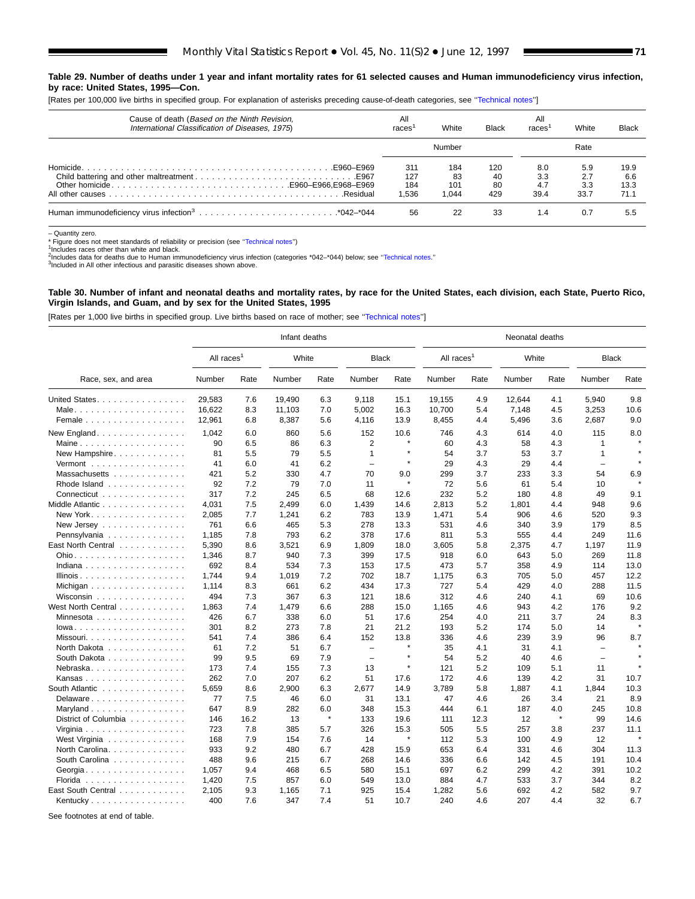**Table 29. Number of deaths under 1 year and infant mortality rates for 61 selected causes and Human immunodeficiency virus infection, by race: United States, 1995—Con.**

[Rates per 100,000 live births in specified group. For explanation of asterisks preceding cause-of-death categories, see "Technical notes"]

| Cause of death (*Based on the Ninth Revision, International Classification of Diseases, 1975*) | All races[1] | White | Black | All races[1] | White | Black |
|---|---|---|---|---|---|---|
| | Number | | | Rate | | |
| Homicide . . . . . E960–E969 | 311 | 184 | 120 | 8.0 | 5.9 | 19.9 |
| Child battering and other maltreatment . . . . . E967 | 127 | 83 | 40 | 3.3 | 2.7 | 6.6 |
| Other homicide . . . . . E960–E966,E968–E969 | 184 | 101 | 80 | 4.7 | 3.3 | 13.3 |
| All other causes . . . . . Residual | 1,536 | 1,044 | 429 | 39.4 | 33.7 | 71.1 |
| Human immunodeficiency virus infection[3] . . . . . *042–*044 | 56 | 22 | 33 | 1.4 | 0.7 | 5.5 |

– Quantity zero.
* Figure does not meet standards of reliability or precision (see "Technical notes")
[1]Includes races other than white and black.
[2]Includes data for deaths due to Human immunodeficiency virus infection (categories *042–*044) below; see "Technical notes."
[3]Included in All other infectious and parasitic diseases shown above.

**Table 30. Number of infant and neonatal deaths and mortality rates, by race for the United States, each division, each State, Puerto Rico, Virgin Islands, and Guam, and by sex for the United States, 1995**

[Rates per 1,000 live births in specified group. Live births based on race of mother; see "Technical notes"]

| Race, sex, and area | Infant deaths | | | | | | Neonatal deaths | | | | | |
|---|---|---|---|---|---|---|---|---|---|---|---|---|
| | All races[1] | | White | | Black | | All races[1] | | White | | Black | |
| | Number | Rate | Number | Rate | Number | Rate | Number | Rate | Number | Rate | Number | Rate |
| United States | 29,583 | 7.6 | 19,490 | 6.3 | 9,118 | 15.1 | 19,155 | 4.9 | 12,644 | 4.1 | 5,940 | 9.8 |
| Male | 16,622 | 8.3 | 11,103 | 7.0 | 5,002 | 16.3 | 10,700 | 5.4 | 7,148 | 4.5 | 3,253 | 10.6 |
| Female | 12,961 | 6.8 | 8,387 | 5.6 | 4,116 | 13.9 | 8,455 | 4.4 | 5,496 | 3.6 | 2,687 | 9.0 |
| New England | 1,042 | 6.0 | 860 | 5.6 | 152 | 10.6 | 746 | 4.3 | 614 | 4.0 | 115 | 8.0 |
| Maine | 90 | 6.5 | 86 | 6.3 | 2 | * | 60 | 4.3 | 58 | 4.3 | 1 | * |
| New Hampshire | 81 | 5.5 | 79 | 5.5 | 1 | * | 54 | 3.7 | 53 | 3.7 | 1 | * |
| Vermont | 41 | 6.0 | 41 | 6.2 | – | * | 29 | 4.3 | 29 | 4.4 | – | * |
| Massachusetts | 421 | 5.2 | 330 | 4.7 | 70 | 9.0 | 299 | 3.7 | 233 | 3.3 | 54 | 6.9 |
| Rhode Island | 92 | 7.2 | 79 | 7.0 | 11 | * | 72 | 5.6 | 61 | 5.4 | 10 | * |
| Connecticut | 317 | 7.2 | 245 | 6.5 | 68 | 12.6 | 232 | 5.2 | 180 | 4.8 | 49 | 9.1 |
| Middle Atlantic | 4,031 | 7.5 | 2,499 | 6.0 | 1,439 | 14.6 | 2,813 | 5.2 | 1,801 | 4.4 | 948 | 9.6 |
| New York | 2,085 | 7.7 | 1,241 | 6.2 | 783 | 13.9 | 1,471 | 5.4 | 906 | 4.6 | 520 | 9.3 |
| New Jersey | 761 | 6.6 | 465 | 5.3 | 278 | 13.3 | 531 | 4.6 | 340 | 3.9 | 179 | 8.5 |
| Pennsylvania | 1,185 | 7.8 | 793 | 6.2 | 378 | 17.6 | 811 | 5.3 | 555 | 4.4 | 249 | 11.6 |
| East North Central | 5,390 | 8.6 | 3,521 | 6.9 | 1,809 | 18.0 | 3,605 | 5.8 | 2,375 | 4.7 | 1,197 | 11.9 |
| Ohio | 1,346 | 8.7 | 940 | 7.3 | 399 | 17.5 | 918 | 6.0 | 643 | 5.0 | 269 | 11.8 |
| Indiana | 692 | 8.4 | 534 | 7.3 | 153 | 17.5 | 473 | 5.7 | 358 | 4.9 | 114 | 13.0 |
| Illinois | 1,744 | 9.4 | 1,019 | 7.2 | 702 | 18.7 | 1,175 | 6.3 | 705 | 5.0 | 457 | 12.2 |
| Michigan | 1,114 | 8.3 | 661 | 6.2 | 434 | 17.3 | 727 | 5.4 | 429 | 4.0 | 288 | 11.5 |
| Wisconsin | 494 | 7.3 | 367 | 6.3 | 121 | 18.6 | 312 | 4.6 | 240 | 4.1 | 69 | 10.6 |
| West North Central | 1,863 | 7.4 | 1,479 | 6.6 | 288 | 15.0 | 1,165 | 4.6 | 943 | 4.2 | 176 | 9.2 |
| Minnesota | 426 | 6.7 | 338 | 6.0 | 51 | 17.6 | 254 | 4.0 | 211 | 3.7 | 24 | 8.3 |
| Iowa | 301 | 8.2 | 273 | 7.8 | 21 | 21.2 | 193 | 5.2 | 174 | 5.0 | 14 | * |
| Missouri | 541 | 7.4 | 386 | 6.4 | 152 | 13.8 | 336 | 4.6 | 239 | 3.9 | 96 | 8.7 |
| North Dakota | 61 | 7.2 | 51 | 6.7 | – | * | 35 | 4.1 | 31 | 4.1 | – | * |
| South Dakota | 99 | 9.5 | 69 | 7.9 | – | * | 54 | 5.2 | 40 | 4.6 | – | * |
| Nebraska | 173 | 7.4 | 155 | 7.3 | 13 | * | 121 | 5.2 | 109 | 5.1 | 11 | * |
| Kansas | 262 | 7.0 | 207 | 6.2 | 51 | 17.6 | 172 | 4.6 | 139 | 4.2 | 31 | 10.7 |
| South Atlantic | 5,659 | 8.6 | 2,900 | 6.3 | 2,677 | 14.9 | 3,789 | 5.8 | 1,887 | 4.1 | 1,844 | 10.3 |
| Delaware | 77 | 7.5 | 46 | 6.0 | 31 | 13.1 | 47 | 4.6 | 26 | 3.4 | 21 | 8.9 |
| Maryland | 647 | 8.9 | 282 | 6.0 | 348 | 15.3 | 444 | 6.1 | 187 | 4.0 | 245 | 10.8 |
| District of Columbia | 146 | 16.2 | 13 | * | 133 | 19.6 | 111 | 12.3 | 12 | * | 99 | 14.6 |
| Virginia | 723 | 7.8 | 385 | 5.7 | 326 | 15.3 | 505 | 5.5 | 257 | 3.8 | 237 | 11.1 |
| West Virginia | 168 | 7.9 | 154 | 7.6 | 14 | * | 112 | 5.3 | 100 | 4.9 | 12 | * |
| North Carolina | 933 | 9.2 | 480 | 6.7 | 428 | 15.9 | 653 | 6.4 | 331 | 4.6 | 304 | 11.3 |
| South Carolina | 488 | 9.6 | 215 | 6.7 | 268 | 14.6 | 336 | 6.6 | 142 | 4.5 | 191 | 10.4 |
| Georgia | 1,057 | 9.4 | 468 | 6.5 | 580 | 15.1 | 697 | 6.2 | 299 | 4.2 | 391 | 10.2 |
| Florida | 1,420 | 7.5 | 857 | 6.0 | 549 | 13.0 | 884 | 4.7 | 533 | 3.7 | 344 | 8.2 |
| East South Central | 2,105 | 9.3 | 1,165 | 7.1 | 925 | 15.4 | 1,282 | 5.6 | 692 | 4.2 | 582 | 9.7 |
| Kentucky | 400 | 7.6 | 347 | 7.4 | 51 | 10.7 | 240 | 4.6 | 207 | 4.4 | 32 | 6.7 |

See footnotes at end of table.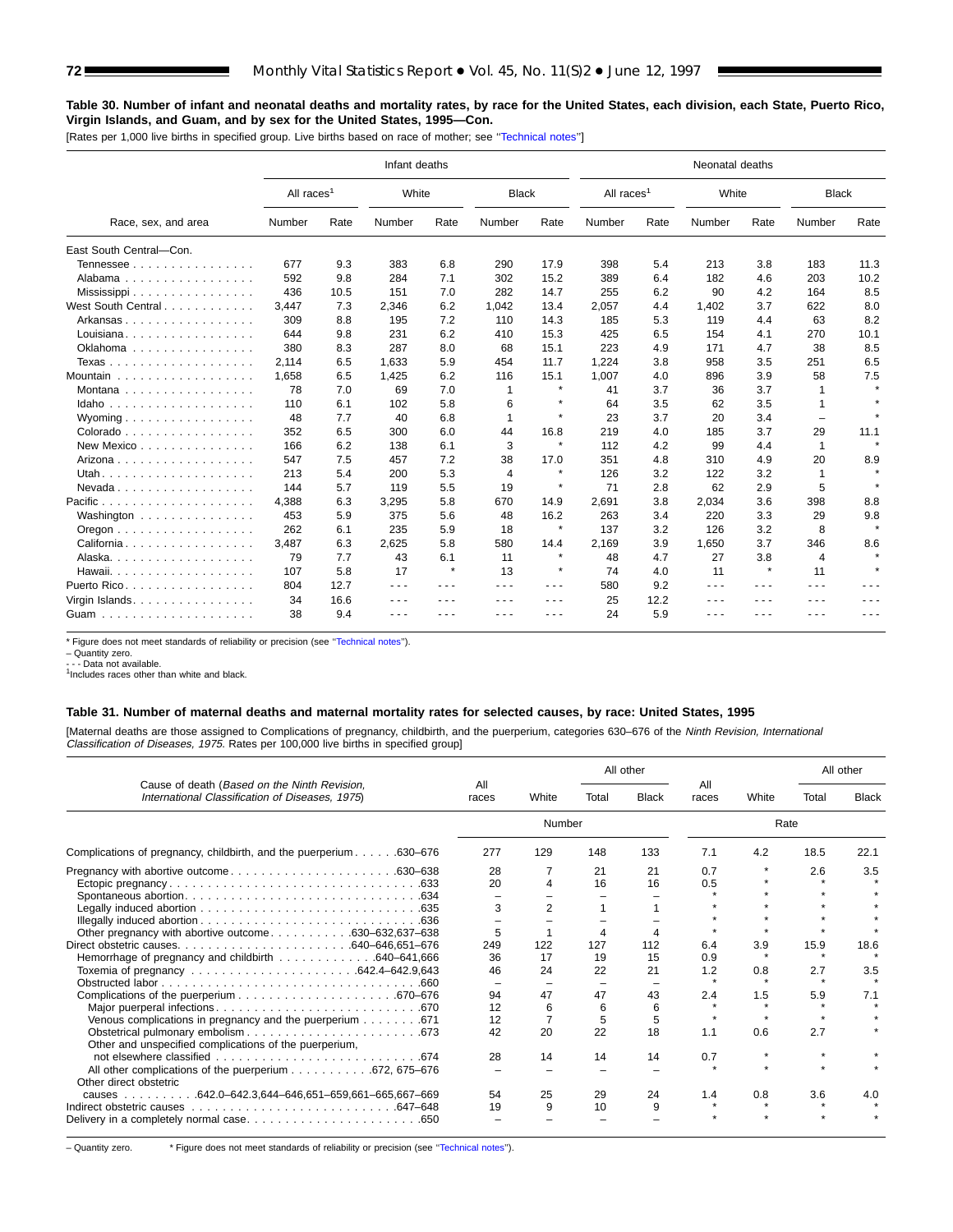**Table 30. Number of infant and neonatal deaths and mortality rates, by race for the United States, each division, each State, Puerto Rico, Virgin Islands, and Guam, and by sex for the United States, 1995—Con.**

[Rates per 1,000 live births in specified group. Live births based on race of mother; see "Technical notes"]

| Race, sex, and area | Infant deaths | | | | | | Neonatal deaths | | | | | |
|---|---|---|---|---|---|---|---|---|---|---|---|---|
| | All races[1] | | White | | Black | | All races[1] | | White | | Black | |
| | Number | Rate | Number | Rate | Number | Rate | Number | Rate | Number | Rate | Number | Rate |
| East South Central—Con. | | | | | | | | | | | | |
| Tennessee | 677 | 9.3 | 383 | 6.8 | 290 | 17.9 | 398 | 5.4 | 213 | 3.8 | 183 | 11.3 |
| Alabama | 592 | 9.8 | 284 | 7.1 | 302 | 15.2 | 389 | 6.4 | 182 | 4.6 | 203 | 10.2 |
| Mississippi | 436 | 10.5 | 151 | 7.0 | 282 | 14.7 | 255 | 6.2 | 90 | 4.2 | 164 | 8.5 |
| West South Central | 3,447 | 7.3 | 2,346 | 6.2 | 1,042 | 13.4 | 2,057 | 4.4 | 1,402 | 3.7 | 622 | 8.0 |
| Arkansas | 309 | 8.8 | 195 | 7.2 | 110 | 14.3 | 185 | 5.3 | 119 | 4.4 | 63 | 8.2 |
| Louisiana | 644 | 9.8 | 231 | 6.2 | 410 | 15.3 | 425 | 6.5 | 154 | 4.1 | 270 | 10.1 |
| Oklahoma | 380 | 8.3 | 287 | 8.0 | 68 | 15.1 | 223 | 4.9 | 171 | 4.7 | 38 | 8.5 |
| Texas | 2,114 | 6.5 | 1,633 | 5.9 | 454 | 11.7 | 1,224 | 3.8 | 958 | 3.5 | 251 | 6.5 |
| Mountain | 1,658 | 6.5 | 1,425 | 6.2 | 116 | 15.1 | 1,007 | 4.0 | 896 | 3.9 | 58 | 7.5 |
| Montana | 78 | 7.0 | 69 | 7.0 | 1 | * | 41 | 3.7 | 36 | 3.7 | 1 | * |
| Idaho | 110 | 6.1 | 102 | 5.8 | 6 | * | 64 | 3.5 | 62 | 3.5 | 1 | * |
| Wyoming | 48 | 7.7 | 40 | 6.8 | 1 | * | 23 | 3.7 | 20 | 3.4 | – | * |
| Colorado | 352 | 6.5 | 300 | 6.0 | 44 | 16.8 | 219 | 4.0 | 185 | 3.7 | 29 | 11.1 |
| New Mexico | 166 | 6.2 | 138 | 6.1 | 3 | * | 112 | 4.2 | 99 | 4.4 | 1 | * |
| Arizona | 547 | 7.5 | 457 | 7.2 | 38 | 17.0 | 351 | 4.8 | 310 | 4.9 | 20 | 8.9 |
| Utah | 213 | 5.4 | 200 | 5.3 | 4 | * | 126 | 3.2 | 122 | 3.2 | 1 | * |
| Nevada | 144 | 5.7 | 119 | 5.5 | 19 | * | 71 | 2.8 | 62 | 2.9 | 5 | * |
| Pacific | 4,388 | 6.3 | 3,295 | 5.8 | 670 | 14.9 | 2,691 | 3.8 | 2,034 | 3.6 | 398 | 8.8 |
| Washington | 453 | 5.9 | 375 | 5.6 | 48 | 16.2 | 263 | 3.4 | 220 | 3.3 | 29 | 9.8 |
| Oregon | 262 | 6.1 | 235 | 5.9 | 18 | * | 137 | 3.2 | 126 | 3.2 | 8 | * |
| California | 3,487 | 6.3 | 2,625 | 5.8 | 580 | 14.4 | 2,169 | 3.9 | 1,650 | 3.7 | 346 | 8.6 |
| Alaska | 79 | 7.7 | 43 | 6.1 | 11 | * | 48 | 4.7 | 27 | 3.8 | 4 | * |
| Hawaii | 107 | 5.8 | 17 | * | 13 | * | 74 | 4.0 | 11 | * | 11 | * |
| Puerto Rico | 804 | 12.7 | - - - | - - - | - - - | - - - | 580 | 9.2 | - - - | - - - | - - - | - - - |
| Virgin Islands | 34 | 16.6 | - - - | - - - | - - - | - - - | 25 | 12.2 | - - - | - - - | - - - | - - - |
| Guam | 38 | 9.4 | - - - | - - - | - - - | - - - | 24 | 5.9 | - - - | - - - | - - - | - - - |

* Figure does not meet standards of reliability or precision (see "Technical notes").
– Quantity zero.
- - - Data not available.
[1]Includes races other than white and black.

**Table 31. Number of maternal deaths and maternal mortality rates for selected causes, by race: United States, 1995**

[Maternal deaths are those assigned to Complications of pregnancy, childbirth, and the puerperium, categories 630–676 of the *Ninth Revision, International Classification of Diseases, 1975*. Rates per 100,000 live births in specified group]

| Cause of death (*Based on the Ninth Revision, International Classification of Diseases, 1975*) | All races | White | All other | | All races | White | All other | |
|---|---|---|---|---|---|---|---|---|
| | | | Total | Black | | | Total | Black |
| | Number | | | | Rate | | | |
| Complications of pregnancy, childbirth, and the puerperium 630–676 | 277 | 129 | 148 | 133 | 7.1 | 4.2 | 18.5 | 22.1 |
| Pregnancy with abortive outcome 630–638 | 28 | 7 | 21 | 21 | 0.7 | * | 2.6 | 3.5 |
| Ectopic pregnancy 633 | 20 | 4 | 16 | 16 | 0.5 | * | * | * |
| Spontaneous abortion 634 | – | – | – | – | * | * | * | * |
| Legally induced abortion 635 | 3 | 2 | 1 | 1 | * | * | * | * |
| Illegally induced abortion 636 | – | – | – | – | * | * | * | * |
| Other pregnancy with abortive outcome 630–632,637–638 | 5 | 1 | 4 | 4 | * | * | * | * |
| Direct obstetric causes 640–646,651–676 | 249 | 122 | 127 | 112 | 6.4 | 3.9 | 15.9 | 18.6 |
| Hemorrhage of pregnancy and childbirth 640–641,666 | 36 | 17 | 19 | 15 | 0.9 | * | * | * |
| Toxemia of pregnancy 642.4–642.9,643 | 46 | 24 | 22 | 21 | 1.2 | 0.8 | 2.7 | 3.5 |
| Obstructed labor 660 | – | – | – | – | * | * | * | * |
| Complications of the puerperium 670–676 | 94 | 47 | 47 | 43 | 2.4 | 1.5 | 5.9 | 7.1 |
| Major puerperal infections 670 | 12 | 6 | 6 | 6 | * | * | * | * |
| Venous complications in pregnancy and the puerperium 671 | 12 | 7 | 5 | 5 | * | * | * | * |
| Obstetrical pulmonary embolism 673 | 42 | 20 | 22 | 18 | 1.1 | 0.6 | 2.7 | * |
| Other and unspecified complications of the puerperium, not elsewhere classified 674 | 28 | 14 | 14 | 14 | 0.7 | * | * | * |
| All other complications of the puerperium 672, 675–676 | – | – | – | – | * | * | * | * |
| Other direct obstetric causes 642.0–642.3,644–646,651–659,661–665,667–669 | 54 | 25 | 29 | 24 | 1.4 | 0.8 | 3.6 | 4.0 |
| Indirect obstetric causes 647–648 | 19 | 9 | 10 | 9 | * | * | * | * |
| Delivery in a completely normal case 650 | – | – | – | – | * | * | * | * |

– Quantity zero. * Figure does not meet standards of reliability or precision (see "Technical notes").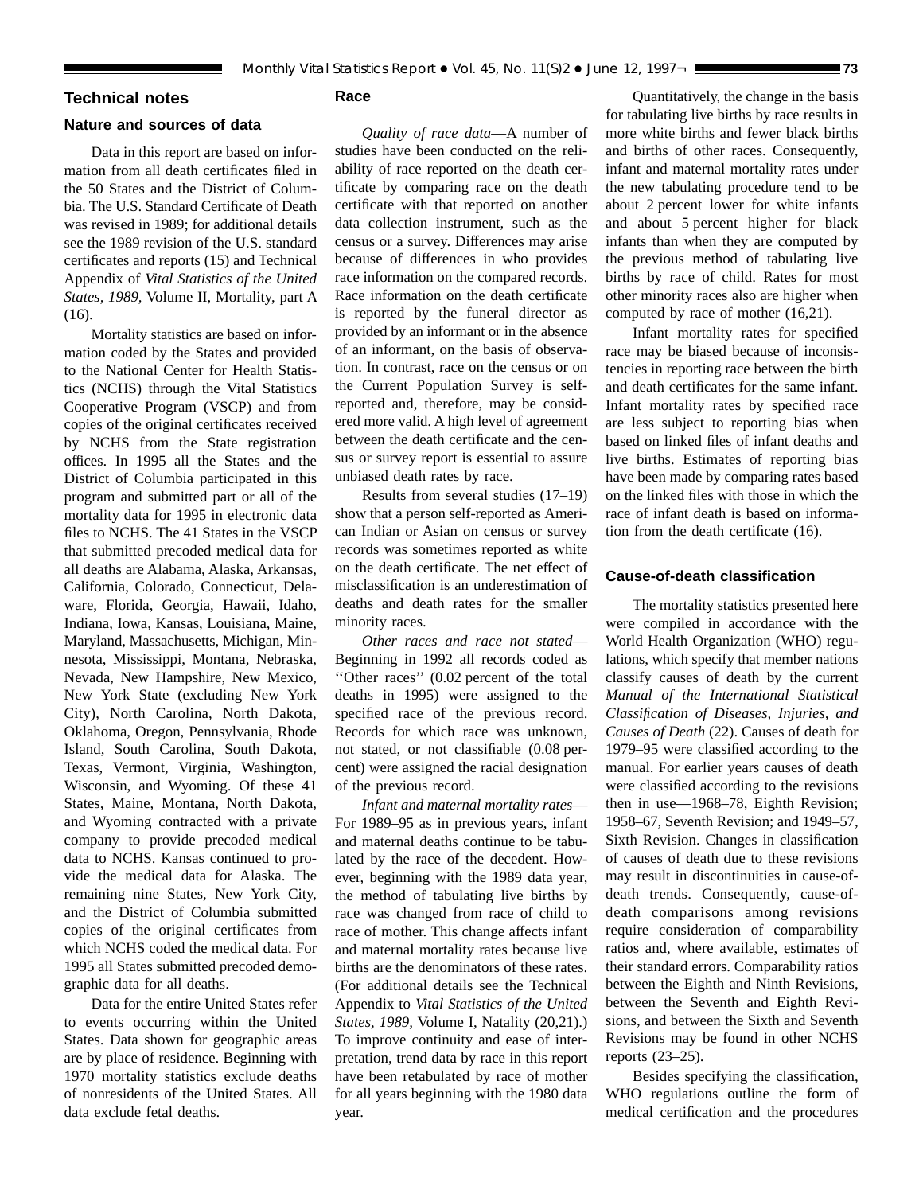## Technical notes

### Nature and sources of data

Data in this report are based on information from all death certificates filed in the 50 States and the District of Columbia. The U.S. Standard Certificate of Death was revised in 1989; for additional details see the 1989 revision of the U.S. standard certificates and reports (15) and Technical Appendix of *Vital Statistics of the United States, 1989,* Volume II, Mortality, part A (16).

Mortality statistics are based on information coded by the States and provided to the National Center for Health Statistics (NCHS) through the Vital Statistics Cooperative Program (VSCP) and from copies of the original certificates received by NCHS from the State registration offices. In 1995 all the States and the District of Columbia participated in this program and submitted part or all of the mortality data for 1995 in electronic data files to NCHS. The 41 States in the VSCP that submitted precoded medical data for all deaths are Alabama, Alaska, Arkansas, California, Colorado, Connecticut, Delaware, Florida, Georgia, Hawaii, Idaho, Indiana, Iowa, Kansas, Louisiana, Maine, Maryland, Massachusetts, Michigan, Minnesota, Mississippi, Montana, Nebraska, Nevada, New Hampshire, New Mexico, New York State (excluding New York City), North Carolina, North Dakota, Oklahoma, Oregon, Pennsylvania, Rhode Island, South Carolina, South Dakota, Texas, Vermont, Virginia, Washington, Wisconsin, and Wyoming. Of these 41 States, Maine, Montana, North Dakota, and Wyoming contracted with a private company to provide precoded medical data to NCHS. Kansas continued to provide the medical data for Alaska. The remaining nine States, New York City, and the District of Columbia submitted copies of the original certificates from which NCHS coded the medical data. For 1995 all States submitted precoded demographic data for all deaths.

Data for the entire United States refer to events occurring within the United States. Data shown for geographic areas are by place of residence. Beginning with 1970 mortality statistics exclude deaths of nonresidents of the United States. All data exclude fetal deaths.

### Race

*Quality of race data*—A number of studies have been conducted on the reliability of race reported on the death certificate by comparing race on the death certificate with that reported on another data collection instrument, such as the census or a survey. Differences may arise because of differences in who provides race information on the compared records. Race information on the death certificate is reported by the funeral director as provided by an informant or in the absence of an informant, on the basis of observation. In contrast, race on the census or on the Current Population Survey is self-reported and, therefore, may be considered more valid. A high level of agreement between the death certificate and the census or survey report is essential to assure unbiased death rates by race.

Results from several studies (17–19) show that a person self-reported as American Indian or Asian on census or survey records was sometimes reported as white on the death certificate. The net effect of misclassification is an underestimation of deaths and death rates for the smaller minority races.

*Other races and race not stated*—Beginning in 1992 all records coded as ''Other races'' (0.02 percent of the total deaths in 1995) were assigned to the specified race of the previous record. Records for which race was unknown, not stated, or not classifiable (0.08 percent) were assigned the racial designation of the previous record.

*Infant and maternal mortality rates*—For 1989–95 as in previous years, infant and maternal deaths continue to be tabulated by the race of the decedent. However, beginning with the 1989 data year, the method of tabulating live births by race was changed from race of child to race of mother. This change affects infant and maternal mortality rates because live births are the denominators of these rates. (For additional details see the Technical Appendix to *Vital Statistics of the United States, 1989,* Volume I, Natality (20,21).) To improve continuity and ease of interpretation, trend data by race in this report have been retabulated by race of mother for all years beginning with the 1980 data year.

Quantitatively, the change in the basis for tabulating live births by race results in more white births and fewer black births and births of other races. Consequently, infant and maternal mortality rates under the new tabulating procedure tend to be about 2 percent lower for white infants and about 5 percent higher for black infants than when they are computed by the previous method of tabulating live births by race of child. Rates for most other minority races also are higher when computed by race of mother (16,21).

Infant mortality rates for specified race may be biased because of inconsistencies in reporting race between the birth and death certificates for the same infant. Infant mortality rates by specified race are less subject to reporting bias when based on linked files of infant deaths and live births. Estimates of reporting bias have been made by comparing rates based on the linked files with those in which the race of infant death is based on information from the death certificate (16).

### Cause-of-death classification

The mortality statistics presented here were compiled in accordance with the World Health Organization (WHO) regulations, which specify that member nations classify causes of death by the current *Manual of the International Statistical Classification of Diseases, Injuries, and Causes of Death* (22). Causes of death for 1979–95 were classified according to the manual. For earlier years causes of death were classified according to the revisions then in use—1968–78, Eighth Revision; 1958–67, Seventh Revision; and 1949–57, Sixth Revision. Changes in classification of causes of death due to these revisions may result in discontinuities in cause-of-death trends. Consequently, cause-of-death comparisons among revisions require consideration of comparability ratios and, where available, estimates of their standard errors. Comparability ratios between the Eighth and Ninth Revisions, between the Seventh and Eighth Revisions, and between the Sixth and Seventh Revisions may be found in other NCHS reports (23–25).

Besides specifying the classification, WHO regulations outline the form of medical certification and the procedures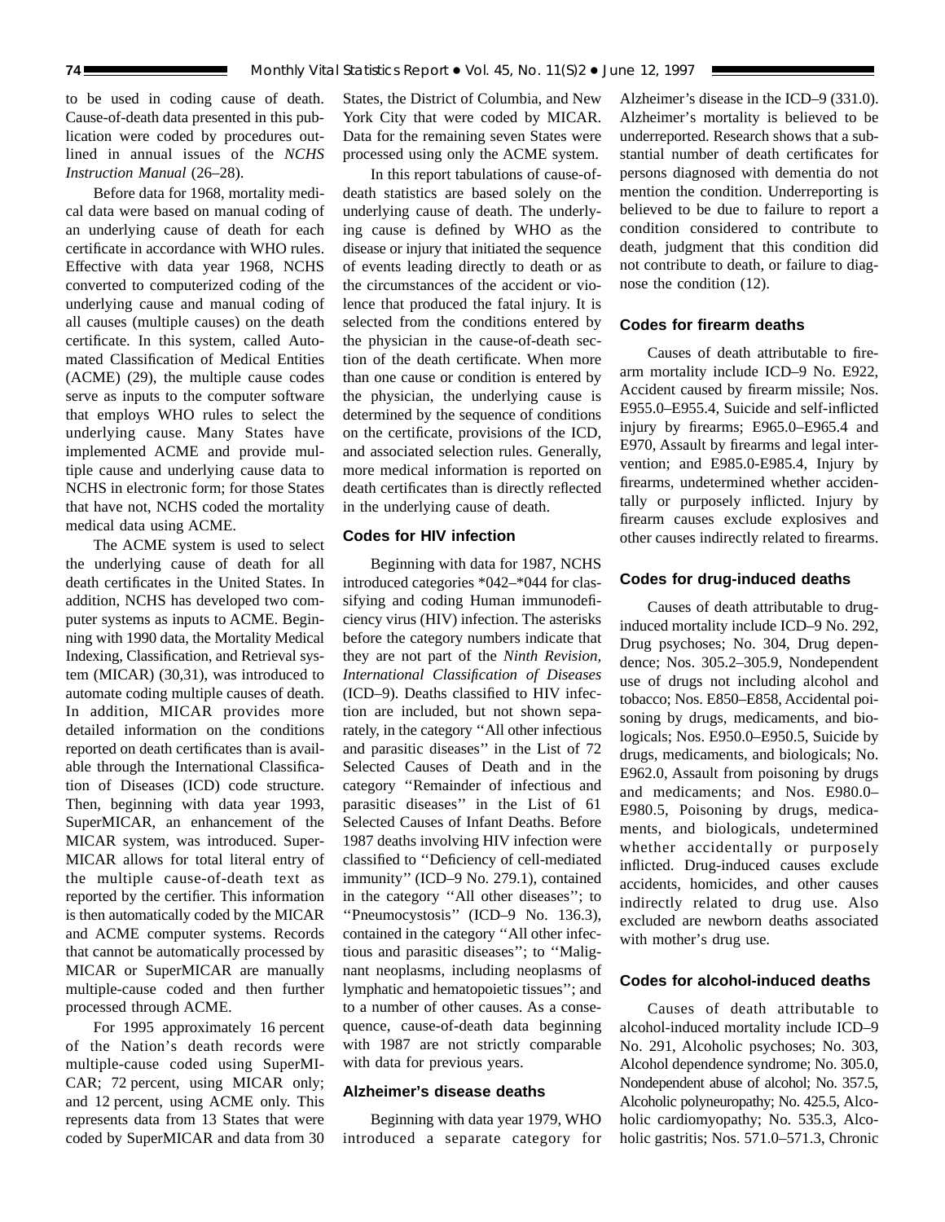to be used in coding cause of death. Cause-of-death data presented in this publication were coded by procedures outlined in annual issues of the *NCHS Instruction Manual* (26–28).

Before data for 1968, mortality medical data were based on manual coding of an underlying cause of death for each certificate in accordance with WHO rules. Effective with data year 1968, NCHS converted to computerized coding of the underlying cause and manual coding of all causes (multiple causes) on the death certificate. In this system, called Automated Classification of Medical Entities (ACME) (29), the multiple cause codes serve as inputs to the computer software that employs WHO rules to select the underlying cause. Many States have implemented ACME and provide multiple cause and underlying cause data to NCHS in electronic form; for those States that have not, NCHS coded the mortality medical data using ACME.

The ACME system is used to select the underlying cause of death for all death certificates in the United States. In addition, NCHS has developed two computer systems as inputs to ACME. Beginning with 1990 data, the Mortality Medical Indexing, Classification, and Retrieval system (MICAR) (30,31), was introduced to automate coding multiple causes of death. In addition, MICAR provides more detailed information on the conditions reported on death certificates than is available through the International Classification of Diseases (ICD) code structure. Then, beginning with data year 1993, SuperMICAR, an enhancement of the MICAR system, was introduced. SuperMICAR allows for total literal entry of the multiple cause-of-death text as reported by the certifier. This information is then automatically coded by the MICAR and ACME computer systems. Records that cannot be automatically processed by MICAR or SuperMICAR are manually multiple-cause coded and then further processed through ACME.

For 1995 approximately 16 percent of the Nation's death records were multiple-cause coded using SuperMICAR; 72 percent, using MICAR only; and 12 percent, using ACME only. This represents data from 13 States that were coded by SuperMICAR and data from 30 States, the District of Columbia, and New York City that were coded by MICAR. Data for the remaining seven States were processed using only the ACME system.

In this report tabulations of cause-of-death statistics are based solely on the underlying cause of death. The underlying cause is defined by WHO as the disease or injury that initiated the sequence of events leading directly to death or as the circumstances of the accident or violence that produced the fatal injury. It is selected from the conditions entered by the physician in the cause-of-death section of the death certificate. When more than one cause or condition is entered by the physician, the underlying cause is determined by the sequence of conditions on the certificate, provisions of the ICD, and associated selection rules. Generally, more medical information is reported on death certificates than is directly reflected in the underlying cause of death.

### Codes for HIV infection

Beginning with data for 1987, NCHS introduced categories *042–*044 for classifying and coding Human immunodeficiency virus (HIV) infection. The asterisks before the category numbers indicate that they are not part of the *Ninth Revision, International Classification of Diseases* (ICD–9). Deaths classified to HIV infection are included, but not shown separately, in the category ''All other infectious and parasitic diseases'' in the List of 72 Selected Causes of Death and in the category ''Remainder of infectious and parasitic diseases'' in the List of 61 Selected Causes of Infant Deaths. Before 1987 deaths involving HIV infection were classified to ''Deficiency of cell-mediated immunity'' (ICD–9 No. 279.1), contained in the category ''All other diseases''; to ''Pneumocystosis'' (ICD–9 No. 136.3), contained in the category ''All other infectious and parasitic diseases''; to ''Malignant neoplasms, including neoplasms of lymphatic and hematopoietic tissues''; and to a number of other causes. As a consequence, cause-of-death data beginning with 1987 are not strictly comparable with data for previous years.

### Alzheimer's disease deaths

Beginning with data year 1979, WHO introduced a separate category for Alzheimer's disease in the ICD–9 (331.0). Alzheimer's mortality is believed to be underreported. Research shows that a substantial number of death certificates for persons diagnosed with dementia do not mention the condition. Underreporting is believed to be due to failure to report a condition considered to contribute to death, judgment that this condition did not contribute to death, or failure to diagnose the condition (12).

### Codes for firearm deaths

Causes of death attributable to firearm mortality include ICD–9 No. E922, Accident caused by firearm missile; Nos. E955.0–E955.4, Suicide and self-inflicted injury by firearms; E965.0–E965.4 and E970, Assault by firearms and legal intervention; and E985.0-E985.4, Injury by firearms, undetermined whether accidentally or purposely inflicted. Injury by firearm causes exclude explosives and other causes indirectly related to firearms.

### Codes for drug-induced deaths

Causes of death attributable to drug-induced mortality include ICD–9 No. 292, Drug psychoses; No. 304, Drug dependence; Nos. 305.2–305.9, Nondependent use of drugs not including alcohol and tobacco; Nos. E850–E858, Accidental poisoning by drugs, medicaments, and biologicals; Nos. E950.0–E950.5, Suicide by drugs, medicaments, and biologicals; No. E962.0, Assault from poisoning by drugs and medicaments; and Nos. E980.0–E980.5, Poisoning by drugs, medicaments, and biologicals, undetermined whether accidentally or purposely inflicted. Drug-induced causes exclude accidents, homicides, and other causes indirectly related to drug use. Also excluded are newborn deaths associated with mother's drug use.

### Codes for alcohol-induced deaths

Causes of death attributable to alcohol-induced mortality include ICD–9 No. 291, Alcoholic psychoses; No. 303, Alcohol dependence syndrome; No. 305.0, Nondependent abuse of alcohol; No. 357.5, Alcoholic polyneuropathy; No. 425.5, Alcoholic cardiomyopathy; No. 535.3, Alcoholic gastritis; Nos. 571.0–571.3, Chronic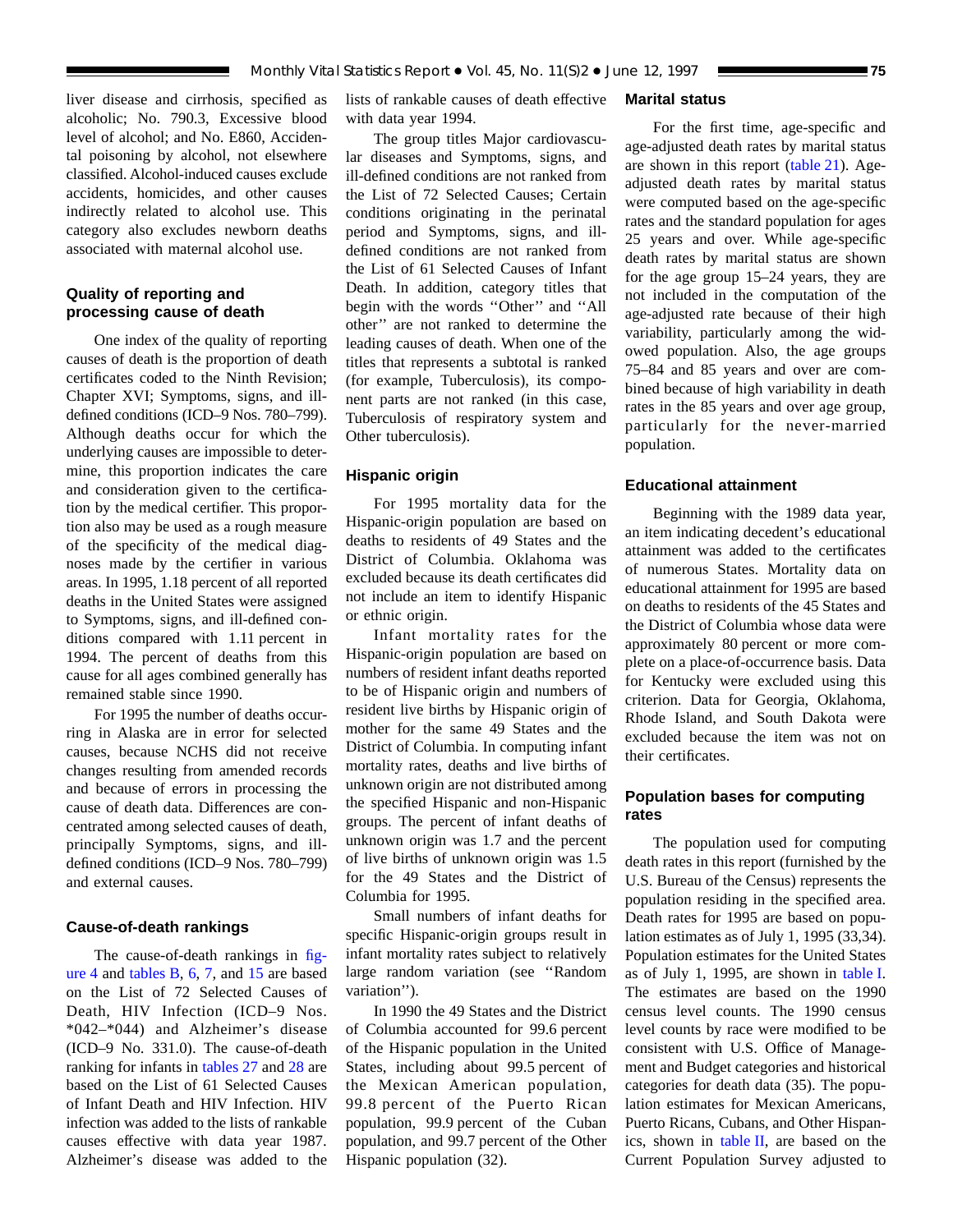liver disease and cirrhosis, specified as alcoholic; No. 790.3, Excessive blood level of alcohol; and No. E860, Accidental poisoning by alcohol, not elsewhere classified. Alcohol-induced causes exclude accidents, homicides, and other causes indirectly related to alcohol use. This category also excludes newborn deaths associated with maternal alcohol use.

### Quality of reporting and processing cause of death

One index of the quality of reporting causes of death is the proportion of death certificates coded to the Ninth Revision; Chapter XVI; Symptoms, signs, and ill-defined conditions (ICD–9 Nos. 780–799). Although deaths occur for which the underlying causes are impossible to determine, this proportion indicates the care and consideration given to the certification by the medical certifier. This proportion also may be used as a rough measure of the specificity of the medical diagnoses made by the certifier in various areas. In 1995, 1.18 percent of all reported deaths in the United States were assigned to Symptoms, signs, and ill-defined conditions compared with 1.11 percent in 1994. The percent of deaths from this cause for all ages combined generally has remained stable since 1990.

For 1995 the number of deaths occurring in Alaska are in error for selected causes, because NCHS did not receive changes resulting from amended records and because of errors in processing the cause of death data. Differences are concentrated among selected causes of death, principally Symptoms, signs, and ill-defined conditions (ICD–9 Nos. 780–799) and external causes.

### Cause-of-death rankings

The cause-of-death rankings in figure 4 and tables B, 6, 7, and 15 are based on the List of 72 Selected Causes of Death, HIV Infection (ICD–9 Nos. *042–*044) and Alzheimer's disease (ICD–9 No. 331.0). The cause-of-death ranking for infants in tables 27 and 28 are based on the List of 61 Selected Causes of Infant Death and HIV Infection. HIV infection was added to the lists of rankable causes effective with data year 1987. Alzheimer's disease was added to the lists of rankable causes of death effective with data year 1994.

The group titles Major cardiovascular diseases and Symptoms, signs, and ill-defined conditions are not ranked from the List of 72 Selected Causes; Certain conditions originating in the perinatal period and Symptoms, signs, and ill-defined conditions are not ranked from the List of 61 Selected Causes of Infant Death. In addition, category titles that begin with the words ''Other'' and ''All other'' are not ranked to determine the leading causes of death. When one of the titles that represents a subtotal is ranked (for example, Tuberculosis), its component parts are not ranked (in this case, Tuberculosis of respiratory system and Other tuberculosis).

### Hispanic origin

For 1995 mortality data for the Hispanic-origin population are based on deaths to residents of 49 States and the District of Columbia. Oklahoma was excluded because its death certificates did not include an item to identify Hispanic or ethnic origin.

Infant mortality rates for the Hispanic-origin population are based on numbers of resident infant deaths reported to be of Hispanic origin and numbers of resident live births by Hispanic origin of mother for the same 49 States and the District of Columbia. In computing infant mortality rates, deaths and live births of unknown origin are not distributed among the specified Hispanic and non-Hispanic groups. The percent of infant deaths of unknown origin was 1.7 and the percent of live births of unknown origin was 1.5 for the 49 States and the District of Columbia for 1995.

Small numbers of infant deaths for specific Hispanic-origin groups result in infant mortality rates subject to relatively large random variation (see ''Random variation'').

In 1990 the 49 States and the District of Columbia accounted for 99.6 percent of the Hispanic population in the United States, including about 99.5 percent of the Mexican American population, 99.8 percent of the Puerto Rican population, 99.9 percent of the Cuban population, and 99.7 percent of the Other Hispanic population (32).

### Marital status

For the first time, age-specific and age-adjusted death rates by marital status are shown in this report (table 21). Age-adjusted death rates by marital status were computed based on the age-specific rates and the standard population for ages 25 years and over. While age-specific death rates by marital status are shown for the age group 15–24 years, they are not included in the computation of the age-adjusted rate because of their high variability, particularly among the widowed population. Also, the age groups 75–84 and 85 years and over are combined because of high variability in death rates in the 85 years and over age group, particularly for the never-married population.

### Educational attainment

Beginning with the 1989 data year, an item indicating decedent's educational attainment was added to the certificates of numerous States. Mortality data on educational attainment for 1995 are based on deaths to residents of the 45 States and the District of Columbia whose data were approximately 80 percent or more complete on a place-of-occurrence basis. Data for Kentucky were excluded using this criterion. Data for Georgia, Oklahoma, Rhode Island, and South Dakota were excluded because the item was not on their certificates.

### Population bases for computing rates

The population used for computing death rates in this report (furnished by the U.S. Bureau of the Census) represents the population residing in the specified area. Death rates for 1995 are based on population estimates as of July 1, 1995 (33,34). Population estimates for the United States as of July 1, 1995, are shown in table I. The estimates are based on the 1990 census level counts. The 1990 census level counts by race were modified to be consistent with U.S. Office of Management and Budget categories and historical categories for death data (35). The population estimates for Mexican Americans, Puerto Ricans, Cubans, and Other Hispanics, shown in table II, are based on the Current Population Survey adjusted to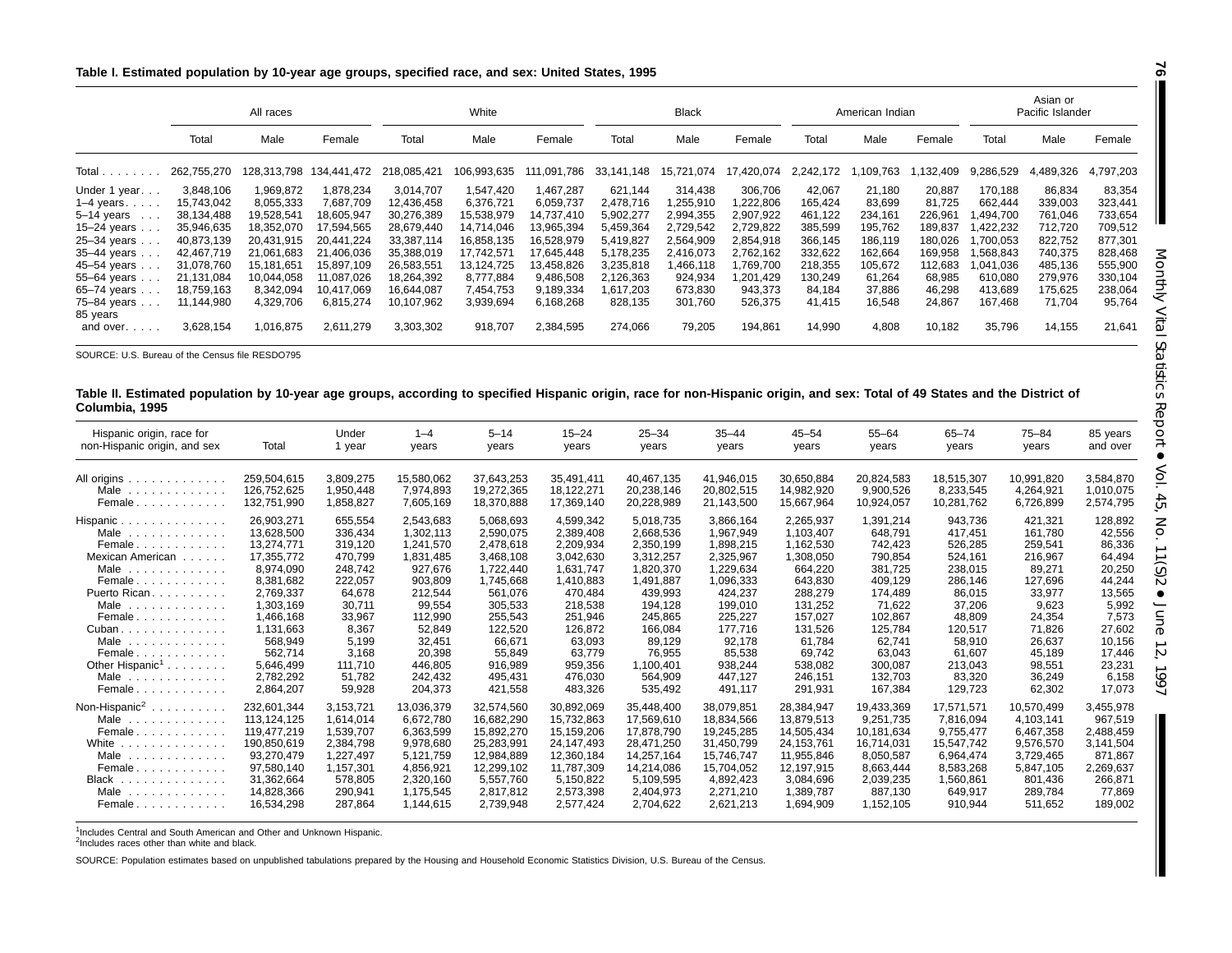**Table I. Estimated population by 10-year age groups, specified race, and sex: United States, 1995**

| | All races | | | White | | | Black | | | American Indian | | | Asian or Pacific Islander | | |
|---|---|---|---|---|---|---|---|---|---|---|---|---|---|---|---|
| | Total | Male | Female | Total | Male | Female | Total | Male | Female | Total | Male | Female | Total | Male | Female |
| Total | 262,755,270 | 128,313,798 | 134,441,472 | 218,085,421 | 106,993,635 | 111,091,786 | 33,141,148 | 15,721,074 | 17,420,074 | 2,242,172 | 1,109,763 | 1,132,409 | 9,286,529 | 4,489,326 | 4,797,203 |
| Under 1 year | 3,848,106 | 1,969,872 | 1,878,234 | 3,014,707 | 1,547,420 | 1,467,287 | 621,144 | 314,438 | 306,706 | 42,067 | 21,180 | 20,887 | 170,188 | 86,834 | 83,354 |
| 1–4 years | 15,743,042 | 8,055,333 | 7,687,709 | 12,436,458 | 6,376,721 | 6,059,737 | 2,478,716 | 1,255,910 | 1,222,806 | 165,424 | 83,699 | 81,725 | 662,444 | 339,003 | 323,441 |
| 5–14 years | 38,134,488 | 19,528,541 | 18,605,947 | 30,276,389 | 15,538,979 | 14,737,410 | 5,902,277 | 2,994,355 | 2,907,922 | 461,122 | 234,161 | 226,961 | 1,494,700 | 761,046 | 733,654 |
| 15–24 years | 35,946,635 | 18,352,070 | 17,594,565 | 28,679,440 | 14,714,046 | 13,965,394 | 5,459,364 | 2,729,542 | 2,729,822 | 385,599 | 195,762 | 189,837 | 1,422,232 | 712,720 | 709,512 |
| 25–34 years | 40,873,139 | 20,431,915 | 20,441,224 | 33,387,114 | 16,858,135 | 16,528,979 | 5,419,827 | 2,564,909 | 2,854,918 | 366,145 | 186,119 | 180,026 | 1,700,053 | 822,752 | 877,301 |
| 35–44 years | 42,467,719 | 21,061,683 | 21,406,036 | 35,388,019 | 17,742,571 | 17,645,448 | 5,178,235 | 2,416,073 | 2,762,162 | 332,622 | 162,664 | 169,958 | 1,568,843 | 740,375 | 828,468 |
| 45–54 years | 31,078,760 | 15,181,651 | 15,897,109 | 26,583,551 | 13,124,725 | 13,458,826 | 3,235,818 | 1,466,118 | 1,769,700 | 218,355 | 105,672 | 112,683 | 1,041,036 | 485,136 | 555,900 |
| 55–64 years | 21,131,084 | 10,044,058 | 11,087,026 | 18,264,392 | 8,777,884 | 9,486,508 | 2,126,363 | 924,934 | 1,201,429 | 130,249 | 61,264 | 68,985 | 610,080 | 279,976 | 330,104 |
| 65–74 years | 18,759,163 | 8,342,094 | 10,417,069 | 16,644,087 | 7,454,753 | 9,189,334 | 1,617,203 | 673,830 | 943,373 | 84,184 | 37,886 | 46,298 | 413,689 | 175,625 | 238,064 |
| 75–84 years | 11,144,980 | 4,329,706 | 6,815,274 | 10,107,962 | 3,939,694 | 6,168,268 | 828,135 | 301,760 | 526,375 | 41,415 | 16,548 | 24,867 | 167,468 | 71,704 | 95,764 |
| 85 years and over | 3,628,154 | 1,016,875 | 2,611,279 | 3,303,302 | 918,707 | 2,384,595 | 274,066 | 79,205 | 194,861 | 14,990 | 4,808 | 10,182 | 35,796 | 14,155 | 21,641 |

SOURCE: U.S. Bureau of the Census file RESDO795

**Table II. Estimated population by 10-year age groups, according to specified Hispanic origin, race for non-Hispanic origin, and sex: Total of 49 States and the District of Columbia, 1995**

| Hispanic origin, race for non-Hispanic origin, and sex | Total | Under 1 year | 1–4 years | 5–14 years | 15–24 years | 25–34 years | 35–44 years | 45–54 years | 55–64 years | 65–74 years | 75–84 years | 85 years and over |
|---|---|---|---|---|---|---|---|---|---|---|---|---|
| All origins | 259,504,615 | 3,809,275 | 15,580,062 | 37,643,253 | 35,491,411 | 40,467,135 | 41,946,015 | 30,650,884 | 20,824,583 | 18,515,307 | 10,991,820 | 3,584,870 |
| Male | 126,752,625 | 1,950,448 | 7,974,893 | 19,272,365 | 18,122,271 | 20,238,146 | 20,802,515 | 14,982,920 | 9,900,526 | 8,233,545 | 4,264,921 | 1,010,075 |
| Female | 132,751,990 | 1,858,827 | 7,605,169 | 18,370,888 | 17,369,140 | 20,228,989 | 21,143,500 | 15,667,964 | 10,924,057 | 10,281,762 | 6,726,899 | 2,574,795 |
| Hispanic | 26,903,271 | 655,554 | 2,543,683 | 5,068,693 | 4,599,342 | 5,018,735 | 3,866,164 | 2,265,937 | 1,391,214 | 943,736 | 421,321 | 128,892 |
| Male | 13,628,500 | 336,434 | 1,302,113 | 2,590,075 | 2,389,408 | 2,668,536 | 1,967,949 | 1,103,407 | 648,791 | 417,451 | 161,780 | 42,556 |
| Female | 13,274,771 | 319,120 | 1,241,570 | 2,478,618 | 2,209,934 | 2,350,199 | 1,898,215 | 1,162,530 | 742,423 | 526,285 | 259,541 | 86,336 |
| Mexican American | 17,355,772 | 470,799 | 1,831,485 | 3,468,108 | 3,042,630 | 3,312,257 | 2,325,967 | 1,308,050 | 790,854 | 524,161 | 216,967 | 64,494 |
| Male | 8,974,090 | 248,742 | 927,676 | 1,722,440 | 1,631,747 | 1,820,370 | 1,229,634 | 664,220 | 381,725 | 238,015 | 89,271 | 20,250 |
| Female | 8,381,682 | 222,057 | 903,809 | 1,745,668 | 1,410,883 | 1,491,887 | 1,096,333 | 643,830 | 409,129 | 286,146 | 127,696 | 44,244 |
| Puerto Rican | 2,769,337 | 64,678 | 212,544 | 561,076 | 470,484 | 439,993 | 424,237 | 288,279 | 174,489 | 86,015 | 33,977 | 13,565 |
| Male | 1,303,169 | 30,711 | 99,554 | 305,533 | 218,538 | 194,128 | 199,010 | 131,252 | 71,622 | 37,206 | 9,623 | 5,992 |
| Female | 1,466,168 | 33,967 | 112,990 | 255,543 | 251,946 | 245,865 | 225,227 | 157,027 | 102,867 | 48,809 | 24,354 | 7,573 |
| Cuban | 1,131,663 | 8,367 | 52,849 | 122,520 | 126,872 | 166,084 | 177,716 | 131,526 | 125,784 | 120,517 | 71,826 | 27,602 |
| Male | 568,949 | 5,199 | 32,451 | 66,671 | 63,093 | 89,129 | 92,178 | 61,784 | 62,741 | 58,910 | 26,637 | 10,156 |
| Female | 562,714 | 3,168 | 20,398 | 55,849 | 63,779 | 76,955 | 85,538 | 69,742 | 63,043 | 61,607 | 45,189 | 17,446 |
| Other Hispanic[1] | 5,646,499 | 111,710 | 446,805 | 916,989 | 959,356 | 1,100,401 | 938,244 | 538,082 | 300,087 | 213,043 | 98,551 | 23,231 |
| Male | 2,782,292 | 51,782 | 242,432 | 495,431 | 476,030 | 564,909 | 447,127 | 246,151 | 132,703 | 83,320 | 36,249 | 6,158 |
| Female | 2,864,207 | 59,928 | 204,373 | 421,558 | 483,326 | 535,492 | 491,117 | 291,931 | 167,384 | 129,723 | 62,302 | 17,073 |
| Non-Hispanic[2] | 232,601,344 | 3,153,721 | 13,036,379 | 32,574,560 | 30,892,069 | 35,448,400 | 38,079,851 | 28,384,947 | 19,433,369 | 17,571,571 | 10,570,499 | 3,455,978 |
| Male | 113,124,125 | 1,614,014 | 6,672,780 | 16,682,290 | 15,732,863 | 17,569,610 | 18,834,566 | 13,879,513 | 9,251,735 | 7,816,094 | 4,103,141 | 967,519 |
| Female | 119,477,219 | 1,539,707 | 6,363,599 | 15,892,270 | 15,159,206 | 17,878,790 | 19,245,285 | 14,505,434 | 10,181,634 | 9,755,477 | 6,467,358 | 2,488,459 |
| White | 190,850,619 | 2,384,798 | 9,978,680 | 25,283,991 | 24,147,493 | 28,471,250 | 31,450,799 | 24,153,761 | 16,714,031 | 15,547,742 | 9,576,570 | 3,141,504 |
| Male | 93,270,479 | 1,227,497 | 5,121,759 | 12,984,889 | 12,360,184 | 14,257,164 | 15,746,747 | 11,955,846 | 8,050,587 | 6,964,474 | 3,729,465 | 871,867 |
| Female | 97,580,140 | 1,157,301 | 4,856,921 | 12,299,102 | 11,787,309 | 14,214,086 | 15,704,052 | 12,197,915 | 8,663,444 | 8,583,268 | 5,847,105 | 2,269,637 |
| Black | 31,362,664 | 578,805 | 2,320,160 | 5,557,760 | 5,150,822 | 5,109,595 | 4,892,423 | 3,084,696 | 2,039,235 | 1,560,861 | 801,436 | 266,871 |
| Male | 14,828,366 | 290,941 | 1,175,545 | 2,817,812 | 2,573,398 | 2,404,973 | 2,271,210 | 1,389,787 | 887,130 | 649,917 | 289,784 | 77,869 |
| Female | 16,534,298 | 287,864 | 1,144,615 | 2,739,948 | 2,577,424 | 2,704,622 | 2,621,213 | 1,694,909 | 1,152,105 | 910,944 | 511,652 | 189,002 |

[1]Includes Central and South American and Other and Unknown Hispanic.
[2]Includes races other than white and black.

SOURCE: Population estimates based on unpublished tabulations prepared by the Housing and Household Economic Statistics Division, U.S. Bureau of the Census.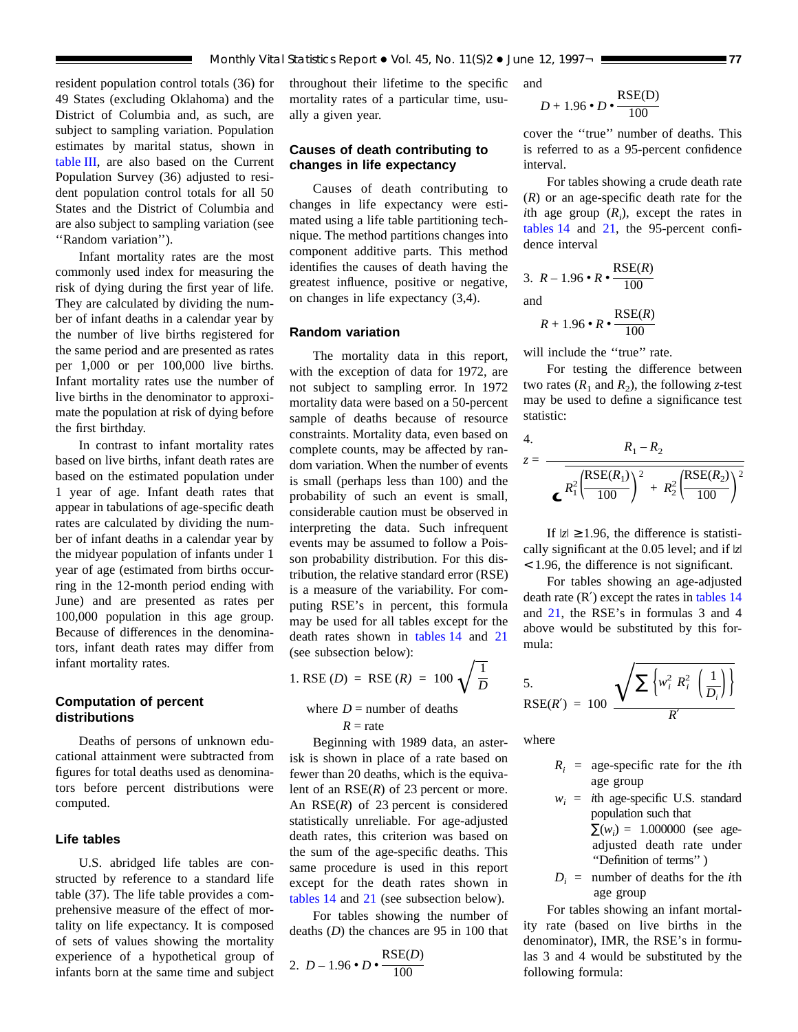resident population control totals (36) for 49 States (excluding Oklahoma) and the District of Columbia and, as such, are subject to sampling variation. Population estimates by marital status, shown in table III, are also based on the Current Population Survey (36) adjusted to resident population control totals for all 50 States and the District of Columbia and are also subject to sampling variation (see ''Random variation'').

Infant mortality rates are the most commonly used index for measuring the risk of dying during the first year of life. They are calculated by dividing the number of infant deaths in a calendar year by the number of live births registered for the same period and are presented as rates per 1,000 or per 100,000 live births. Infant mortality rates use the number of live births in the denominator to approximate the population at risk of dying before the first birthday.

In contrast to infant mortality rates based on live births, infant death rates are based on the estimated population under 1 year of age. Infant death rates that appear in tabulations of age-specific death rates are calculated by dividing the number of infant deaths in a calendar year by the midyear population of infants under 1 year of age (estimated from births occurring in the 12-month period ending with June) and are presented as rates per 100,000 population in this age group. Because of differences in the denominators, infant death rates may differ from infant mortality rates.

## Computation of percent distributions

Deaths of persons of unknown educational attainment were subtracted from figures for total deaths used as denominators before percent distributions were computed.

## Life tables

U.S. abridged life tables are constructed by reference to a standard life table (37). The life table provides a comprehensive measure of the effect of mortality on life expectancy. It is composed of sets of values showing the mortality experience of a hypothetical group of infants born at the same time and subject throughout their lifetime to the specific mortality rates of a particular time, usually a given year.

## Causes of death contributing to changes in life expectancy

Causes of death contributing to changes in life expectancy were estimated using a life table partitioning technique. The method partitions changes into component additive parts. This method identifies the causes of death having the greatest influence, positive or negative, on changes in life expectancy (3,4).

## Random variation

The mortality data in this report, with the exception of data for 1972, are not subject to sampling error. In 1972 mortality data were based on a 50-percent sample of deaths because of resource constraints. Mortality data, even based on complete counts, may be affected by random variation. When the number of events is small (perhaps less than 100) and the probability of such an event is small, considerable caution must be observed in interpreting the data. Such infrequent events may be assumed to follow a Poisson probability distribution. For this distribution, the relative standard error (RSE) is a measure of the variability. For computing RSE's in percent, this formula may be used for all tables except for the death rates shown in tables 14 and 21 (see subsection below):

$$1.\ \text{RSE}(D) = \text{RSE}(R) = 100\sqrt{\frac{1}{D}}$$

where $D$ = number of deaths

$R$ = rate

Beginning with 1989 data, an asterisk is shown in place of a rate based on fewer than 20 deaths, which is the equivalent of an RSE($R$) of 23 percent or more. An RSE($R$) of 23 percent is considered statistically unreliable. For age-adjusted death rates, this criterion was based on the sum of the age-specific deaths. This same procedure is used in this report except for the death rates shown in tables 14 and 21 (see subsection below).

For tables showing the number of deaths ($D$) the chances are 95 in 100 that

$$2.\ D - 1.96 \cdot D \cdot \frac{\text{RSE}(D)}{100}$$

and

$$D + 1.96 \cdot D \cdot \frac{\text{RSE}(D)}{100}$$

cover the ''true'' number of deaths. This is referred to as a 95-percent confidence interval.

For tables showing a crude death rate ($R$) or an age-specific death rate for the $i$th age group ($R_i$), except the rates in tables 14 and 21, the 95-percent confidence interval

$$3.\ R - 1.96 \cdot R \cdot \frac{\text{RSE}(R)}{100}$$

and

$$R + 1.96 \cdot R \cdot \frac{\text{RSE}(R)}{100}$$

will include the ''true'' rate.

For testing the difference between two rates ($R_1$ and $R_2$), the following $z$-test may be used to define a significance test statistic:

$$4.\ z = \frac{R_1 - R_2}{\sqrt{R_1^2\left(\frac{\text{RSE}(R_1)}{100}\right)^2 + R_2^2\left(\frac{\text{RSE}(R_2)}{100}\right)^2}}$$

If $|z| \geq 1.96$, the difference is statistically significant at the 0.05 level; and if $|z| < 1.96$, the difference is not significant.

For tables showing an age-adjusted death rate ($R'$) except the rates in tables 14 and 21, the RSE's in formulas 3 and 4 above would be substituted by this formula:

$$5.\ \text{RSE}(R') = 100\,\frac{\sqrt{\sum\left\{w_i^2\, R_i^2 \left(\frac{1}{D_i}\right)\right\}}}{R'}$$

where

- $R_i$ = age-specific rate for the $i$th age group
- $w_i$ = $i$th age-specific U.S. standard population such that $\sum(w_i) = 1.000000$ (see age-adjusted death rate under ''Definition of terms'' )
- $D_i$ = number of deaths for the $i$th age group

For tables showing an infant mortality rate (based on live births in the denominator), IMR, the RSE's in formulas 3 and 4 would be substituted by the following formula: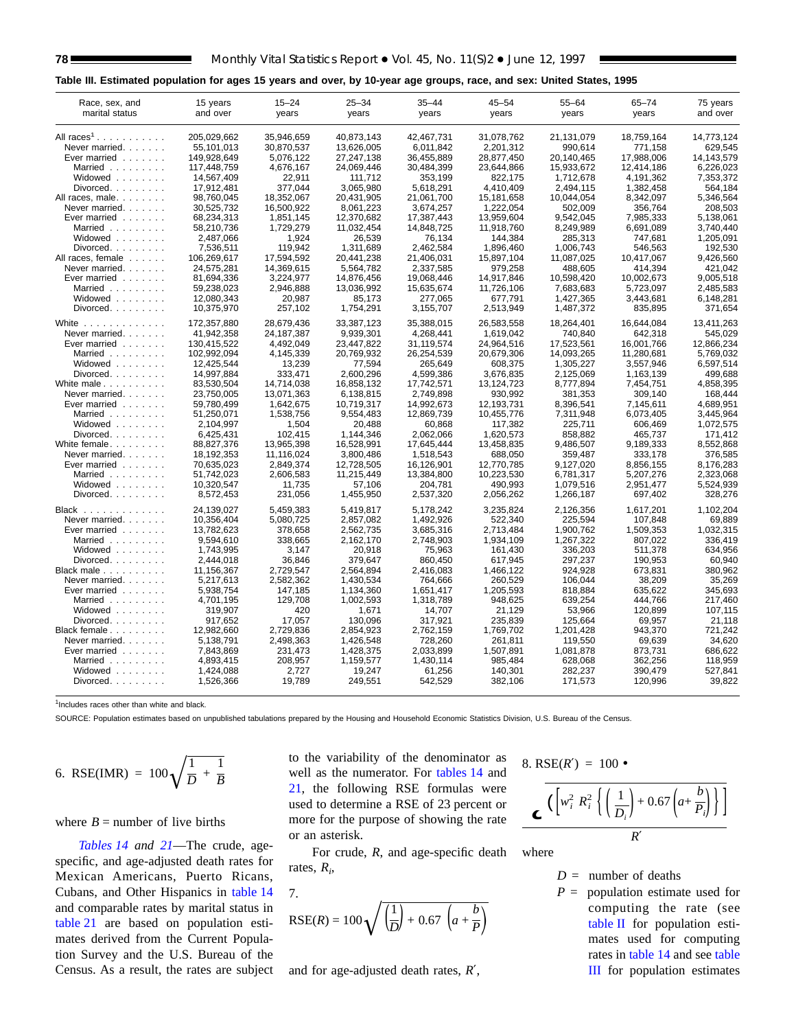**Table III. Estimated population for ages 15 years and over, by 10-year age groups, race, and sex: United States, 1995**

| Race, sex, and marital status | 15 years and over | 15–24 years | 25–34 years | 35–44 years | 45–54 years | 55–64 years | 65–74 years | 75 years and over |
|---|---|---|---|---|---|---|---|---|
| All races[1] | 205,029,662 | 35,946,659 | 40,873,143 | 42,467,731 | 31,078,762 | 21,131,079 | 18,759,164 | 14,773,124 |
| Never married | 55,101,013 | 30,870,537 | 13,626,005 | 6,011,842 | 2,201,312 | 990,614 | 771,158 | 629,545 |
| Ever married | 149,928,649 | 5,076,122 | 27,247,138 | 36,455,889 | 28,877,450 | 20,140,465 | 17,988,006 | 14,143,579 |
| Married | 117,448,759 | 4,676,167 | 24,069,446 | 30,484,399 | 23,644,866 | 15,933,672 | 12,414,186 | 6,226,023 |
| Widowed | 14,567,409 | 22,911 | 111,712 | 353,199 | 822,175 | 1,712,678 | 4,191,362 | 7,353,372 |
| Divorced | 17,912,481 | 377,044 | 3,065,980 | 5,618,291 | 4,410,409 | 2,494,115 | 1,382,458 | 564,184 |
| All races, male | 98,760,045 | 18,352,067 | 20,431,905 | 21,061,700 | 15,181,658 | 10,044,054 | 8,342,097 | 5,346,564 |
| Never married | 30,525,732 | 16,500,922 | 8,061,223 | 3,674,257 | 1,222,054 | 502,009 | 356,764 | 208,503 |
| Ever married | 68,234,313 | 1,851,145 | 12,370,682 | 17,387,443 | 13,959,604 | 9,542,045 | 7,985,333 | 5,138,061 |
| Married | 58,210,736 | 1,729,279 | 11,032,454 | 14,848,725 | 11,918,760 | 8,249,989 | 6,691,089 | 3,740,440 |
| Widowed | 2,487,066 | 1,924 | 26,539 | 76,134 | 144,384 | 285,313 | 747,681 | 1,205,091 |
| Divorced | 7,536,511 | 119,942 | 1,311,689 | 2,462,584 | 1,896,460 | 1,006,743 | 546,563 | 192,530 |
| All races, female | 106,269,617 | 17,594,592 | 20,441,238 | 21,406,031 | 15,897,104 | 11,087,025 | 10,417,067 | 9,426,560 |
| Never married | 24,575,281 | 14,369,615 | 5,564,782 | 2,337,585 | 979,258 | 488,605 | 414,394 | 421,042 |
| Ever married | 81,694,336 | 3,224,977 | 14,876,456 | 19,068,446 | 14,917,846 | 10,598,420 | 10,002,673 | 9,005,518 |
| Married | 59,238,023 | 2,946,888 | 13,036,992 | 15,635,674 | 11,726,106 | 7,683,683 | 5,723,097 | 2,485,583 |
| Widowed | 12,080,343 | 20,987 | 85,173 | 277,065 | 677,791 | 1,427,365 | 3,443,681 | 6,148,281 |
| Divorced | 10,375,970 | 257,102 | 1,754,291 | 3,155,707 | 2,513,949 | 1,487,372 | 835,895 | 371,654 |
| White | 172,357,880 | 28,679,436 | 33,387,123 | 35,388,015 | 26,583,558 | 18,264,401 | 16,644,084 | 13,411,263 |
| Never married | 41,942,358 | 24,187,387 | 9,939,301 | 4,268,441 | 1,619,042 | 740,840 | 642,318 | 545,029 |
| Ever married | 130,415,522 | 4,492,049 | 23,447,822 | 31,119,574 | 24,964,516 | 17,523,561 | 16,001,766 | 12,866,234 |
| Married | 102,992,094 | 4,145,339 | 20,769,932 | 26,254,539 | 20,679,306 | 14,093,265 | 11,280,681 | 5,769,032 |
| Widowed | 12,425,544 | 13,239 | 77,594 | 265,649 | 608,375 | 1,305,227 | 3,557,946 | 6,597,514 |
| Divorced | 14,997,884 | 333,471 | 2,600,296 | 4,599,386 | 3,676,835 | 2,125,069 | 1,163,139 | 499,688 |
| White male | 83,530,504 | 14,714,038 | 16,858,132 | 17,742,571 | 13,124,723 | 8,777,894 | 7,454,751 | 4,858,395 |
| Never married | 23,750,005 | 13,071,363 | 6,138,815 | 2,749,898 | 930,992 | 381,353 | 309,140 | 168,444 |
| Ever married | 59,780,499 | 1,642,675 | 10,719,317 | 14,992,673 | 12,193,731 | 8,396,541 | 7,145,611 | 4,689,951 |
| Married | 51,250,071 | 1,538,756 | 9,554,483 | 12,869,739 | 10,455,776 | 7,311,948 | 6,073,405 | 3,445,964 |
| Widowed | 2,104,997 | 1,504 | 20,488 | 60,868 | 117,382 | 225,711 | 606,469 | 1,072,575 |
| Divorced | 6,425,431 | 102,415 | 1,144,346 | 2,062,066 | 1,620,573 | 858,882 | 465,737 | 171,412 |
| White female | 88,827,376 | 13,965,398 | 16,528,991 | 17,645,444 | 13,458,835 | 9,486,507 | 9,189,333 | 8,552,868 |
| Never married | 18,192,353 | 11,116,024 | 3,800,486 | 1,518,543 | 688,050 | 359,487 | 333,178 | 376,585 |
| Ever married | 70,635,023 | 2,849,374 | 12,728,505 | 16,126,901 | 12,770,785 | 9,127,020 | 8,856,155 | 8,176,283 |
| Married | 51,742,023 | 2,606,583 | 11,215,449 | 13,384,800 | 10,223,530 | 6,781,317 | 5,207,276 | 2,323,068 |
| Widowed | 10,320,547 | 11,735 | 57,106 | 204,781 | 490,993 | 1,079,516 | 2,951,477 | 5,524,939 |
| Divorced | 8,572,453 | 231,056 | 1,455,950 | 2,537,320 | 2,056,262 | 1,266,187 | 697,402 | 328,276 |
| Black | 24,139,027 | 5,459,383 | 5,419,817 | 5,178,242 | 3,235,824 | 2,126,356 | 1,617,201 | 1,102,204 |
| Never married | 10,356,404 | 5,080,725 | 2,857,082 | 1,492,926 | 522,340 | 225,594 | 107,848 | 69,889 |
| Ever married | 13,782,623 | 378,658 | 2,562,735 | 3,685,316 | 2,713,484 | 1,900,762 | 1,509,353 | 1,032,315 |
| Married | 9,594,610 | 338,665 | 2,162,170 | 2,748,903 | 1,934,109 | 1,267,322 | 807,022 | 336,419 |
| Widowed | 1,743,995 | 3,147 | 20,918 | 75,963 | 161,430 | 336,203 | 511,378 | 634,956 |
| Divorced | 2,444,018 | 36,846 | 379,647 | 860,450 | 617,945 | 297,237 | 190,953 | 60,940 |
| Black male | 11,156,367 | 2,729,547 | 2,564,894 | 2,416,083 | 1,466,122 | 924,928 | 673,831 | 380,962 |
| Never married | 5,217,613 | 2,582,362 | 1,430,534 | 764,666 | 260,529 | 106,044 | 38,209 | 35,269 |
| Ever married | 5,938,754 | 147,185 | 1,134,360 | 1,651,417 | 1,205,593 | 818,884 | 635,622 | 345,693 |
| Married | 4,701,195 | 129,708 | 1,002,593 | 1,318,789 | 948,625 | 639,254 | 444,766 | 217,460 |
| Widowed | 319,907 | 420 | 1,671 | 14,707 | 21,129 | 53,966 | 120,899 | 107,115 |
| Divorced | 917,652 | 17,057 | 130,096 | 317,921 | 235,839 | 125,664 | 69,957 | 21,118 |
| Black female | 12,982,660 | 2,729,836 | 2,854,923 | 2,762,159 | 1,769,702 | 1,201,428 | 943,370 | 721,242 |
| Never married | 5,138,791 | 2,498,363 | 1,426,548 | 728,260 | 261,811 | 119,550 | 69,639 | 34,620 |
| Ever married | 7,843,869 | 231,473 | 1,428,375 | 2,033,899 | 1,507,891 | 1,081,878 | 873,731 | 686,622 |
| Married | 4,893,415 | 208,957 | 1,159,577 | 1,430,114 | 985,484 | 628,068 | 362,256 | 118,959 |
| Widowed | 1,424,088 | 2,727 | 19,247 | 61,256 | 140,301 | 282,237 | 390,479 | 527,841 |
| Divorced | 1,526,366 | 19,789 | 249,551 | 542,529 | 382,106 | 171,573 | 120,996 | 39,822 |

[1]Includes races other than white and black.

SOURCE: Population estimates based on unpublished tabulations prepared by the Housing and Household Economic Statistics Division, U.S. Bureau of the Census.

6. $$\text{RSE(IMR)} = 100\sqrt{\frac{1}{D} + \frac{1}{B}}$$

where $B$ = number of live births

*Tables 14 and 21*—The crude, age-specific, and age-adjusted death rates for Mexican Americans, Puerto Ricans, Cubans, and Other Hispanics in table 14 and comparable rates by marital status in table 21 are based on population estimates derived from the Current Population Survey and the U.S. Bureau of the Census. As a result, the rates are subject to the variability of the denominator as well as the numerator. For tables 14 and 21, the following RSE formulas were used to determine a RSE of 23 percent or more for the purpose of showing the rate or an asterisk.

For crude, $R$, and age-specific death rates, $R_i$,

7. $$\text{RSE}(R) = 100\sqrt{\left(\frac{1}{D}\right) + 0.67\left(a + \frac{b}{P}\right)}$$

and for age-adjusted death rates, $R'$,

8. $$\text{RSE}(R') = 100 \bullet \frac{\sqrt{\sum\left[w_i^2\, R_i^2 \left\{\left(\frac{1}{D_i}\right) + 0.67\left(a + \frac{b}{P_i}\right)\right\}\right]}}{R'}$$

where

$D$ = number of deaths

$P$ = population estimate used for computing the rate (see table II for population estimates used for computing rates in table 14 and see table III for population estimates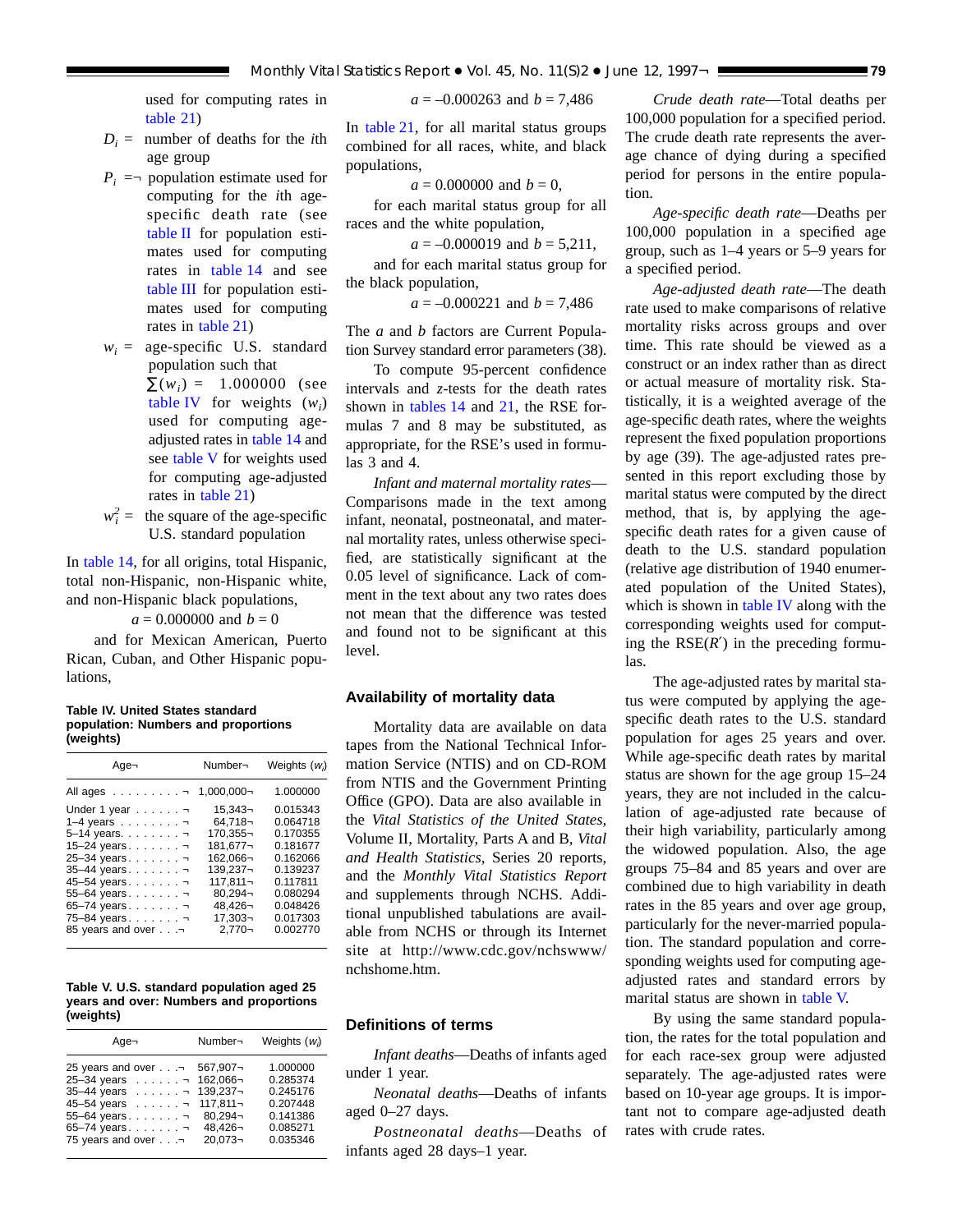used for computing rates in table 21)

$D_i$ = number of deaths for the *i*th age group

$P_i$ = population estimate used for computing for the *i*th age-specific death rate (see table II for population estimates used for computing rates in table 14 and see table III for population estimates used for computing rates in table 21)

$w_i$ = age-specific U.S. standard population such that $\sum(w_i)$ = 1.000000 (see table IV for weights ($w_i$) used for computing age-adjusted rates in table 14 and see table V for weights used for computing age-adjusted rates in table 21)

$w_i^2$ = the square of the age-specific U.S. standard population

In table 14, for all origins, total Hispanic, total non-Hispanic, non-Hispanic white, and non-Hispanic black populations,

$$a = 0.000000 \text{ and } b = 0$$

and for Mexican American, Puerto Rican, Cuban, and Other Hispanic populations,

$$a = -0.000263 \text{ and } b = 7{,}486$$

In table 21, for all marital status groups combined for all races, white, and black populations,

$$a = 0.000000 \text{ and } b = 0,$$

for each marital status group for all races and the white population,

$$a = -0.000019 \text{ and } b = 5{,}211,$$

and for each marital status group for the black population,

$$a = -0.000221 \text{ and } b = 7{,}486$$

The *a* and *b* factors are Current Population Survey standard error parameters (38).

To compute 95-percent confidence intervals and *z*-tests for the death rates shown in tables 14 and 21, the RSE formulas 7 and 8 may be substituted, as appropriate, for the RSE's used in formulas 3 and 4.

*Infant and maternal mortality rates*—Comparisons made in the text among infant, neonatal, postneonatal, and maternal mortality rates, unless otherwise specified, are statistically significant at the 0.05 level of significance. Lack of comment in the text about any two rates does not mean that the difference was tested and found not to be significant at this level.

**Table IV. United States standard population: Numbers and proportions (weights)**

| Age | Number | Weights ($w_i$) |
|---|---|---|
| All ages | 1,000,000 | 1.000000 |
| Under 1 year | 15,343 | 0.015343 |
| 1–4 years | 64,718 | 0.064718 |
| 5–14 years | 170,355 | 0.170355 |
| 15–24 years | 181,677 | 0.181677 |
| 25–34 years | 162,066 | 0.162066 |
| 35–44 years | 139,237 | 0.139237 |
| 45–54 years | 117,811 | 0.117811 |
| 55–64 years | 80,294 | 0.080294 |
| 65–74 years | 48,426 | 0.048426 |
| 75–84 years | 17,303 | 0.017303 |
| 85 years and over | 2,770 | 0.002770 |

**Table V. U.S. standard population aged 25 years and over: Numbers and proportions (weights)**

| Age | Number | Weights ($w_i$) |
|---|---|---|
| 25 years and over | 567,907 | 1.000000 |
| 25–34 years | 162,066 | 0.285374 |
| 35–44 years | 139,237 | 0.245176 |
| 45–54 years | 117,811 | 0.207448 |
| 55–64 years | 80,294 | 0.141386 |
| 65–74 years | 48,426 | 0.085271 |
| 75 years and over | 20,073 | 0.035346 |

## Availability of mortality data

Mortality data are available on data tapes from the National Technical Information Service (NTIS) and on CD-ROM from NTIS and the Government Printing Office (GPO). Data are also available in the *Vital Statistics of the United States,* Volume II, Mortality, Parts A and B, *Vital and Health Statistics,* Series 20 reports, and the *Monthly Vital Statistics Report* and supplements through NCHS. Additional unpublished tabulations are available from NCHS or through its Internet site at http://www.cdc.gov/nchswww/nchshome.htm.

## Definitions of terms

*Infant deaths*—Deaths of infants aged under 1 year.

*Neonatal deaths*—Deaths of infants aged 0–27 days.

*Postneonatal deaths*—Deaths of infants aged 28 days–1 year.

*Crude death rate*—Total deaths per 100,000 population for a specified period. The crude death rate represents the average chance of dying during a specified period for persons in the entire population.

*Age-specific death rate*—Deaths per 100,000 population in a specified age group, such as 1–4 years or 5–9 years for a specified period.

*Age-adjusted death rate*—The death rate used to make comparisons of relative mortality risks across groups and over time. This rate should be viewed as a construct or an index rather than as direct or actual measure of mortality risk. Statistically, it is a weighted average of the age-specific death rates, where the weights represent the fixed population proportions by age (39). The age-adjusted rates presented in this report excluding those by marital status were computed by the direct method, that is, by applying the age-specific death rates for a given cause of death to the U.S. standard population (relative age distribution of 1940 enumerated population of the United States), which is shown in table IV along with the corresponding weights used for computing the RSE($R'$) in the preceding formulas.

The age-adjusted rates by marital status were computed by applying the age-specific death rates to the U.S. standard population for ages 25 years and over. While age-specific death rates by marital status are shown for the age group 15–24 years, they are not included in the calculation of age-adjusted rate because of their high variability, particularly among the widowed population. Also, the age groups 75–84 and 85 years and over are combined due to high variability in death rates in the 85 years and over age group, particularly for the never-married population. The standard population and corresponding weights used for computing age-adjusted rates and standard errors by marital status are shown in table V.

By using the same standard population, the rates for the total population and for each race-sex group were adjusted separately. The age-adjusted rates were based on 10-year age groups. It is important not to compare age-adjusted death rates with crude rates.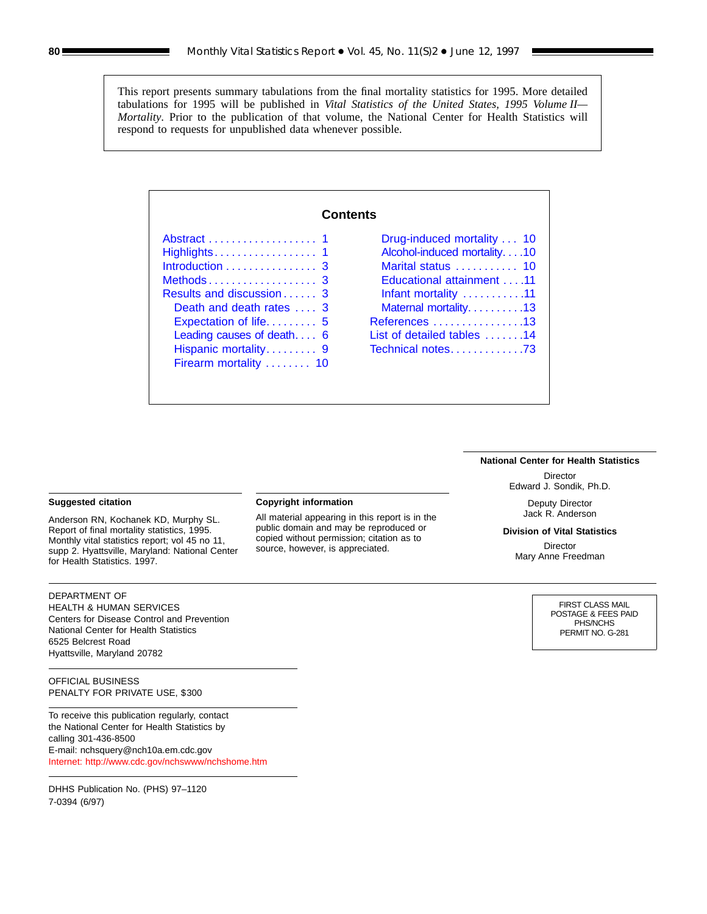This report presents summary tabulations from the final mortality statistics for 1995. More detailed tabulations for 1995 will be published in *Vital Statistics of the United States, 1995 Volume II—Mortality*. Prior to the publication of that volume, the National Center for Health Statistics will respond to requests for unpublished data whenever possible.

## Contents

Abstract . . . . . . . . . . . . . . . . . . . 1
Highlights . . . . . . . . . . . . . . . . . . 1
Introduction . . . . . . . . . . . . . . . . 3
Methods . . . . . . . . . . . . . . . . . . . 3
Results and discussion . . . . . . 3
- Death and death rates . . . . 3
- Expectation of life. . . . . . . . . 5
- Leading causes of death. . . . 6
- Hispanic mortality. . . . . . . . . 9
- Firearm mortality . . . . . . . . 10
- Drug-induced mortality . . . 10
- Alcohol-induced mortality. . . .10
- Marital status . . . . . . . . . . . 10
- Educational attainment . . . .11
- Infant mortality . . . . . . . . . . .11
- Maternal mortality. . . . . . . . . .13

References . . . . . . . . . . . . . . . .13
List of detailed tables . . . . . . .14
Technical notes. . . . . . . . . . . . .73

**Suggested citation**

Anderson RN, Kochanek KD, Murphy SL. Report of final mortality statistics, 1995. Monthly vital statistics report; vol 45 no 11, supp 2. Hyattsville, Maryland: National Center for Health Statistics. 1997.

**Copyright information**

All material appearing in this report is in the public domain and may be reproduced or copied without permission; citation as to source, however, is appreciated.

**National Center for Health Statistics**

Director
Edward J. Sondik, Ph.D.

Deputy Director
Jack R. Anderson

**Division of Vital Statistics**

Director
Mary Anne Freedman

DEPARTMENT OF
HEALTH & HUMAN SERVICES
Centers for Disease Control and Prevention
National Center for Health Statistics
6525 Belcrest Road
Hyattsville, Maryland 20782

OFFICIAL BUSINESS
PENALTY FOR PRIVATE USE, $300

To receive this publication regularly, contact the National Center for Health Statistics by calling 301-436-8500
E-mail: nchsquery@nch10a.em.cdc.gov
Internet: http://www.cdc.gov/nchswww/nchshome.htm

DHHS Publication No. (PHS) 97–1120
7-0394 (6/97)

FIRST CLASS MAIL
POSTAGE & FEES PAID
PHS/NCHS
PERMIT NO. G-281